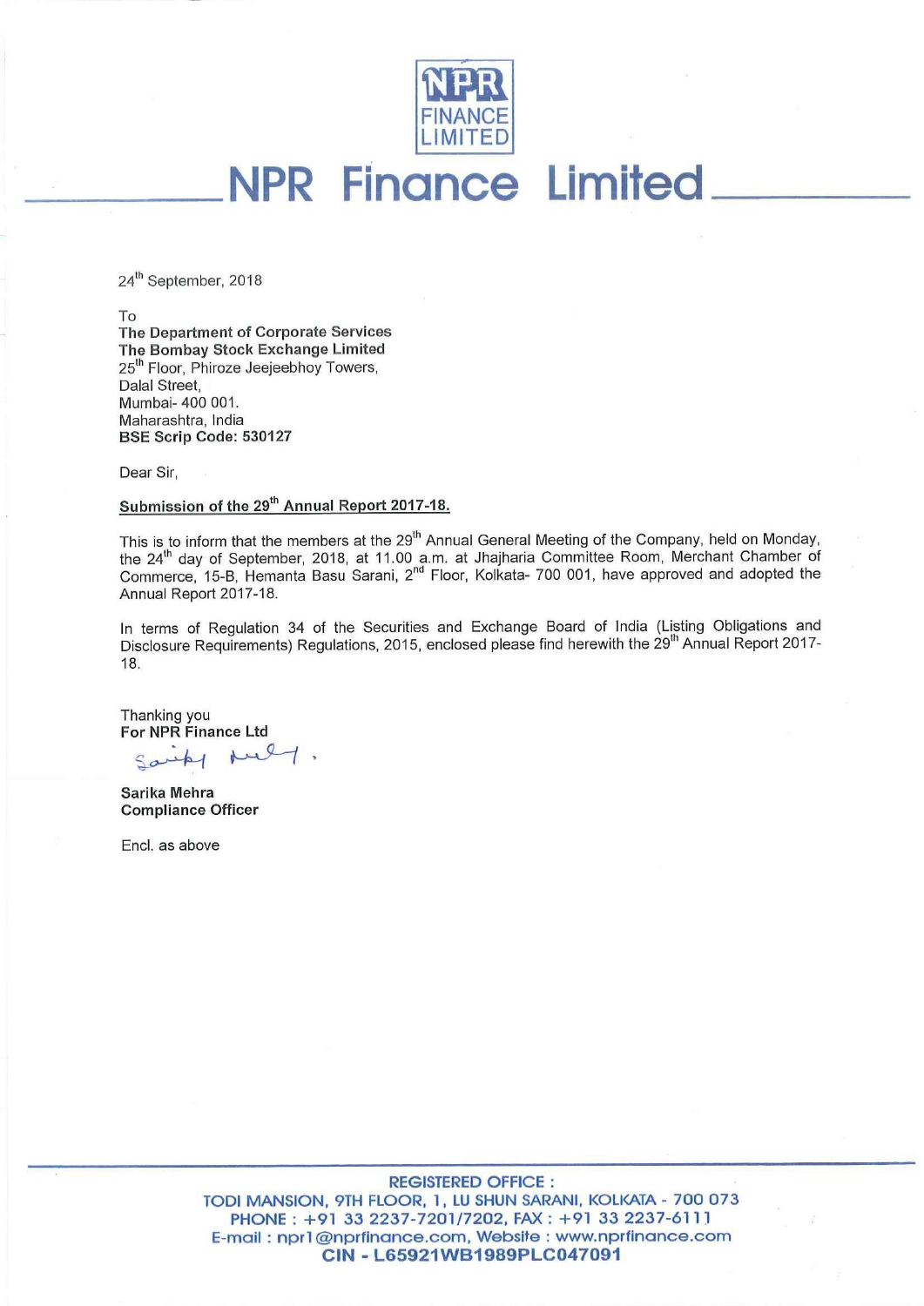# NPR Finance Limited

24th September, 2018

To
**The Department of Corporate Services**
**The Bombay Stock Exchange Limited**
25th Floor, Phiroze Jeejeebhoy Towers,
Dalal Street,
Mumbai- 400 001.
Maharashtra, India
**BSE Scrip Code: 530127**

Dear Sir,

**Submission of the 29th Annual Report 2017-18.**

This is to inform that the members at the 29th Annual General Meeting of the Company, held on Monday, the 24th day of September, 2018, at 11.00 a.m. at Jhajharia Committee Room, Merchant Chamber of Commerce, 15-B, Hemanta Basu Sarani, 2nd Floor, Kolkata- 700 001, have approved and adopted the Annual Report 2017-18.

In terms of Regulation 34 of the Securities and Exchange Board of India (Listing Obligations and Disclosure Requirements) Regulations, 2015, enclosed please find herewith the 29th Annual Report 2017-18.

Thanking you
**For NPR Finance Ltd**

**Sarika Mehra**
**Compliance Officer**

Encl. as above

REGISTERED OFFICE :
TODI MANSION, 9TH FLOOR, 1, LU SHUN SARANI, KOLKATA - 700 073
PHONE : +91 33 2237-7201/7202, FAX : +91 33 2237-6111
E-mail : npr1@nprfinance.com, Website : www.nprfinance.com
**CIN - L65921WB1989PLC047091**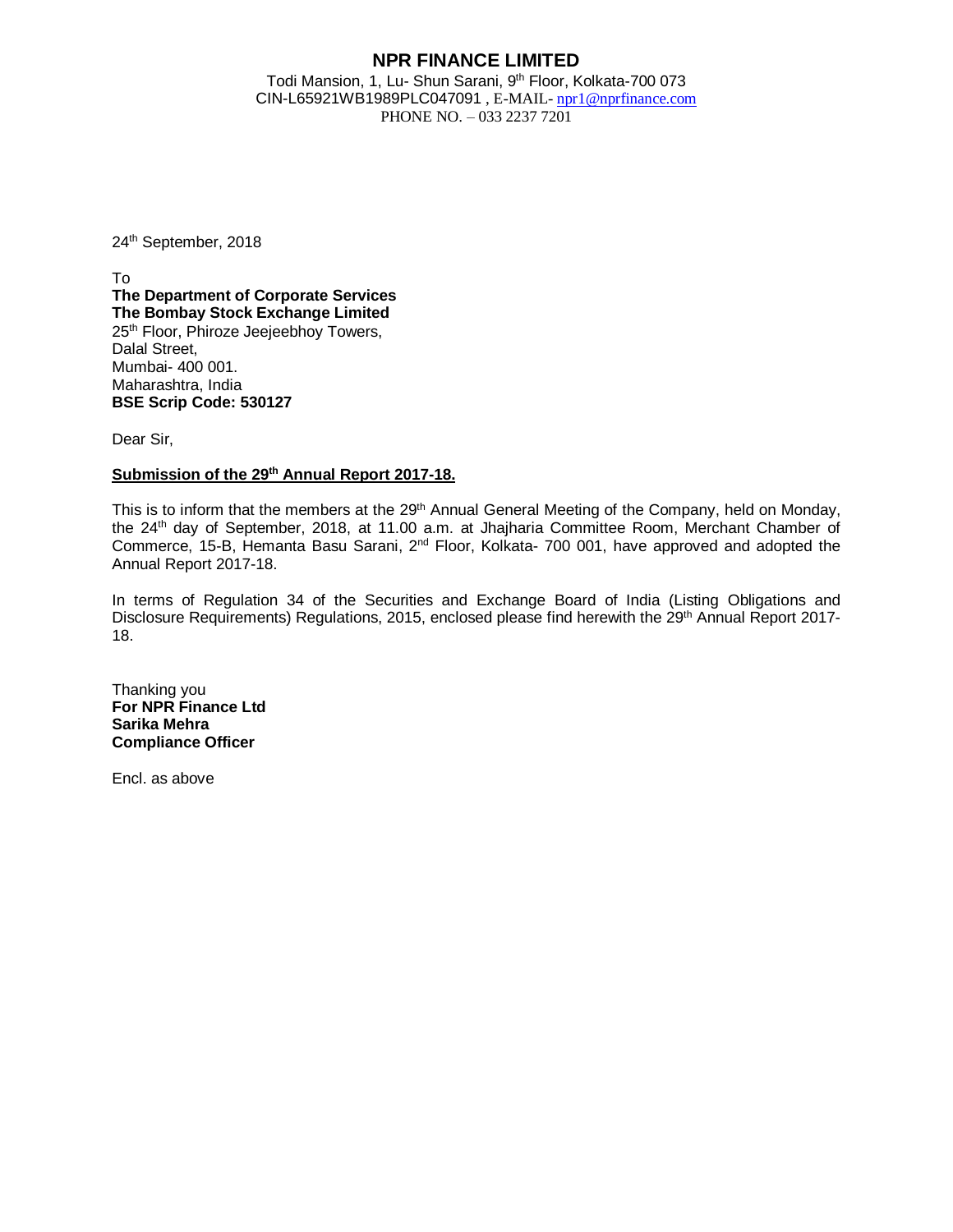# NPR FINANCE LIMITED

Todi Mansion, 1, Lu- Shun Sarani, 9th Floor, Kolkata-700 073
CIN-L65921WB1989PLC047091 , E-MAIL- npr1@nprfinance.com
PHONE NO. – 033 2237 7201

24th September, 2018

To
**The Department of Corporate Services**
**The Bombay Stock Exchange Limited**
25th Floor, Phiroze Jeejeebhoy Towers,
Dalal Street,
Mumbai- 400 001.
Maharashtra, India
**BSE Scrip Code: 530127**

Dear Sir,

**Submission of the 29th Annual Report 2017-18.**

This is to inform that the members at the 29th Annual General Meeting of the Company, held on Monday, the 24th day of September, 2018, at 11.00 a.m. at Jhajharia Committee Room, Merchant Chamber of Commerce, 15-B, Hemanta Basu Sarani, 2nd Floor, Kolkata- 700 001, have approved and adopted the Annual Report 2017-18.

In terms of Regulation 34 of the Securities and Exchange Board of India (Listing Obligations and Disclosure Requirements) Regulations, 2015, enclosed please find herewith the 29th Annual Report 2017-18.

Thanking you
**For NPR Finance Ltd**
**Sarika Mehra**
**Compliance Officer**

Encl. as above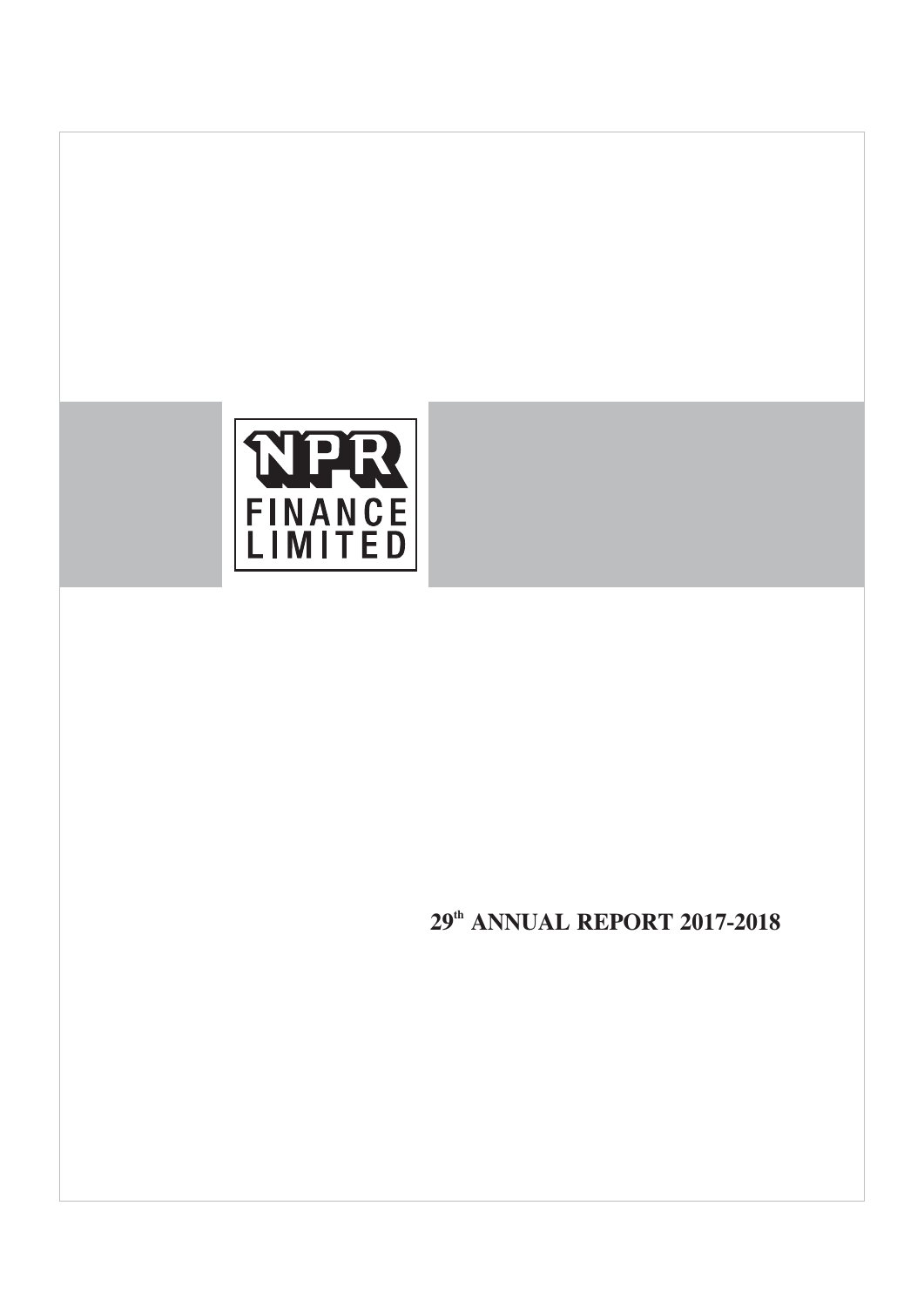NPR

FINANCE LIMITED

**29th ANNUAL REPORT 2017-2018**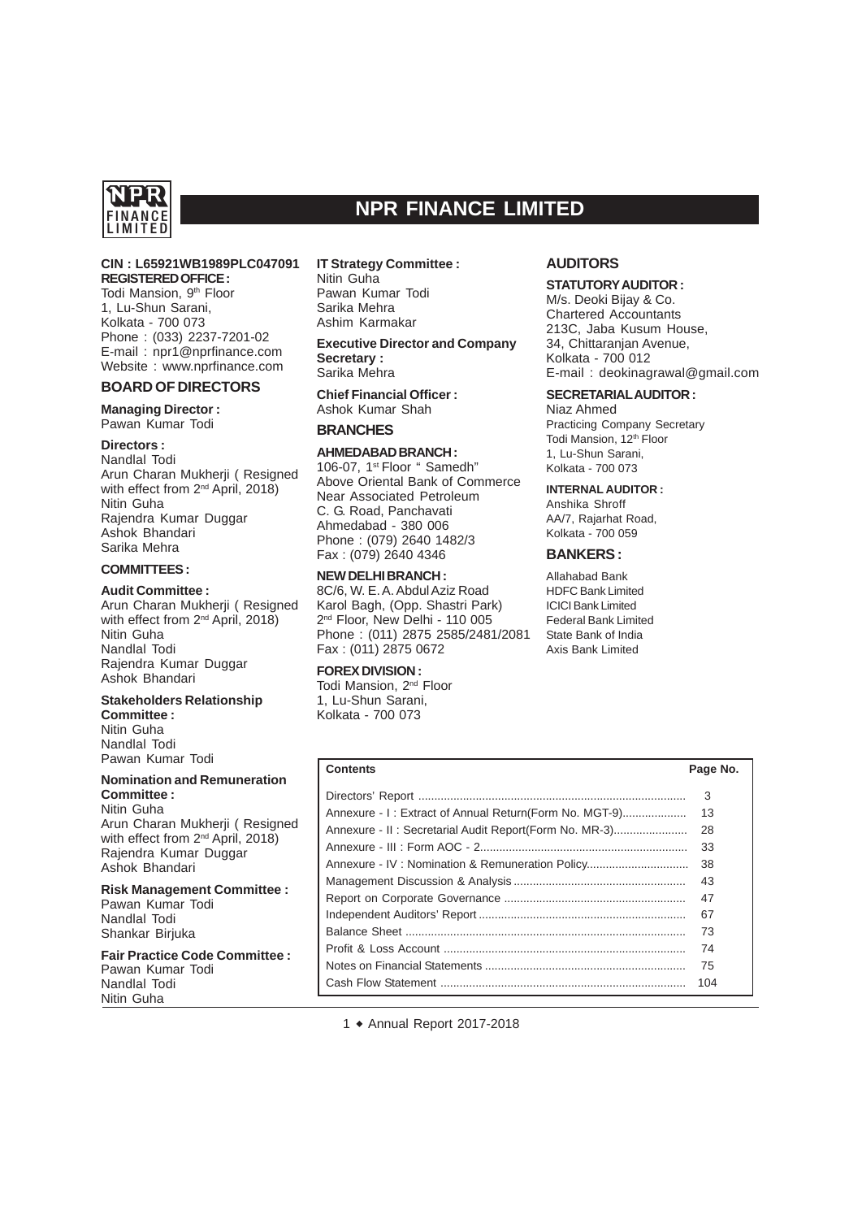# NPR FINANCE LIMITED

**CIN : L65921WB1989PLC047091**

**REGISTERED OFFICE :**
Todi Mansion, 9th Floor
1, Lu-Shun Sarani,
Kolkata - 700 073
Phone : (033) 2237-7201-02
E-mail : npr1@nprfinance.com
Website : www.nprfinance.com

## BOARD OF DIRECTORS

**Managing Director :**
Pawan Kumar Todi

**Directors :**
Nandlal Todi
Arun Charan Mukherji ( Resigned with effect from 2nd April, 2018)
Nitin Guha
Rajendra Kumar Duggar
Ashok Bhandari
Sarika Mehra

## COMMITTEES :

**Audit Committee :**
Arun Charan Mukherji ( Resigned with effect from 2nd April, 2018)
Nitin Guha
Nandlal Todi
Rajendra Kumar Duggar
Ashok Bhandari

**Stakeholders Relationship Committee :**
Nitin Guha
Nandlal Todi
Pawan Kumar Todi

**Nomination and Remuneration Committee :**
Nitin Guha
Arun Charan Mukherji ( Resigned with effect from 2nd April, 2018)
Rajendra Kumar Duggar
Ashok Bhandari

**Risk Management Committee :**
Pawan Kumar Todi
Nandlal Todi
Shankar Birjuka

**Fair Practice Code Committee :**
Pawan Kumar Todi
Nandlal Todi
Nitin Guha

**IT Strategy Committee :**
Nitin Guha
Pawan Kumar Todi
Sarika Mehra
Ashim Karmakar

**Executive Director and Company Secretary :**
Sarika Mehra

**Chief Financial Officer :**
Ashok Kumar Shah

## BRANCHES

**AHMEDABAD BRANCH :**
106-07, 1st Floor " Samedh"
Above Oriental Bank of Commerce
Near Associated Petroleum
C. G. Road, Panchavati
Ahmedabad - 380 006
Phone : (079) 2640 1482/3
Fax : (079) 2640 4346

**NEW DELHI BRANCH :**
8C/6, W. E. A. Abdul Aziz Road
Karol Bagh, (Opp. Shastri Park)
2nd Floor, New Delhi - 110 005
Phone : (011) 2875 2585/2481/2081
Fax : (011) 2875 0672

**FOREX DIVISION :**
Todi Mansion, 2nd Floor
1, Lu-Shun Sarani,
Kolkata - 700 073

## AUDITORS

**STATUTORY AUDITOR :**
M/s. Deoki Bijay & Co.
Chartered Accountants
213C, Jaba Kusum House,
34, Chittaranjan Avenue,
Kolkata - 700 012
E-mail : deokinagrawal@gmail.com

**SECRETARIAL AUDITOR :**
Niaz Ahmed
Practicing Company Secretary
Todi Mansion, 12th Floor
1, Lu-Shun Sarani,
Kolkata - 700 073

**INTERNAL AUDITOR :**
Anshika Shroff
AA/7, Rajarhat Road,
Kolkata - 700 059

## BANKERS :

Allahabad Bank
HDFC Bank Limited
ICICI Bank Limited
Federal Bank Limited
State Bank of India
Axis Bank Limited

| Contents | Page No. |
|---|---|
| Directors' Report | 3 |
| Annexure - I : Extract of Annual Return(Form No. MGT-9) | 13 |
| Annexure - II : Secretarial Audit Report(Form No. MR-3) | 28 |
| Annexure - III : Form AOC - 2 | 33 |
| Annexure - IV : Nomination & Remuneration Policy | 38 |
| Management Discussion & Analysis | 43 |
| Report on Corporate Governance | 47 |
| Independent Auditors' Report | 67 |
| Balance Sheet | 73 |
| Profit & Loss Account | 74 |
| Notes on Financial Statements | 75 |
| Cash Flow Statement | 104 |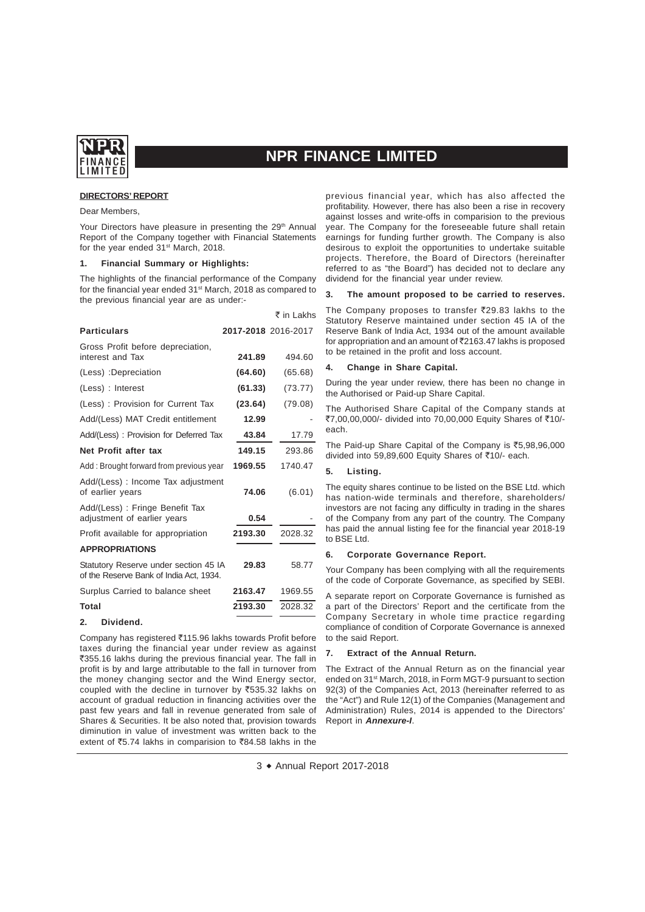## DIRECTORS' REPORT

Dear Members,

Your Directors have pleasure in presenting the 29th Annual Report of the Company together with Financial Statements for the year ended 31st March, 2018.

### 1. Financial Summary or Highlights:

The highlights of the financial performance of the Company for the financial year ended 31st March, 2018 as compared to the previous financial year are as under:-

₹ in Lakhs

| Particulars | 2017-2018 | 2016-2017 |
|---|---|---|
| Gross Profit before depreciation, interest and Tax | **241.89** | 494.60 |
| (Less) :Depreciation | **(64.60)** | (65.68) |
| (Less) : Interest | **(61.33)** | (73.77) |
| (Less) : Provision for Current Tax | **(23.64)** | (79.08) |
| Add/(Less) MAT Credit entitlement | **12.99** | - |
| Add/(Less) : Provision for Deferred Tax | **43.84** | 17.79 |
| **Net Profit after tax** | **149.15** | 293.86 |
| Add : Brought forward from previous year | **1969.55** | 1740.47 |
| Add/(Less) : Income Tax adjustment of earlier years | **74.06** | (6.01) |
| Add/(Less) : Fringe Benefit Tax adjustment of earlier years | **0.54** | - |
| Profit available for appropriation | **2193.30** | 2028.32 |
| **APPROPRIATIONS** | | |
| Statutory Reserve under section 45 IA of the Reserve Bank of India Act, 1934. | **29.83** | 58.77 |
| Surplus Carried to balance sheet | **2163.47** | 1969.55 |
| **Total** | **2193.30** | 2028.32 |

### 2. Dividend.

Company has registered ₹115.96 lakhs towards Profit before taxes during the financial year under review as against ₹355.16 lakhs during the previous financial year. The fall in profit is by and large attributable to the fall in turnover from the money changing sector and the Wind Energy sector, coupled with the decline in turnover by ₹535.32 lakhs on account of gradual reduction in financing activities over the past few years and fall in revenue generated from sale of Shares & Securities. It be also noted that, provision towards diminution in value of investment was written back to the extent of ₹5.74 lakhs in comparision to ₹84.58 lakhs in the previous financial year, which has also affected the profitability. However, there has also been a rise in recovery against losses and write-offs in comparision to the previous year. The Company for the foreseeable future shall retain earnings for funding further growth. The Company is also desirous to exploit the opportunities to undertake suitable projects. Therefore, the Board of Directors (hereinafter referred to as "the Board") has decided not to declare any dividend for the financial year under review.

### 3. The amount proposed to be carried to reserves.

The Company proposes to transfer ₹29.83 lakhs to the Statutory Reserve maintained under section 45 IA of the Reserve Bank of India Act, 1934 out of the amount available for appropriation and an amount of ₹2163.47 lakhs is proposed to be retained in the profit and loss account.

### 4. Change in Share Capital.

During the year under review, there has been no change in the Authorised or Paid-up Share Capital.

The Authorised Share Capital of the Company stands at ₹7,00,00,000/- divided into 70,00,000 Equity Shares of ₹10/- each.

The Paid-up Share Capital of the Company is ₹5,98,96,000 divided into 59,89,600 Equity Shares of ₹10/- each.

### 5. Listing.

The equity shares continue to be listed on the BSE Ltd. which has nation-wide terminals and therefore, shareholders/ investors are not facing any difficulty in trading in the shares of the Company from any part of the country. The Company has paid the annual listing fee for the financial year 2018-19 to BSE Ltd.

### 6. Corporate Governance Report.

Your Company has been complying with all the requirements of the code of Corporate Governance, as specified by SEBI.

A separate report on Corporate Governance is furnished as a part of the Directors' Report and the certificate from the Company Secretary in whole time practice regarding compliance of condition of Corporate Governance is annexed to the said Report.

### 7. Extract of the Annual Return.

The Extract of the Annual Return as on the financial year ended on 31st March, 2018, in Form MGT-9 pursuant to section 92(3) of the Companies Act, 2013 (hereinafter referred to as the "Act") and Rule 12(1) of the Companies (Management and Administration) Rules, 2014 is appended to the Directors' Report in ***Annexure-I***.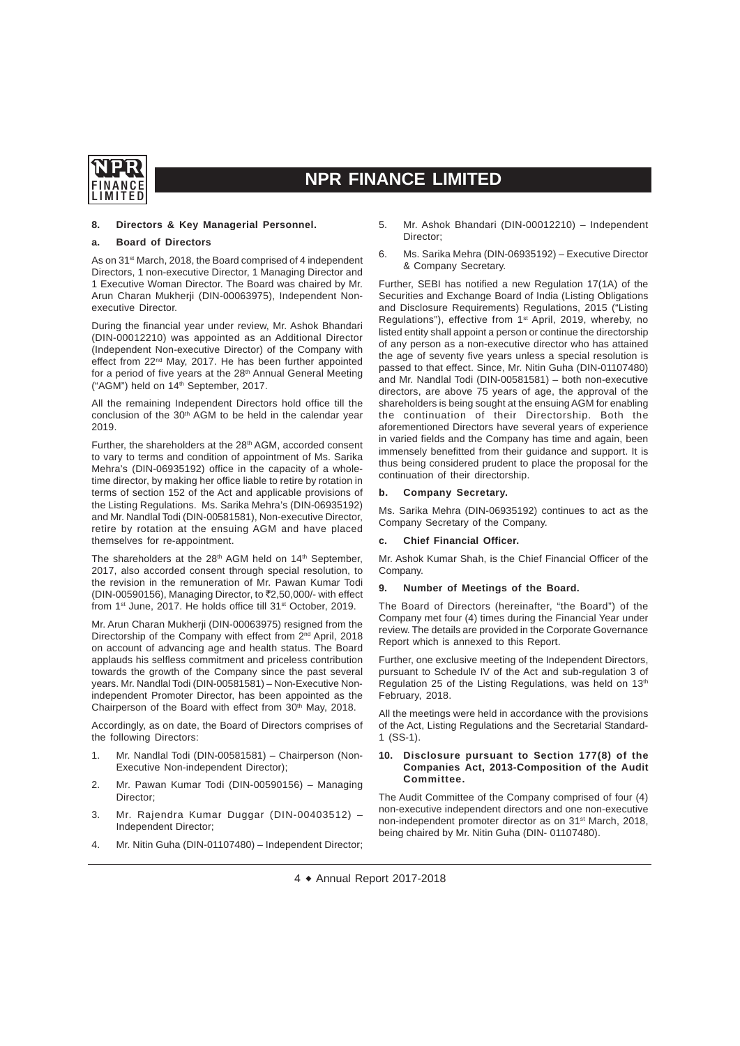### 8. Directors & Key Managerial Personnel.

#### a. Board of Directors

As on 31st March, 2018, the Board comprised of 4 independent Directors, 1 non-executive Director, 1 Managing Director and 1 Executive Woman Director. The Board was chaired by Mr. Arun Charan Mukherji (DIN-00063975), Independent Non-executive Director.

During the financial year under review, Mr. Ashok Bhandari (DIN-00012210) was appointed as an Additional Director (Independent Non-executive Director) of the Company with effect from 22nd May, 2017. He has been further appointed for a period of five years at the 28th Annual General Meeting ("AGM") held on 14th September, 2017.

All the remaining Independent Directors hold office till the conclusion of the 30th AGM to be held in the calendar year 2019.

Further, the shareholders at the 28th AGM, accorded consent to vary to terms and condition of appointment of Ms. Sarika Mehra's (DIN-06935192) office in the capacity of a whole-time director, by making her office liable to retire by rotation in terms of section 152 of the Act and applicable provisions of the Listing Regulations. Ms. Sarika Mehra's (DIN-06935192) and Mr. Nandlal Todi (DIN-00581581), Non-executive Director, retire by rotation at the ensuing AGM and have placed themselves for re-appointment.

The shareholders at the 28th AGM held on 14th September, 2017, also accorded consent through special resolution, to the revision in the remuneration of Mr. Pawan Kumar Todi (DIN-00590156), Managing Director, to ₹2,50,000/- with effect from 1st June, 2017. He holds office till 31st October, 2019.

Mr. Arun Charan Mukherji (DIN-00063975) resigned from the Directorship of the Company with effect from 2nd April, 2018 on account of advancing age and health status. The Board applauds his selfless commitment and priceless contribution towards the growth of the Company since the past several years. Mr. Nandlal Todi (DIN-00581581) – Non-Executive Non-independent Promoter Director, has been appointed as the Chairperson of the Board with effect from 30th May, 2018.

Accordingly, as on date, the Board of Directors comprises of the following Directors:

1. Mr. Nandlal Todi (DIN-00581581) – Chairperson (Non-Executive Non-independent Director);
2. Mr. Pawan Kumar Todi (DIN-00590156) – Managing Director;
3. Mr. Rajendra Kumar Duggar (DIN-00403512) – Independent Director;
4. Mr. Nitin Guha (DIN-01107480) – Independent Director;
5. Mr. Ashok Bhandari (DIN-00012210) – Independent Director;
6. Ms. Sarika Mehra (DIN-06935192) – Executive Director & Company Secretary.

Further, SEBI has notified a new Regulation 17(1A) of the Securities and Exchange Board of India (Listing Obligations and Disclosure Requirements) Regulations, 2015 ("Listing Regulations"), effective from 1st April, 2019, whereby, no listed entity shall appoint a person or continue the directorship of any person as a non-executive director who has attained the age of seventy five years unless a special resolution is passed to that effect. Since, Mr. Nitin Guha (DIN-01107480) and Mr. Nandlal Todi (DIN-00581581) – both non-executive directors, are above 75 years of age, the approval of the shareholders is being sought at the ensuing AGM for enabling the continuation of their Directorship. Both the aforementioned Directors have several years of experience in varied fields and the Company has time and again, been immensely benefitted from their guidance and support. It is thus being considered prudent to place the proposal for the continuation of their directorship.

#### b. Company Secretary.

Ms. Sarika Mehra (DIN-06935192) continues to act as the Company Secretary of the Company.

#### c. Chief Financial Officer.

Mr. Ashok Kumar Shah, is the Chief Financial Officer of the Company.

### 9. Number of Meetings of the Board.

The Board of Directors (hereinafter, "the Board") of the Company met four (4) times during the Financial Year under review. The details are provided in the Corporate Governance Report which is annexed to this Report.

Further, one exclusive meeting of the Independent Directors, pursuant to Schedule IV of the Act and sub-regulation 3 of Regulation 25 of the Listing Regulations, was held on 13th February, 2018.

All the meetings were held in accordance with the provisions of the Act, Listing Regulations and the Secretarial Standard-1 (SS-1).

### 10. Disclosure pursuant to Section 177(8) of the Companies Act, 2013-Composition of the Audit Committee.

The Audit Committee of the Company comprised of four (4) non-executive independent directors and one non-executive non-independent promoter director as on 31st March, 2018, being chaired by Mr. Nitin Guha (DIN- 01107480).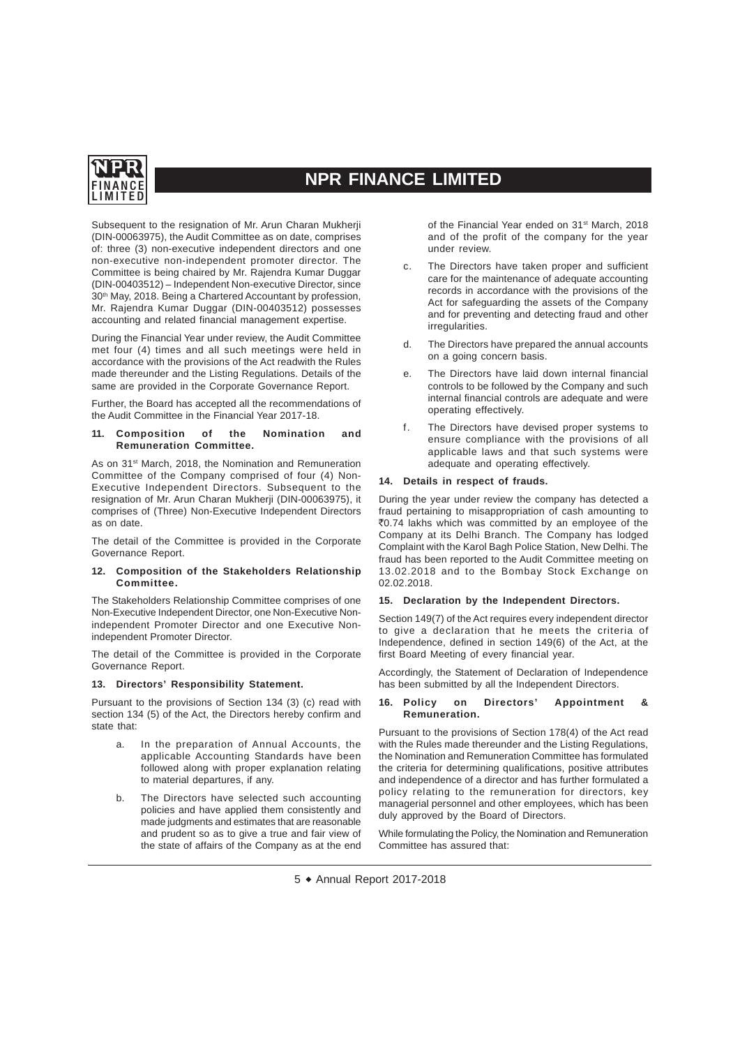Subsequent to the resignation of Mr. Arun Charan Mukherji (DIN-00063975), the Audit Committee as on date, comprises of: three (3) non-executive independent directors and one non-executive non-independent promoter director. The Committee is being chaired by Mr. Rajendra Kumar Duggar (DIN-00403512) – Independent Non-executive Director, since 30th May, 2018. Being a Chartered Accountant by profession, Mr. Rajendra Kumar Duggar (DIN-00403512) possesses accounting and related financial management expertise.

During the Financial Year under review, the Audit Committee met four (4) times and all such meetings were held in accordance with the provisions of the Act readwith the Rules made thereunder and the Listing Regulations. Details of the same are provided in the Corporate Governance Report.

Further, the Board has accepted all the recommendations of the Audit Committee in the Financial Year 2017-18.

#### 11. Composition of the Nomination and Remuneration Committee.

As on 31st March, 2018, the Nomination and Remuneration Committee of the Company comprised of four (4) Non-Executive Independent Directors. Subsequent to the resignation of Mr. Arun Charan Mukherji (DIN-00063975), it comprises of (Three) Non-Executive Independent Directors as on date.

The detail of the Committee is provided in the Corporate Governance Report.

#### 12. Composition of the Stakeholders Relationship Committee.

The Stakeholders Relationship Committee comprises of one Non-Executive Independent Director, one Non-Executive Non-independent Promoter Director and one Executive Non-independent Promoter Director.

The detail of the Committee is provided in the Corporate Governance Report.

#### 13. Directors' Responsibility Statement.

Pursuant to the provisions of Section 134 (3) (c) read with section 134 (5) of the Act, the Directors hereby confirm and state that:

a. In the preparation of Annual Accounts, the applicable Accounting Standards have been followed along with proper explanation relating to material departures, if any.

b. The Directors have selected such accounting policies and have applied them consistently and made judgments and estimates that are reasonable and prudent so as to give a true and fair view of the state of affairs of the Company as at the end of the Financial Year ended on 31st March, 2018 and of the profit of the company for the year under review.

c. The Directors have taken proper and sufficient care for the maintenance of adequate accounting records in accordance with the provisions of the Act for safeguarding the assets of the Company and for preventing and detecting fraud and other irregularities.

d. The Directors have prepared the annual accounts on a going concern basis.

e. The Directors have laid down internal financial controls to be followed by the Company and such internal financial controls are adequate and were operating effectively.

f. The Directors have devised proper systems to ensure compliance with the provisions of all applicable laws and that such systems were adequate and operating effectively.

#### 14. Details in respect of frauds.

During the year under review the company has detected a fraud pertaining to misappropriation of cash amounting to ₹0.74 lakhs which was committed by an employee of the Company at its Delhi Branch. The Company has lodged Complaint with the Karol Bagh Police Station, New Delhi. The fraud has been reported to the Audit Committee meeting on 13.02.2018 and to the Bombay Stock Exchange on 02.02.2018.

#### 15. Declaration by the Independent Directors.

Section 149(7) of the Act requires every independent director to give a declaration that he meets the criteria of Independence, defined in section 149(6) of the Act, at the first Board Meeting of every financial year.

Accordingly, the Statement of Declaration of Independence has been submitted by all the Independent Directors.

#### 16. Policy on Directors' Appointment & Remuneration.

Pursuant to the provisions of Section 178(4) of the Act read with the Rules made thereunder and the Listing Regulations, the Nomination and Remuneration Committee has formulated the criteria for determining qualifications, positive attributes and independence of a director and has further formulated a policy relating to the remuneration for directors, key managerial personnel and other employees, which has been duly approved by the Board of Directors.

While formulating the Policy, the Nomination and Remuneration Committee has assured that: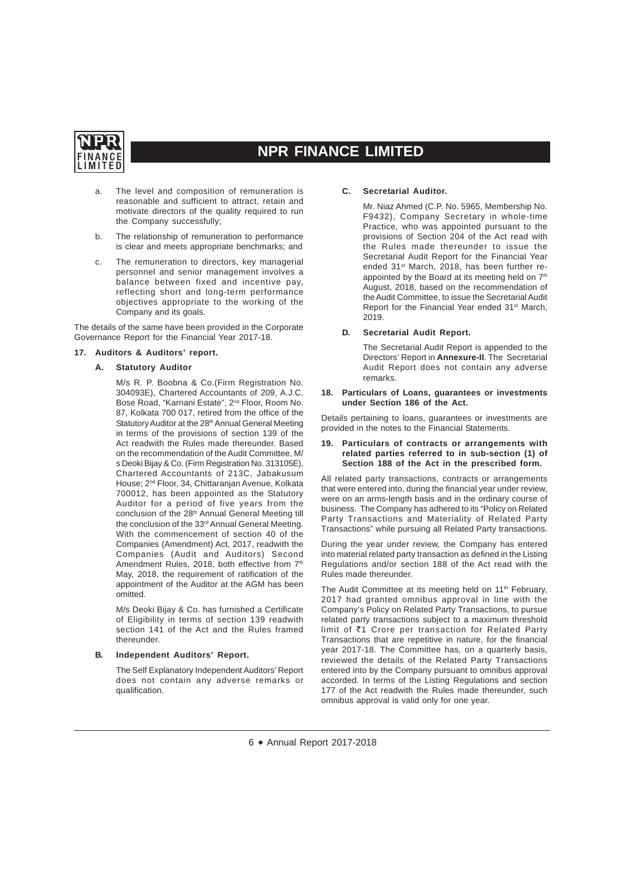a. The level and composition of remuneration is reasonable and sufficient to attract, retain and motivate directors of the quality required to run the Company successfully;

b. The relationship of remuneration to performance is clear and meets appropriate benchmarks; and

c. The remuneration to directors, key managerial personnel and senior management involves a balance between fixed and incentive pay, reflecting short and long-term performance objectives appropriate to the working of the Company and its goals.

The details of the same have been provided in the Corporate Governance Report for the Financial Year 2017-18.

## 17. Auditors & Auditors' report.

### A. Statutory Auditor

M/s R. P. Boobna & Co.(Firm Registration No. 304093E), Chartered Accountants of 209, A.J.C. Bose Road, "Karnani Estate", 2nd Floor, Room No. 87, Kolkata 700 017, retired from the office of the Statutory Auditor at the 28th Annual General Meeting in terms of the provisions of section 139 of the Act readwith the Rules made thereunder. Based on the recommendation of the Audit Committee, M/s Deoki Bijay & Co. (Firm Registration No. 313105E), Chartered Accountants of 213C, Jabakusum House; 2nd Floor, 34, Chittaranjan Avenue, Kolkata 700012, has been appointed as the Statutory Auditor for a period of five years from the conclusion of the 28th Annual General Meeting till the conclusion of the 33rd Annual General Meeting. With the commencement of section 40 of the Companies (Amendment) Act, 2017, readwith the Companies (Audit and Auditors) Second Amendment Rules, 2018, both effective from 7th May, 2018, the requirement of ratification of the appointment of the Auditor at the AGM has been omitted.

M/s Deoki Bijay & Co. has furnished a Certificate of Eligibility in terms of section 139 readwith section 141 of the Act and the Rules framed thereunder.

### B. Independent Auditors' Report.

The Self Explanatory Independent Auditors' Report does not contain any adverse remarks or qualification.

### C. Secretarial Auditor.

Mr. Niaz Ahmed (C.P. No. 5965, Membership No. F9432), Company Secretary in whole-time Practice, who was appointed pursuant to the provisions of Section 204 of the Act read with the Rules made thereunder to issue the Secretarial Audit Report for the Financial Year ended 31st March, 2018, has been further re-appointed by the Board at its meeting held on 7th August, 2018, based on the recommendation of the Audit Committee, to issue the Secretarial Audit Report for the Financial Year ended 31st March, 2019.

### D. Secretarial Audit Report.

The Secretarial Audit Report is appended to the Directors' Report in **Annexure-II**. The Secretarial Audit Report does not contain any adverse remarks.

## 18. Particulars of Loans, guarantees or investments under Section 186 of the Act.

Details pertaining to loans, guarantees or investments are provided in the notes to the Financial Statements.

## 19. Particulars of contracts or arrangements with related parties referred to in sub-section (1) of Section 188 of the Act in the prescribed form.

All related party transactions, contracts or arrangements that were entered into, during the financial year under review, were on an arms-length basis and in the ordinary course of business. The Company has adhered to its "Policy on Related Party Transactions and Materiality of Related Party Transactions" while pursuing all Related Party transactions.

During the year under review, the Company has entered into material related party transaction as defined in the Listing Regulations and/or section 188 of the Act read with the Rules made thereunder.

The Audit Committee at its meeting held on 11th February, 2017 had granted omnibus approval in line with the Company's Policy on Related Party Transactions, to pursue related party transactions subject to a maximum threshold limit of ₹1 Crore per transaction for Related Party Transactions that are repetitive in nature, for the financial year 2017-18. The Committee has, on a quarterly basis, reviewed the details of the Related Party Transactions entered into by the Company pursuant to omnibus approval accorded. In terms of the Listing Regulations and section 177 of the Act readwith the Rules made thereunder, such omnibus approval is valid only for one year.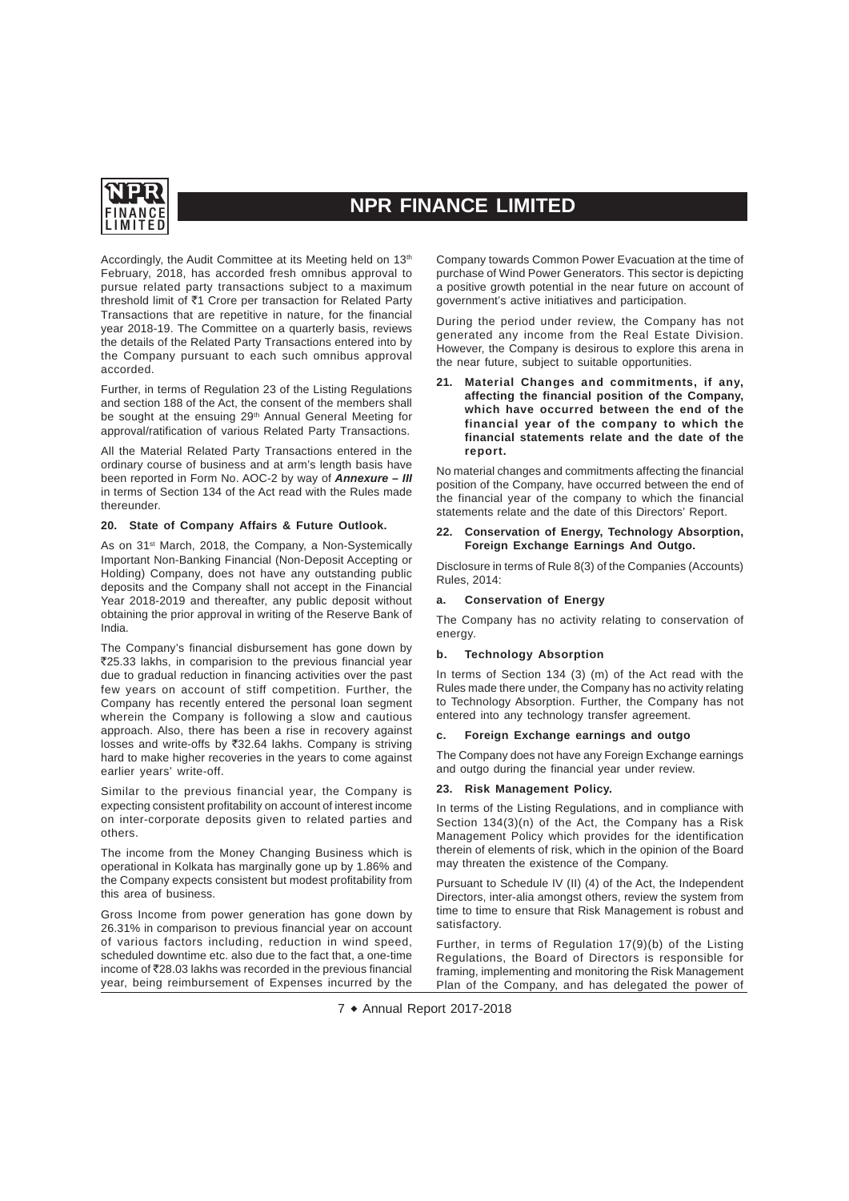Accordingly, the Audit Committee at its Meeting held on 13th February, 2018, has accorded fresh omnibus approval to pursue related party transactions subject to a maximum threshold limit of ₹1 Crore per transaction for Related Party Transactions that are repetitive in nature, for the financial year 2018-19. The Committee on a quarterly basis, reviews the details of the Related Party Transactions entered into by the Company pursuant to each such omnibus approval accorded.

Further, in terms of Regulation 23 of the Listing Regulations and section 188 of the Act, the consent of the members shall be sought at the ensuing 29th Annual General Meeting for approval/ratification of various Related Party Transactions.

All the Material Related Party Transactions entered in the ordinary course of business and at arm's length basis have been reported in Form No. AOC-2 by way of ***Annexure – III*** in terms of Section 134 of the Act read with the Rules made thereunder.

#### 20. State of Company Affairs & Future Outlook.

As on 31st March, 2018, the Company, a Non-Systemically Important Non-Banking Financial (Non-Deposit Accepting or Holding) Company, does not have any outstanding public deposits and the Company shall not accept in the Financial Year 2018-2019 and thereafter, any public deposit without obtaining the prior approval in writing of the Reserve Bank of India.

The Company's financial disbursement has gone down by ₹25.33 lakhs, in comparision to the previous financial year due to gradual reduction in financing activities over the past few years on account of stiff competition. Further, the Company has recently entered the personal loan segment wherein the Company is following a slow and cautious approach. Also, there has been a rise in recovery against losses and write-offs by ₹32.64 lakhs. Company is striving hard to make higher recoveries in the years to come against earlier years' write-off.

Similar to the previous financial year, the Company is expecting consistent profitability on account of interest income on inter-corporate deposits given to related parties and others.

The income from the Money Changing Business which is operational in Kolkata has marginally gone up by 1.86% and the Company expects consistent but modest profitability from this area of business.

Gross Income from power generation has gone down by 26.31% in comparison to previous financial year on account of various factors including, reduction in wind speed, scheduled downtime etc. also due to the fact that, a one-time income of ₹28.03 lakhs was recorded in the previous financial year, being reimbursement of Expenses incurred by the Company towards Common Power Evacuation at the time of purchase of Wind Power Generators. This sector is depicting a positive growth potential in the near future on account of government's active initiatives and participation.

During the period under review, the Company has not generated any income from the Real Estate Division. However, the Company is desirous to explore this arena in the near future, subject to suitable opportunities.

#### 21. Material Changes and commitments, if any, affecting the financial position of the Company, which have occurred between the end of the financial year of the company to which the financial statements relate and the date of the report.

No material changes and commitments affecting the financial position of the Company, have occurred between the end of the financial year of the company to which the financial statements relate and the date of this Directors' Report.

#### 22. Conservation of Energy, Technology Absorption, Foreign Exchange Earnings And Outgo.

Disclosure in terms of Rule 8(3) of the Companies (Accounts) Rules, 2014:

**a. Conservation of Energy**

The Company has no activity relating to conservation of energy.

**b. Technology Absorption**

In terms of Section 134 (3) (m) of the Act read with the Rules made there under, the Company has no activity relating to Technology Absorption. Further, the Company has not entered into any technology transfer agreement.

**c. Foreign Exchange earnings and outgo**

The Company does not have any Foreign Exchange earnings and outgo during the financial year under review.

#### 23. Risk Management Policy.

In terms of the Listing Regulations, and in compliance with Section 134(3)(n) of the Act, the Company has a Risk Management Policy which provides for the identification therein of elements of risk, which in the opinion of the Board may threaten the existence of the Company.

Pursuant to Schedule IV (II) (4) of the Act, the Independent Directors, inter-alia amongst others, review the system from time to time to ensure that Risk Management is robust and satisfactory.

Further, in terms of Regulation 17(9)(b) of the Listing Regulations, the Board of Directors is responsible for framing, implementing and monitoring the Risk Management Plan of the Company, and has delegated the power of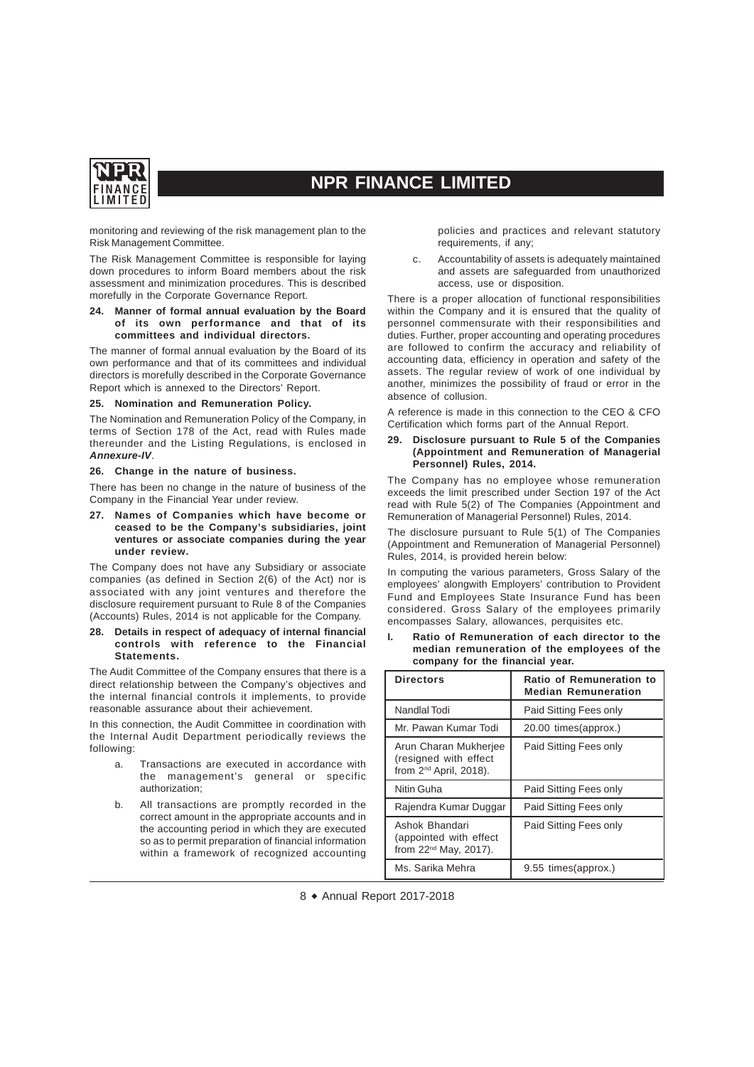monitoring and reviewing of the risk management plan to the Risk Management Committee.

The Risk Management Committee is responsible for laying down procedures to inform Board members about the risk assessment and minimization procedures. This is described morefully in the Corporate Governance Report.

**24. Manner of formal annual evaluation by the Board of its own performance and that of its committees and individual directors.**

The manner of formal annual evaluation by the Board of its own performance and that of its committees and individual directors is morefully described in the Corporate Governance Report which is annexed to the Directors' Report.

**25. Nomination and Remuneration Policy.**

The Nomination and Remuneration Policy of the Company, in terms of Section 178 of the Act, read with Rules made thereunder and the Listing Regulations, is enclosed in ***Annexure-IV***.

**26. Change in the nature of business.**

There has been no change in the nature of business of the Company in the Financial Year under review.

**27. Names of Companies which have become or ceased to be the Company's subsidiaries, joint ventures or associate companies during the year under review.**

The Company does not have any Subsidiary or associate companies (as defined in Section 2(6) of the Act) nor is associated with any joint ventures and therefore the disclosure requirement pursuant to Rule 8 of the Companies (Accounts) Rules, 2014 is not applicable for the Company.

**28. Details in respect of adequacy of internal financial controls with reference to the Financial Statements.**

The Audit Committee of the Company ensures that there is a direct relationship between the Company's objectives and the internal financial controls it implements, to provide reasonable assurance about their achievement.

In this connection, the Audit Committee in coordination with the Internal Audit Department periodically reviews the following:

a. Transactions are executed in accordance with the management's general or specific authorization;

b. All transactions are promptly recorded in the correct amount in the appropriate accounts and in the accounting period in which they are executed so as to permit preparation of financial information within a framework of recognized accounting policies and practices and relevant statutory requirements, if any;

c. Accountability of assets is adequately maintained and assets are safeguarded from unauthorized access, use or disposition.

There is a proper allocation of functional responsibilities within the Company and it is ensured that the quality of personnel commensurate with their responsibilities and duties. Further, proper accounting and operating procedures are followed to confirm the accuracy and reliability of accounting data, efficiency in operation and safety of the assets. The regular review of work of one individual by another, minimizes the possibility of fraud or error in the absence of collusion.

A reference is made in this connection to the CEO & CFO Certification which forms part of the Annual Report.

**29. Disclosure pursuant to Rule 5 of the Companies (Appointment and Remuneration of Managerial Personnel) Rules, 2014.**

The Company has no employee whose remuneration exceeds the limit prescribed under Section 197 of the Act read with Rule 5(2) of The Companies (Appointment and Remuneration of Managerial Personnel) Rules, 2014.

The disclosure pursuant to Rule 5(1) of The Companies (Appointment and Remuneration of Managerial Personnel) Rules, 2014, is provided herein below:

In computing the various parameters, Gross Salary of the employees' alongwith Employers' contribution to Provident Fund and Employees State Insurance Fund has been considered. Gross Salary of the employees primarily encompasses Salary, allowances, perquisites etc.

**I. Ratio of Remuneration of each director to the median remuneration of the employees of the company for the financial year.**

| Directors | Ratio of Remuneration to Median Remuneration |
|---|---|
| Nandlal Todi | Paid Sitting Fees only |
| Mr. Pawan Kumar Todi | 20.00 times(approx.) |
| Arun Charan Mukherjee (resigned with effect from 2nd April, 2018). | Paid Sitting Fees only |
| Nitin Guha | Paid Sitting Fees only |
| Rajendra Kumar Duggar | Paid Sitting Fees only |
| Ashok Bhandari (appointed with effect from 22nd May, 2017). | Paid Sitting Fees only |
| Ms. Sarika Mehra | 9.55 times(approx.) |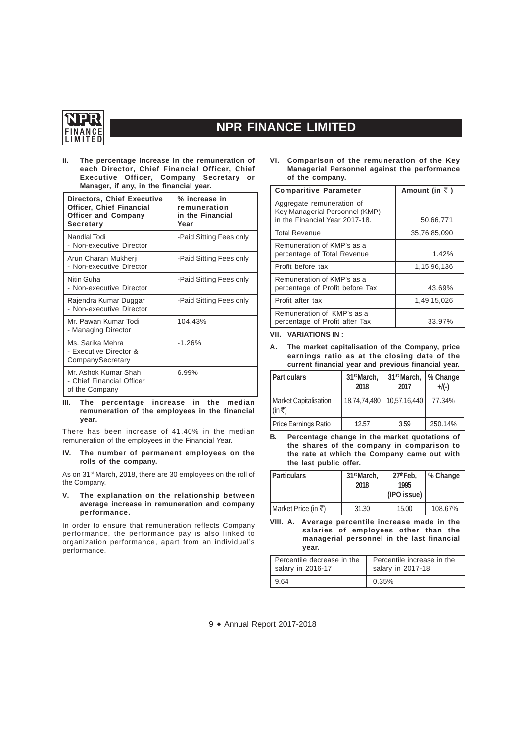**II. The percentage increase in the remuneration of each Director, Chief Financial Officer, Chief Executive Officer, Company Secretary or Manager, if any, in the financial year.**

| Directors, Chief Executive Officer, Chief Financial Officer and Company Secretary | % increase in remuneration in the Financial Year |
|---|---|
| Nandlal Todi - Non-executive Director | -Paid Sitting Fees only |
| Arun Charan Mukherji - Non-executive Director | -Paid Sitting Fees only |
| Nitin Guha - Non-executive Director | -Paid Sitting Fees only |
| Rajendra Kumar Duggar - Non-executive Director | -Paid Sitting Fees only |
| Mr. Pawan Kumar Todi - Managing Director | 104.43% |
| Ms. Sarika Mehra - Executive Director & CompanySecretary | -1.26% |
| Mr. Ashok Kumar Shah - Chief Financial Officer of the Company | 6.99% |

**III. The percentage increase in the median remuneration of the employees in the financial year.**

There has been increase of 41.40% in the median remuneration of the employees in the Financial Year.

**IV. The number of permanent employees on the rolls of the company.**

As on 31st March, 2018, there are 30 employees on the roll of the Company.

**V. The explanation on the relationship between average increase in remuneration and company performance.**

In order to ensure that remuneration reflects Company performance, the performance pay is also linked to organization performance, apart from an individual's performance.

**VI. Comparison of the remuneration of the Key Managerial Personnel against the performance of the company.**

| Comparitive Parameter | Amount (in ₹ ) |
|---|---|
| Aggregate remuneration of Key Managerial Personnel (KMP) in the Financial Year 2017-18. | 50,66,771 |
| Total Revenue | 35,76,85,090 |
| Remuneration of KMP's as a percentage of Total Revenue | 1.42% |
| Profit before tax | 1,15,96,136 |
| Remuneration of KMP's as a percentage of Profit before Tax | 43.69% |
| Profit after tax | 1,49,15,026 |
| Remuneration of KMP's as a percentage of Profit after Tax | 33.97% |

**VII. VARIATIONS IN :**

**A. The market capitalisation of the Company, price earnings ratio as at the closing date of the current financial year and previous financial year.**

| Particulars | 31st March, 2018 | 31st March, 2017 | % Change +/(-) |
|---|---|---|---|
| Market Capitalisation (in ₹) | 18,74,74,480 | 10,57,16,440 | 77.34% |
| Price Earnings Ratio | 12.57 | 3.59 | 250.14% |

**B. Percentage change in the market quotations of the shares of the company in comparison to the rate at which the Company came out with the last public offer.**

| Particulars | 31st March, 2018 | 27th Feb, 1995 (IPO issue) | % Change |
|---|---|---|---|
| Market Price (in ₹) | 31.30 | 15.00 | 108.67% |

**VIII. A. Average percentile increase made in the salaries of employees other than the managerial personnel in the last financial year.**

| Percentile decrease in the salary in 2016-17 | Percentile increase in the salary in 2017-18 |
|---|---|
| 9.64 | 0.35% |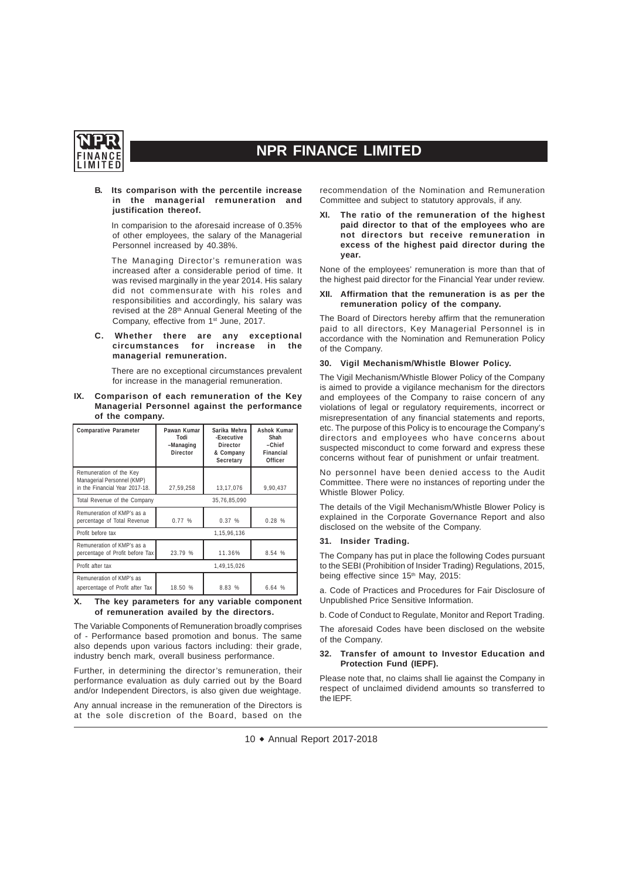**B. Its comparison with the percentile increase in the managerial remuneration and justification thereof.**

In comparision to the aforesaid increase of 0.35% of other employees, the salary of the Managerial Personnel increased by 40.38%.

The Managing Director's remuneration was increased after a considerable period of time. It was revised marginally in the year 2014. His salary did not commensurate with his roles and responsibilities and accordingly, his salary was revised at the 28th Annual General Meeting of the Company, effective from 1st June, 2017.

**C. Whether there are any exceptional circumstances for increase in the managerial remuneration.**

There are no exceptional circumstances prevalent for increase in the managerial remuneration.

**IX. Comparison of each remuneration of the Key Managerial Personnel against the performance of the company.**

| Comparative Parameter | Pawan Kumar Todi –Managing Director | Sarika Mehra -Executive Director & Company Secretary | Ashok Kumar Shah –Chief Financial Officer |
|---|---|---|---|
| Remuneration of the Key Managerial Personnel (KMP) in the Financial Year 2017-18. | 27,59,258 | 13,17,076 | 9,90,437 |
| Total Revenue of the Company | | 35,76,85,090 | |
| Remuneration of KMP's as a percentage of Total Revenue | 0.77 % | 0.37 % | 0.28 % |
| Profit before tax | | 1,15,96,136 | |
| Remuneration of KMP's as a percentage of Profit before Tax | 23.79 % | 11.36% | 8.54 % |
| Profit after tax | | 1,49,15,026 | |
| Remuneration of KMP's as apercentage of Profit after Tax | 18.50 % | 8.83 % | 6.64 % |

**X. The key parameters for any variable component of remuneration availed by the directors.**

The Variable Components of Remuneration broadly comprises of - Performance based promotion and bonus. The same also depends upon various factors including: their grade, industry bench mark, overall business performance.

Further, in determining the director's remuneration, their performance evaluation as duly carried out by the Board and/or Independent Directors, is also given due weightage.

Any annual increase in the remuneration of the Directors is at the sole discretion of the Board, based on the recommendation of the Nomination and Remuneration Committee and subject to statutory approvals, if any.

**XI. The ratio of the remuneration of the highest paid director to that of the employees who are not directors but receive remuneration in excess of the highest paid director during the year.**

None of the employees' remuneration is more than that of the highest paid director for the Financial Year under review.

**XII. Affirmation that the remuneration is as per the remuneration policy of the company.**

The Board of Directors hereby affirm that the remuneration paid to all directors, Key Managerial Personnel is in accordance with the Nomination and Remuneration Policy of the Company.

### 30. Vigil Mechanism/Whistle Blower Policy.

The Vigil Mechanism/Whistle Blower Policy of the Company is aimed to provide a vigilance mechanism for the directors and employees of the Company to raise concern of any violations of legal or regulatory requirements, incorrect or misrepresentation of any financial statements and reports, etc. The purpose of this Policy is to encourage the Company's directors and employees who have concerns about suspected misconduct to come forward and express these concerns without fear of punishment or unfair treatment.

No personnel have been denied access to the Audit Committee. There were no instances of reporting under the Whistle Blower Policy.

The details of the Vigil Mechanism/Whistle Blower Policy is explained in the Corporate Governance Report and also disclosed on the website of the Company.

### 31. Insider Trading.

The Company has put in place the following Codes pursuant to the SEBI (Prohibition of Insider Trading) Regulations, 2015, being effective since 15th May, 2015:

a. Code of Practices and Procedures for Fair Disclosure of Unpublished Price Sensitive Information.

b. Code of Conduct to Regulate, Monitor and Report Trading.

The aforesaid Codes have been disclosed on the website of the Company.

### 32. Transfer of amount to Investor Education and Protection Fund (IEPF).

Please note that, no claims shall lie against the Company in respect of unclaimed dividend amounts so transferred to the IEPF.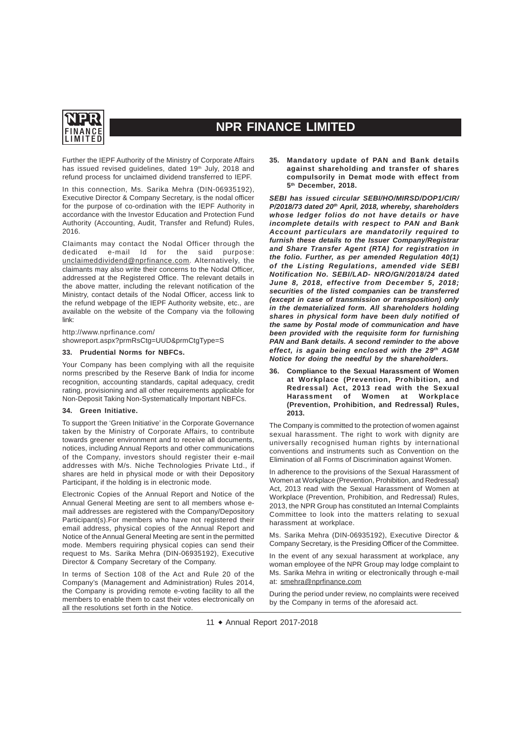Further the IEPF Authority of the Ministry of Corporate Affairs has issued revised guidelines, dated 19th July, 2018 and refund process for unclaimed dividend transferred to IEPF.

In this connection, Ms. Sarika Mehra (DIN-06935192), Executive Director & Company Secretary, is the nodal officer for the purpose of co-ordination with the IEPF Authority in accordance with the Investor Education and Protection Fund Authority (Accounting, Audit, Transfer and Refund) Rules, 2016.

Claimants may contact the Nodal Officer through the dedicated e-mail Id for the said purpose: unclaimeddividend@nprfinance.com. Alternatively, the claimants may also write their concerns to the Nodal Officer, addressed at the Registered Office. The relevant details in the above matter, including the relevant notification of the Ministry, contact details of the Nodal Officer, access link to the refund webpage of the IEPF Authority website, etc., are available on the website of the Company via the following link:

http://www.nprfinance.com/showreport.aspx?prmRsCtg=UUD&prmCtgType=S

### 33. Prudential Norms for NBFCs.

Your Company has been complying with all the requisite norms prescribed by the Reserve Bank of India for income recognition, accounting standards, capital adequacy, credit rating, provisioning and all other requirements applicable for Non-Deposit Taking Non-Systematically Important NBFCs.

### 34. Green Initiative.

To support the 'Green Initiative' in the Corporate Governance taken by the Ministry of Corporate Affairs, to contribute towards greener environment and to receive all documents, notices, including Annual Reports and other communications of the Company, investors should register their e-mail addresses with M/s. Niche Technologies Private Ltd., if shares are held in physical mode or with their Depository Participant, if the holding is in electronic mode.

Electronic Copies of the Annual Report and Notice of the Annual General Meeting are sent to all members whose e-mail addresses are registered with the Company/Depository Participant(s).For members who have not registered their email address, physical copies of the Annual Report and Notice of the Annual General Meeting are sent in the permitted mode. Members requiring physical copies can send their request to Ms. Sarika Mehra (DIN-06935192), Executive Director & Company Secretary of the Company.

In terms of Section 108 of the Act and Rule 20 of the Company's (Management and Administration) Rules 2014, the Company is providing remote e-voting facility to all the members to enable them to cast their votes electronically on all the resolutions set forth in the Notice.

### 35. Mandatory update of PAN and Bank details against shareholding and transfer of shares compulsorily in Demat mode with effect from 5th December, 2018.

***SEBI has issued circular SEBI/HO/MIRSD/DOP1/CIR/P/2018/73 dated 20th April, 2018, whereby, shareholders whose ledger folios do not have details or have incomplete details with respect to PAN and Bank Account particulars are mandatorily required to furnish these details to the Issuer Company/Registrar and Share Transfer Agent (RTA) for registration in the folio. Further, as per amended Regulation 40(1) of the Listing Regulations, amended vide SEBI Notification No. SEBI/LAD- NRO/GN/2018/24 dated June 8, 2018, effective from December 5, 2018; securities of the listed companies can be transferred (except in case of transmission or transposition) only in the dematerialized form. All shareholders holding shares in physical form have been duly notified of the same by Postal mode of communication and have been provided with the requisite form for furnishing PAN and Bank details. A second reminder to the above effect, is again being enclosed with the 29th AGM Notice for doing the needful by the shareholders.***

### 36. Compliance to the Sexual Harassment of Women at Workplace (Prevention, Prohibition, and Redressal) Act, 2013 read with the Sexual Harassment of Women at Workplace (Prevention, Prohibition, and Redressal) Rules, 2013.

The Company is committed to the protection of women against sexual harassment. The right to work with dignity are universally recognised human rights by international conventions and instruments such as Convention on the Elimination of all Forms of Discrimination against Women.

In adherence to the provisions of the Sexual Harassment of Women at Workplace (Prevention, Prohibition, and Redressal) Act, 2013 read with the Sexual Harassment of Women at Workplace (Prevention, Prohibition, and Redressal) Rules, 2013, the NPR Group has constituted an Internal Complaints Committee to look into the matters relating to sexual harassment at workplace.

Ms. Sarika Mehra (DIN-06935192), Executive Director & Company Secretary, is the Presiding Officer of the Committee.

In the event of any sexual harassment at workplace, any woman employee of the NPR Group may lodge complaint to Ms. Sarika Mehra in writing or electronically through e-mail at: smehra@nprfinance.com

During the period under review, no complaints were received by the Company in terms of the aforesaid act.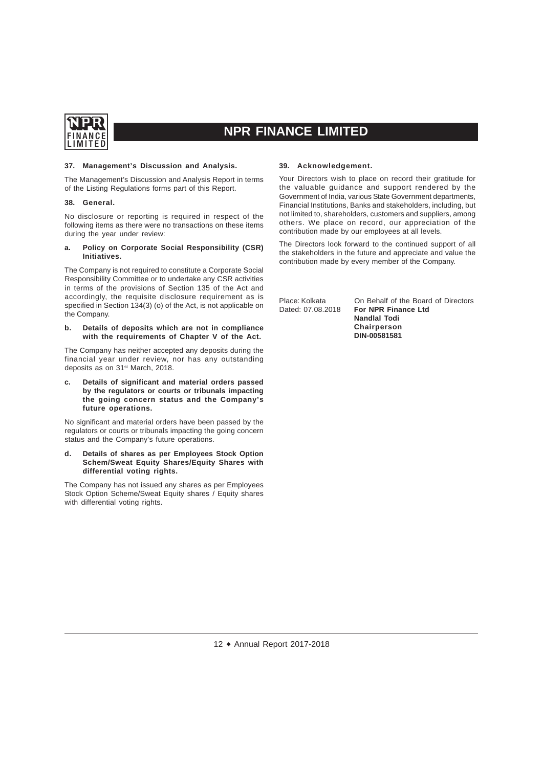### 37. Management's Discussion and Analysis.

The Management's Discussion and Analysis Report in terms of the Listing Regulations forms part of this Report.

### 38. General.

No disclosure or reporting is required in respect of the following items as there were no transactions on these items during the year under review:

**a. Policy on Corporate Social Responsibility (CSR) Initiatives.**

The Company is not required to constitute a Corporate Social Responsibility Committee or to undertake any CSR activities in terms of the provisions of Section 135 of the Act and accordingly, the requisite disclosure requirement as is specified in Section 134(3) (o) of the Act, is not applicable on the Company.

**b. Details of deposits which are not in compliance with the requirements of Chapter V of the Act.**

The Company has neither accepted any deposits during the financial year under review, nor has any outstanding deposits as on 31st March, 2018.

**c. Details of significant and material orders passed by the regulators or courts or tribunals impacting the going concern status and the Company's future operations.**

No significant and material orders have been passed by the regulators or courts or tribunals impacting the going concern status and the Company's future operations.

**d. Details of shares as per Employees Stock Option Schem/Sweat Equity Shares/Equity Shares with differential voting rights.**

The Company has not issued any shares as per Employees Stock Option Scheme/Sweat Equity shares / Equity shares with differential voting rights.

### 39. Acknowledgement.

Your Directors wish to place on record their gratitude for the valuable guidance and support rendered by the Government of India, various State Government departments, Financial Institutions, Banks and stakeholders, including, but not limited to, shareholders, customers and suppliers, among others. We place on record, our appreciation of the contribution made by our employees at all levels.

The Directors look forward to the continued support of all the stakeholders in the future and appreciate and value the contribution made by every member of the Company.

Place: Kolkata
Dated: 07.08.2018

On Behalf of the Board of Directors
**For NPR Finance Ltd**
**Nandlal Todi**
**Chairperson**
**DIN-00581581**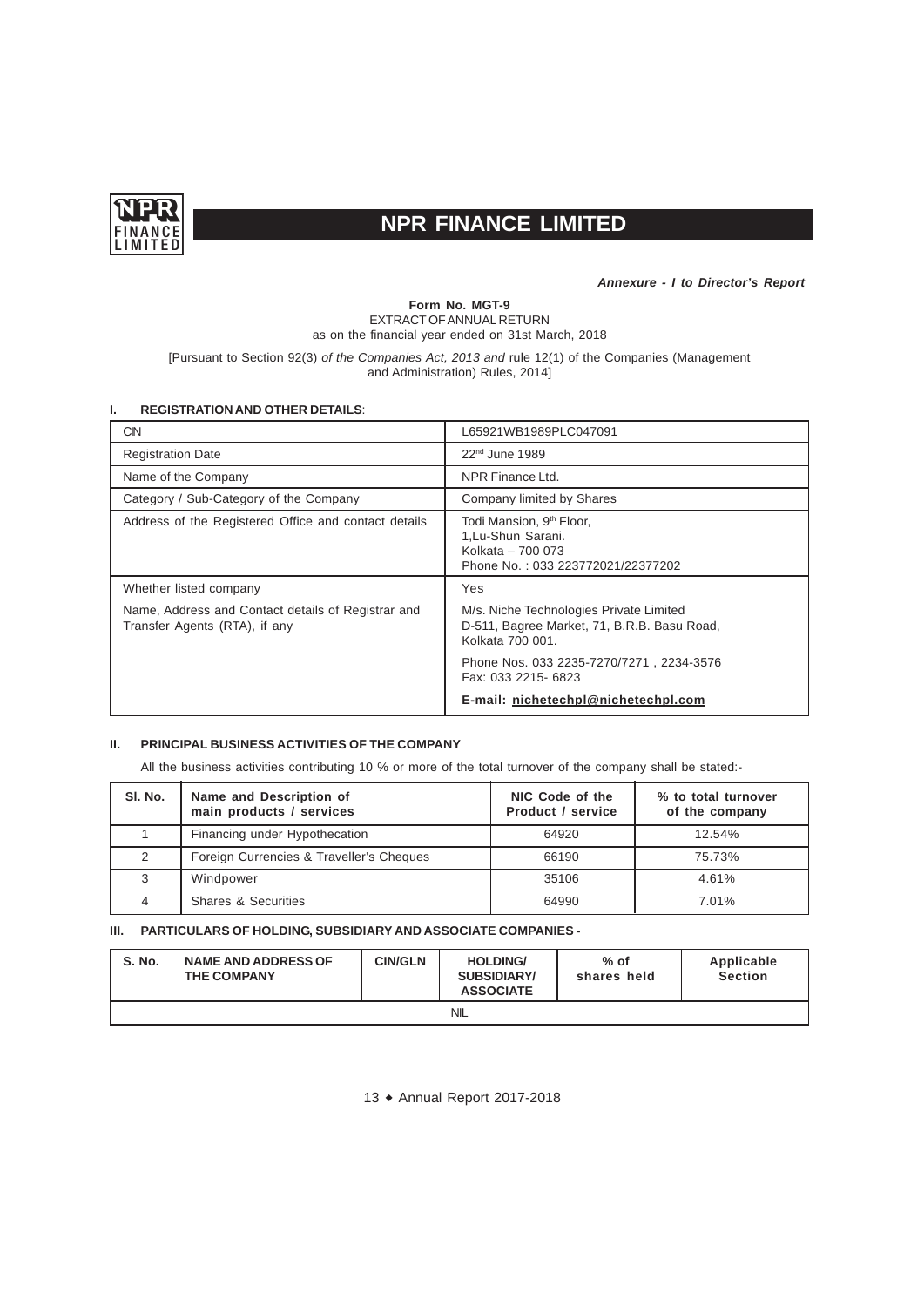*Annexure - I to Director's Report*

**Form No. MGT-9**

EXTRACT OF ANNUAL RETURN

as on the financial year ended on 31st March, 2018

[Pursuant to Section 92(3) *of the Companies Act, 2013 and* rule 12(1) of the Companies (Management and Administration) Rules, 2014]

## I. REGISTRATION AND OTHER DETAILS:

| | |
|---|---|
| CIN | L65921WB1989PLC047091 |
| Registration Date | 22nd June 1989 |
| Name of the Company | NPR Finance Ltd. |
| Category / Sub-Category of the Company | Company limited by Shares |
| Address of the Registered Office and contact details | Todi Mansion, 9th Floor,<br>1,Lu-Shun Sarani.<br>Kolkata – 700 073<br>Phone No. : 033 223772021/22377202 |
| Whether listed company | Yes |
| Name, Address and Contact details of Registrar and Transfer Agents (RTA), if any | M/s. Niche Technologies Private Limited<br>D-511, Bagree Market, 71, B.R.B. Basu Road, Kolkata 700 001.<br>Phone Nos. 033 2235-7270/7271 , 2234-3576<br>Fax: 033 2215- 6823<br>**E-mail: nichetechpl@nichetechpl.com** |

## II. PRINCIPAL BUSINESS ACTIVITIES OF THE COMPANY

All the business activities contributing 10 % or more of the total turnover of the company shall be stated:-

| Sl. No. | Name and Description of main products / services | NIC Code of the Product / service | % to total turnover of the company |
|---|---|---|---|
| 1 | Financing under Hypothecation | 64920 | 12.54% |
| 2 | Foreign Currencies & Traveller's Cheques | 66190 | 75.73% |
| 3 | Windpower | 35106 | 4.61% |
| 4 | Shares & Securities | 64990 | 7.01% |

## III. PARTICULARS OF HOLDING, SUBSIDIARY AND ASSOCIATE COMPANIES -

| S. No. | NAME AND ADDRESS OF THE COMPANY | CIN/GLN | HOLDING/ SUBSIDIARY/ ASSOCIATE | % of shares held | Applicable Section |
|---|---|---|---|---|---|
| | | | NIL | | |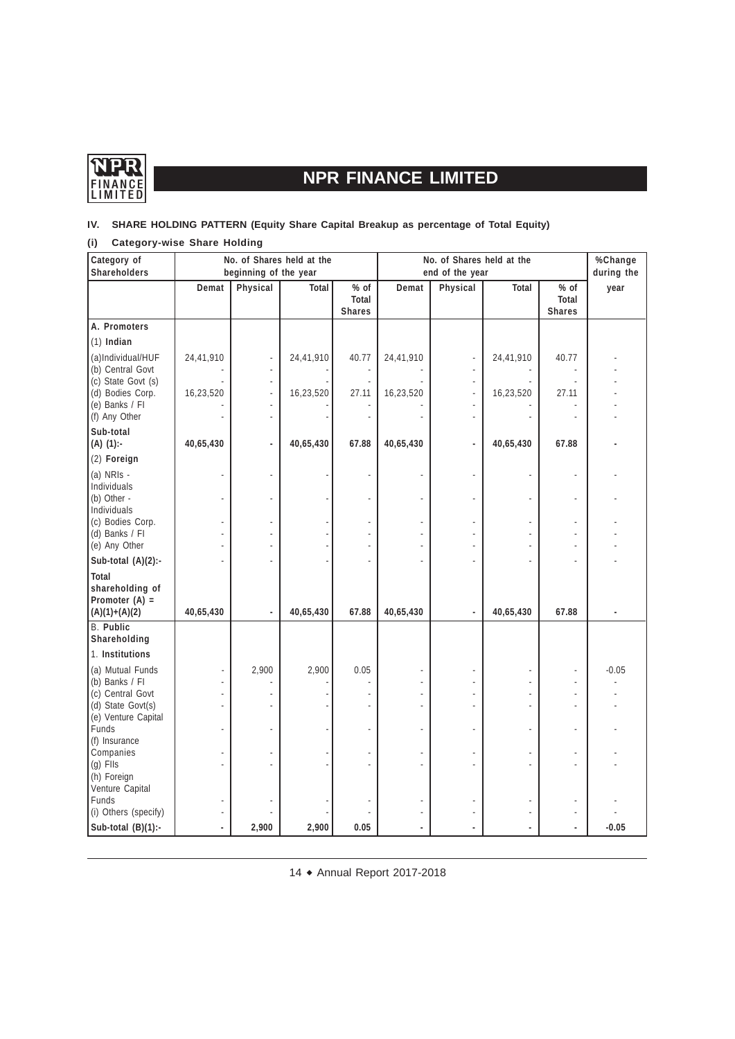## IV. SHARE HOLDING PATTERN (Equity Share Capital Breakup as percentage of Total Equity)

### (i) Category-wise Share Holding

| Category of Shareholders | No. of Shares held at the beginning of the year | | | | No. of Shares held at the end of the year | | | | %Change during the year |
|---|---|---|---|---|---|---|---|---|---|
| | Demat | Physical | Total | % of Total Shares | Demat | Physical | Total | % of Total Shares | |
| **A. Promoters** | | | | | | | | | |
| (1) **Indian** | | | | | | | | | |
| (a)Individual/HUF | 24,41,910 | - | 24,41,910 | 40.77 | 24,41,910 | - | 24,41,910 | 40.77 | - |
| (b) Central Govt | - | - | - | - | - | - | - | - | - |
| (c) State Govt (s) | - | - | - | - | - | - | - | - | - |
| (d) Bodies Corp. | 16,23,520 | - | 16,23,520 | 27.11 | 16,23,520 | - | 16,23,520 | 27.11 | - |
| (e) Banks / FI | - | - | - | - | - | - | - | - | - |
| (f) Any Other | - | - | - | - | - | - | - | - | - |
| **Sub-total (A) (1):-** | **40,65,430** | **-** | **40,65,430** | **67.88** | **40,65,430** | **-** | **40,65,430** | **67.88** | **-** |
| (2) **Foreign** | | | | | | | | | |
| (a) NRIs - Individuals | - | - | - | - | - | - | - | - | - |
| (b) Other - Individuals | - | - | - | - | - | - | - | - | - |
| (c) Bodies Corp. | - | - | - | - | - | - | - | - | - |
| (d) Banks / FI | - | - | - | - | - | - | - | - | - |
| (e) Any Other | - | - | - | - | - | - | - | - | - |
| **Sub-total (A)(2):-** | - | - | - | - | - | - | - | - | - |
| **Total shareholding of Promoter (A) = (A)(1)+(A)(2)** | **40,65,430** | **-** | **40,65,430** | **67.88** | **40,65,430** | **-** | **40,65,430** | **67.88** | **-** |
| B. **Public Shareholding** | | | | | | | | | |
| 1. **Institutions** | | | | | | | | | |
| (a) Mutual Funds | - | 2,900 | 2,900 | 0.05 | - | - | - | - | -0.05 |
| (b) Banks / FI | - | - | - | - | - | - | - | - | - |
| (c) Central Govt | - | - | - | - | - | - | - | - | - |
| (d) State Govt(s) | - | - | - | - | - | - | - | - | - |
| (e) Venture Capital Funds | - | - | - | - | - | - | - | - | - |
| (f) Insurance Companies | - | - | - | - | - | - | - | - | - |
| (g) FIIs | - | - | - | - | - | - | - | - | - |
| (h) Foreign Venture Capital Funds | - | - | - | - | - | - | - | - | - |
| (i) Others (specify) | - | - | - | - | - | - | - | - | - |
| **Sub-total (B)(1):-** | **-** | **2,900** | **2,900** | **0.05** | **-** | **-** | **-** | **-** | **-0.05** |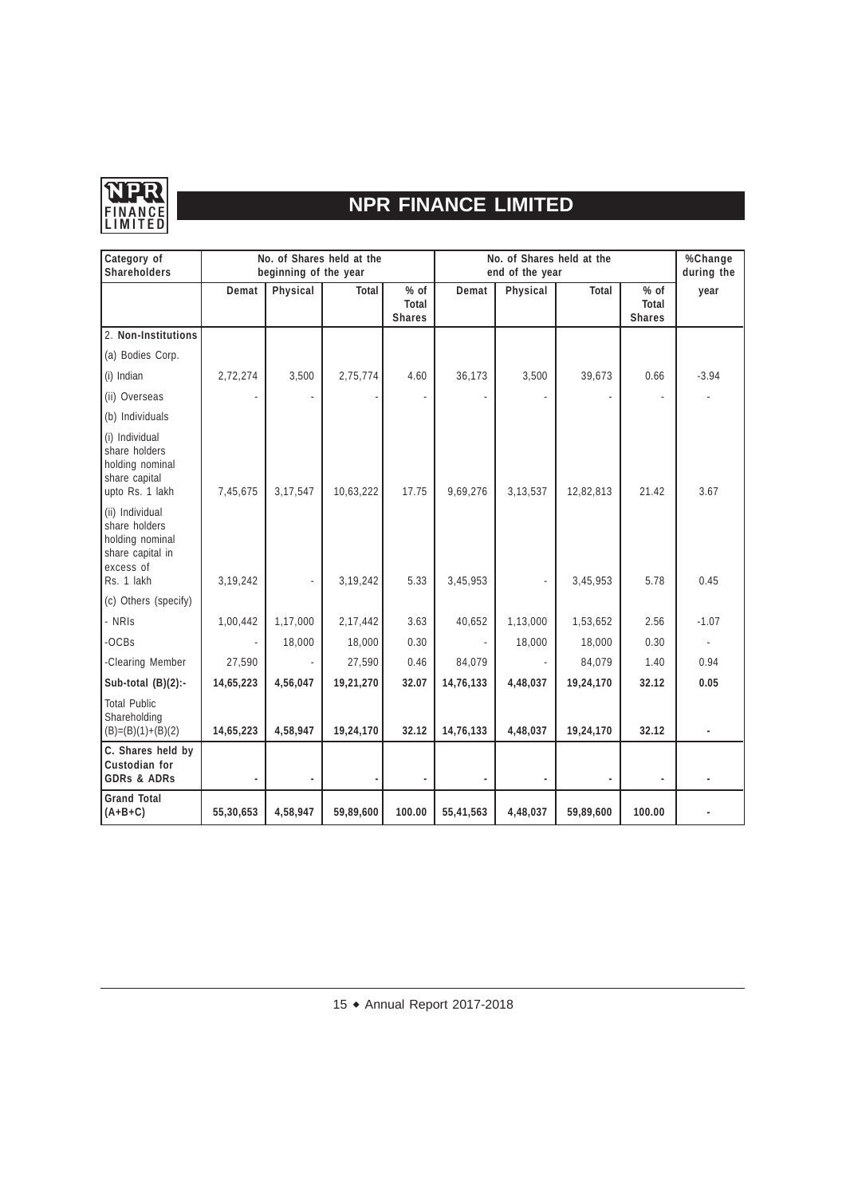| Category of Shareholders | No. of Shares held at the beginning of the year | | | | No. of Shares held at the end of the year | | | | %Change during the year |
|---|---|---|---|---|---|---|---|---|---|
| | Demat | Physical | Total | % of Total Shares | Demat | Physical | Total | % of Total Shares | |
| 2. **Non-Institutions** | | | | | | | | | |
| (a) Bodies Corp. | | | | | | | | | |
| (i) Indian | 2,72,274 | 3,500 | 2,75,774 | 4.60 | 36,173 | 3,500 | 39,673 | 0.66 | -3.94 |
| (ii) Overseas | - | - | - | - | - | - | - | - | - |
| (b) Individuals | | | | | | | | | |
| (i) Individual share holders holding nominal share capital upto Rs. 1 lakh | 7,45,675 | 3,17,547 | 10,63,222 | 17.75 | 9,69,276 | 3,13,537 | 12,82,813 | 21.42 | 3.67 |
| (ii) Individual share holders holding nominal share capital in excess of Rs. 1 lakh | 3,19,242 | - | 3,19,242 | 5.33 | 3,45,953 | - | 3,45,953 | 5.78 | 0.45 |
| (c) Others (specify) | | | | | | | | | |
| - NRIs | 1,00,442 | 1,17,000 | 2,17,442 | 3.63 | 40,652 | 1,13,000 | 1,53,652 | 2.56 | -1.07 |
| -OCBs | - | 18,000 | 18,000 | 0.30 | - | 18,000 | 18,000 | 0.30 | - |
| -Clearing Member | 27,590 | - | 27,590 | 0.46 | 84,079 | - | 84,079 | 1.40 | 0.94 |
| **Sub-total (B)(2):-** | **14,65,223** | **4,56,047** | **19,21,270** | **32.07** | **14,76,133** | **4,48,037** | **19,24,170** | **32.12** | **0.05** |
| Total Public Shareholding (B)=(B)(1)+(B)(2) | **14,65,223** | **4,58,947** | **19,24,170** | **32.12** | **14,76,133** | **4,48,037** | **19,24,170** | **32.12** | **-** |
| **C. Shares held by Custodian for GDRs & ADRs** | **-** | **-** | **-** | **-** | **-** | **-** | **-** | **-** | **-** |
| **Grand Total (A+B+C)** | **55,30,653** | **4,58,947** | **59,89,600** | **100.00** | **55,41,563** | **4,48,037** | **59,89,600** | **100.00** | **-** |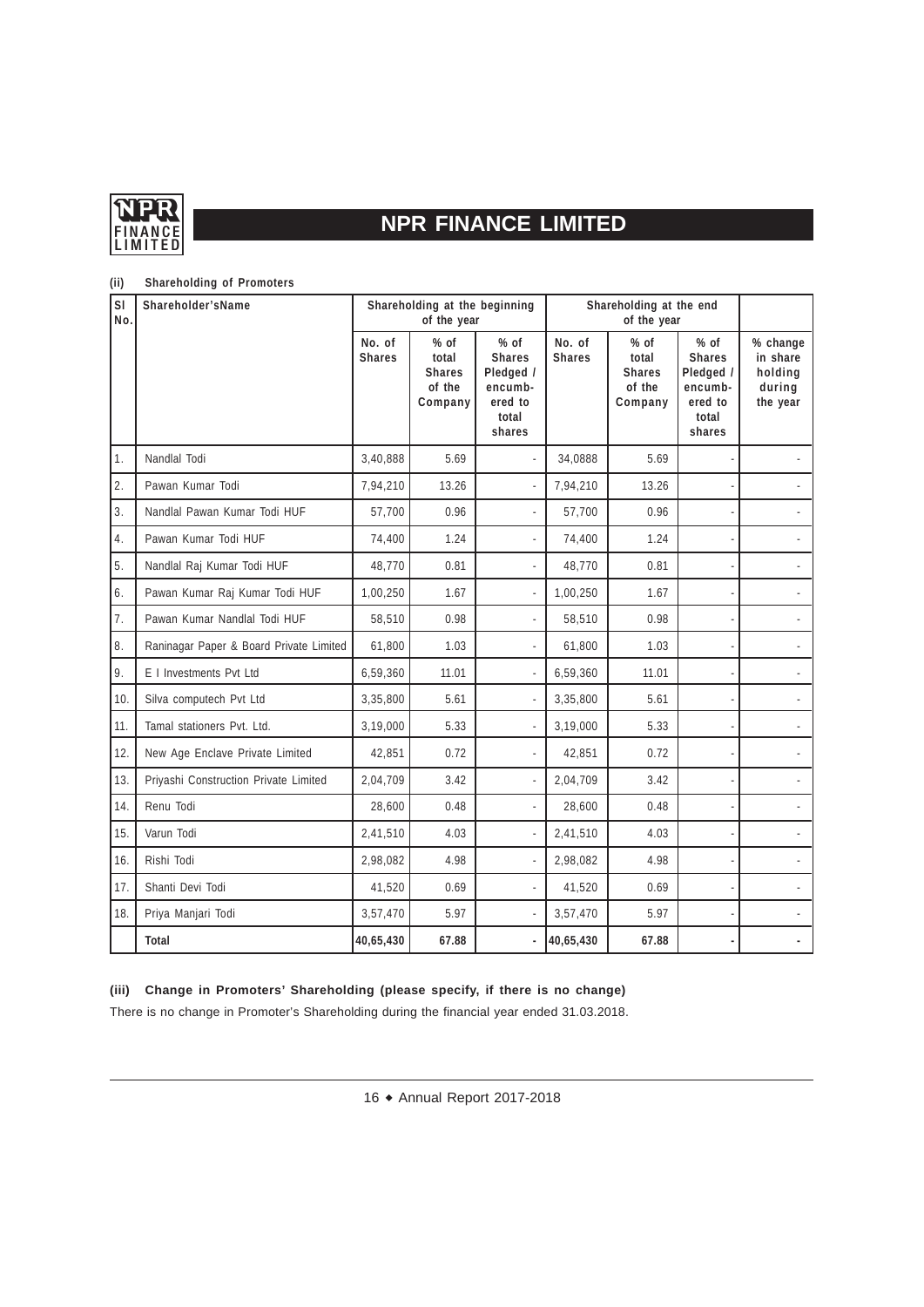**(ii) Shareholding of Promoters**

| Sl No. | Shareholder'sName | Shareholding at the beginning of the year | | | Shareholding at the end of the year | | | |
|---|---|---|---|---|---|---|---|---|
| | | No. of Shares | % of total Shares of the Company | % of Shares Pledged / encumbered to total shares | No. of Shares | % of total Shares of the Company | % of Shares Pledged / encumbered to total shares | % change in share holding during the year |
| 1. | Nandlal Todi | 3,40,888 | 5.69 | - | 34,0888 | 5.69 | - | - |
| 2. | Pawan Kumar Todi | 7,94,210 | 13.26 | - | 7,94,210 | 13.26 | - | - |
| 3. | Nandlal Pawan Kumar Todi HUF | 57,700 | 0.96 | - | 57,700 | 0.96 | - | - |
| 4. | Pawan Kumar Todi HUF | 74,400 | 1.24 | - | 74,400 | 1.24 | - | - |
| 5. | Nandlal Raj Kumar Todi HUF | 48,770 | 0.81 | - | 48,770 | 0.81 | - | - |
| 6. | Pawan Kumar Raj Kumar Todi HUF | 1,00,250 | 1.67 | - | 1,00,250 | 1.67 | - | - |
| 7. | Pawan Kumar Nandlal Todi HUF | 58,510 | 0.98 | - | 58,510 | 0.98 | - | - |
| 8. | Raninagar Paper & Board Private Limited | 61,800 | 1.03 | - | 61,800 | 1.03 | - | - |
| 9. | E I Investments Pvt Ltd | 6,59,360 | 11.01 | - | 6,59,360 | 11.01 | - | - |
| 10. | Silva computech Pvt Ltd | 3,35,800 | 5.61 | - | 3,35,800 | 5.61 | - | - |
| 11. | Tamal stationers Pvt. Ltd. | 3,19,000 | 5.33 | - | 3,19,000 | 5.33 | - | - |
| 12. | New Age Enclave Private Limited | 42,851 | 0.72 | - | 42,851 | 0.72 | - | - |
| 13. | Priyashi Construction Private Limited | 2,04,709 | 3.42 | - | 2,04,709 | 3.42 | - | - |
| 14. | Renu Todi | 28,600 | 0.48 | - | 28,600 | 0.48 | - | - |
| 15. | Varun Todi | 2,41,510 | 4.03 | - | 2,41,510 | 4.03 | - | - |
| 16. | Rishi Todi | 2,98,082 | 4.98 | - | 2,98,082 | 4.98 | - | - |
| 17. | Shanti Devi Todi | 41,520 | 0.69 | - | 41,520 | 0.69 | - | - |
| 18. | Priya Manjari Todi | 3,57,470 | 5.97 | - | 3,57,470 | 5.97 | - | - |
| | **Total** | **40,65,430** | **67.88** | **-** | **40,65,430** | **67.88** | **-** | **-** |

**(iii) Change in Promoters' Shareholding (please specify, if there is no change)**

There is no change in Promoter's Shareholding during the financial year ended 31.03.2018.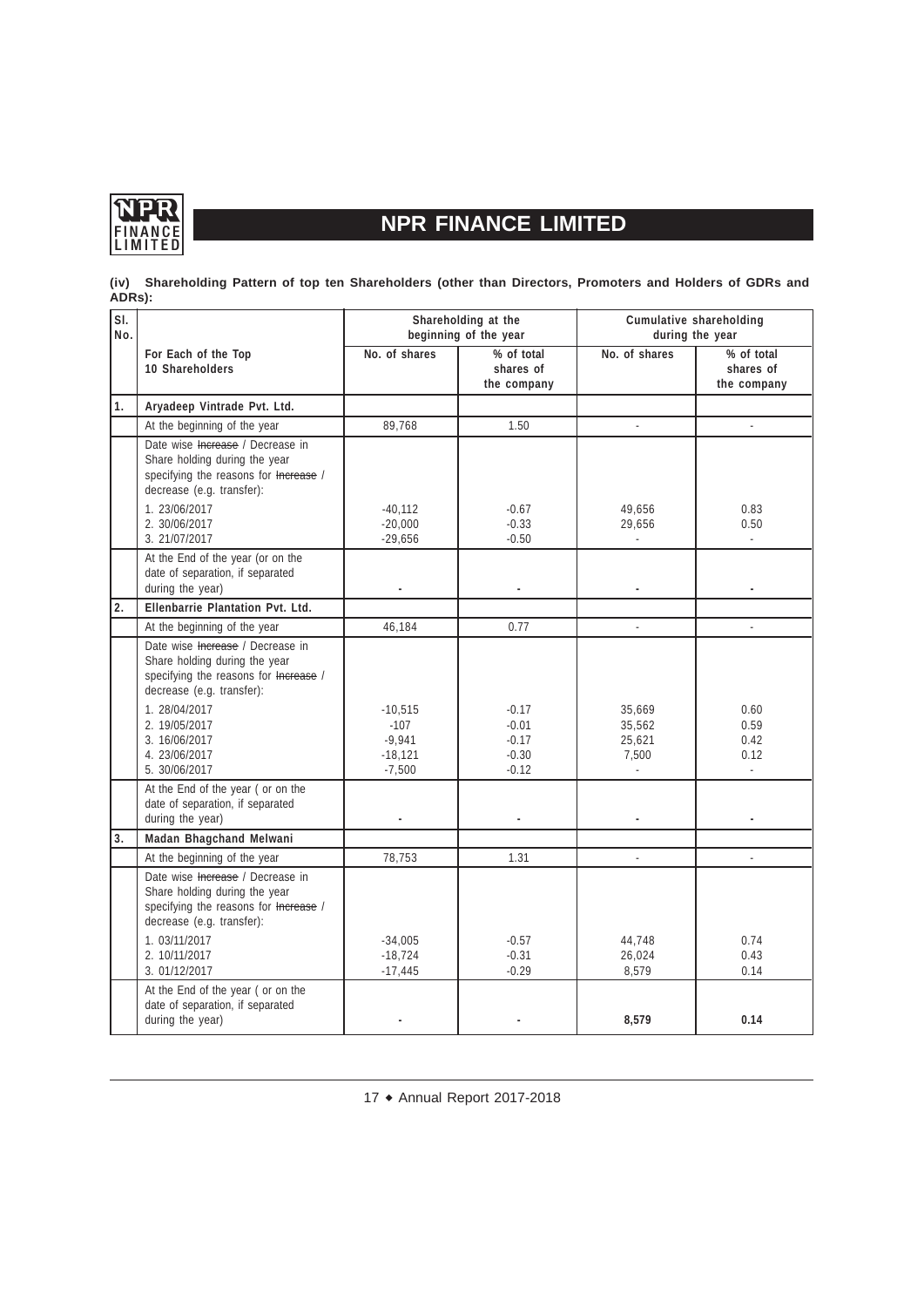# NPR FINANCE LIMITED

**(iv) Shareholding Pattern of top ten Shareholders (other than Directors, Promoters and Holders of GDRs and ADRs):**

| Sl. No. | | Shareholding at the beginning of the year | | Cumulative shareholding during the year | |
|---|---|---|---|---|---|
| | For Each of the Top 10 Shareholders | No. of shares | % of total shares of the company | No. of shares | % of total shares of the company |
| 1. | **Aryadeep Vintrade Pvt. Ltd.** | | | | |
| | At the beginning of the year | 89,768 | 1.50 | - | - |
| | Date wise ~~Increase~~ / Decrease in Share holding during the year specifying the reasons for ~~Increase~~ / decrease (e.g. transfer): | | | | |
| | 1. 23/06/2017 | -40,112 | -0.67 | 49,656 | 0.83 |
| | 2. 30/06/2017 | -20,000 | -0.33 | 29,656 | 0.50 |
| | 3. 21/07/2017 | -29,656 | -0.50 | - | - |
| | At the End of the year (or on the date of separation, if separated during the year) | - | - | - | - |
| 2. | **Ellenbarrie Plantation Pvt. Ltd.** | | | | |
| | At the beginning of the year | 46,184 | 0.77 | - | - |
| | Date wise ~~Increase~~ / Decrease in Share holding during the year specifying the reasons for ~~Increase~~ / decrease (e.g. transfer): | | | | |
| | 1. 28/04/2017 | -10,515 | -0.17 | 35,669 | 0.60 |
| | 2. 19/05/2017 | -107 | -0.01 | 35,562 | 0.59 |
| | 3. 16/06/2017 | -9,941 | -0.17 | 25,621 | 0.42 |
| | 4. 23/06/2017 | -18,121 | -0.30 | 7,500 | 0.12 |
| | 5. 30/06/2017 | -7,500 | -0.12 | - | - |
| | At the End of the year ( or on the date of separation, if separated during the year) | - | - | - | - |
| 3. | **Madan Bhagchand Melwani** | | | | |
| | At the beginning of the year | 78,753 | 1.31 | - | - |
| | Date wise ~~Increase~~ / Decrease in Share holding during the year specifying the reasons for ~~Increase~~ / decrease (e.g. transfer): | | | | |
| | 1. 03/11/2017 | -34,005 | -0.57 | 44,748 | 0.74 |
| | 2. 10/11/2017 | -18,724 | -0.31 | 26,024 | 0.43 |
| | 3. 01/12/2017 | -17,445 | -0.29 | 8,579 | 0.14 |
| | At the End of the year ( or on the date of separation, if separated during the year) | - | - | **8,579** | **0.14** |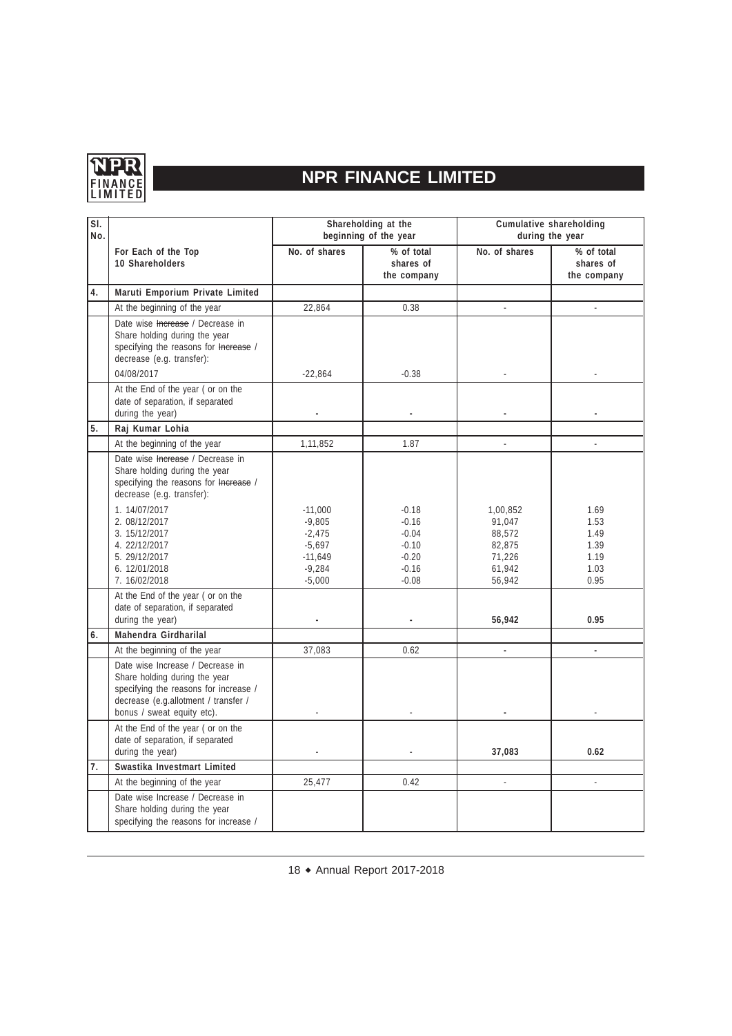| Sl. No. | | Shareholding at the beginning of the year | | Cumulative shareholding during the year | |
|---|---|---|---|---|---|
| | For Each of the Top 10 Shareholders | No. of shares | % of total shares of the company | No. of shares | % of total shares of the company |
| 4. | **Maruti Emporium Private Limited** | | | | |
| | At the beginning of the year | 22,864 | 0.38 | - | - |
| | Date wise ~~Increase~~ / Decrease in Share holding during the year specifying the reasons for ~~Increase~~ / decrease (e.g. transfer):<br>04/08/2017 | -22,864 | -0.38 | - | - |
| | At the End of the year ( or on the date of separation, if separated during the year) | - | - | - | - |
| 5. | **Raj Kumar Lohia** | | | | |
| | At the beginning of the year | 1,11,852 | 1.87 | - | - |
| | Date wise ~~Increase~~ / Decrease in Share holding during the year specifying the reasons for ~~Increase~~ / decrease (e.g. transfer): | | | | |
| | 1. 14/07/2017 | -11,000 | -0.18 | 1,00,852 | 1.69 |
| | 2. 08/12/2017 | -9,805 | -0.16 | 91,047 | 1.53 |
| | 3. 15/12/2017 | -2,475 | -0.04 | 88,572 | 1.49 |
| | 4. 22/12/2017 | -5,697 | -0.10 | 82,875 | 1.39 |
| | 5. 29/12/2017 | -11,649 | -0.20 | 71,226 | 1.19 |
| | 6. 12/01/2018 | -9,284 | -0.16 | 61,942 | 1.03 |
| | 7. 16/02/2018 | -5,000 | -0.08 | 56,942 | 0.95 |
| | At the End of the year ( or on the date of separation, if separated during the year) | - | - | **56,942** | **0.95** |
| 6. | **Mahendra Girdharilal** | | | | |
| | At the beginning of the year | 37,083 | 0.62 | - | - |
| | Date wise Increase / Decrease in Share holding during the year specifying the reasons for increase / decrease (e.g.allotment / transfer / bonus / sweat equity etc). | - | - | - | - |
| | At the End of the year ( or on the date of separation, if separated during the year) | - | - | **37,083** | **0.62** |
| 7. | **Swastika Investmart Limited** | | | | |
| | At the beginning of the year | 25,477 | 0.42 | - | - |
| | Date wise Increase / Decrease in Share holding during the year specifying the reasons for increase / | | | | |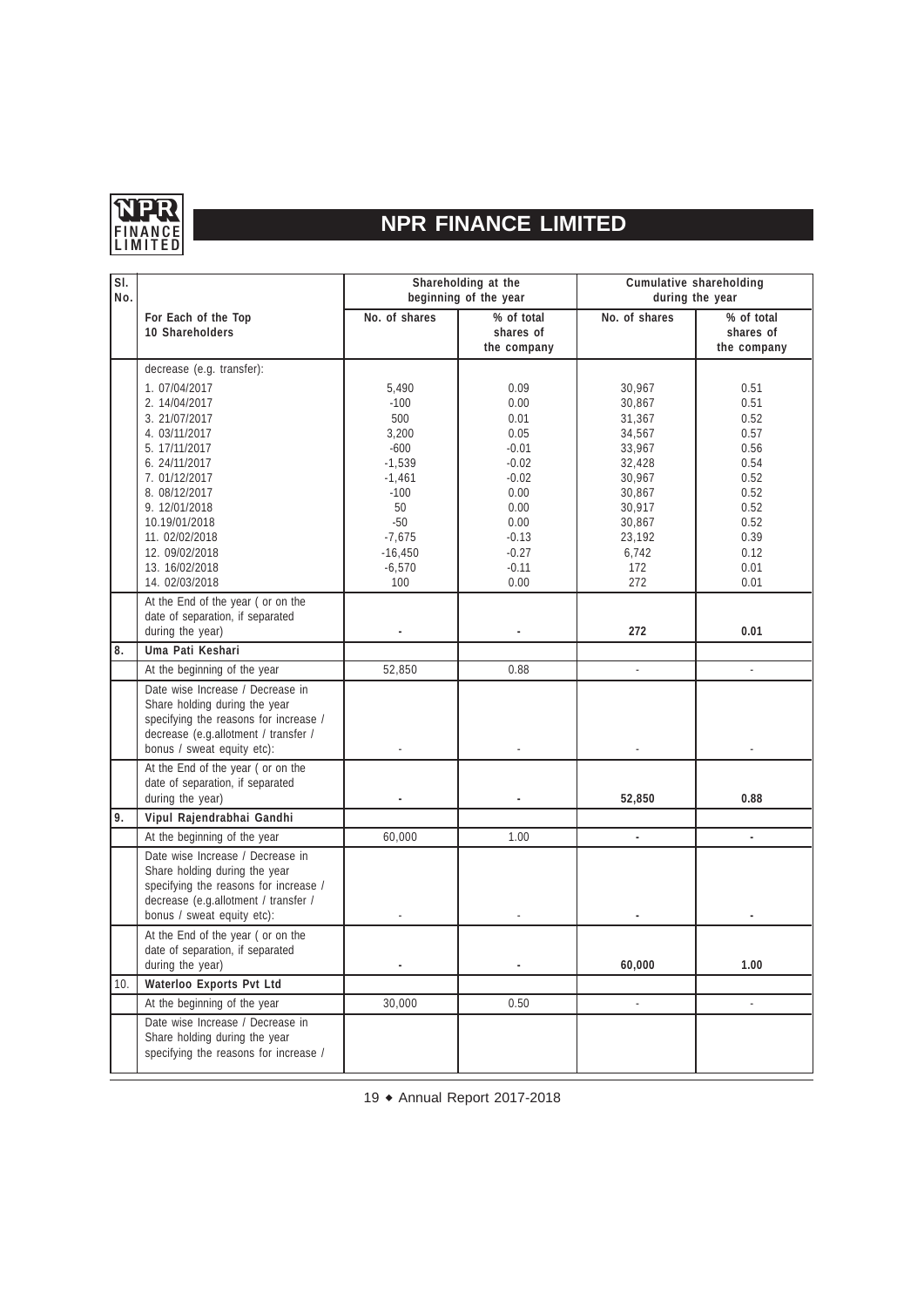| Sl. No. | | Shareholding at the beginning of the year | | Cumulative shareholding during the year | |
|---|---|---|---|---|---|
| | For Each of the Top 10 Shareholders | No. of shares | % of total shares of the company | No. of shares | % of total shares of the company |
| | decrease (e.g. transfer): | | | | |
| | 1. 07/04/2017 | 5,490 | 0.09 | 30,967 | 0.51 |
| | 2. 14/04/2017 | -100 | 0.00 | 30,867 | 0.51 |
| | 3. 21/07/2017 | 500 | 0.01 | 31,367 | 0.52 |
| | 4. 03/11/2017 | 3,200 | 0.05 | 34,567 | 0.57 |
| | 5. 17/11/2017 | -600 | -0.01 | 33,967 | 0.56 |
| | 6. 24/11/2017 | -1,539 | -0.02 | 32,428 | 0.54 |
| | 7. 01/12/2017 | -1,461 | -0.02 | 30,967 | 0.52 |
| | 8. 08/12/2017 | -100 | 0.00 | 30,867 | 0.52 |
| | 9. 12/01/2018 | 50 | 0.00 | 30,917 | 0.52 |
| | 10.19/01/2018 | -50 | 0.00 | 30,867 | 0.52 |
| | 11. 02/02/2018 | -7,675 | -0.13 | 23,192 | 0.39 |
| | 12. 09/02/2018 | -16,450 | -0.27 | 6,742 | 0.12 |
| | 13. 16/02/2018 | -6,570 | -0.11 | 172 | 0.01 |
| | 14. 02/03/2018 | 100 | 0.00 | 272 | 0.01 |
| | At the End of the year ( or on the date of separation, if separated during the year) | - | - | **272** | **0.01** |
| **8.** | **Uma Pati Keshari** | | | | |
| | At the beginning of the year | 52,850 | 0.88 | - | - |
| | Date wise Increase / Decrease in Share holding during the year specifying the reasons for increase / decrease (e.g.allotment / transfer / bonus / sweat equity etc): | - | - | - | - |
| | At the End of the year ( or on the date of separation, if separated during the year) | - | - | **52,850** | **0.88** |
| **9.** | **Vipul Rajendrabhai Gandhi** | | | | |
| | At the beginning of the year | 60,000 | 1.00 | - | - |
| | Date wise Increase / Decrease in Share holding during the year specifying the reasons for increase / decrease (e.g.allotment / transfer / bonus / sweat equity etc): | - | - | - | - |
| | At the End of the year ( or on the date of separation, if separated during the year) | - | - | **60,000** | **1.00** |
| 10. | **Waterloo Exports Pvt Ltd** | | | | |
| | At the beginning of the year | 30,000 | 0.50 | - | - |
| | Date wise Increase / Decrease in Share holding during the year specifying the reasons for increase / | | | | |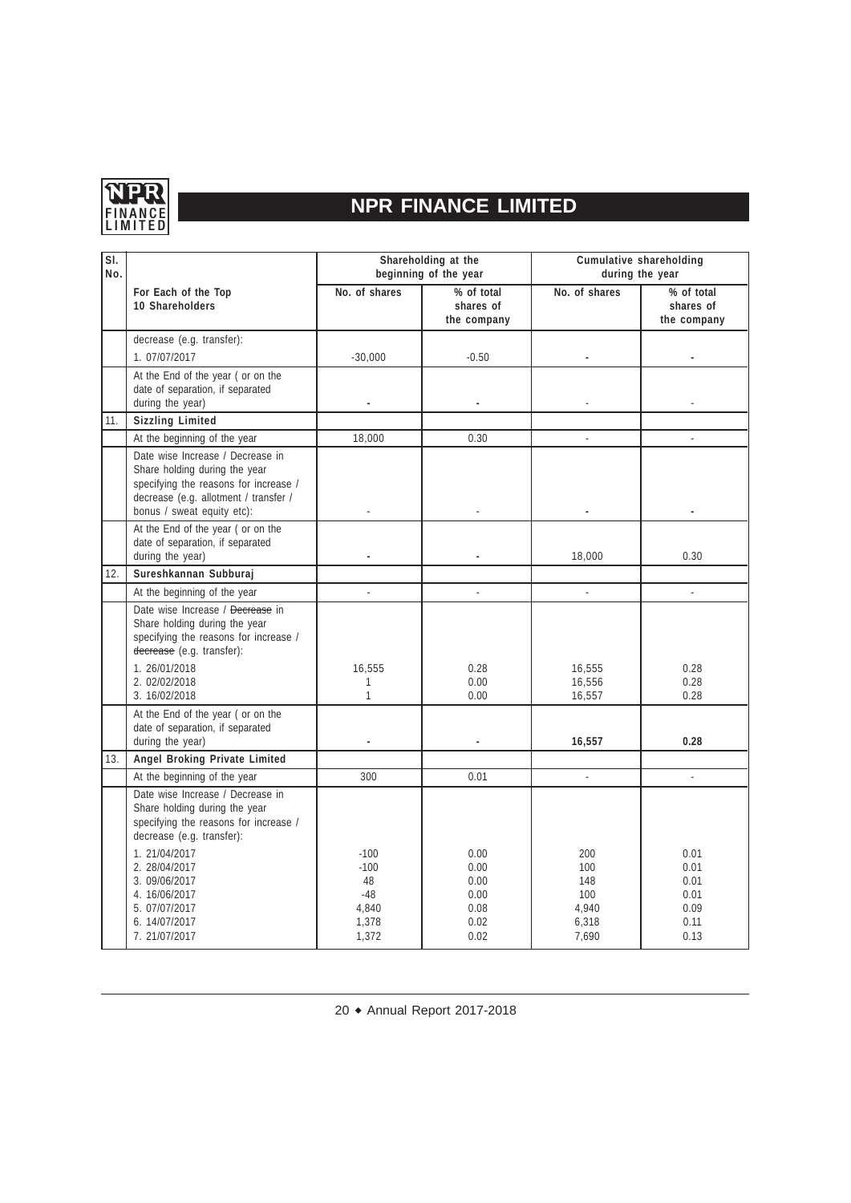# NPR FINANCE LIMITED

| Sl. No. | | Shareholding at the beginning of the year | | Cumulative shareholding during the year | |
|---|---|---|---|---|---|
| | For Each of the Top 10 Shareholders | No. of shares | % of total shares of the company | No. of shares | % of total shares of the company |
| | decrease (e.g. transfer): | | | | |
| | 1. 07/07/2017 | -30,000 | -0.50 | - | - |
| | At the End of the year ( or on the date of separation, if separated during the year) | - | - | - | - |
| 11. | **Sizzling Limited** | | | | |
| | At the beginning of the year | 18,000 | 0.30 | - | - |
| | Date wise Increase / Decrease in Share holding during the year specifying the reasons for increase / decrease (e.g. allotment / transfer / bonus / sweat equity etc): | - | - | - | - |
| | At the End of the year ( or on the date of separation, if separated during the year) | - | - | 18,000 | 0.30 |
| 12. | **Sureshkannan Subburaj** | | | | |
| | At the beginning of the year | - | - | - | - |
| | Date wise Increase / ~~Decrease~~ in Share holding during the year specifying the reasons for increase / ~~decrease~~ (e.g. transfer): | | | | |
| | 1. 26/01/2018 | 16,555 | 0.28 | 16,555 | 0.28 |
| | 2. 02/02/2018 | 1 | 0.00 | 16,556 | 0.28 |
| | 3. 16/02/2018 | 1 | 0.00 | 16,557 | 0.28 |
| | At the End of the year ( or on the date of separation, if separated during the year) | - | - | **16,557** | **0.28** |
| 13. | **Angel Broking Private Limited** | | | | |
| | At the beginning of the year | 300 | 0.01 | - | - |
| | Date wise Increase / Decrease in Share holding during the year specifying the reasons for increase / decrease (e.g. transfer): | | | | |
| | 1. 21/04/2017 | -100 | 0.00 | 200 | 0.01 |
| | 2. 28/04/2017 | -100 | 0.00 | 100 | 0.01 |
| | 3. 09/06/2017 | 48 | 0.00 | 148 | 0.01 |
| | 4. 16/06/2017 | -48 | 0.00 | 100 | 0.01 |
| | 5. 07/07/2017 | 4,840 | 0.08 | 4,940 | 0.09 |
| | 6. 14/07/2017 | 1,378 | 0.02 | 6,318 | 0.11 |
| | 7. 21/07/2017 | 1,372 | 0.02 | 7,690 | 0.13 |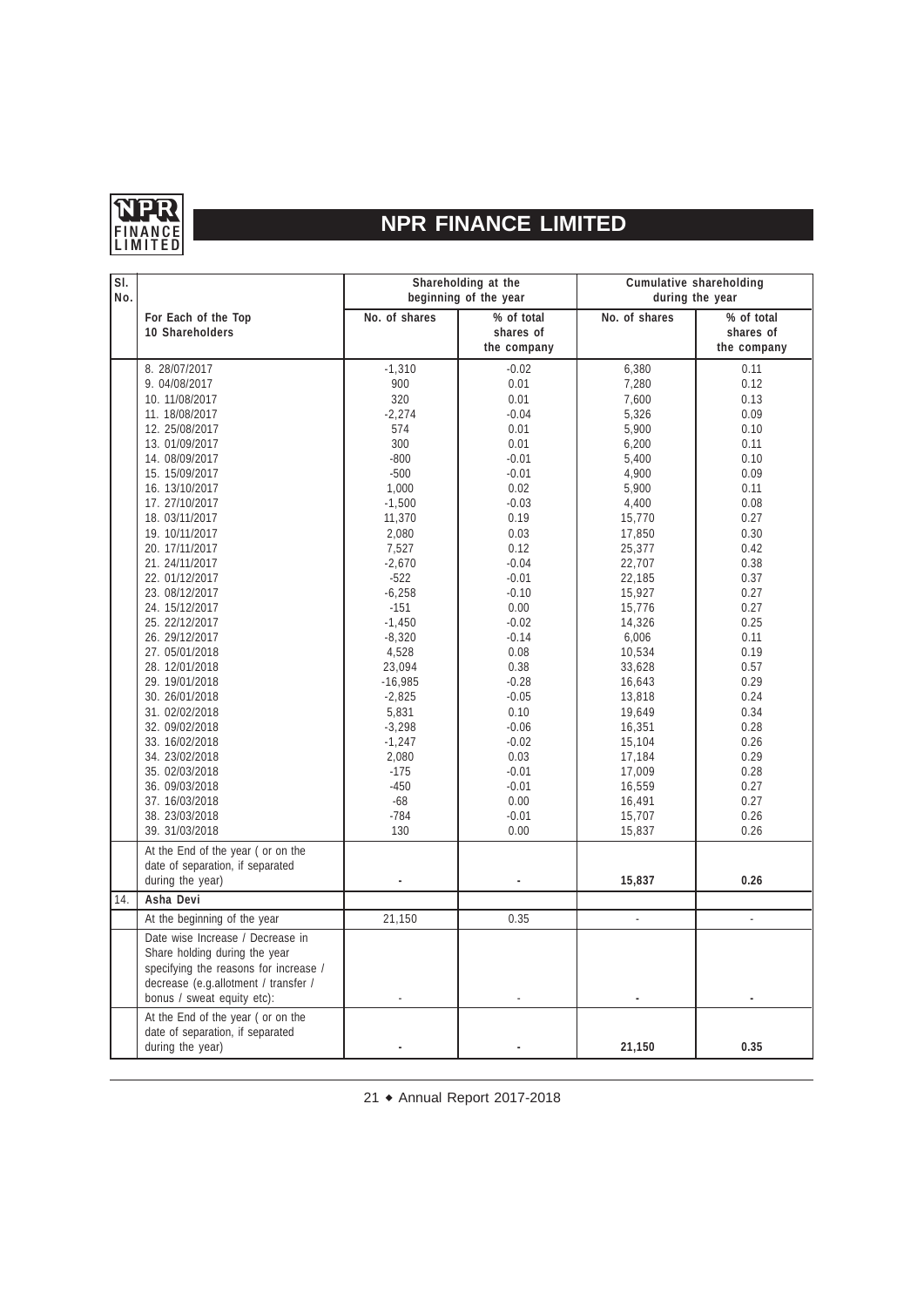| Sl. No. | For Each of the Top 10 Shareholders | Shareholding at the beginning of the year | | Cumulative shareholding during the year | |
|---|---|---|---|---|---|
| | | No. of shares | % of total shares of the company | No. of shares | % of total shares of the company |
| | 8. 28/07/2017 | -1,310 | -0.02 | 6,380 | 0.11 |
| | 9. 04/08/2017 | 900 | 0.01 | 7,280 | 0.12 |
| | 10. 11/08/2017 | 320 | 0.01 | 7,600 | 0.13 |
| | 11. 18/08/2017 | -2,274 | -0.04 | 5,326 | 0.09 |
| | 12. 25/08/2017 | 574 | 0.01 | 5,900 | 0.10 |
| | 13. 01/09/2017 | 300 | 0.01 | 6,200 | 0.11 |
| | 14. 08/09/2017 | -800 | -0.01 | 5,400 | 0.10 |
| | 15. 15/09/2017 | -500 | -0.01 | 4,900 | 0.09 |
| | 16. 13/10/2017 | 1,000 | 0.02 | 5,900 | 0.11 |
| | 17. 27/10/2017 | -1,500 | -0.03 | 4,400 | 0.08 |
| | 18. 03/11/2017 | 11,370 | 0.19 | 15,770 | 0.27 |
| | 19. 10/11/2017 | 2,080 | 0.03 | 17,850 | 0.30 |
| | 20. 17/11/2017 | 7,527 | 0.12 | 25,377 | 0.42 |
| | 21. 24/11/2017 | -2,670 | -0.04 | 22,707 | 0.38 |
| | 22. 01/12/2017 | -522 | -0.01 | 22,185 | 0.37 |
| | 23. 08/12/2017 | -6,258 | -0.10 | 15,927 | 0.27 |
| | 24. 15/12/2017 | -151 | 0.00 | 15,776 | 0.27 |
| | 25. 22/12/2017 | -1,450 | -0.02 | 14,326 | 0.25 |
| | 26. 29/12/2017 | -8,320 | -0.14 | 6,006 | 0.11 |
| | 27. 05/01/2018 | 4,528 | 0.08 | 10,534 | 0.19 |
| | 28. 12/01/2018 | 23,094 | 0.38 | 33,628 | 0.57 |
| | 29. 19/01/2018 | -16,985 | -0.28 | 16,643 | 0.29 |
| | 30. 26/01/2018 | -2,825 | -0.05 | 13,818 | 0.24 |
| | 31. 02/02/2018 | 5,831 | 0.10 | 19,649 | 0.34 |
| | 32. 09/02/2018 | -3,298 | -0.06 | 16,351 | 0.28 |
| | 33. 16/02/2018 | -1,247 | -0.02 | 15,104 | 0.26 |
| | 34. 23/02/2018 | 2,080 | 0.03 | 17,184 | 0.29 |
| | 35. 02/03/2018 | -175 | -0.01 | 17,009 | 0.28 |
| | 36. 09/03/2018 | -450 | -0.01 | 16,559 | 0.27 |
| | 37. 16/03/2018 | -68 | 0.00 | 16,491 | 0.27 |
| | 38. 23/03/2018 | -784 | -0.01 | 15,707 | 0.26 |
| | 39. 31/03/2018 | 130 | 0.00 | 15,837 | 0.26 |
| | At the End of the year ( or on the date of separation, if separated during the year) | - | - | **15,837** | **0.26** |
| 14. | **Asha Devi** | | | | |
| | At the beginning of the year | 21,150 | 0.35 | - | - |
| | Date wise Increase / Decrease in Share holding during the year specifying the reasons for increase / decrease (e.g.allotment / transfer / bonus / sweat equity etc): | - | - | - | - |
| | At the End of the year ( or on the date of separation, if separated during the year) | - | - | **21,150** | **0.35** |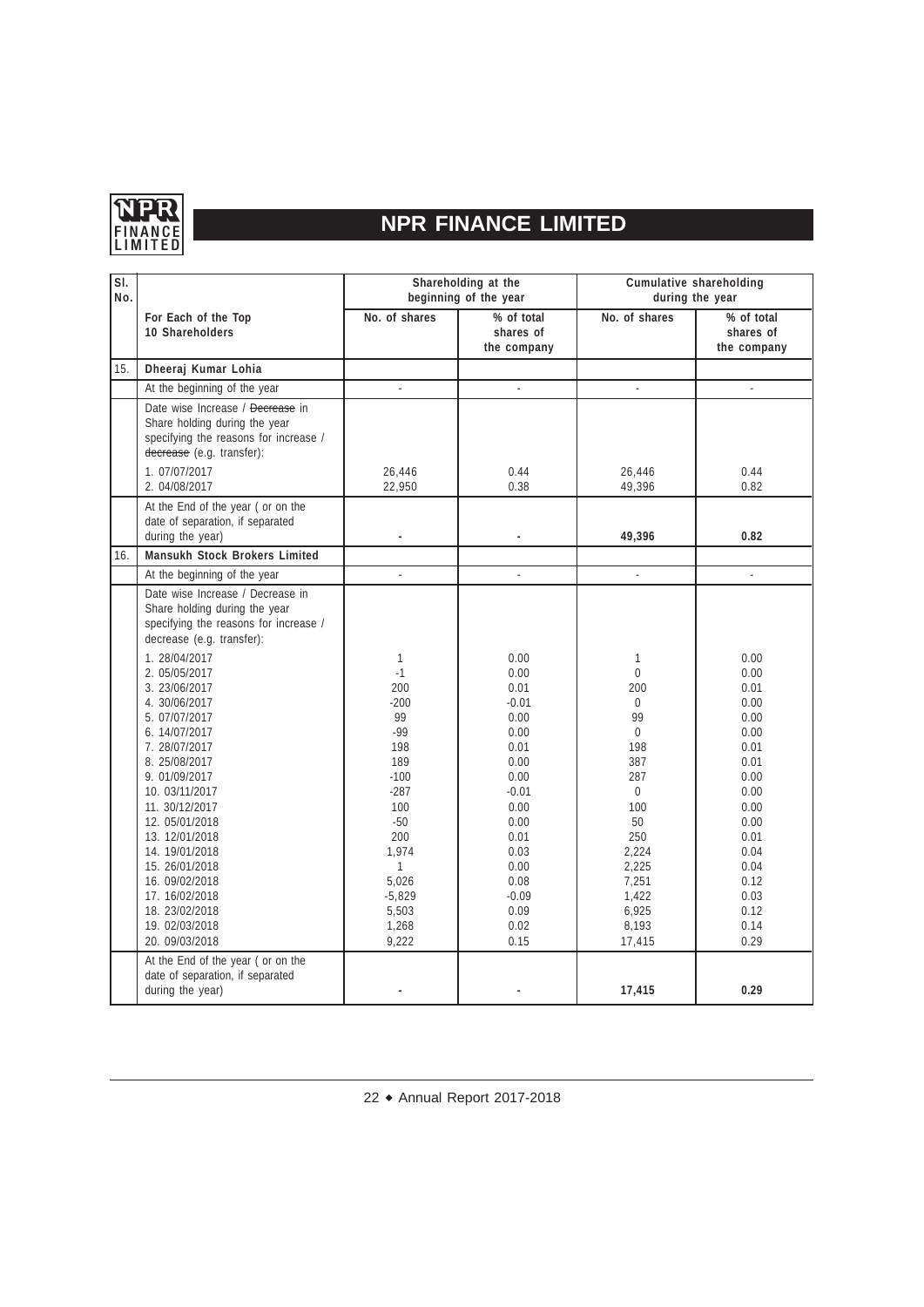| Sl. No. | | Shareholding at the beginning of the year | | Cumulative shareholding during the year | |
|---|---|---|---|---|---|
| | For Each of the Top 10 Shareholders | No. of shares | % of total shares of the company | No. of shares | % of total shares of the company |
| 15. | **Dheeraj Kumar Lohia** | | | | |
| | At the beginning of the year | - | - | - | - |
| | Date wise Increase / ~~Decrease~~ in Share holding during the year specifying the reasons for increase / ~~decrease~~ (e.g. transfer): | | | | |
| | 1. 07/07/2017 | 26,446 | 0.44 | 26,446 | 0.44 |
| | 2. 04/08/2017 | 22,950 | 0.38 | 49,396 | 0.82 |
| | At the End of the year ( or on the date of separation, if separated during the year) | - | - | **49,396** | **0.82** |
| 16. | **Mansukh Stock Brokers Limited** | | | | |
| | At the beginning of the year | - | - | - | - |
| | Date wise Increase / Decrease in Share holding during the year specifying the reasons for increase / decrease (e.g. transfer): | | | | |
| | 1. 28/04/2017 | 1 | 0.00 | 1 | 0.00 |
| | 2. 05/05/2017 | -1 | 0.00 | 0 | 0.00 |
| | 3. 23/06/2017 | 200 | 0.01 | 200 | 0.01 |
| | 4. 30/06/2017 | -200 | -0.01 | 0 | 0.00 |
| | 5. 07/07/2017 | 99 | 0.00 | 99 | 0.00 |
| | 6. 14/07/2017 | -99 | 0.00 | 0 | 0.00 |
| | 7. 28/07/2017 | 198 | 0.01 | 198 | 0.01 |
| | 8. 25/08/2017 | 189 | 0.00 | 387 | 0.01 |
| | 9. 01/09/2017 | -100 | 0.00 | 287 | 0.00 |
| | 10. 03/11/2017 | -287 | -0.01 | 0 | 0.00 |
| | 11. 30/12/2017 | 100 | 0.00 | 100 | 0.00 |
| | 12. 05/01/2018 | -50 | 0.00 | 50 | 0.00 |
| | 13. 12/01/2018 | 200 | 0.01 | 250 | 0.01 |
| | 14. 19/01/2018 | 1,974 | 0.03 | 2,224 | 0.04 |
| | 15. 26/01/2018 | 1 | 0.00 | 2,225 | 0.04 |
| | 16. 09/02/2018 | 5,026 | 0.08 | 7,251 | 0.12 |
| | 17. 16/02/2018 | -5,829 | -0.09 | 1,422 | 0.03 |
| | 18. 23/02/2018 | 5,503 | 0.09 | 6,925 | 0.12 |
| | 19. 02/03/2018 | 1,268 | 0.02 | 8,193 | 0.14 |
| | 20. 09/03/2018 | 9,222 | 0.15 | 17,415 | 0.29 |
| | At the End of the year ( or on the date of separation, if separated during the year) | - | - | **17,415** | **0.29** |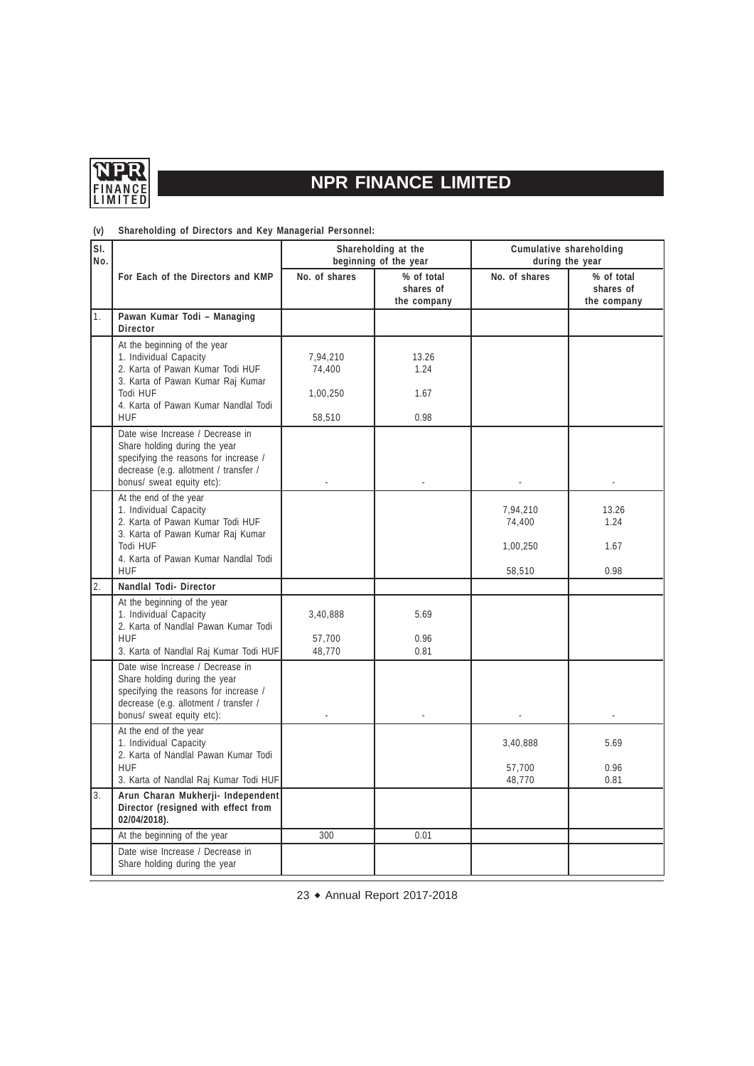# NPR FINANCE LIMITED

**(v) Shareholding of Directors and Key Managerial Personnel:**

| Sl. No. | For Each of the Directors and KMP | Shareholding at the beginning of the year | | Cumulative shareholding during the year | |
|---|---|---|---|---|---|
| | | No. of shares | % of total shares of the company | No. of shares | % of total shares of the company |
| 1. | **Pawan Kumar Todi – Managing Director** | | | | |
| | At the beginning of the year<br>1. Individual Capacity<br>2. Karta of Pawan Kumar Todi HUF<br>3. Karta of Pawan Kumar Raj Kumar Todi HUF<br>4. Karta of Pawan Kumar Nandlal Todi HUF | <br>7,94,210<br>74,400<br>1,00,250<br>58,510 | <br>13.26<br>1.24<br>1.67<br>0.98 | | |
| | Date wise Increase / Decrease in Share holding during the year specifying the reasons for increase / decrease (e.g. allotment / transfer / bonus/ sweat equity etc): | - | - | - | - |
| | At the end of the year<br>1. Individual Capacity<br>2. Karta of Pawan Kumar Todi HUF<br>3. Karta of Pawan Kumar Raj Kumar Todi HUF<br>4. Karta of Pawan Kumar Nandlal Todi HUF | | | <br>7,94,210<br>74,400<br>1,00,250<br>58,510 | <br>13.26<br>1.24<br>1.67<br>0.98 |
| 2. | **Nandlal Todi- Director** | | | | |
| | At the beginning of the year<br>1. Individual Capacity<br>2. Karta of Nandlal Pawan Kumar Todi HUF<br>3. Karta of Nandlal Raj Kumar Todi HUF | <br>3,40,888<br>57,700<br>48,770 | <br>5.69<br>0.96<br>0.81 | | |
| | Date wise Increase / Decrease in Share holding during the year specifying the reasons for increase / decrease (e.g. allotment / transfer / bonus/ sweat equity etc): | - | - | - | - |
| | At the end of the year<br>1. Individual Capacity<br>2. Karta of Nandlal Pawan Kumar Todi HUF<br>3. Karta of Nandlal Raj Kumar Todi HUF | | | <br>3,40,888<br>57,700<br>48,770 | <br>5.69<br>0.96<br>0.81 |
| 3. | **Arun Charan Mukherji- Independent Director (resigned with effect from 02/04/2018).** | | | | |
| | At the beginning of the year | 300 | 0.01 | | |
| | Date wise Increase / Decrease in Share holding during the year | | | | |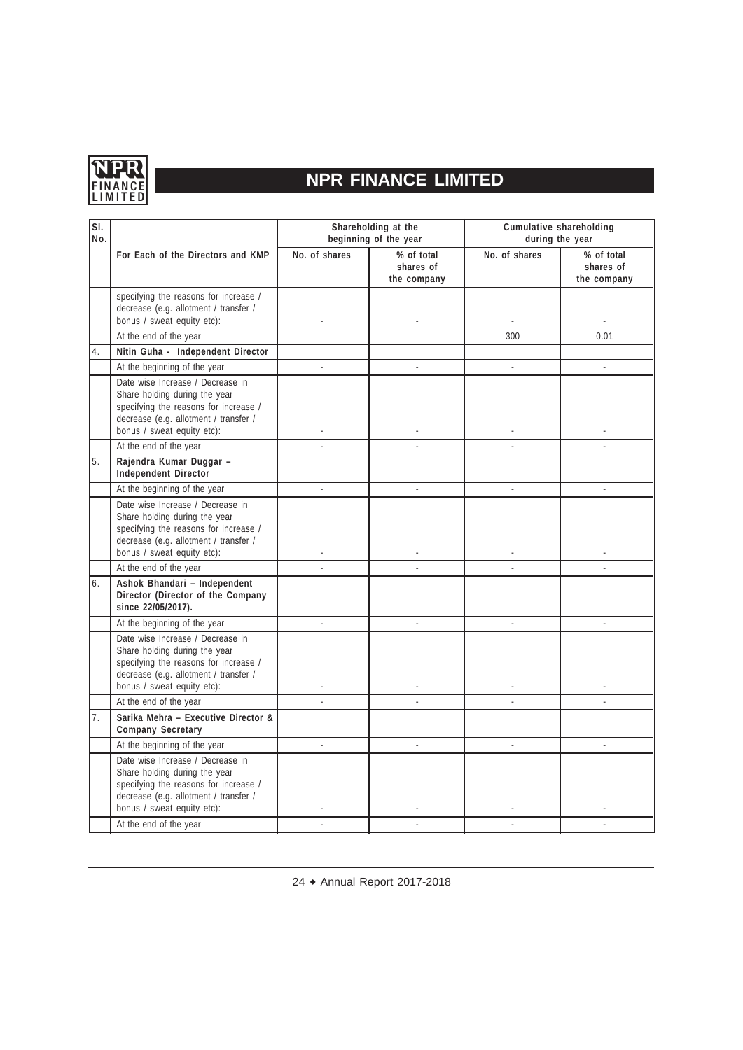| Sl. No. | For Each of the Directors and KMP | Shareholding at the beginning of the year | | Cumulative shareholding during the year | |
|---|---|---|---|---|---|
| | | No. of shares | % of total shares of the company | No. of shares | % of total shares of the company |
| | specifying the reasons for increase / decrease (e.g. allotment / transfer / bonus / sweat equity etc): | - | - | - | - |
| | At the end of the year | | | 300 | 0.01 |
| 4. | **Nitin Guha - Independent Director** | | | | |
| | At the beginning of the year | - | - | - | - |
| | Date wise Increase / Decrease in Share holding during the year specifying the reasons for increase / decrease (e.g. allotment / transfer / bonus / sweat equity etc): | - | - | - | - |
| | At the end of the year | - | - | - | - |
| 5. | **Rajendra Kumar Duggar – Independent Director** | | | | |
| | At the beginning of the year | - | - | - | - |
| | Date wise Increase / Decrease in Share holding during the year specifying the reasons for increase / decrease (e.g. allotment / transfer / bonus / sweat equity etc): | - | - | - | - |
| | At the end of the year | - | - | - | - |
| 6. | **Ashok Bhandari – Independent Director (Director of the Company since 22/05/2017).** | | | | |
| | At the beginning of the year | - | - | - | - |
| | Date wise Increase / Decrease in Share holding during the year specifying the reasons for increase / decrease (e.g. allotment / transfer / bonus / sweat equity etc): | - | - | - | - |
| | At the end of the year | - | - | - | - |
| 7. | **Sarika Mehra – Executive Director & Company Secretary** | | | | |
| | At the beginning of the year | - | - | - | - |
| | Date wise Increase / Decrease in Share holding during the year specifying the reasons for increase / decrease (e.g. allotment / transfer / bonus / sweat equity etc): | - | - | - | - |
| | At the end of the year | - | - | - | - |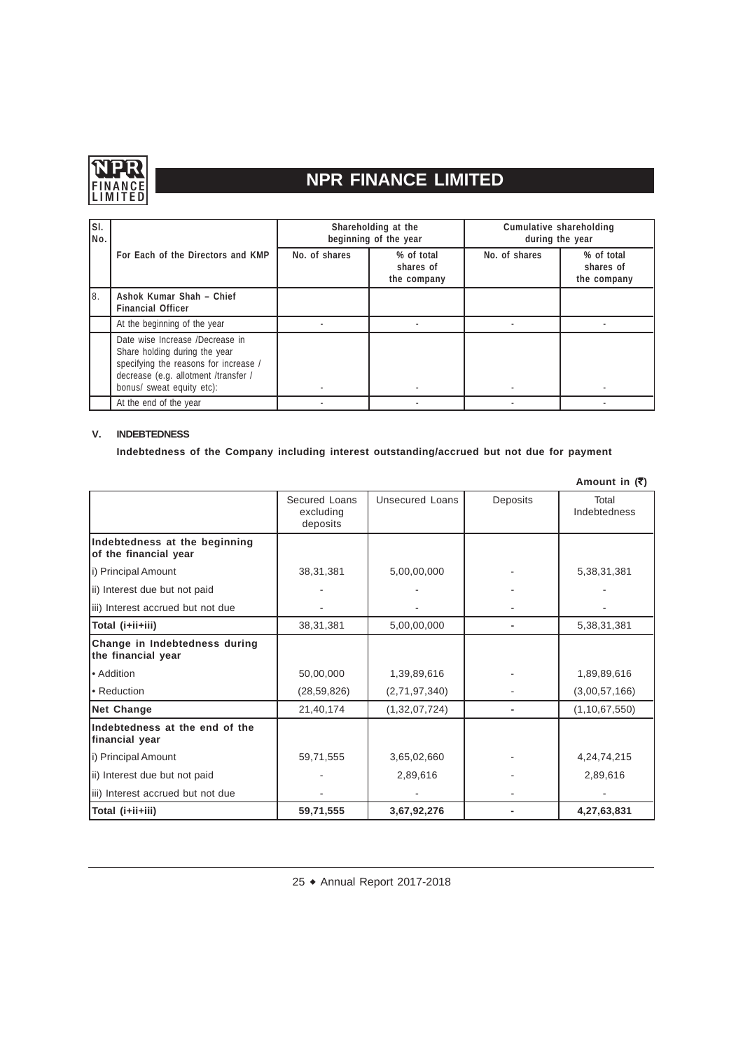| Sl. No. | For Each of the Directors and KMP | Shareholding at the beginning of the year | | Cumulative shareholding during the year | |
|---|---|---|---|---|---|
| | | No. of shares | % of total shares of the company | No. of shares | % of total shares of the company |
| 8. | **Ashok Kumar Shah – Chief Financial Officer** | | | | |
| | At the beginning of the year | - | - | - | - |
| | Date wise Increase /Decrease in Share holding during the year specifying the reasons for increase / decrease (e.g. allotment /transfer / bonus/ sweat equity etc): | - | - | - | - |
| | At the end of the year | - | - | - | - |

**V. INDEBTEDNESS**

**Indebtedness of the Company including interest outstanding/accrued but not due for payment**

**Amount in (₹)**

| | Secured Loans excluding deposits | Unsecured Loans | Deposits | Total Indebtedness |
|---|---|---|---|---|
| **Indebtedness at the beginning of the financial year** | | | | |
| i) Principal Amount | 38,31,381 | 5,00,00,000 | - | 5,38,31,381 |
| ii) Interest due but not paid | - | - | - | - |
| iii) Interest accrued but not due | - | - | - | - |
| **Total (i+ii+iii)** | 38,31,381 | 5,00,00,000 | - | 5,38,31,381 |
| **Change in Indebtedness during the financial year** | | | | |
| • Addition | 50,00,000 | 1,39,89,616 | - | 1,89,89,616 |
| • Reduction | (28,59,826) | (2,71,97,340) | - | (3,00,57,166) |
| **Net Change** | 21,40,174 | (1,32,07,724) | - | (1,10,67,550) |
| **Indebtedness at the end of the financial year** | | | | |
| i) Principal Amount | 59,71,555 | 3,65,02,660 | - | 4,24,74,215 |
| ii) Interest due but not paid | - | 2,89,616 | - | 2,89,616 |
| iii) Interest accrued but not due | - | - | - | - |
| **Total (i+ii+iii)** | **59,71,555** | **3,67,92,276** | **-** | **4,27,63,831** |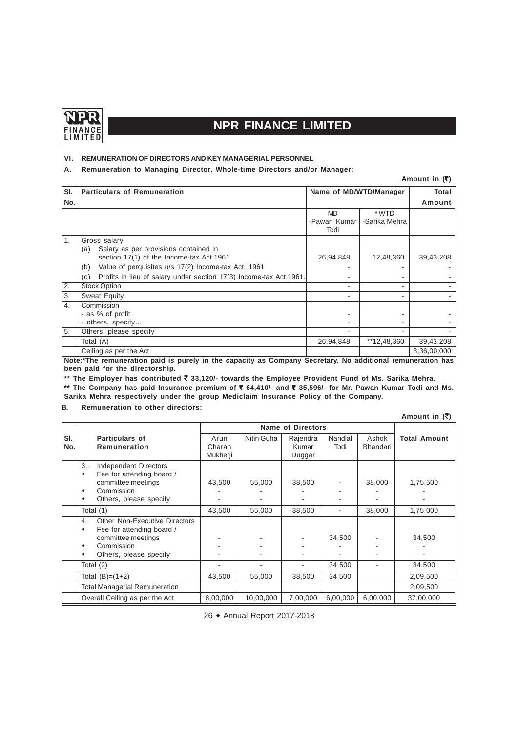### VI. REMUNERATION OF DIRECTORS AND KEY MANAGERIAL PERSONNEL

**A. Remuneration to Managing Director, Whole-time Directors and/or Manager:**

**Amount in (₹)**

| Sl. No. | Particulars of Remuneration | Name of MD/WTD/Manager | | Total Amount |
|---|---|---|---|---|
| | | MD -Pawan Kumar Todi | *WTD -Sarika Mehra | |
| 1. | Gross salary | | | |
| | (a) Salary as per provisions contained in section 17(1) of the Income-tax Act,1961 | 26,94,848 | 12,48,360 | 39,43,208 |
| | (b) Value of perquisites u/s 17(2) Income-tax Act, 1961 | - | - | - |
| | (c) Profits in lieu of salary under section 17(3) Income-tax Act,1961. | - | - | - |
| 2. | Stock Option | - | - | - |
| 3. | Sweat Equity | - | - | - |
| 4. | Commission | | | |
| | - as % of profit | - | - | - |
| | - others, specify… | - | - | - |
| 5. | Others, please specify | - | - | - |
| | Total (A) | 26,94,848 | **12,48,360 | 39,43,208 |
| | Ceiling as per the Act | | | 3,36,00,000 |

**Note:*The remuneration paid is purely in the capacity as Company Secretary. No additional remuneration has been paid for the directorship.**

**** The Employer has contributed ₹ 33,120/- towards the Employee Provident Fund of Ms. Sarika Mehra.**

**** The Company has paid Insurance premium of ₹ 64,410/- and ₹ 35,596/- for Mr. Pawan Kumar Todi and Ms. Sarika Mehra respectively under the group Mediclaim Insurance Policy of the Company.**

**B. Remuneration to other directors:**

**Amount in (₹)**

| Sl. No. | Particulars of Remuneration | Name of Directors | | | | | Total Amount |
|---|---|---|---|---|---|---|---|
| | | Arun Charan Mukherji | Nitin Guha | Rajendra Kumar Duggar | Nandlal Todi | Ashok Bhandari | |
| | 3. Independent Directors | | | | | | |
| | ♦ Fee for attending board / committee meetings | 43,500 | 55,000 | 38,500 | - | 38,000 | 1,75,500 |
| | ♦ Commission | - | - | - | - | - | - |
| | ♦ Others, please specify | - | - | - | - | - | - |
| | Total (1) | 43,500 | 55,000 | 38,500 | - | 38,000 | 1,75,000 |
| | 4. Other Non-Executive Directors | | | | | | |
| | ♦ Fee for attending board / committee meetings | - | - | - | 34,500 | - | 34,500 |
| | ♦ Commission | - | - | - | - | - | - |
| | ♦ Others, please specify | - | - | - | - | - | - |
| | Total (2) | - | - | - | 34,500 | - | 34,500 |
| | Total (B)=(1+2) | 43,500 | 55,000 | 38,500 | 34,500 | | 2,09,500 |
| | Total Managerial Remuneration | | | | | | 2,09,500 |
| | Overall Ceiling as per the Act | 8,00,000 | 10,00,000 | 7,00,000 | 6,00,000 | 6,00,000 | 37,00,000 |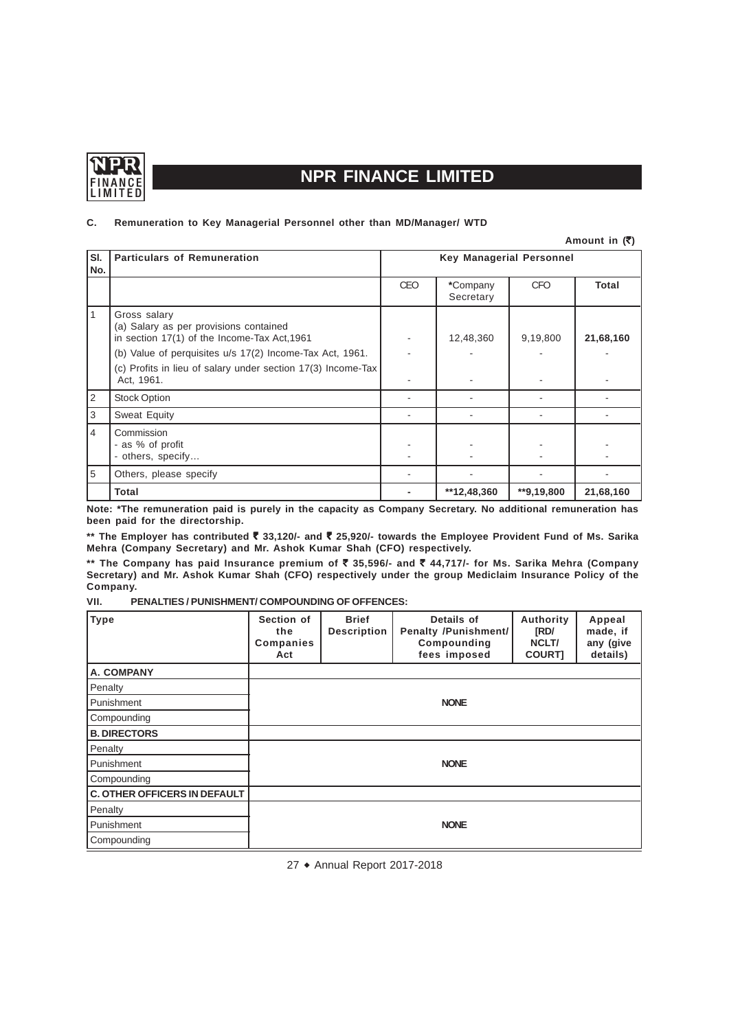### C. Remuneration to Key Managerial Personnel other than MD/Manager/ WTD

**Amount in (₹)**

| Sl. No. | Particulars of Remuneration | Key Managerial Personnel | | | |
|---|---|---|---|---|---|
| | | CEO | *Company Secretary | CFO | Total |
| 1 | Gross salary<br>(a) Salary as per provisions contained in section 17(1) of the Income-Tax Act,1961<br>(b) Value of perquisites u/s 17(2) Income-Tax Act, 1961.<br>(c) Profits in lieu of salary under section 17(3) Income-Tax Act, 1961. | -<br>-<br>- | 12,48,360<br>-<br>- | 9,19,800<br>-<br>- | 21,68,160<br>-<br>- |
| 2 | Stock Option | - | - | - | - |
| 3 | Sweat Equity | - | - | - | - |
| 4 | Commission<br>- as % of profit<br>- others, specify... | -<br>- | -<br>- | -<br>- | -<br>- |
| 5 | Others, please specify | - | - | - | - |
| | **Total** | - | **12,48,360 | **9,19,800 | 21,68,160 |

**Note: *The remuneration paid is purely in the capacity as Company Secretary. No additional remuneration has been paid for the directorship.**

**** The Employer has contributed ₹ 33,120/- and ₹ 25,920/- towards the Employee Provident Fund of Ms. Sarika Mehra (Company Secretary) and Mr. Ashok Kumar Shah (CFO) respectively.**

**** The Company has paid Insurance premium of ₹ 35,596/- and ₹ 44,717/- for Ms. Sarika Mehra (Company Secretary) and Mr. Ashok Kumar Shah (CFO) respectively under the group Mediclaim Insurance Policy of the Company.**

### VII. PENALTIES / PUNISHMENT/ COMPOUNDING OF OFFENCES:

| Type | Section of the Companies Act | Brief Description | Details of Penalty /Punishment/ Compounding fees imposed | Authority [RD/ NCLT/ COURT] | Appeal made, if any (give details) |
|---|---|---|---|---|---|
| **A. COMPANY** | | | | | |
| Penalty | | | | | |
| Punishment | | | NONE | | |
| Compounding | | | | | |
| **B. DIRECTORS** | | | | | |
| Penalty | | | | | |
| Punishment | | | NONE | | |
| Compounding | | | | | |
| **C. OTHER OFFICERS IN DEFAULT** | | | | | |
| Penalty | | | | | |
| Punishment | | | NONE | | |
| Compounding | | | | | |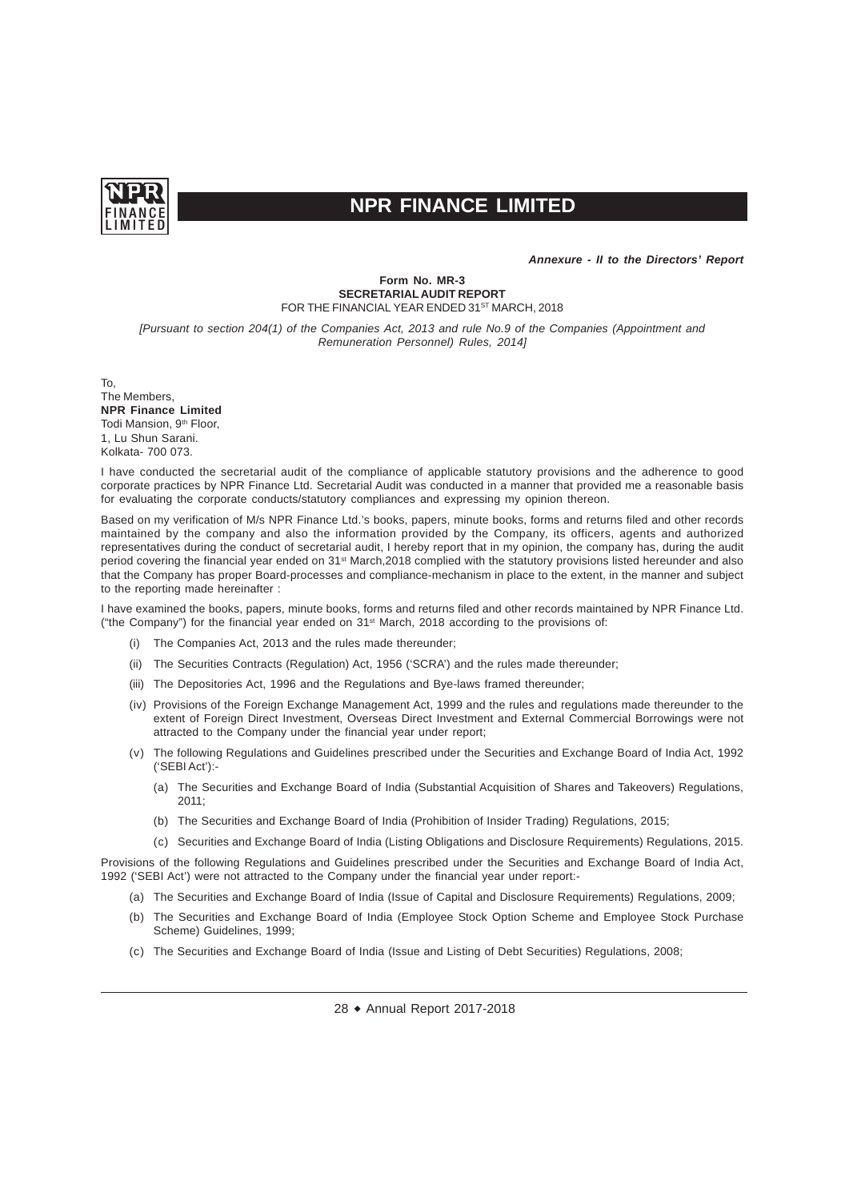*Annexure - II to the Directors' Report*

**Form No. MR-3**
**SECRETARIAL AUDIT REPORT**
FOR THE FINANCIAL YEAR ENDED 31ST MARCH, 2018

*[Pursuant to section 204(1) of the Companies Act, 2013 and rule No.9 of the Companies (Appointment and Remuneration Personnel) Rules, 2014]*

To,
The Members,
**NPR Finance Limited**
Todi Mansion, 9th Floor,
1, Lu Shun Sarani.
Kolkata- 700 073.

I have conducted the secretarial audit of the compliance of applicable statutory provisions and the adherence to good corporate practices by NPR Finance Ltd. Secretarial Audit was conducted in a manner that provided me a reasonable basis for evaluating the corporate conducts/statutory compliances and expressing my opinion thereon.

Based on my verification of M/s NPR Finance Ltd.'s books, papers, minute books, forms and returns filed and other records maintained by the company and also the information provided by the Company, its officers, agents and authorized representatives during the conduct of secretarial audit, I hereby report that in my opinion, the company has, during the audit period covering the financial year ended on 31st March,2018 complied with the statutory provisions listed hereunder and also that the Company has proper Board-processes and compliance-mechanism in place to the extent, in the manner and subject to the reporting made hereinafter :

I have examined the books, papers, minute books, forms and returns filed and other records maintained by NPR Finance Ltd. ("the Company") for the financial year ended on 31st March, 2018 according to the provisions of:

(i) The Companies Act, 2013 and the rules made thereunder;

(ii) The Securities Contracts (Regulation) Act, 1956 ('SCRA') and the rules made thereunder;

(iii) The Depositories Act, 1996 and the Regulations and Bye-laws framed thereunder;

(iv) Provisions of the Foreign Exchange Management Act, 1999 and the rules and regulations made thereunder to the extent of Foreign Direct Investment, Overseas Direct Investment and External Commercial Borrowings were not attracted to the Company under the financial year under report;

(v) The following Regulations and Guidelines prescribed under the Securities and Exchange Board of India Act, 1992 ('SEBI Act'):-

(a) The Securities and Exchange Board of India (Substantial Acquisition of Shares and Takeovers) Regulations, 2011;

(b) The Securities and Exchange Board of India (Prohibition of Insider Trading) Regulations, 2015;

(c) Securities and Exchange Board of India (Listing Obligations and Disclosure Requirements) Regulations, 2015.

Provisions of the following Regulations and Guidelines prescribed under the Securities and Exchange Board of India Act, 1992 ('SEBI Act') were not attracted to the Company under the financial year under report:-

(a) The Securities and Exchange Board of India (Issue of Capital and Disclosure Requirements) Regulations, 2009;

(b) The Securities and Exchange Board of India (Employee Stock Option Scheme and Employee Stock Purchase Scheme) Guidelines, 1999;

(c) The Securities and Exchange Board of India (Issue and Listing of Debt Securities) Regulations, 2008;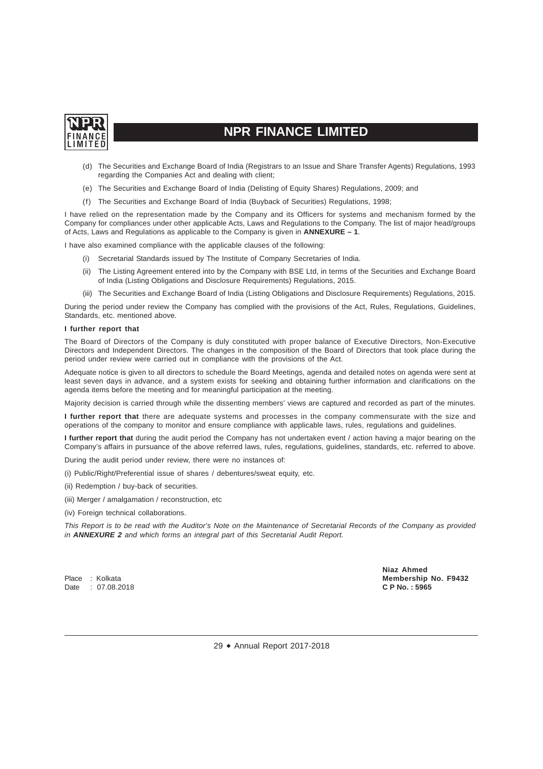(d) The Securities and Exchange Board of India (Registrars to an Issue and Share Transfer Agents) Regulations, 1993 regarding the Companies Act and dealing with client;

(e) The Securities and Exchange Board of India (Delisting of Equity Shares) Regulations, 2009; and

(f) The Securities and Exchange Board of India (Buyback of Securities) Regulations, 1998;

I have relied on the representation made by the Company and its Officers for systems and mechanism formed by the Company for compliances under other applicable Acts, Laws and Regulations to the Company. The list of major head/groups of Acts, Laws and Regulations as applicable to the Company is given in **ANNEXURE – 1**.

I have also examined compliance with the applicable clauses of the following:

(i) Secretarial Standards issued by The Institute of Company Secretaries of India.

(ii) The Listing Agreement entered into by the Company with BSE Ltd, in terms of the Securities and Exchange Board of India (Listing Obligations and Disclosure Requirements) Regulations, 2015.

(iii) The Securities and Exchange Board of India (Listing Obligations and Disclosure Requirements) Regulations, 2015.

During the period under review the Company has complied with the provisions of the Act, Rules, Regulations, Guidelines, Standards, etc. mentioned above.

**I further report that**

The Board of Directors of the Company is duly constituted with proper balance of Executive Directors, Non-Executive Directors and Independent Directors. The changes in the composition of the Board of Directors that took place during the period under review were carried out in compliance with the provisions of the Act.

Adequate notice is given to all directors to schedule the Board Meetings, agenda and detailed notes on agenda were sent at least seven days in advance, and a system exists for seeking and obtaining further information and clarifications on the agenda items before the meeting and for meaningful participation at the meeting.

Majority decision is carried through while the dissenting members' views are captured and recorded as part of the minutes.

**I further report that** there are adequate systems and processes in the company commensurate with the size and operations of the company to monitor and ensure compliance with applicable laws, rules, regulations and guidelines.

**I further report that** during the audit period the Company has not undertaken event / action having a major bearing on the Company's affairs in pursuance of the above referred laws, rules, regulations, guidelines, standards, etc. referred to above.

During the audit period under review, there were no instances of:

(i) Public/Right/Preferential issue of shares / debentures/sweat equity, etc.

(ii) Redemption / buy-back of securities.

(iii) Merger / amalgamation / reconstruction, etc

(iv) Foreign technical collaborations.

*This Report is to be read with the Auditor's Note on the Maintenance of Secretarial Records of the Company as provided in **ANNEXURE 2** and which forms an integral part of this Secretarial Audit Report.*

Place : Kolkata
Date : 07.08.2018

**Niaz Ahmed**
**Membership No. F9432**
**C P No. : 5965**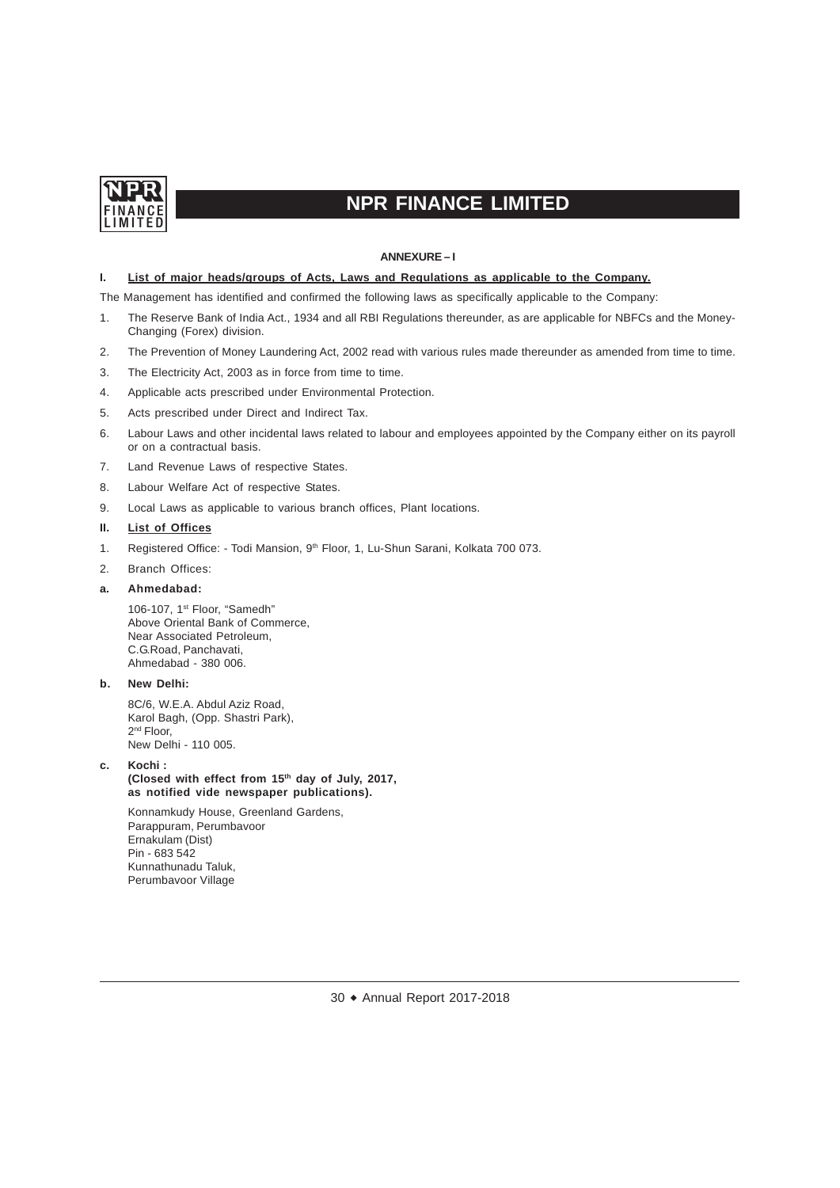## ANNEXURE – I

### I. List of major heads/groups of Acts, Laws and Regulations as applicable to the Company.

The Management has identified and confirmed the following laws as specifically applicable to the Company:

1. The Reserve Bank of India Act., 1934 and all RBI Regulations thereunder, as are applicable for NBFCs and the Money-Changing (Forex) division.
2. The Prevention of Money Laundering Act, 2002 read with various rules made thereunder as amended from time to time.
3. The Electricity Act, 2003 as in force from time to time.
4. Applicable acts prescribed under Environmental Protection.
5. Acts prescribed under Direct and Indirect Tax.
6. Labour Laws and other incidental laws related to labour and employees appointed by the Company either on its payroll or on a contractual basis.
7. Land Revenue Laws of respective States.
8. Labour Welfare Act of respective States.
9. Local Laws as applicable to various branch offices, Plant locations.

### II. List of Offices

1. Registered Office: - Todi Mansion, 9th Floor, 1, Lu-Shun Sarani, Kolkata 700 073.
2. Branch Offices:

**a. Ahmedabad:**

106-107, 1st Floor, "Samedh"
Above Oriental Bank of Commerce,
Near Associated Petroleum,
C.G.Road, Panchavati,
Ahmedabad - 380 006.

**b. New Delhi:**

8C/6, W.E.A. Abdul Aziz Road,
Karol Bagh, (Opp. Shastri Park),
2nd Floor,
New Delhi - 110 005.

**c. Kochi :**
**(Closed with effect from 15th day of July, 2017, as notified vide newspaper publications).**

Konnamkudy House, Greenland Gardens,
Parappuram, Perumbavoor
Ernakulam (Dist)
Pin - 683 542
Kunnathunadu Taluk,
Perumbavoor Village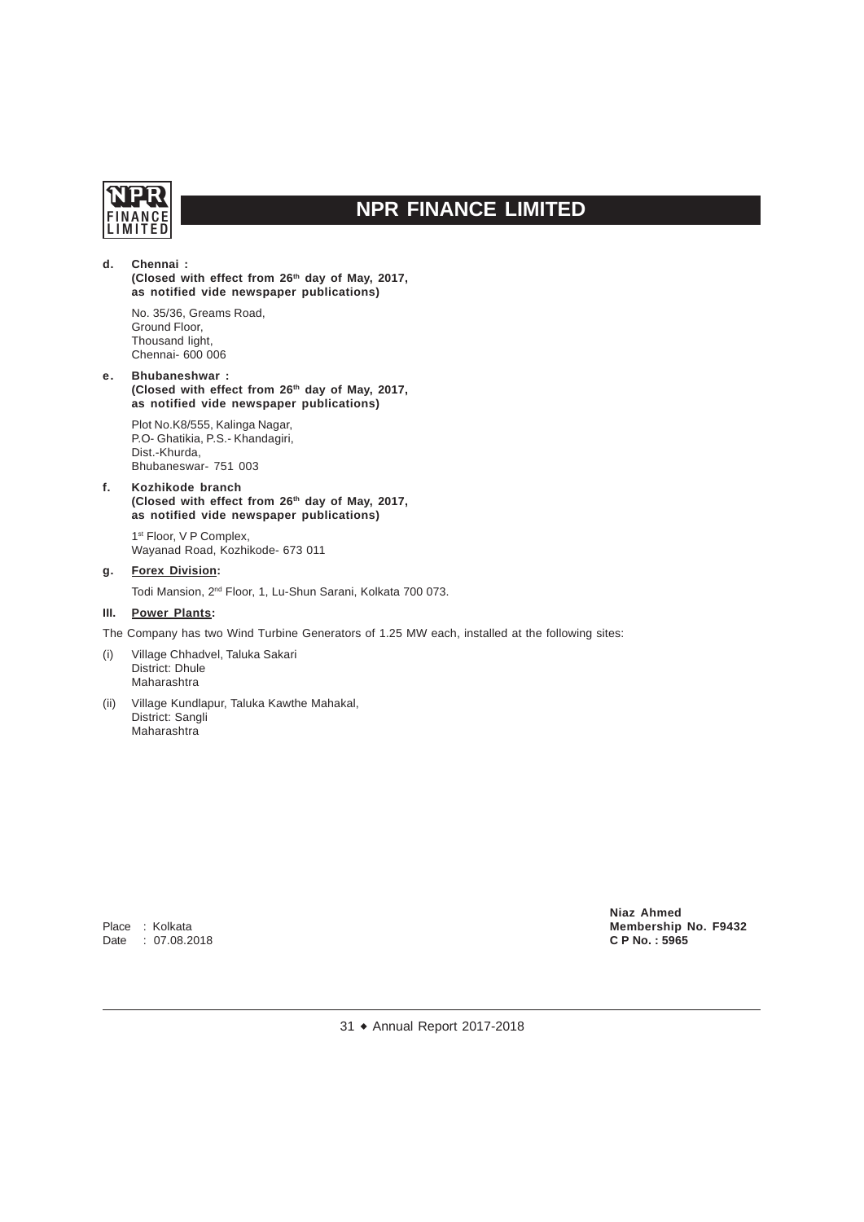**d. Chennai :**
**(Closed with effect from 26th day of May, 2017, as notified vide newspaper publications)**

No. 35/36, Greams Road,
Ground Floor,
Thousand light,
Chennai- 600 006

**e. Bhubaneshwar :**
**(Closed with effect from 26th day of May, 2017, as notified vide newspaper publications)**

Plot No.K8/555, Kalinga Nagar,
P.O- Ghatikia, P.S.- Khandagiri,
Dist.-Khurda,
Bhubaneswar- 751 003

**f. Kozhikode branch**
**(Closed with effect from 26th day of May, 2017, as notified vide newspaper publications)**

1st Floor, V P Complex,
Wayanad Road, Kozhikode- 673 011

**g. Forex Division:**

Todi Mansion, 2nd Floor, 1, Lu-Shun Sarani, Kolkata 700 073.

**III. Power Plants:**

The Company has two Wind Turbine Generators of 1.25 MW each, installed at the following sites:

(i) Village Chhadvel, Taluka Sakari
District: Dhule
Maharashtra

(ii) Village Kundlapur, Taluka Kawthe Mahakal,
District: Sangli
Maharashtra

Place : Kolkata
Date : 07.08.2018

**Niaz Ahmed**
**Membership No. F9432**
**C P No. : 5965**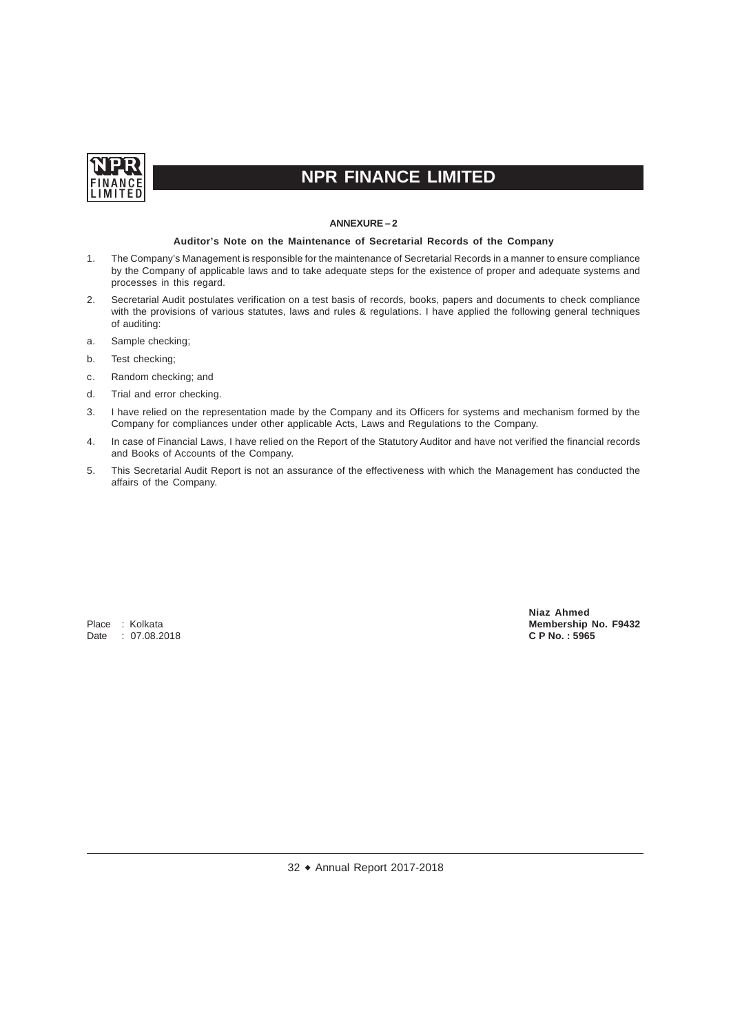## ANNEXURE – 2

### Auditor's Note on the Maintenance of Secretarial Records of the Company

1. The Company's Management is responsible for the maintenance of Secretarial Records in a manner to ensure compliance by the Company of applicable laws and to take adequate steps for the existence of proper and adequate systems and processes in this regard.

2. Secretarial Audit postulates verification on a test basis of records, books, papers and documents to check compliance with the provisions of various statutes, laws and rules & regulations. I have applied the following general techniques of auditing:

   a. Sample checking;

   b. Test checking;

   c. Random checking; and

   d. Trial and error checking.

3. I have relied on the representation made by the Company and its Officers for systems and mechanism formed by the Company for compliances under other applicable Acts, Laws and Regulations to the Company.

4. In case of Financial Laws, I have relied on the Report of the Statutory Auditor and have not verified the financial records and Books of Accounts of the Company.

5. This Secretarial Audit Report is not an assurance of the effectiveness with which the Management has conducted the affairs of the Company.

Place : Kolkata
Date : 07.08.2018

**Niaz Ahmed**
**Membership No. F9432**
**C P No. : 5965**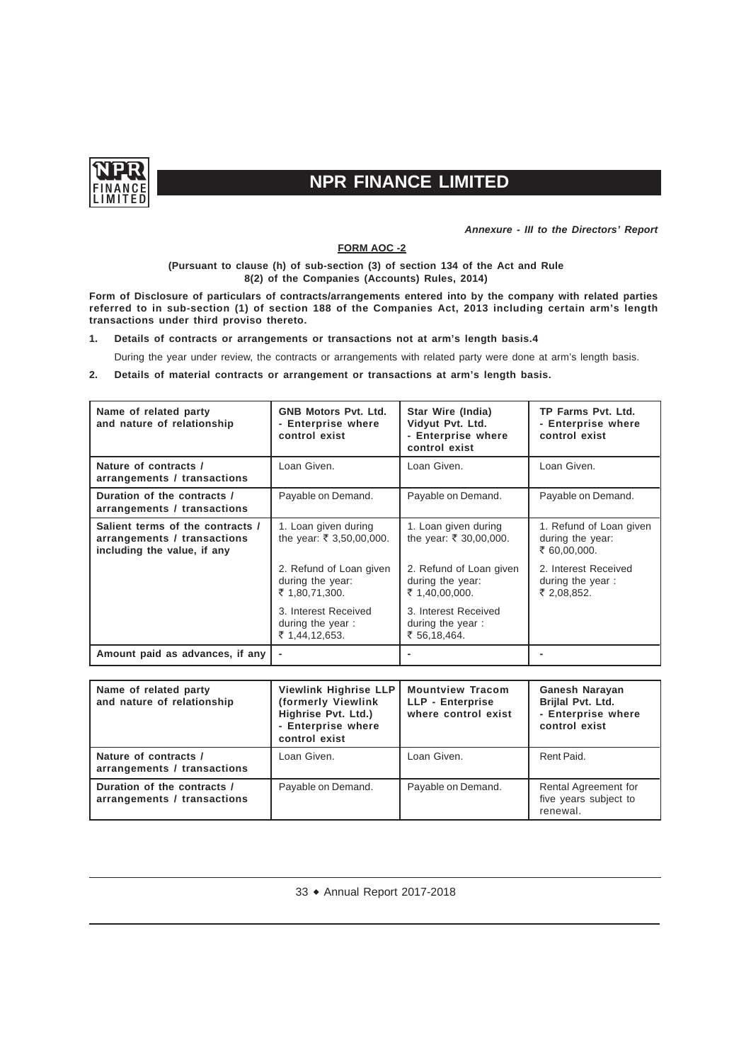*Annexure - III to the Directors' Report*

**FORM AOC -2**

**(Pursuant to clause (h) of sub-section (3) of section 134 of the Act and Rule 8(2) of the Companies (Accounts) Rules, 2014)**

**Form of Disclosure of particulars of contracts/arrangements entered into by the company with related parties referred to in sub-section (1) of section 188 of the Companies Act, 2013 including certain arm's length transactions under third proviso thereto.**

1. **Details of contracts or arrangements or transactions not at arm's length basis.4**

   During the year under review, the contracts or arrangements with related party were done at arm's length basis.

2. **Details of material contracts or arrangement or transactions at arm's length basis.**

| Name of related party and nature of relationship | GNB Motors Pvt. Ltd. - Enterprise where control exist | Star Wire (India) Vidyut Pvt. Ltd. - Enterprise where control exist | TP Farms Pvt. Ltd. - Enterprise where control exist |
|---|---|---|---|
| Nature of contracts / arrangements / transactions | Loan Given. | Loan Given. | Loan Given. |
| Duration of the contracts / arrangements / transactions | Payable on Demand. | Payable on Demand. | Payable on Demand. |
| Salient terms of the contracts / arrangements / transactions including the value, if any | 1. Loan given during the year: ₹ 3,50,00,000. | 1. Loan given during the year: ₹ 30,00,000. | 1. Refund of Loan given during the year: ₹ 60,00,000. |
| | 2. Refund of Loan given during the year: ₹ 1,80,71,300. | 2. Refund of Loan given during the year: ₹ 1,40,00,000. | 2. Interest Received during the year : ₹ 2,08,852. |
| | 3. Interest Received during the year : ₹ 1,44,12,653. | 3. Interest Received during the year : ₹ 56,18,464. | |
| Amount paid as advances, if any | - | - | - |

| Name of related party and nature of relationship | Viewlink Highrise LLP (formerly Viewlink Highrise Pvt. Ltd.) - Enterprise where control exist | Mountview Tracom LLP - Enterprise where control exist | Ganesh Narayan Brijlal Pvt. Ltd. - Enterprise where control exist |
|---|---|---|---|
| Nature of contracts / arrangements / transactions | Loan Given. | Loan Given. | Rent Paid. |
| Duration of the contracts / arrangements / transactions | Payable on Demand. | Payable on Demand. | Rental Agreement for five years subject to renewal. |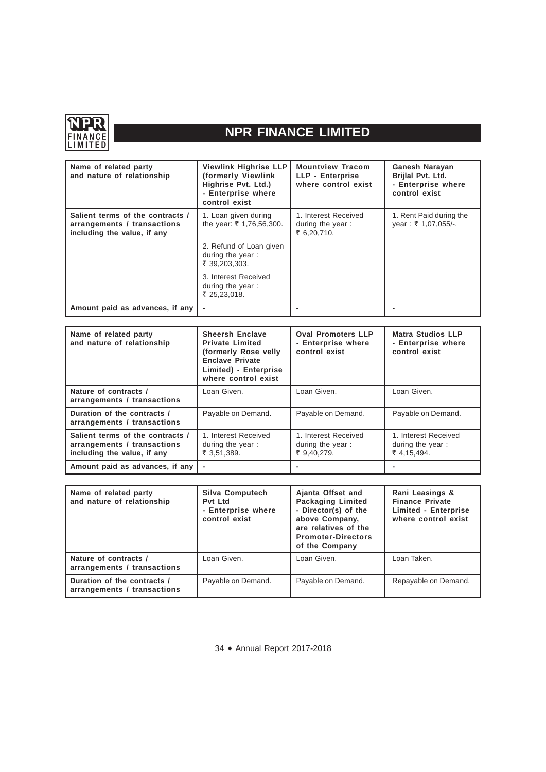| Name of related party and nature of relationship | Viewlink Highrise LLP (formerly Viewlink Highrise Pvt. Ltd.) - Enterprise where control exist | Mountview Tracom LLP - Enterprise where control exist | Ganesh Narayan Brijlal Pvt. Ltd. - Enterprise where control exist |
|---|---|---|---|
| Salient terms of the contracts / arrangements / transactions including the value, if any | 1. Loan given during the year: ₹ 1,76,56,300.<br><br>2. Refund of Loan given during the year : ₹ 39,203,303.<br><br>3. Interest Received during the year : ₹ 25,23,018. | 1. Interest Received during the year : ₹ 6,20,710. | 1. Rent Paid during the year : ₹ 1,07,055/-. |
| Amount paid as advances, if any | - | - | - |

| Name of related party and nature of relationship | Sheersh Enclave Private Limited (formerly Rose velly Enclave Private Limited) - Enterprise where control exist | Oval Promoters LLP - Enterprise where control exist | Matra Studios LLP - Enterprise where control exist |
|---|---|---|---|
| Nature of contracts / arrangements / transactions | Loan Given. | Loan Given. | Loan Given. |
| Duration of the contracts / arrangements / transactions | Payable on Demand. | Payable on Demand. | Payable on Demand. |
| Salient terms of the contracts / arrangements / transactions including the value, if any | 1. Interest Received during the year : ₹ 3,51,389. | 1. Interest Received during the year : ₹ 9,40,279. | 1. Interest Received during the year : ₹ 4,15,494. |
| Amount paid as advances, if any | - | - | - |

| Name of related party and nature of relationship | Silva Computech Pvt Ltd - Enterprise where control exist | Ajanta Offset and Packaging Limited - Director(s) of the above Company, are relatives of the Promoter-Directors of the Company | Rani Leasings & Finance Private Limited - Enterprise where control exist |
|---|---|---|---|
| Nature of contracts / arrangements / transactions | Loan Given. | Loan Given. | Loan Taken. |
| Duration of the contracts / arrangements / transactions | Payable on Demand. | Payable on Demand. | Repayable on Demand. |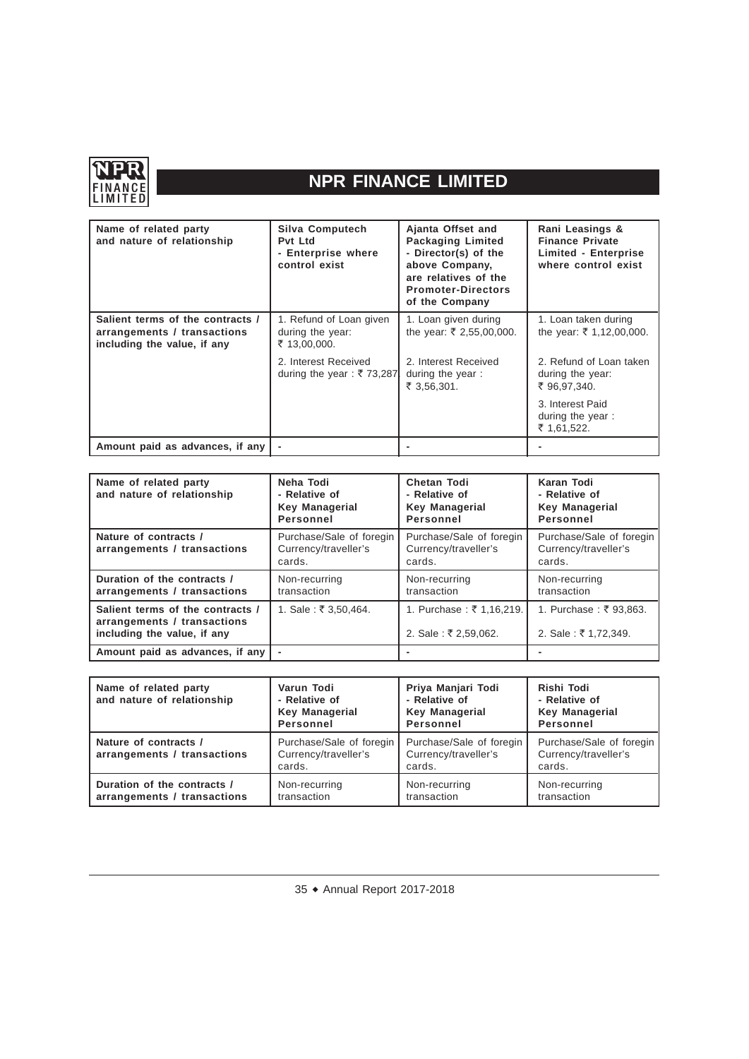| Name of related party and nature of relationship | Silva Computech Pvt Ltd - Enterprise where control exist | Ajanta Offset and Packaging Limited - Director(s) of the above Company, are relatives of the Promoter-Directors of the Company | Rani Leasings & Finance Private Limited - Enterprise where control exist |
|---|---|---|---|
| Salient terms of the contracts / arrangements / transactions including the value, if any | 1. Refund of Loan given during the year: ₹ 13,00,000.<br><br>2. Interest Received during the year : ₹ 73,287 | 1. Loan given during the year: ₹ 2,55,00,000.<br><br>2. Interest Received during the year : ₹ 3,56,301. | 1. Loan taken during the year: ₹ 1,12,00,000.<br><br>2. Refund of Loan taken during the year: ₹ 96,97,340.<br><br>3. Interest Paid during the year : ₹ 1,61,522. |
| Amount paid as advances, if any | - | - | - |

| Name of related party and nature of relationship | Neha Todi - Relative of Key Managerial Personnel | Chetan Todi - Relative of Key Managerial Personnel | Karan Todi - Relative of Key Managerial Personnel |
|---|---|---|---|
| Nature of contracts / arrangements / transactions | Purchase/Sale of foregin Currency/traveller's cards. | Purchase/Sale of foregin Currency/traveller's cards. | Purchase/Sale of foregin Currency/traveller's cards. |
| Duration of the contracts / arrangements / transactions | Non-recurring transaction | Non-recurring transaction | Non-recurring transaction |
| Salient terms of the contracts / arrangements / transactions including the value, if any | 1. Sale : ₹ 3,50,464. | 1. Purchase : ₹ 1,16,219.<br><br>2. Sale : ₹ 2,59,062. | 1. Purchase : ₹ 93,863.<br><br>2. Sale : ₹ 1,72,349. |
| Amount paid as advances, if any | - | - | - |

| Name of related party and nature of relationship | Varun Todi - Relative of Key Managerial Personnel | Priya Manjari Todi - Relative of Key Managerial Personnel | Rishi Todi - Relative of Key Managerial Personnel |
|---|---|---|---|
| Nature of contracts / arrangements / transactions | Purchase/Sale of foregin Currency/traveller's cards. | Purchase/Sale of foregin Currency/traveller's cards. | Purchase/Sale of foregin Currency/traveller's cards. |
| Duration of the contracts / arrangements / transactions | Non-recurring transaction | Non-recurring transaction | Non-recurring transaction |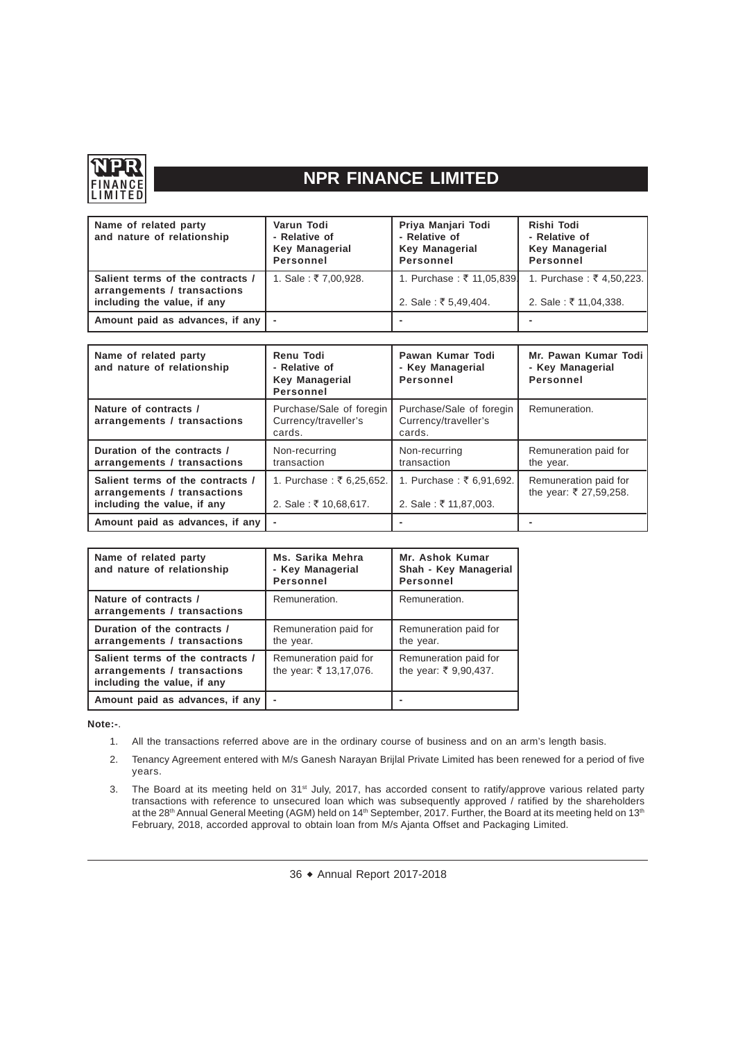| Name of related party and nature of relationship | Varun Todi - Relative of Key Managerial Personnel | Priya Manjari Todi - Relative of Key Managerial Personnel | Rishi Todi - Relative of Key Managerial Personnel |
|---|---|---|---|
| Salient terms of the contracts / arrangements / transactions including the value, if any | 1. Sale : ₹ 7,00,928. | 1. Purchase : ₹ 11,05,839. 2. Sale : ₹ 5,49,404. | 1. Purchase : ₹ 4,50,223. 2. Sale : ₹ 11,04,338. |
| Amount paid as advances, if any | - | - | - |

| Name of related party and nature of relationship | Renu Todi - Relative of Key Managerial Personnel | Pawan Kumar Todi - Key Managerial Personnel | Mr. Pawan Kumar Todi - Key Managerial Personnel |
|---|---|---|---|
| Nature of contracts / arrangements / transactions | Purchase/Sale of foregin Currency/traveller's cards. | Purchase/Sale of foregin Currency/traveller's cards. | Remuneration. |
| Duration of the contracts / arrangements / transactions | Non-recurring transaction | Non-recurring transaction | Remuneration paid for the year. |
| Salient terms of the contracts / arrangements / transactions including the value, if any | 1. Purchase : ₹ 6,25,652. 2. Sale : ₹ 10,68,617. | 1. Purchase : ₹ 6,91,692. 2. Sale : ₹ 11,87,003. | Remuneration paid for the year: ₹ 27,59,258. |
| Amount paid as advances, if any | - | - | - |

| Name of related party and nature of relationship | Ms. Sarika Mehra - Key Managerial Personnel | Mr. Ashok Kumar Shah - Key Managerial Personnel |
|---|---|---|
| Nature of contracts / arrangements / transactions | Remuneration. | Remuneration. |
| Duration of the contracts / arrangements / transactions | Remuneration paid for the year. | Remuneration paid for the year. |
| Salient terms of the contracts / arrangements / transactions including the value, if any | Remuneration paid for the year: ₹ 13,17,076. | Remuneration paid for the year: ₹ 9,90,437. |
| Amount paid as advances, if any | - | - |

**Note:-**.

1. All the transactions referred above are in the ordinary course of business and on an arm's length basis.
2. Tenancy Agreement entered with M/s Ganesh Narayan Brijlal Private Limited has been renewed for a period of five years.
3. The Board at its meeting held on 31st July, 2017, has accorded consent to ratify/approve various related party transactions with reference to unsecured loan which was subsequently approved / ratified by the shareholders at the 28th Annual General Meeting (AGM) held on 14th September, 2017. Further, the Board at its meeting held on 13th February, 2018, accorded approval to obtain loan from M/s Ajanta Offset and Packaging Limited.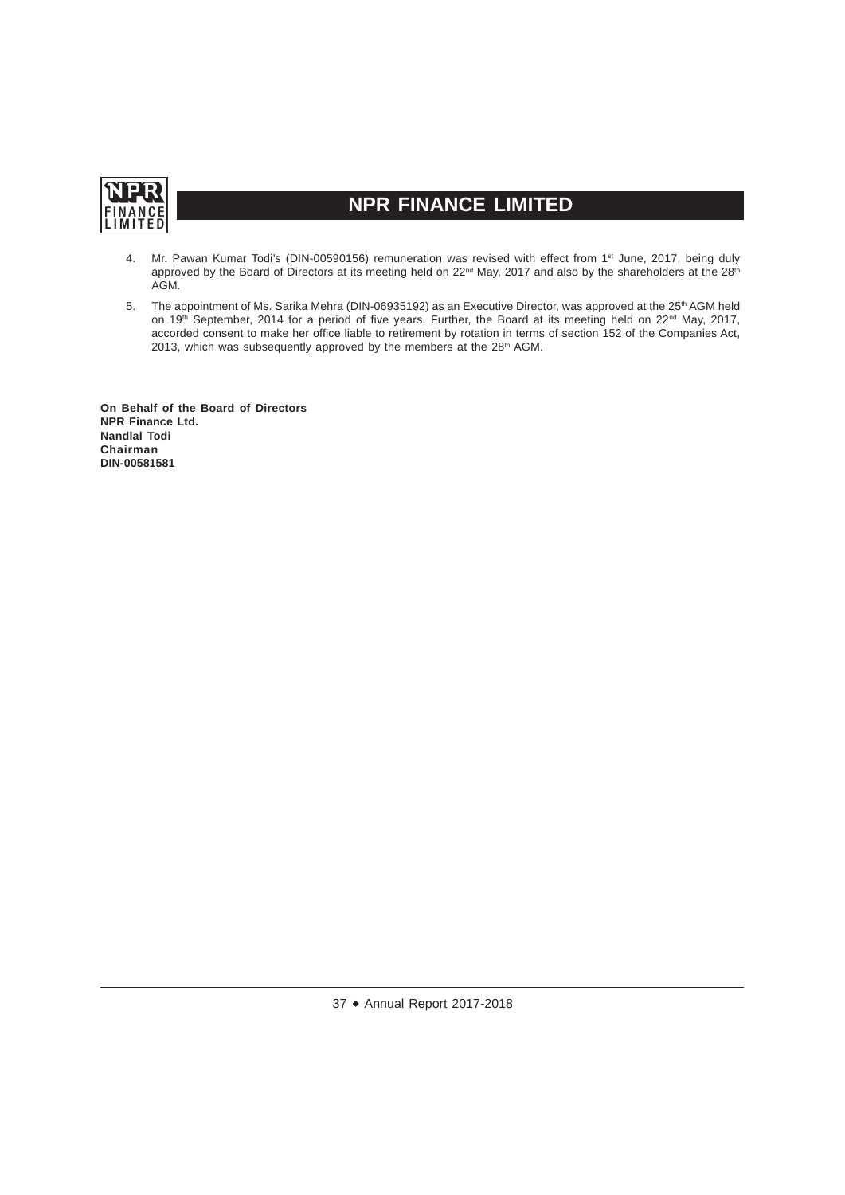4. Mr. Pawan Kumar Todi's (DIN-00590156) remuneration was revised with effect from 1st June, 2017, being duly approved by the Board of Directors at its meeting held on 22nd May, 2017 and also by the shareholders at the 28th AGM.

5. The appointment of Ms. Sarika Mehra (DIN-06935192) as an Executive Director, was approved at the 25th AGM held on 19th September, 2014 for a period of five years. Further, the Board at its meeting held on 22nd May, 2017, accorded consent to make her office liable to retirement by rotation in terms of section 152 of the Companies Act, 2013, which was subsequently approved by the members at the 28th AGM.

**On Behalf of the Board of Directors**
**NPR Finance Ltd.**
**Nandlal Todi**
**Chairman**
**DIN-00581581**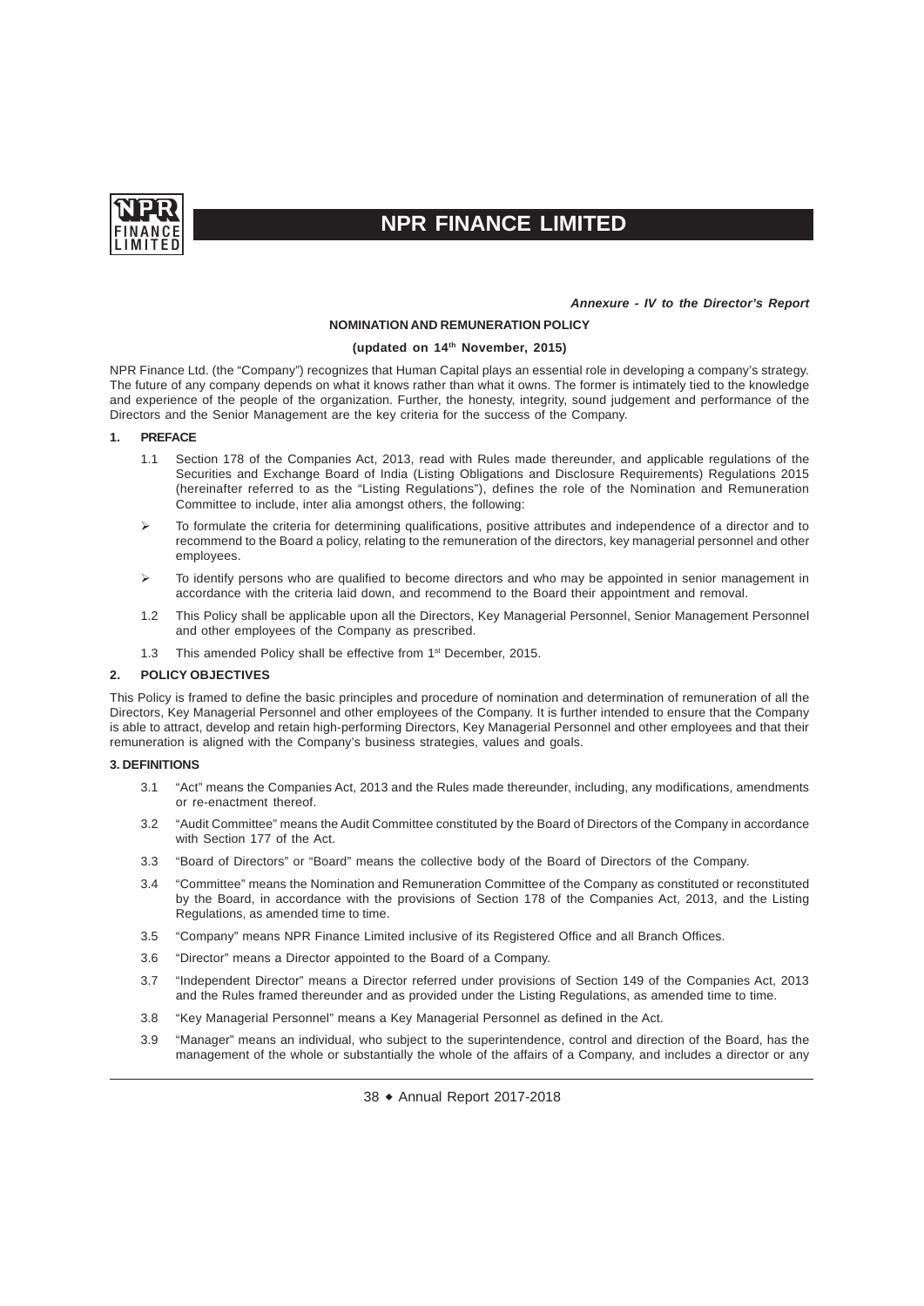*Annexure - IV to the Director's Report*

## NOMINATION AND REMUNERATION POLICY

**(updated on 14th November, 2015)**

NPR Finance Ltd. (the "Company") recognizes that Human Capital plays an essential role in developing a company's strategy. The future of any company depends on what it knows rather than what it owns. The former is intimately tied to the knowledge and experience of the people of the organization. Further, the honesty, integrity, sound judgement and performance of the Directors and the Senior Management are the key criteria for the success of the Company.

### 1. PREFACE

1.1 Section 178 of the Companies Act, 2013, read with Rules made thereunder, and applicable regulations of the Securities and Exchange Board of India (Listing Obligations and Disclosure Requirements) Regulations 2015 (hereinafter referred to as the "Listing Regulations"), defines the role of the Nomination and Remuneration Committee to include, inter alia amongst others, the following:

- To formulate the criteria for determining qualifications, positive attributes and independence of a director and to recommend to the Board a policy, relating to the remuneration of the directors, key managerial personnel and other employees.
- To identify persons who are qualified to become directors and who may be appointed in senior management in accordance with the criteria laid down, and recommend to the Board their appointment and removal.

1.2 This Policy shall be applicable upon all the Directors, Key Managerial Personnel, Senior Management Personnel and other employees of the Company as prescribed.

1.3 This amended Policy shall be effective from 1st December, 2015.

### 2. POLICY OBJECTIVES

This Policy is framed to define the basic principles and procedure of nomination and determination of remuneration of all the Directors, Key Managerial Personnel and other employees of the Company. It is further intended to ensure that the Company is able to attract, develop and retain high-performing Directors, Key Managerial Personnel and other employees and that their remuneration is aligned with the Company's business strategies, values and goals.

### 3. DEFINITIONS

3.1 "Act" means the Companies Act, 2013 and the Rules made thereunder, including, any modifications, amendments or re-enactment thereof.

3.2 "Audit Committee" means the Audit Committee constituted by the Board of Directors of the Company in accordance with Section 177 of the Act.

3.3 "Board of Directors" or "Board" means the collective body of the Board of Directors of the Company.

3.4 "Committee" means the Nomination and Remuneration Committee of the Company as constituted or reconstituted by the Board, in accordance with the provisions of Section 178 of the Companies Act, 2013, and the Listing Regulations, as amended time to time.

3.5 "Company" means NPR Finance Limited inclusive of its Registered Office and all Branch Offices.

3.6 "Director" means a Director appointed to the Board of a Company.

3.7 "Independent Director" means a Director referred under provisions of Section 149 of the Companies Act, 2013 and the Rules framed thereunder and as provided under the Listing Regulations, as amended time to time.

3.8 "Key Managerial Personnel" means a Key Managerial Personnel as defined in the Act.

3.9 "Manager" means an individual, who subject to the superintendence, control and direction of the Board, has the management of the whole or substantially the whole of the affairs of a Company, and includes a director or any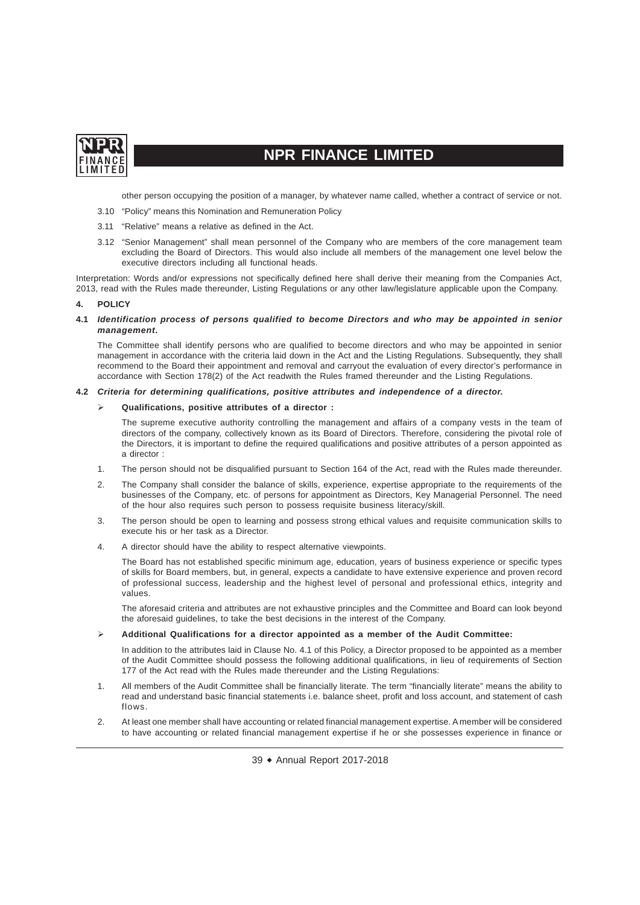other person occupying the position of a manager, by whatever name called, whether a contract of service or not.

3.10 "Policy" means this Nomination and Remuneration Policy

3.11 "Relative" means a relative as defined in the Act.

3.12 "Senior Management" shall mean personnel of the Company who are members of the core management team excluding the Board of Directors. This would also include all members of the management one level below the executive directors including all functional heads.

Interpretation: Words and/or expressions not specifically defined here shall derive their meaning from the Companies Act, 2013, read with the Rules made thereunder, Listing Regulations or any other law/legislature applicable upon the Company.

## 4. POLICY

### 4.1 *Identification process of persons qualified to become Directors and who may be appointed in senior management.*

The Committee shall identify persons who are qualified to become directors and who may be appointed in senior management in accordance with the criteria laid down in the Act and the Listing Regulations. Subsequently, they shall recommend to the Board their appointment and removal and carryout the evaluation of every director's performance in accordance with Section 178(2) of the Act readwith the Rules framed thereunder and the Listing Regulations.

### 4.2 *Criteria for determining qualifications, positive attributes and independence of a director.*

➢ **Qualifications, positive attributes of a director :**

The supreme executive authority controlling the management and affairs of a company vests in the team of directors of the company, collectively known as its Board of Directors. Therefore, considering the pivotal role of the Directors, it is important to define the required qualifications and positive attributes of a person appointed as a director :

1. The person should not be disqualified pursuant to Section 164 of the Act, read with the Rules made thereunder.
2. The Company shall consider the balance of skills, experience, expertise appropriate to the requirements of the businesses of the Company, etc. of persons for appointment as Directors, Key Managerial Personnel. The need of the hour also requires such person to possess requisite business literacy/skill.
3. The person should be open to learning and possess strong ethical values and requisite communication skills to execute his or her task as a Director.
4. A director should have the ability to respect alternative viewpoints.

The Board has not established specific minimum age, education, years of business experience or specific types of skills for Board members, but, in general, expects a candidate to have extensive experience and proven record of professional success, leadership and the highest level of personal and professional ethics, integrity and values.

The aforesaid criteria and attributes are not exhaustive principles and the Committee and Board can look beyond the aforesaid guidelines, to take the best decisions in the interest of the Company.

➢ **Additional Qualifications for a director appointed as a member of the Audit Committee:**

In addition to the attributes laid in Clause No. 4.1 of this Policy, a Director proposed to be appointed as a member of the Audit Committee should possess the following additional qualifications, in lieu of requirements of Section 177 of the Act read with the Rules made thereunder and the Listing Regulations:

1. All members of the Audit Committee shall be financially literate. The term "financially literate" means the ability to read and understand basic financial statements i.e. balance sheet, profit and loss account, and statement of cash flows.
2. At least one member shall have accounting or related financial management expertise. A member will be considered to have accounting or related financial management expertise if he or she possesses experience in finance or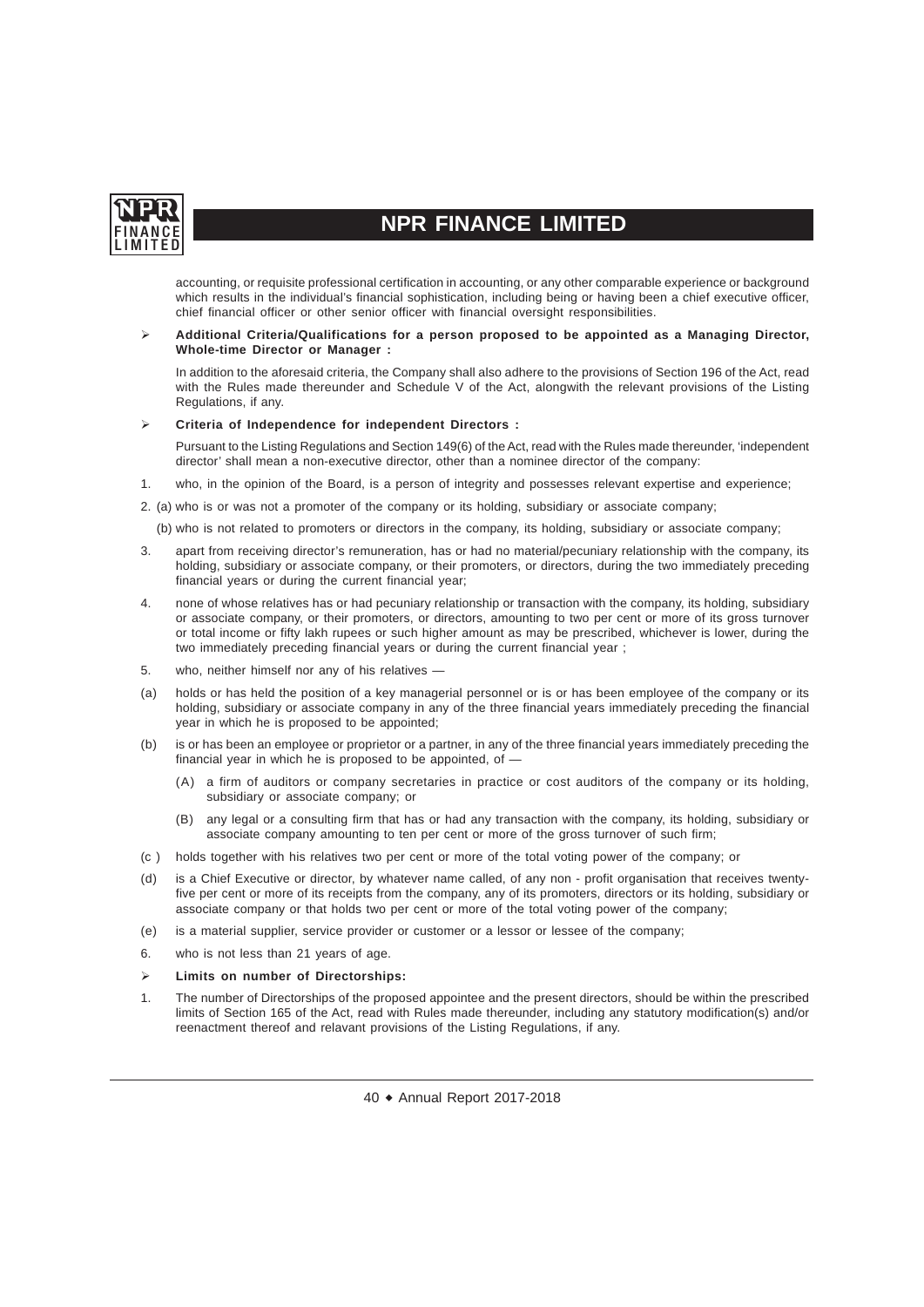accounting, or requisite professional certification in accounting, or any other comparable experience or background which results in the individual's financial sophistication, including being or having been a chief executive officer, chief financial officer or other senior officer with financial oversight responsibilities.

- **Additional Criteria/Qualifications for a person proposed to be appointed as a Managing Director, Whole-time Director or Manager :**

  In addition to the aforesaid criteria, the Company shall also adhere to the provisions of Section 196 of the Act, read with the Rules made thereunder and Schedule V of the Act, alongwith the relevant provisions of the Listing Regulations, if any.

- **Criteria of Independence for independent Directors :**

  Pursuant to the Listing Regulations and Section 149(6) of the Act, read with the Rules made thereunder, 'independent director' shall mean a non-executive director, other than a nominee director of the company:

1. who, in the opinion of the Board, is a person of integrity and possesses relevant expertise and experience;

2. (a) who is or was not a promoter of the company or its holding, subsidiary or associate company;

   (b) who is not related to promoters or directors in the company, its holding, subsidiary or associate company;

3. apart from receiving director's remuneration, has or had no material/pecuniary relationship with the company, its holding, subsidiary or associate company, or their promoters, or directors, during the two immediately preceding financial years or during the current financial year;

4. none of whose relatives has or had pecuniary relationship or transaction with the company, its holding, subsidiary or associate company, or their promoters, or directors, amounting to two per cent or more of its gross turnover or total income or fifty lakh rupees or such higher amount as may be prescribed, whichever is lower, during the two immediately preceding financial years or during the current financial year ;

5. who, neither himself nor any of his relatives —

(a) holds or has held the position of a key managerial personnel or is or has been employee of the company or its holding, subsidiary or associate company in any of the three financial years immediately preceding the financial year in which he is proposed to be appointed;

(b) is or has been an employee or proprietor or a partner, in any of the three financial years immediately preceding the financial year in which he is proposed to be appointed, of —

   (A) a firm of auditors or company secretaries in practice or cost auditors of the company or its holding, subsidiary or associate company; or

   (B) any legal or a consulting firm that has or had any transaction with the company, its holding, subsidiary or associate company amounting to ten per cent or more of the gross turnover of such firm;

(c ) holds together with his relatives two per cent or more of the total voting power of the company; or

(d) is a Chief Executive or director, by whatever name called, of any non - profit organisation that receives twenty-five per cent or more of its receipts from the company, any of its promoters, directors or its holding, subsidiary or associate company or that holds two per cent or more of the total voting power of the company;

(e) is a material supplier, service provider or customer or a lessor or lessee of the company;

6. who is not less than 21 years of age.

- **Limits on number of Directorships:**

1. The number of Directorships of the proposed appointee and the present directors, should be within the prescribed limits of Section 165 of the Act, read with Rules made thereunder, including any statutory modification(s) and/or reenactment thereof and relavant provisions of the Listing Regulations, if any.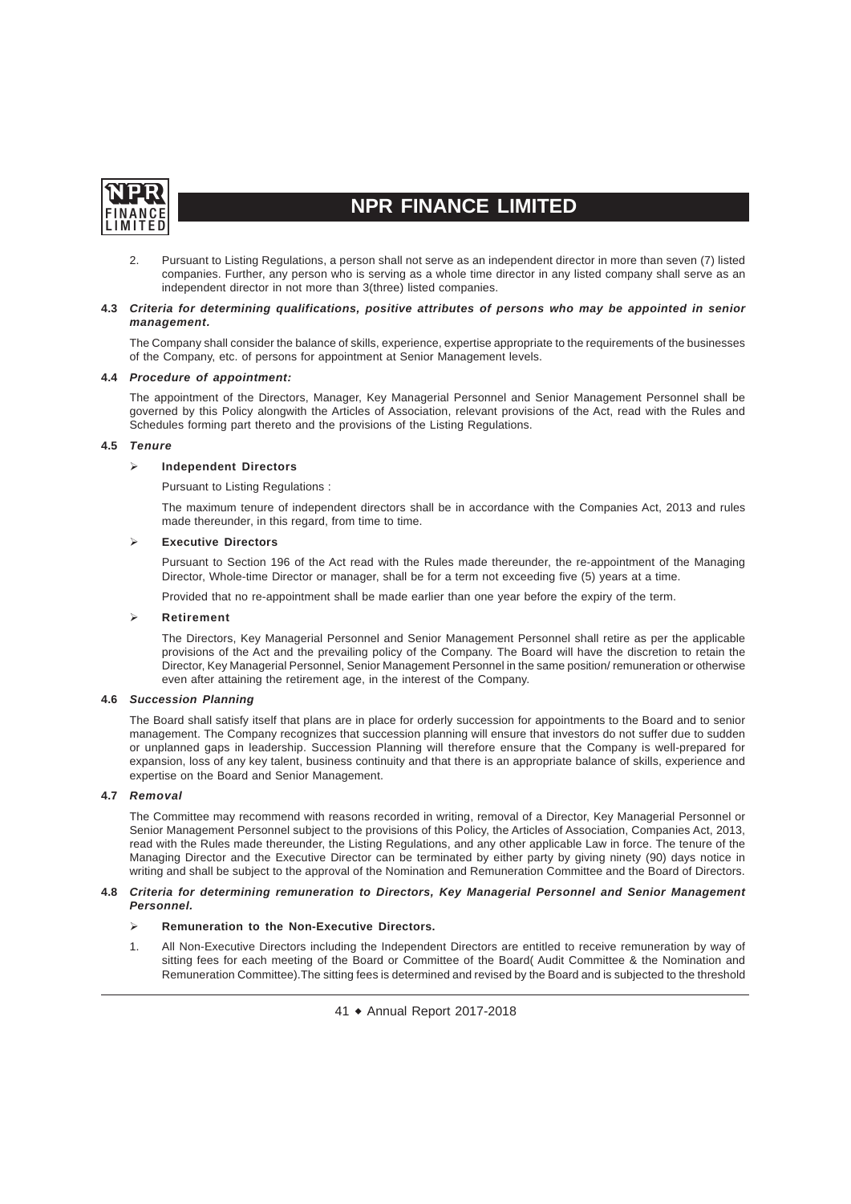2. Pursuant to Listing Regulations, a person shall not serve as an independent director in more than seven (7) listed companies. Further, any person who is serving as a whole time director in any listed company shall serve as an independent director in not more than 3(three) listed companies.

**4.3** ***Criteria for determining qualifications, positive attributes of persons who may be appointed in senior management.***

The Company shall consider the balance of skills, experience, expertise appropriate to the requirements of the businesses of the Company, etc. of persons for appointment at Senior Management levels.

**4.4** ***Procedure of appointment:***

The appointment of the Directors, Manager, Key Managerial Personnel and Senior Management Personnel shall be governed by this Policy alongwith the Articles of Association, relevant provisions of the Act, read with the Rules and Schedules forming part thereto and the provisions of the Listing Regulations.

**4.5** ***Tenure***

- **Independent Directors**

  Pursuant to Listing Regulations :

  The maximum tenure of independent directors shall be in accordance with the Companies Act, 2013 and rules made thereunder, in this regard, from time to time.

- **Executive Directors**

  Pursuant to Section 196 of the Act read with the Rules made thereunder, the re-appointment of the Managing Director, Whole-time Director or manager, shall be for a term not exceeding five (5) years at a time.

  Provided that no re-appointment shall be made earlier than one year before the expiry of the term.

- **Retirement**

  The Directors, Key Managerial Personnel and Senior Management Personnel shall retire as per the applicable provisions of the Act and the prevailing policy of the Company. The Board will have the discretion to retain the Director, Key Managerial Personnel, Senior Management Personnel in the same position/ remuneration or otherwise even after attaining the retirement age, in the interest of the Company.

**4.6** ***Succession Planning***

The Board shall satisfy itself that plans are in place for orderly succession for appointments to the Board and to senior management. The Company recognizes that succession planning will ensure that investors do not suffer due to sudden or unplanned gaps in leadership. Succession Planning will therefore ensure that the Company is well-prepared for expansion, loss of any key talent, business continuity and that there is an appropriate balance of skills, experience and expertise on the Board and Senior Management.

**4.7** ***Removal***

The Committee may recommend with reasons recorded in writing, removal of a Director, Key Managerial Personnel or Senior Management Personnel subject to the provisions of this Policy, the Articles of Association, Companies Act, 2013, read with the Rules made thereunder, the Listing Regulations, and any other applicable Law in force. The tenure of the Managing Director and the Executive Director can be terminated by either party by giving ninety (90) days notice in writing and shall be subject to the approval of the Nomination and Remuneration Committee and the Board of Directors.

**4.8** ***Criteria for determining remuneration to Directors, Key Managerial Personnel and Senior Management Personnel.***

- **Remuneration to the Non-Executive Directors.**

1. All Non-Executive Directors including the Independent Directors are entitled to receive remuneration by way of sitting fees for each meeting of the Board or Committee of the Board( Audit Committee & the Nomination and Remuneration Committee).The sitting fees is determined and revised by the Board and is subjected to the threshold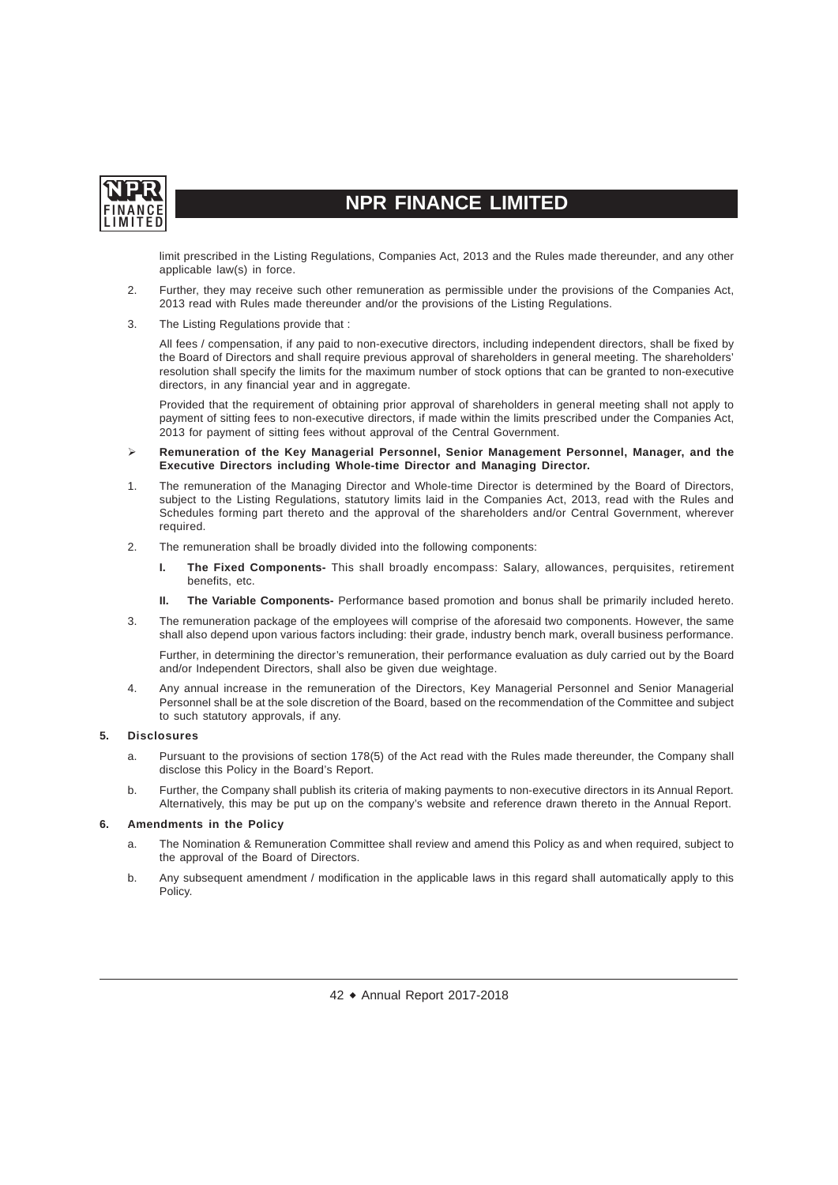limit prescribed in the Listing Regulations, Companies Act, 2013 and the Rules made thereunder, and any other applicable law(s) in force.

2. Further, they may receive such other remuneration as permissible under the provisions of the Companies Act, 2013 read with Rules made thereunder and/or the provisions of the Listing Regulations.

3. The Listing Regulations provide that :

   All fees / compensation, if any paid to non-executive directors, including independent directors, shall be fixed by the Board of Directors and shall require previous approval of shareholders in general meeting. The shareholders' resolution shall specify the limits for the maximum number of stock options that can be granted to non-executive directors, in any financial year and in aggregate.

   Provided that the requirement of obtaining prior approval of shareholders in general meeting shall not apply to payment of sitting fees to non-executive directors, if made within the limits prescribed under the Companies Act, 2013 for payment of sitting fees without approval of the Central Government.

- **Remuneration of the Key Managerial Personnel, Senior Management Personnel, Manager, and the Executive Directors including Whole-time Director and Managing Director.**

1. The remuneration of the Managing Director and Whole-time Director is determined by the Board of Directors, subject to the Listing Regulations, statutory limits laid in the Companies Act, 2013, read with the Rules and Schedules forming part thereto and the approval of the shareholders and/or Central Government, wherever required.

2. The remuneration shall be broadly divided into the following components:

   **I. The Fixed Components-** This shall broadly encompass: Salary, allowances, perquisites, retirement benefits, etc.

   **II. The Variable Components-** Performance based promotion and bonus shall be primarily included hereto.

3. The remuneration package of the employees will comprise of the aforesaid two components. However, the same shall also depend upon various factors including: their grade, industry bench mark, overall business performance.

   Further, in determining the director's remuneration, their performance evaluation as duly carried out by the Board and/or Independent Directors, shall also be given due weightage.

4. Any annual increase in the remuneration of the Directors, Key Managerial Personnel and Senior Managerial Personnel shall be at the sole discretion of the Board, based on the recommendation of the Committee and subject to such statutory approvals, if any.

## 5. Disclosures

a. Pursuant to the provisions of section 178(5) of the Act read with the Rules made thereunder, the Company shall disclose this Policy in the Board's Report.

b. Further, the Company shall publish its criteria of making payments to non-executive directors in its Annual Report. Alternatively, this may be put up on the company's website and reference drawn thereto in the Annual Report.

## 6. Amendments in the Policy

a. The Nomination & Remuneration Committee shall review and amend this Policy as and when required, subject to the approval of the Board of Directors.

b. Any subsequent amendment / modification in the applicable laws in this regard shall automatically apply to this Policy.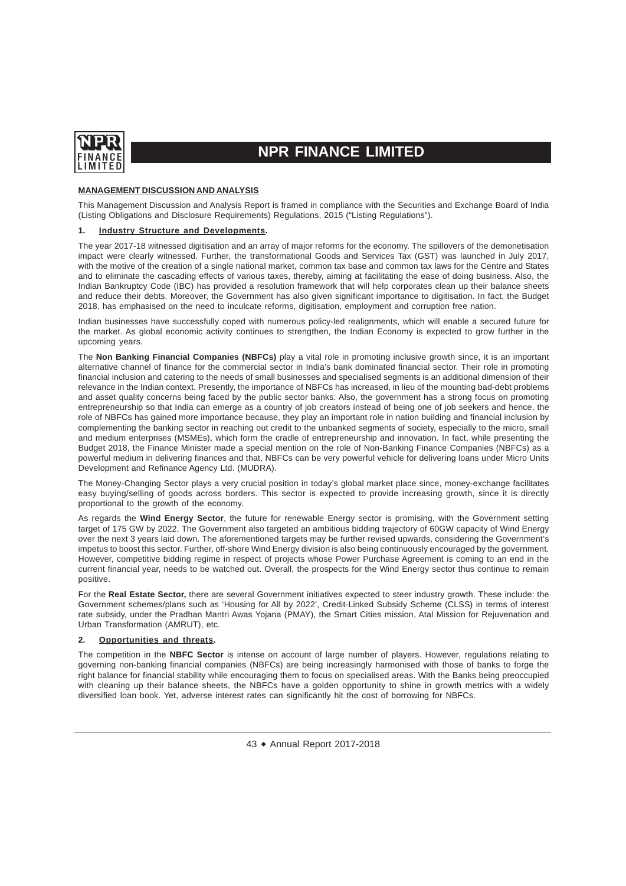## MANAGEMENT DISCUSSION AND ANALYSIS

This Management Discussion and Analysis Report is framed in compliance with the Securities and Exchange Board of India (Listing Obligations and Disclosure Requirements) Regulations, 2015 ("Listing Regulations").

### 1. Industry Structure and Developments.

The year 2017-18 witnessed digitisation and an array of major reforms for the economy. The spillovers of the demonetisation impact were clearly witnessed. Further, the transformational Goods and Services Tax (GST) was launched in July 2017, with the motive of the creation of a single national market, common tax base and common tax laws for the Centre and States and to eliminate the cascading effects of various taxes, thereby, aiming at facilitating the ease of doing business. Also, the Indian Bankruptcy Code (IBC) has provided a resolution framework that will help corporates clean up their balance sheets and reduce their debts. Moreover, the Government has also given significant importance to digitisation. In fact, the Budget 2018, has emphasised on the need to inculcate reforms, digitisation, employment and corruption free nation.

Indian businesses have successfully coped with numerous policy-led realignments, which will enable a secured future for the market. As global economic activity continues to strengthen, the Indian Economy is expected to grow further in the upcoming years.

The **Non Banking Financial Companies (NBFCs)** play a vital role in promoting inclusive growth since, it is an important alternative channel of finance for the commercial sector in India's bank dominated financial sector. Their role in promoting financial inclusion and catering to the needs of small businesses and specialised segments is an additional dimension of their relevance in the Indian context. Presently, the importance of NBFCs has increased, in lieu of the mounting bad-debt problems and asset quality concerns being faced by the public sector banks. Also, the government has a strong focus on promoting entrepreneurship so that India can emerge as a country of job creators instead of being one of job seekers and hence, the role of NBFCs has gained more importance because, they play an important role in nation building and financial inclusion by complementing the banking sector in reaching out credit to the unbanked segments of society, especially to the micro, small and medium enterprises (MSMEs), which form the cradle of entrepreneurship and innovation. In fact, while presenting the Budget 2018, the Finance Minister made a special mention on the role of Non-Banking Finance Companies (NBFCs) as a powerful medium in delivering finances and that, NBFCs can be very powerful vehicle for delivering loans under Micro Units Development and Refinance Agency Ltd. (MUDRA).

The Money-Changing Sector plays a very crucial position in today's global market place since, money-exchange facilitates easy buying/selling of goods across borders. This sector is expected to provide increasing growth, since it is directly proportional to the growth of the economy.

As regards the **Wind Energy Sector**, the future for renewable Energy sector is promising, with the Government setting target of 175 GW by 2022. The Government also targeted an ambitious bidding trajectory of 60GW capacity of Wind Energy over the next 3 years laid down. The aforementioned targets may be further revised upwards, considering the Government's impetus to boost this sector. Further, off-shore Wind Energy division is also being continuously encouraged by the government. However, competitive bidding regime in respect of projects whose Power Purchase Agreement is coming to an end in the current financial year, needs to be watched out. Overall, the prospects for the Wind Energy sector thus continue to remain positive.

For the **Real Estate Sector,** there are several Government initiatives expected to steer industry growth. These include: the Government schemes/plans such as 'Housing for All by 2022', Credit-Linked Subsidy Scheme (CLSS) in terms of interest rate subsidy, under the Pradhan Mantri Awas Yojana (PMAY), the Smart Cities mission, Atal Mission for Rejuvenation and Urban Transformation (AMRUT), etc.

### 2. Opportunities and threats.

The competition in the **NBFC Sector** is intense on account of large number of players. However, regulations relating to governing non-banking financial companies (NBFCs) are being increasingly harmonised with those of banks to forge the right balance for financial stability while encouraging them to focus on specialised areas. With the Banks being preoccupied with cleaning up their balance sheets, the NBFCs have a golden opportunity to shine in growth metrics with a widely diversified loan book. Yet, adverse interest rates can significantly hit the cost of borrowing for NBFCs.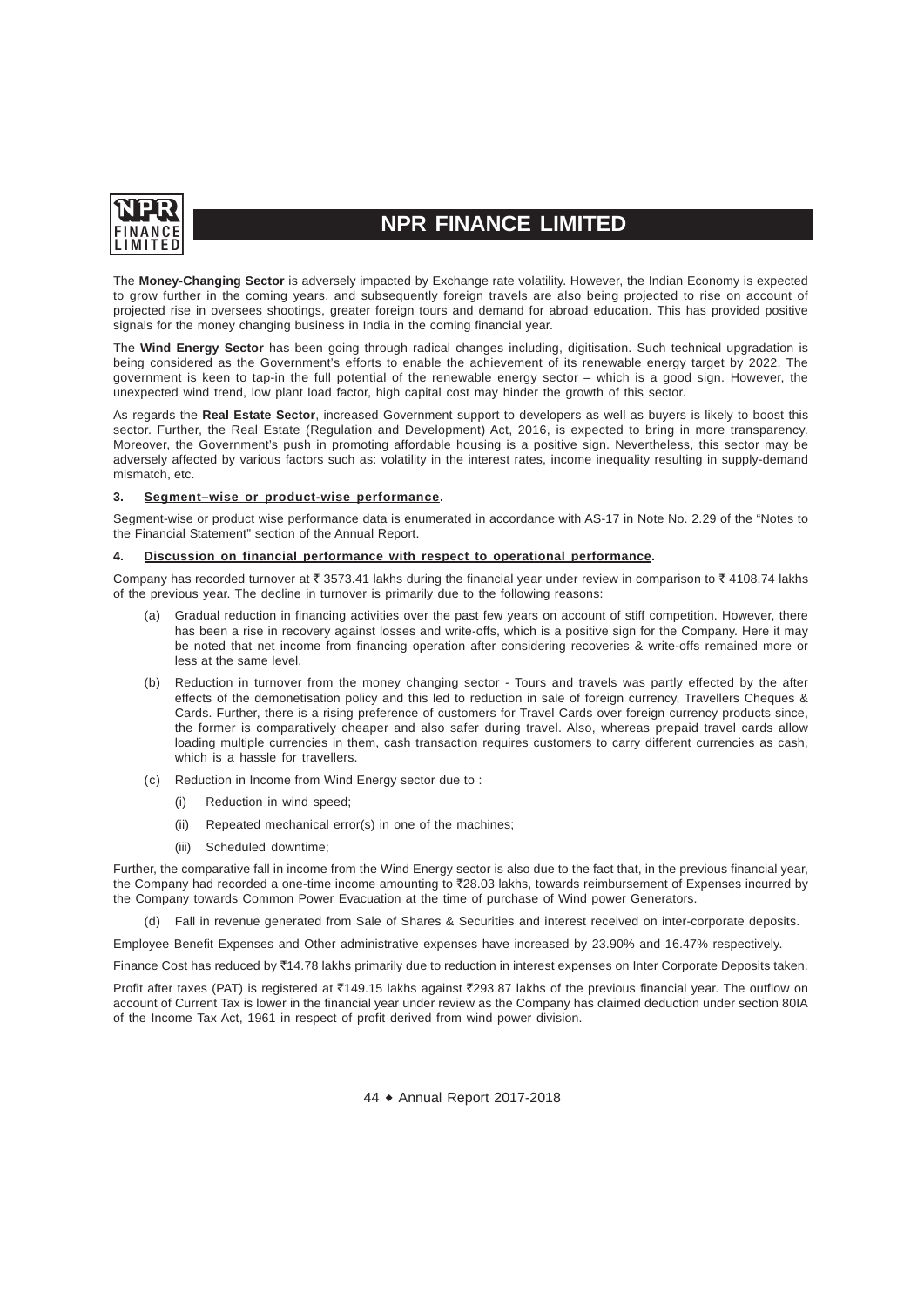The **Money-Changing Sector** is adversely impacted by Exchange rate volatility. However, the Indian Economy is expected to grow further in the coming years, and subsequently foreign travels are also being projected to rise on account of projected rise in oversees shootings, greater foreign tours and demand for abroad education. This has provided positive signals for the money changing business in India in the coming financial year.

The **Wind Energy Sector** has been going through radical changes including, digitisation. Such technical upgradation is being considered as the Government's efforts to enable the achievement of its renewable energy target by 2022. The government is keen to tap-in the full potential of the renewable energy sector – which is a good sign. However, the unexpected wind trend, low plant load factor, high capital cost may hinder the growth of this sector.

As regards the **Real Estate Sector**, increased Government support to developers as well as buyers is likely to boost this sector. Further, the Real Estate (Regulation and Development) Act, 2016, is expected to bring in more transparency. Moreover, the Government's push in promoting affordable housing is a positive sign. Nevertheless, this sector may be adversely affected by various factors such as: volatility in the interest rates, income inequality resulting in supply-demand mismatch, etc.

**3. Segment–wise or product-wise performance.**

Segment-wise or product wise performance data is enumerated in accordance with AS-17 in Note No. 2.29 of the "Notes to the Financial Statement" section of the Annual Report.

**4. Discussion on financial performance with respect to operational performance.**

Company has recorded turnover at ₹ 3573.41 lakhs during the financial year under review in comparison to ₹ 4108.74 lakhs of the previous year. The decline in turnover is primarily due to the following reasons:

(a) Gradual reduction in financing activities over the past few years on account of stiff competition. However, there has been a rise in recovery against losses and write-offs, which is a positive sign for the Company. Here it may be noted that net income from financing operation after considering recoveries & write-offs remained more or less at the same level.

(b) Reduction in turnover from the money changing sector - Tours and travels was partly effected by the after effects of the demonetisation policy and this led to reduction in sale of foreign currency, Travellers Cheques & Cards. Further, there is a rising preference of customers for Travel Cards over foreign currency products since, the former is comparatively cheaper and also safer during travel. Also, whereas prepaid travel cards allow loading multiple currencies in them, cash transaction requires customers to carry different currencies as cash, which is a hassle for travellers.

(c) Reduction in Income from Wind Energy sector due to :

   (i) Reduction in wind speed;

   (ii) Repeated mechanical error(s) in one of the machines;

   (iii) Scheduled downtime;

Further, the comparative fall in income from the Wind Energy sector is also due to the fact that, in the previous financial year, the Company had recorded a one-time income amounting to ₹28.03 lakhs, towards reimbursement of Expenses incurred by the Company towards Common Power Evacuation at the time of purchase of Wind power Generators.

(d) Fall in revenue generated from Sale of Shares & Securities and interest received on inter-corporate deposits.

Employee Benefit Expenses and Other administrative expenses have increased by 23.90% and 16.47% respectively.

Finance Cost has reduced by ₹14.78 lakhs primarily due to reduction in interest expenses on Inter Corporate Deposits taken.

Profit after taxes (PAT) is registered at ₹149.15 lakhs against ₹293.87 lakhs of the previous financial year. The outflow on account of Current Tax is lower in the financial year under review as the Company has claimed deduction under section 80IA of the Income Tax Act, 1961 in respect of profit derived from wind power division.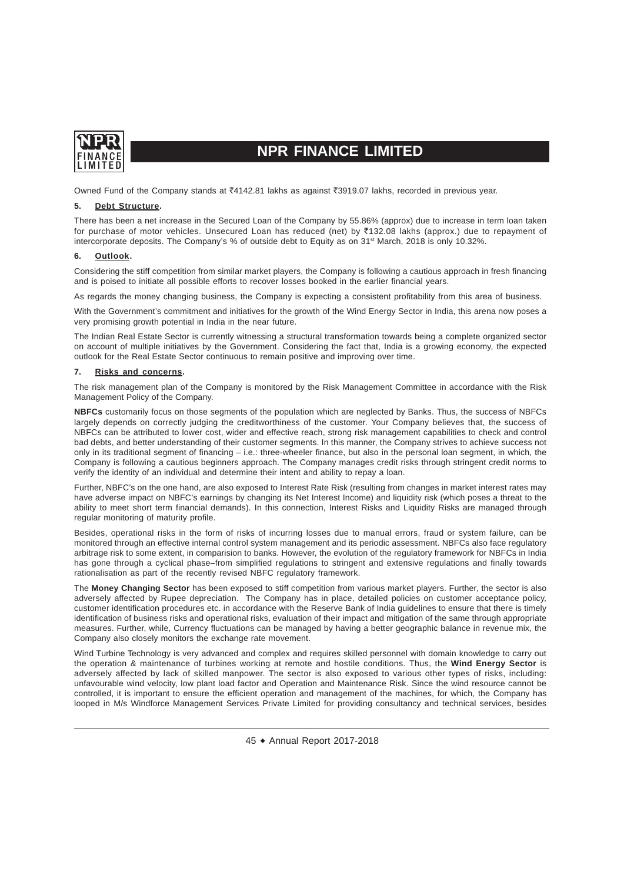Owned Fund of the Company stands at ₹4142.81 lakhs as against ₹3919.07 lakhs, recorded in previous year.

**5. Debt Structure.**

There has been a net increase in the Secured Loan of the Company by 55.86% (approx) due to increase in term loan taken for purchase of motor vehicles. Unsecured Loan has reduced (net) by ₹132.08 lakhs (approx.) due to repayment of intercorporate deposits. The Company's % of outside debt to Equity as on 31st March, 2018 is only 10.32%.

**6. Outlook.**

Considering the stiff competition from similar market players, the Company is following a cautious approach in fresh financing and is poised to initiate all possible efforts to recover losses booked in the earlier financial years.

As regards the money changing business, the Company is expecting a consistent profitability from this area of business.

With the Government's commitment and initiatives for the growth of the Wind Energy Sector in India, this arena now poses a very promising growth potential in India in the near future.

The Indian Real Estate Sector is currently witnessing a structural transformation towards being a complete organized sector on account of multiple initiatives by the Government. Considering the fact that, India is a growing economy, the expected outlook for the Real Estate Sector continuous to remain positive and improving over time.

**7. Risks and concerns.**

The risk management plan of the Company is monitored by the Risk Management Committee in accordance with the Risk Management Policy of the Company.

**NBFCs** customarily focus on those segments of the population which are neglected by Banks. Thus, the success of NBFCs largely depends on correctly judging the creditworthiness of the customer. Your Company believes that, the success of NBFCs can be attributed to lower cost, wider and effective reach, strong risk management capabilities to check and control bad debts, and better understanding of their customer segments. In this manner, the Company strives to achieve success not only in its traditional segment of financing – i.e.: three-wheeler finance, but also in the personal loan segment, in which, the Company is following a cautious beginners approach. The Company manages credit risks through stringent credit norms to verify the identity of an individual and determine their intent and ability to repay a loan.

Further, NBFC's on the one hand, are also exposed to Interest Rate Risk (resulting from changes in market interest rates may have adverse impact on NBFC's earnings by changing its Net Interest Income) and liquidity risk (which poses a threat to the ability to meet short term financial demands). In this connection, Interest Risks and Liquidity Risks are managed through regular monitoring of maturity profile.

Besides, operational risks in the form of risks of incurring losses due to manual errors, fraud or system failure, can be monitored through an effective internal control system management and its periodic assessment. NBFCs also face regulatory arbitrage risk to some extent, in comparision to banks. However, the evolution of the regulatory framework for NBFCs in India has gone through a cyclical phase–from simplified regulations to stringent and extensive regulations and finally towards rationalisation as part of the recently revised NBFC regulatory framework.

The **Money Changing Sector** has been exposed to stiff competition from various market players. Further, the sector is also adversely affected by Rupee depreciation. The Company has in place, detailed policies on customer acceptance policy, customer identification procedures etc. in accordance with the Reserve Bank of India guidelines to ensure that there is timely identification of business risks and operational risks, evaluation of their impact and mitigation of the same through appropriate measures. Further, while, Currency fluctuations can be managed by having a better geographic balance in revenue mix, the Company also closely monitors the exchange rate movement.

Wind Turbine Technology is very advanced and complex and requires skilled personnel with domain knowledge to carry out the operation & maintenance of turbines working at remote and hostile conditions. Thus, the **Wind Energy Sector** is adversely affected by lack of skilled manpower. The sector is also exposed to various other types of risks, including: unfavourable wind velocity, low plant load factor and Operation and Maintenance Risk. Since the wind resource cannot be controlled, it is important to ensure the efficient operation and management of the machines, for which, the Company has looped in M/s Windforce Management Services Private Limited for providing consultancy and technical services, besides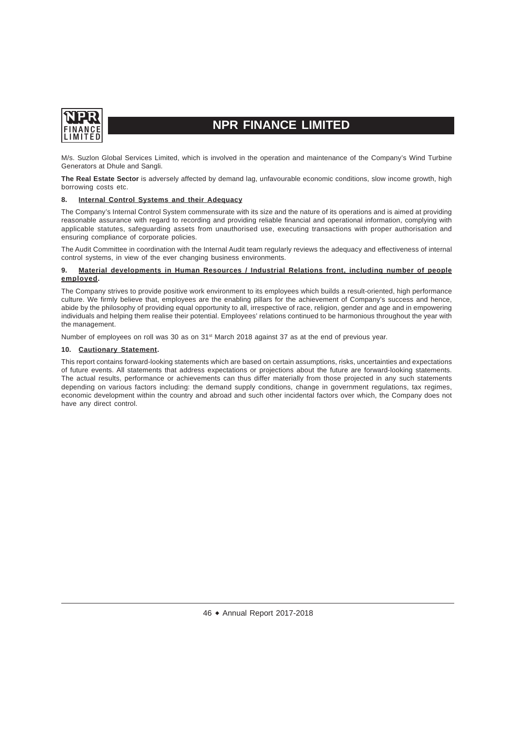M/s. Suzlon Global Services Limited, which is involved in the operation and maintenance of the Company's Wind Turbine Generators at Dhule and Sangli.

**The Real Estate Sector** is adversely affected by demand lag, unfavourable economic conditions, slow income growth, high borrowing costs etc.

### 8. Internal Control Systems and their Adequacy

The Company's Internal Control System commensurate with its size and the nature of its operations and is aimed at providing reasonable assurance with regard to recording and providing reliable financial and operational information, complying with applicable statutes, safeguarding assets from unauthorised use, executing transactions with proper authorisation and ensuring compliance of corporate policies.

The Audit Committee in coordination with the Internal Audit team regularly reviews the adequacy and effectiveness of internal control systems, in view of the ever changing business environments.

### 9. Material developments in Human Resources / Industrial Relations front, including number of people employed.

The Company strives to provide positive work environment to its employees which builds a result-oriented, high performance culture. We firmly believe that, employees are the enabling pillars for the achievement of Company's success and hence, abide by the philosophy of providing equal opportunity to all, irrespective of race, religion, gender and age and in empowering individuals and helping them realise their potential. Employees' relations continued to be harmonious throughout the year with the management.

Number of employees on roll was 30 as on 31st March 2018 against 37 as at the end of previous year.

### 10. Cautionary Statement.

This report contains forward-looking statements which are based on certain assumptions, risks, uncertainties and expectations of future events. All statements that address expectations or projections about the future are forward-looking statements. The actual results, performance or achievements can thus differ materially from those projected in any such statements depending on various factors including: the demand supply conditions, change in government regulations, tax regimes, economic development within the country and abroad and such other incidental factors over which, the Company does not have any direct control.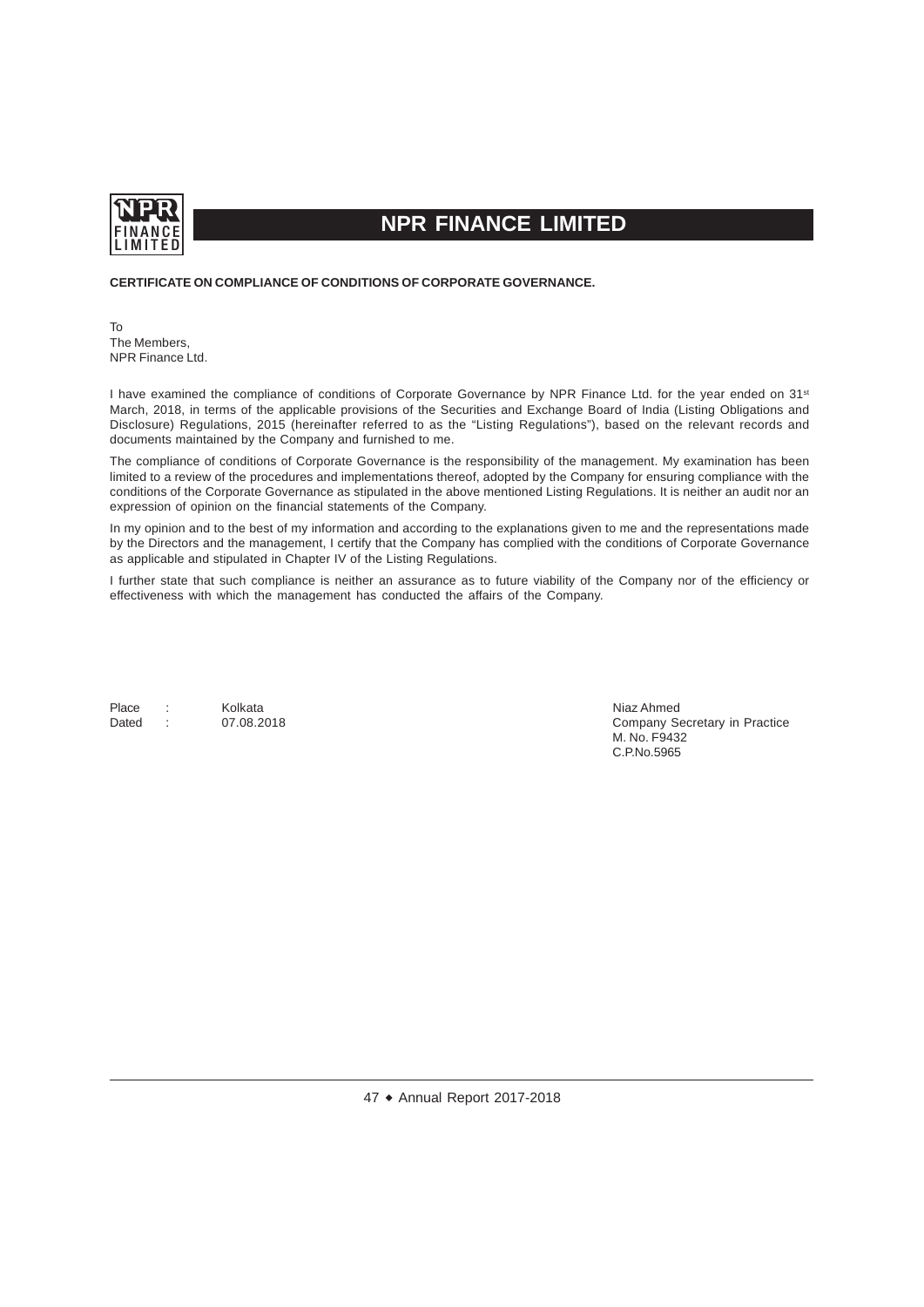# NPR FINANCE LIMITED

**CERTIFICATE ON COMPLIANCE OF CONDITIONS OF CORPORATE GOVERNANCE.**

To
The Members,
NPR Finance Ltd.

I have examined the compliance of conditions of Corporate Governance by NPR Finance Ltd. for the year ended on 31st March, 2018, in terms of the applicable provisions of the Securities and Exchange Board of India (Listing Obligations and Disclosure) Regulations, 2015 (hereinafter referred to as the "Listing Regulations"), based on the relevant records and documents maintained by the Company and furnished to me.

The compliance of conditions of Corporate Governance is the responsibility of the management. My examination has been limited to a review of the procedures and implementations thereof, adopted by the Company for ensuring compliance with the conditions of the Corporate Governance as stipulated in the above mentioned Listing Regulations. It is neither an audit nor an expression of opinion on the financial statements of the Company.

In my opinion and to the best of my information and according to the explanations given to me and the representations made by the Directors and the management, I certify that the Company has complied with the conditions of Corporate Governance as applicable and stipulated in Chapter IV of the Listing Regulations.

I further state that such compliance is neither an assurance as to future viability of the Company nor of the efficiency or effectiveness with which the management has conducted the affairs of the Company.

Place : Kolkata
Dated : 07.08.2018

Niaz Ahmed
Company Secretary in Practice
M. No. F9432
C.P.No.5965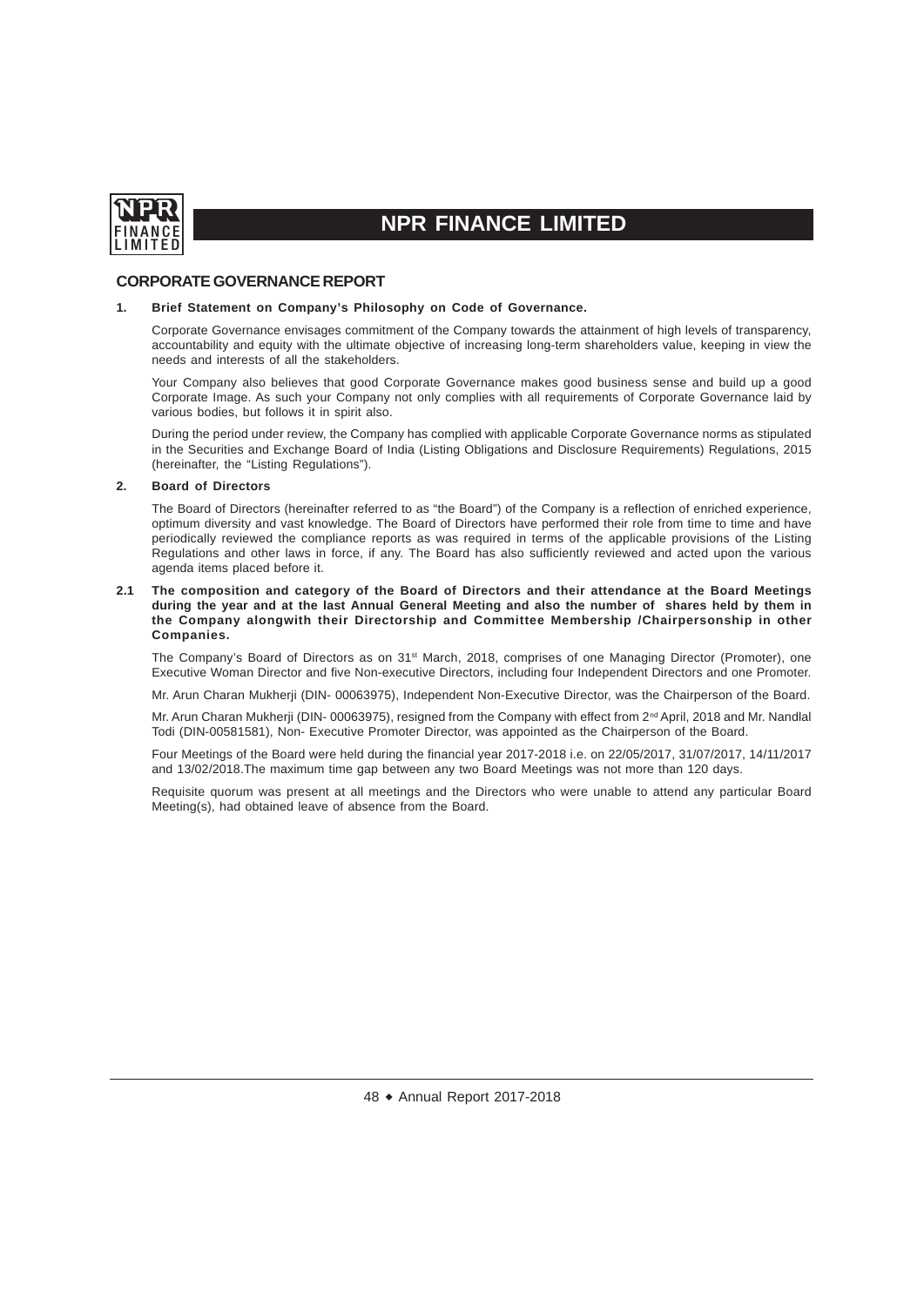## CORPORATE GOVERNANCE REPORT

**1. Brief Statement on Company's Philosophy on Code of Governance.**

Corporate Governance envisages commitment of the Company towards the attainment of high levels of transparency, accountability and equity with the ultimate objective of increasing long-term shareholders value, keeping in view the needs and interests of all the stakeholders.

Your Company also believes that good Corporate Governance makes good business sense and build up a good Corporate Image. As such your Company not only complies with all requirements of Corporate Governance laid by various bodies, but follows it in spirit also.

During the period under review, the Company has complied with applicable Corporate Governance norms as stipulated in the Securities and Exchange Board of India (Listing Obligations and Disclosure Requirements) Regulations, 2015 (hereinafter, the "Listing Regulations").

**2. Board of Directors**

The Board of Directors (hereinafter referred to as "the Board") of the Company is a reflection of enriched experience, optimum diversity and vast knowledge. The Board of Directors have performed their role from time to time and have periodically reviewed the compliance reports as was required in terms of the applicable provisions of the Listing Regulations and other laws in force, if any. The Board has also sufficiently reviewed and acted upon the various agenda items placed before it.

**2.1 The composition and category of the Board of Directors and their attendance at the Board Meetings during the year and at the last Annual General Meeting and also the number of shares held by them in the Company alongwith their Directorship and Committee Membership /Chairpersonship in other Companies.**

The Company's Board of Directors as on 31st March, 2018, comprises of one Managing Director (Promoter), one Executive Woman Director and five Non-executive Directors, including four Independent Directors and one Promoter.

Mr. Arun Charan Mukherji (DIN- 00063975), Independent Non-Executive Director, was the Chairperson of the Board.

Mr. Arun Charan Mukherji (DIN- 00063975), resigned from the Company with effect from 2nd April, 2018 and Mr. Nandlal Todi (DIN-00581581), Non- Executive Promoter Director, was appointed as the Chairperson of the Board.

Four Meetings of the Board were held during the financial year 2017-2018 i.e. on 22/05/2017, 31/07/2017, 14/11/2017 and 13/02/2018.The maximum time gap between any two Board Meetings was not more than 120 days.

Requisite quorum was present at all meetings and the Directors who were unable to attend any particular Board Meeting(s), had obtained leave of absence from the Board.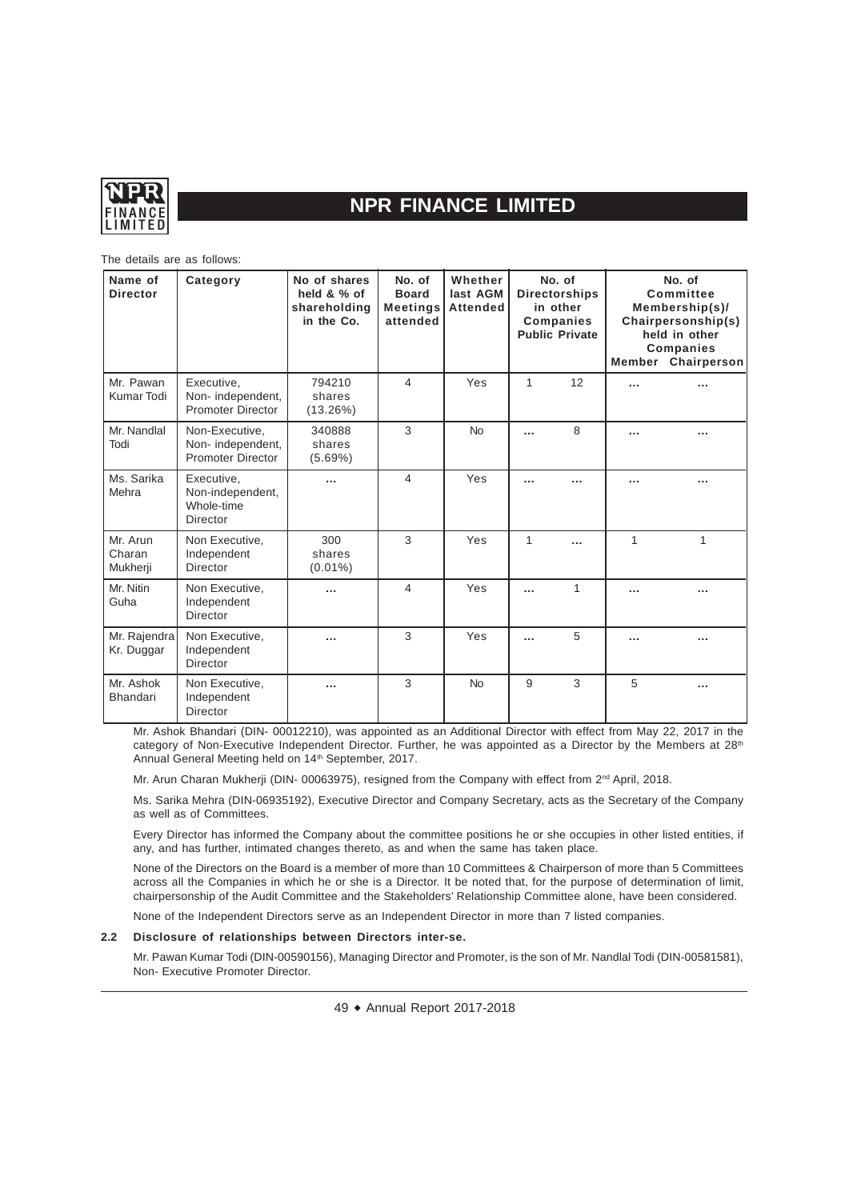The details are as follows:

| Name of Director | Category | No of shares held & % of shareholding in the Co. | No. of Board Meetings attended | Whether last AGM Attended | No. of Directorships in other Companies | | No. of Committee Membership(s)/ Chairpersonship(s) held in other Companies | |
|---|---|---|---|---|---|---|---|---|
| | | | | | Public | Private | Member | Chairperson |
| Mr. Pawan Kumar Todi | Executive, Non- independent, Promoter Director | 794210 shares (13.26%) | 4 | Yes | 1 | 12 | ... | ... |
| Mr. Nandlal Todi | Non-Executive, Non- independent, Promoter Director | 340888 shares (5.69%) | 3 | No | ... | 8 | ... | ... |
| Ms. Sarika Mehra | Executive, Non-independent, Whole-time Director | ... | 4 | Yes | ... | ... | ... | ... |
| Mr. Arun Charan Mukherji | Non Executive, Independent Director | 300 shares (0.01%) | 3 | Yes | 1 | ... | 1 | 1 |
| Mr. Nitin Guha | Non Executive, Independent Director | ... | 4 | Yes | ... | 1 | ... | ... |
| Mr. Rajendra Kr. Duggar | Non Executive, Independent Director | ... | 3 | Yes | ... | 5 | ... | ... |
| Mr. Ashok Bhandari | Non Executive, Independent Director | ... | 3 | No | 9 | 3 | 5 | ... |

Mr. Ashok Bhandari (DIN- 00012210), was appointed as an Additional Director with effect from May 22, 2017 in the category of Non-Executive Independent Director. Further, he was appointed as a Director by the Members at 28th Annual General Meeting held on 14th September, 2017.

Mr. Arun Charan Mukherji (DIN- 00063975), resigned from the Company with effect from 2nd April, 2018.

Ms. Sarika Mehra (DIN-06935192), Executive Director and Company Secretary, acts as the Secretary of the Company as well as of Committees.

Every Director has informed the Company about the committee positions he or she occupies in other listed entities, if any, and has further, intimated changes thereto, as and when the same has taken place.

None of the Directors on the Board is a member of more than 10 Committees & Chairperson of more than 5 Committees across all the Companies in which he or she is a Director. It be noted that, for the purpose of determination of limit, chairpersonship of the Audit Committee and the Stakeholders' Relationship Committee alone, have been considered.

None of the Independent Directors serve as an Independent Director in more than 7 listed companies.

### 2.2 Disclosure of relationships between Directors inter-se.

Mr. Pawan Kumar Todi (DIN-00590156), Managing Director and Promoter, is the son of Mr. Nandlal Todi (DIN-00581581), Non- Executive Promoter Director.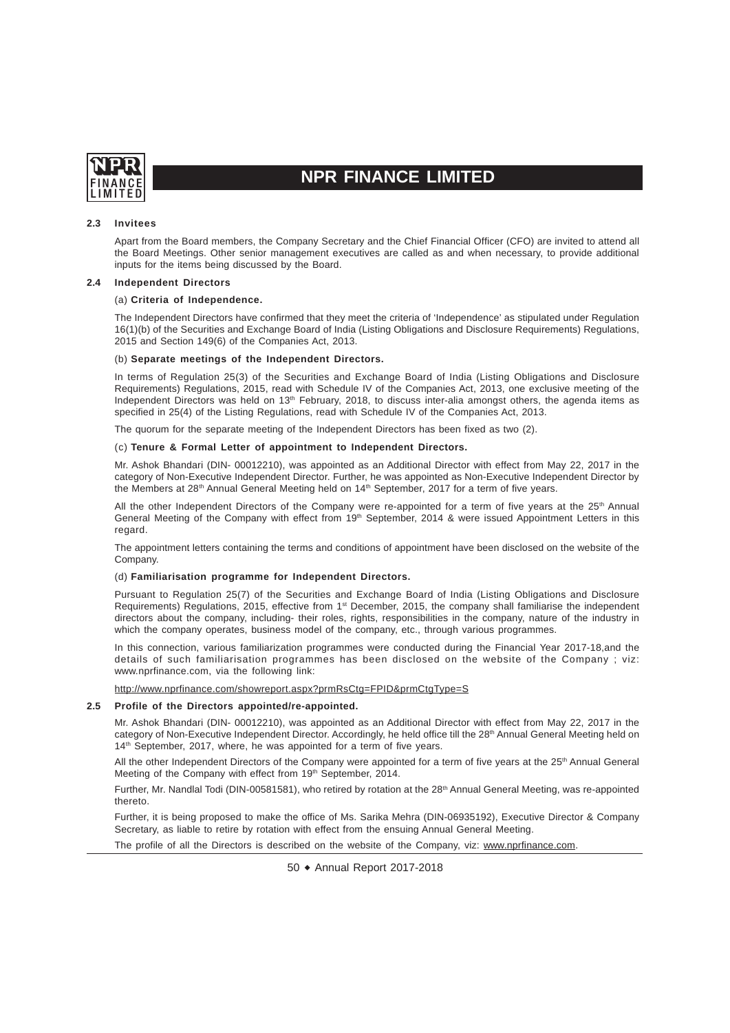### 2.3 Invitees

Apart from the Board members, the Company Secretary and the Chief Financial Officer (CFO) are invited to attend all the Board Meetings. Other senior management executives are called as and when necessary, to provide additional inputs for the items being discussed by the Board.

### 2.4 Independent Directors

(a) **Criteria of Independence.**

The Independent Directors have confirmed that they meet the criteria of 'Independence' as stipulated under Regulation 16(1)(b) of the Securities and Exchange Board of India (Listing Obligations and Disclosure Requirements) Regulations, 2015 and Section 149(6) of the Companies Act, 2013.

(b) **Separate meetings of the Independent Directors.**

In terms of Regulation 25(3) of the Securities and Exchange Board of India (Listing Obligations and Disclosure Requirements) Regulations, 2015, read with Schedule IV of the Companies Act, 2013, one exclusive meeting of the Independent Directors was held on 13th February, 2018, to discuss inter-alia amongst others, the agenda items as specified in 25(4) of the Listing Regulations, read with Schedule IV of the Companies Act, 2013.

The quorum for the separate meeting of the Independent Directors has been fixed as two (2).

(c) **Tenure & Formal Letter of appointment to Independent Directors.**

Mr. Ashok Bhandari (DIN- 00012210), was appointed as an Additional Director with effect from May 22, 2017 in the category of Non-Executive Independent Director. Further, he was appointed as Non-Executive Independent Director by the Members at 28th Annual General Meeting held on 14th September, 2017 for a term of five years.

All the other Independent Directors of the Company were re-appointed for a term of five years at the 25th Annual General Meeting of the Company with effect from 19th September, 2014 & were issued Appointment Letters in this regard.

The appointment letters containing the terms and conditions of appointment have been disclosed on the website of the Company.

(d) **Familiarisation programme for Independent Directors.**

Pursuant to Regulation 25(7) of the Securities and Exchange Board of India (Listing Obligations and Disclosure Requirements) Regulations, 2015, effective from 1st December, 2015, the company shall familiarise the independent directors about the company, including- their roles, rights, responsibilities in the company, nature of the industry in which the company operates, business model of the company, etc., through various programmes.

In this connection, various familiarization programmes were conducted during the Financial Year 2017-18,and the details of such familiarisation programmes has been disclosed on the website of the Company ; viz: www.nprfinance.com, via the following link:

http://www.nprfinance.com/showreport.aspx?prmRsCtg=FPID&prmCtgType=S

### 2.5 Profile of the Directors appointed/re-appointed.

Mr. Ashok Bhandari (DIN- 00012210), was appointed as an Additional Director with effect from May 22, 2017 in the category of Non-Executive Independent Director. Accordingly, he held office till the 28th Annual General Meeting held on 14th September, 2017, where, he was appointed for a term of five years.

All the other Independent Directors of the Company were appointed for a term of five years at the 25th Annual General Meeting of the Company with effect from 19th September, 2014.

Further, Mr. Nandlal Todi (DIN-00581581), who retired by rotation at the 28th Annual General Meeting, was re-appointed thereto.

Further, it is being proposed to make the office of Ms. Sarika Mehra (DIN-06935192), Executive Director & Company Secretary, as liable to retire by rotation with effect from the ensuing Annual General Meeting.

The profile of all the Directors is described on the website of the Company, viz: www.nprfinance.com.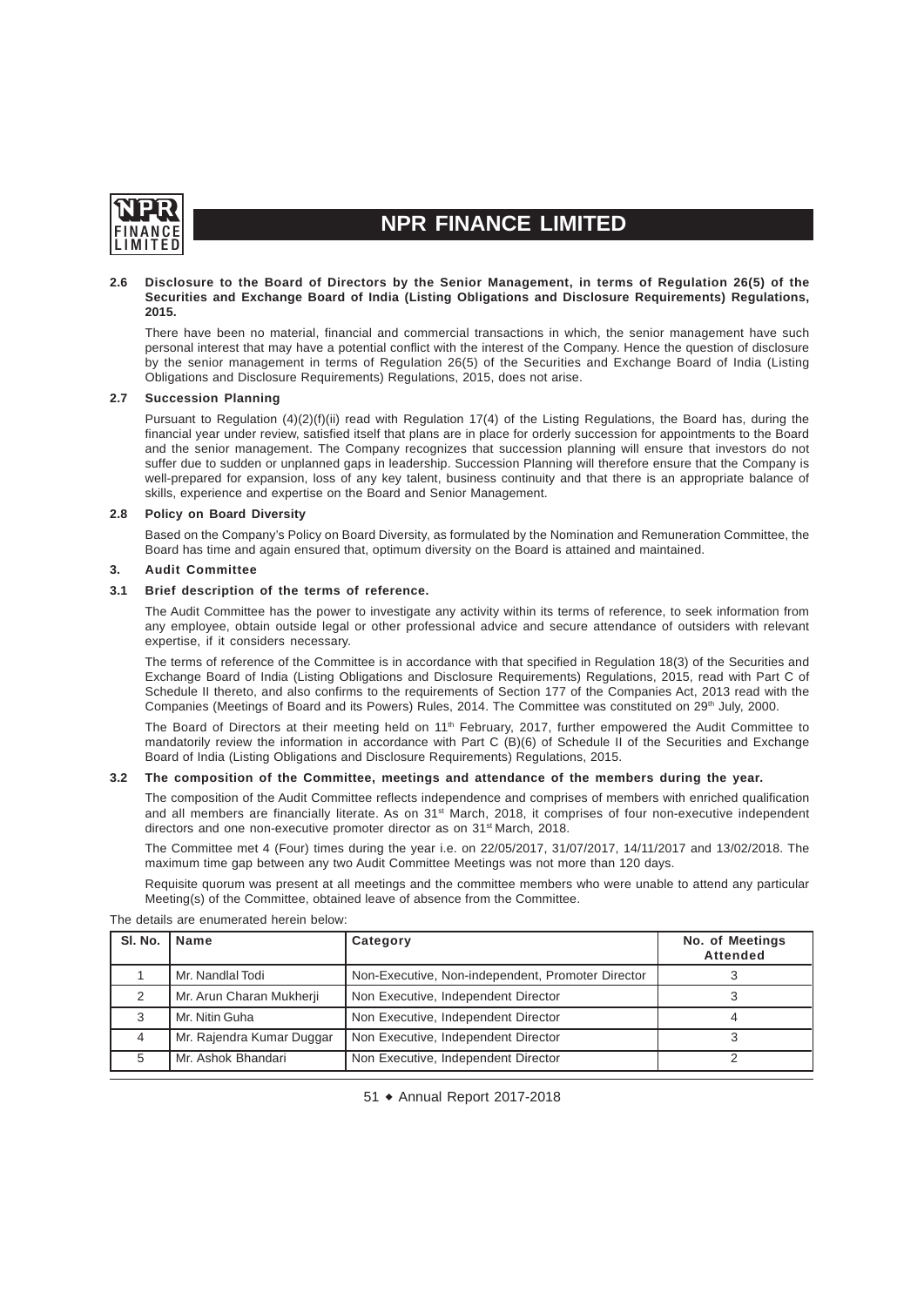### 2.6 Disclosure to the Board of Directors by the Senior Management, in terms of Regulation 26(5) of the Securities and Exchange Board of India (Listing Obligations and Disclosure Requirements) Regulations, 2015.

There have been no material, financial and commercial transactions in which, the senior management have such personal interest that may have a potential conflict with the interest of the Company. Hence the question of disclosure by the senior management in terms of Regulation 26(5) of the Securities and Exchange Board of India (Listing Obligations and Disclosure Requirements) Regulations, 2015, does not arise.

### 2.7 Succession Planning

Pursuant to Regulation (4)(2)(f)(ii) read with Regulation 17(4) of the Listing Regulations, the Board has, during the financial year under review, satisfied itself that plans are in place for orderly succession for appointments to the Board and the senior management. The Company recognizes that succession planning will ensure that investors do not suffer due to sudden or unplanned gaps in leadership. Succession Planning will therefore ensure that the Company is well-prepared for expansion, loss of any key talent, business continuity and that there is an appropriate balance of skills, experience and expertise on the Board and Senior Management.

### 2.8 Policy on Board Diversity

Based on the Company's Policy on Board Diversity, as formulated by the Nomination and Remuneration Committee, the Board has time and again ensured that, optimum diversity on the Board is attained and maintained.

## 3. Audit Committee

### 3.1 Brief description of the terms of reference.

The Audit Committee has the power to investigate any activity within its terms of reference, to seek information from any employee, obtain outside legal or other professional advice and secure attendance of outsiders with relevant expertise, if it considers necessary.

The terms of reference of the Committee is in accordance with that specified in Regulation 18(3) of the Securities and Exchange Board of India (Listing Obligations and Disclosure Requirements) Regulations, 2015, read with Part C of Schedule II thereto, and also confirms to the requirements of Section 177 of the Companies Act, 2013 read with the Companies (Meetings of Board and its Powers) Rules, 2014. The Committee was constituted on 29th July, 2000.

The Board of Directors at their meeting held on 11th February, 2017, further empowered the Audit Committee to mandatorily review the information in accordance with Part C (B)(6) of Schedule II of the Securities and Exchange Board of India (Listing Obligations and Disclosure Requirements) Regulations, 2015.

### 3.2 The composition of the Committee, meetings and attendance of the members during the year.

The composition of the Audit Committee reflects independence and comprises of members with enriched qualification and all members are financially literate. As on 31st March, 2018, it comprises of four non-executive independent directors and one non-executive promoter director as on 31st March, 2018.

The Committee met 4 (Four) times during the year i.e. on 22/05/2017, 31/07/2017, 14/11/2017 and 13/02/2018. The maximum time gap between any two Audit Committee Meetings was not more than 120 days.

Requisite quorum was present at all meetings and the committee members who were unable to attend any particular Meeting(s) of the Committee, obtained leave of absence from the Committee.

The details are enumerated herein below:

| Sl. No. | Name | Category | No. of Meetings Attended |
|---|---|---|---|
| 1 | Mr. Nandlal Todi | Non-Executive, Non-independent, Promoter Director | 3 |
| 2 | Mr. Arun Charan Mukherji | Non Executive, Independent Director | 3 |
| 3 | Mr. Nitin Guha | Non Executive, Independent Director | 4 |
| 4 | Mr. Rajendra Kumar Duggar | Non Executive, Independent Director | 3 |
| 5 | Mr. Ashok Bhandari | Non Executive, Independent Director | 2 |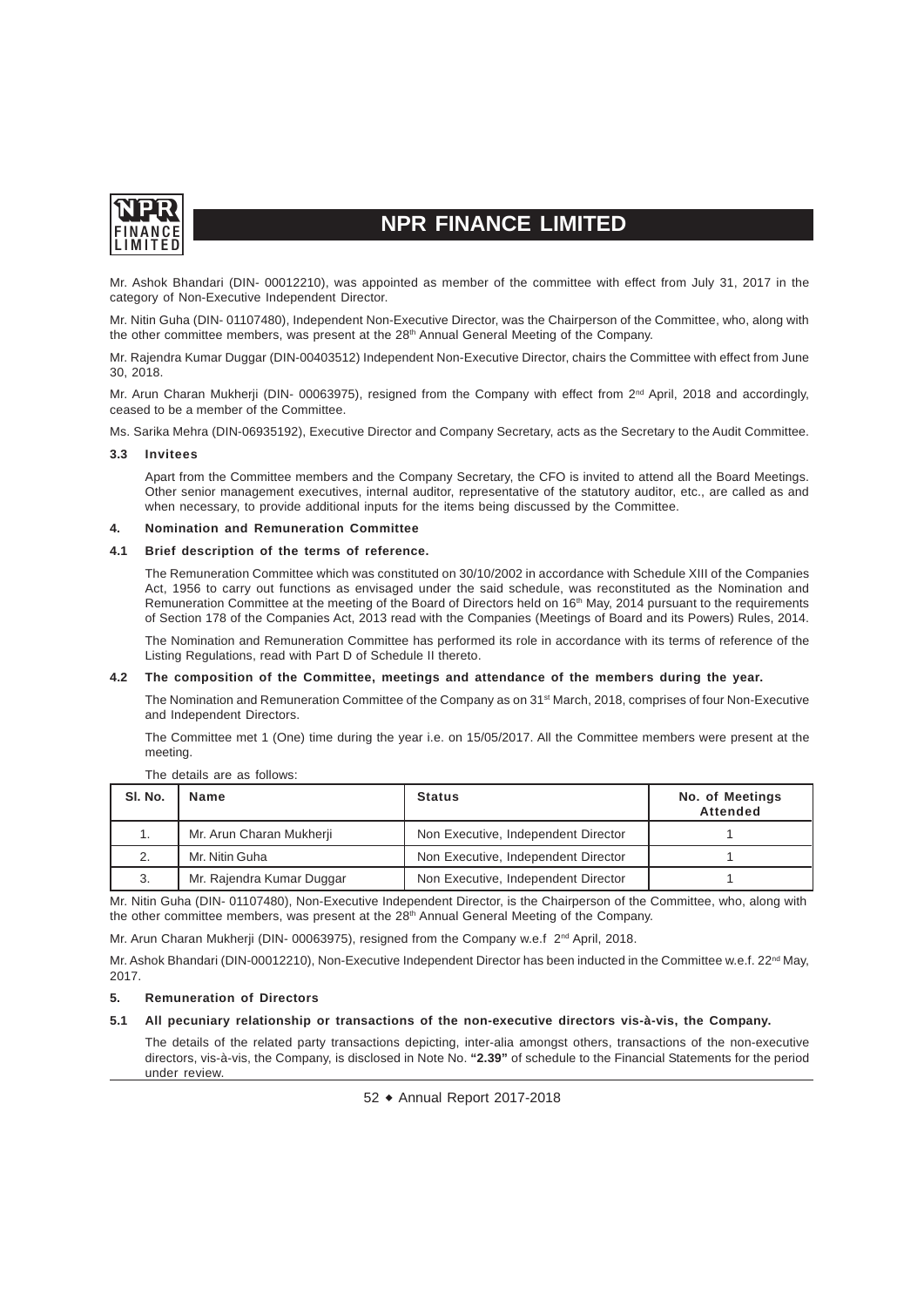Mr. Ashok Bhandari (DIN- 00012210), was appointed as member of the committee with effect from July 31, 2017 in the category of Non-Executive Independent Director.

Mr. Nitin Guha (DIN- 01107480), Independent Non-Executive Director, was the Chairperson of the Committee, who, along with the other committee members, was present at the 28th Annual General Meeting of the Company.

Mr. Rajendra Kumar Duggar (DIN-00403512) Independent Non-Executive Director, chairs the Committee with effect from June 30, 2018.

Mr. Arun Charan Mukherji (DIN- 00063975), resigned from the Company with effect from 2nd April, 2018 and accordingly, ceased to be a member of the Committee.

Ms. Sarika Mehra (DIN-06935192), Executive Director and Company Secretary, acts as the Secretary to the Audit Committee.

### 3.3 Invitees

Apart from the Committee members and the Company Secretary, the CFO is invited to attend all the Board Meetings. Other senior management executives, internal auditor, representative of the statutory auditor, etc., are called as and when necessary, to provide additional inputs for the items being discussed by the Committee.

## 4. Nomination and Remuneration Committee

### 4.1 Brief description of the terms of reference.

The Remuneration Committee which was constituted on 30/10/2002 in accordance with Schedule XIII of the Companies Act, 1956 to carry out functions as envisaged under the said schedule, was reconstituted as the Nomination and Remuneration Committee at the meeting of the Board of Directors held on 16th May, 2014 pursuant to the requirements of Section 178 of the Companies Act, 2013 read with the Companies (Meetings of Board and its Powers) Rules, 2014.

The Nomination and Remuneration Committee has performed its role in accordance with its terms of reference of the Listing Regulations, read with Part D of Schedule II thereto.

### 4.2 The composition of the Committee, meetings and attendance of the members during the year.

The Nomination and Remuneration Committee of the Company as on 31st March, 2018, comprises of four Non-Executive and Independent Directors.

The Committee met 1 (One) time during the year i.e. on 15/05/2017. All the Committee members were present at the meeting.

The details are as follows:

| Sl. No. | Name | Status | No. of Meetings Attended |
|---|---|---|---|
| 1. | Mr. Arun Charan Mukherji | Non Executive, Independent Director | 1 |
| 2. | Mr. Nitin Guha | Non Executive, Independent Director | 1 |
| 3. | Mr. Rajendra Kumar Duggar | Non Executive, Independent Director | 1 |

Mr. Nitin Guha (DIN- 01107480), Non-Executive Independent Director, is the Chairperson of the Committee, who, along with the other committee members, was present at the 28th Annual General Meeting of the Company.

Mr. Arun Charan Mukherji (DIN- 00063975), resigned from the Company w.e.f 2nd April, 2018.

Mr. Ashok Bhandari (DIN-00012210), Non-Executive Independent Director has been inducted in the Committee w.e.f. 22nd May, 2017.

## 5. Remuneration of Directors

### 5.1 All pecuniary relationship or transactions of the non-executive directors vis-à-vis, the Company.

The details of the related party transactions depicting, inter-alia amongst others, transactions of the non-executive directors, vis-à-vis, the Company, is disclosed in Note No. **"2.39"** of schedule to the Financial Statements for the period under review.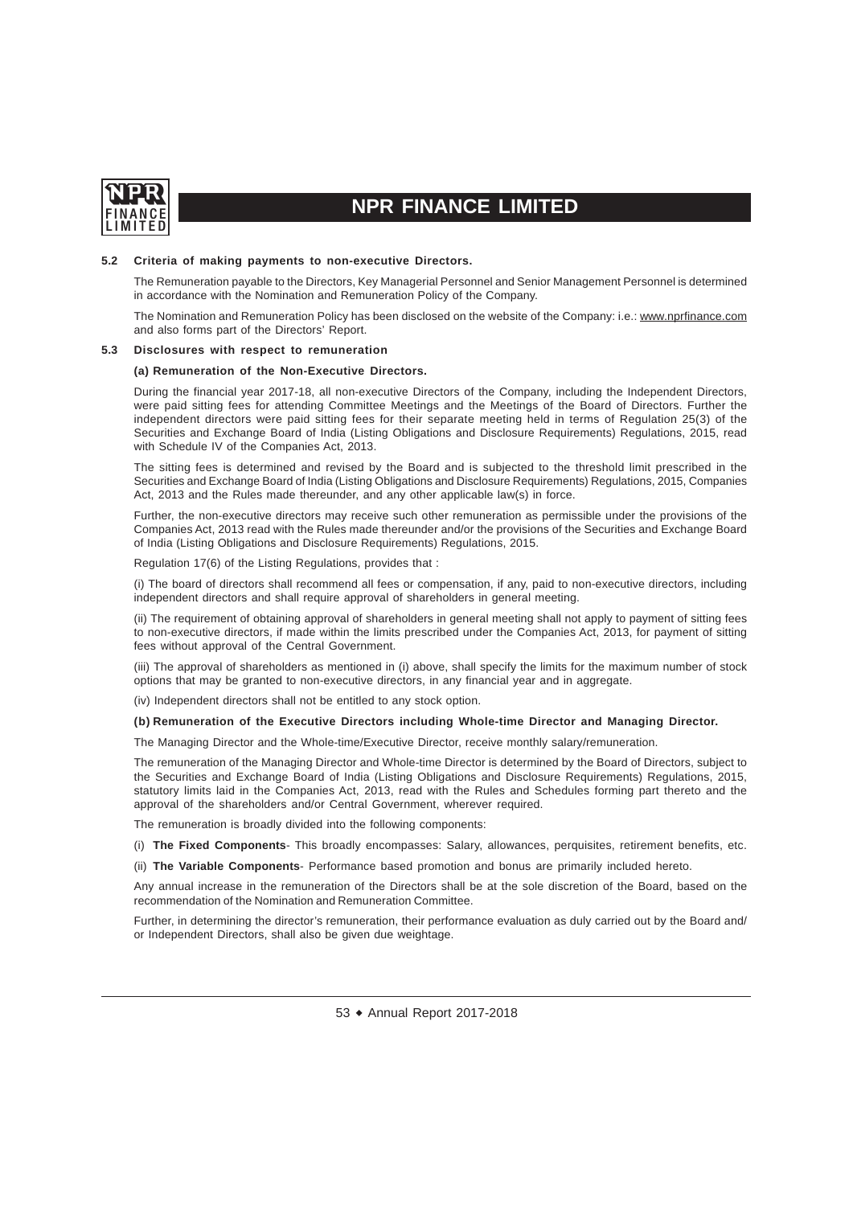#### 5.2 Criteria of making payments to non-executive Directors.

The Remuneration payable to the Directors, Key Managerial Personnel and Senior Management Personnel is determined in accordance with the Nomination and Remuneration Policy of the Company.

The Nomination and Remuneration Policy has been disclosed on the website of the Company: i.e.: www.nprfinance.com and also forms part of the Directors' Report.

#### 5.3 Disclosures with respect to remuneration

**(a) Remuneration of the Non-Executive Directors.**

During the financial year 2017-18, all non-executive Directors of the Company, including the Independent Directors, were paid sitting fees for attending Committee Meetings and the Meetings of the Board of Directors. Further the independent directors were paid sitting fees for their separate meeting held in terms of Regulation 25(3) of the Securities and Exchange Board of India (Listing Obligations and Disclosure Requirements) Regulations, 2015, read with Schedule IV of the Companies Act, 2013.

The sitting fees is determined and revised by the Board and is subjected to the threshold limit prescribed in the Securities and Exchange Board of India (Listing Obligations and Disclosure Requirements) Regulations, 2015, Companies Act, 2013 and the Rules made thereunder, and any other applicable law(s) in force.

Further, the non-executive directors may receive such other remuneration as permissible under the provisions of the Companies Act, 2013 read with the Rules made thereunder and/or the provisions of the Securities and Exchange Board of India (Listing Obligations and Disclosure Requirements) Regulations, 2015.

Regulation 17(6) of the Listing Regulations, provides that :

(i) The board of directors shall recommend all fees or compensation, if any, paid to non-executive directors, including independent directors and shall require approval of shareholders in general meeting.

(ii) The requirement of obtaining approval of shareholders in general meeting shall not apply to payment of sitting fees to non-executive directors, if made within the limits prescribed under the Companies Act, 2013, for payment of sitting fees without approval of the Central Government.

(iii) The approval of shareholders as mentioned in (i) above, shall specify the limits for the maximum number of stock options that may be granted to non-executive directors, in any financial year and in aggregate.

(iv) Independent directors shall not be entitled to any stock option.

**(b) Remuneration of the Executive Directors including Whole-time Director and Managing Director.**

The Managing Director and the Whole-time/Executive Director, receive monthly salary/remuneration.

The remuneration of the Managing Director and Whole-time Director is determined by the Board of Directors, subject to the Securities and Exchange Board of India (Listing Obligations and Disclosure Requirements) Regulations, 2015, statutory limits laid in the Companies Act, 2013, read with the Rules and Schedules forming part thereto and the approval of the shareholders and/or Central Government, wherever required.

The remuneration is broadly divided into the following components:

(i) **The Fixed Components**- This broadly encompasses: Salary, allowances, perquisites, retirement benefits, etc.

(ii) **The Variable Components**- Performance based promotion and bonus are primarily included hereto.

Any annual increase in the remuneration of the Directors shall be at the sole discretion of the Board, based on the recommendation of the Nomination and Remuneration Committee.

Further, in determining the director's remuneration, their performance evaluation as duly carried out by the Board and/ or Independent Directors, shall also be given due weightage.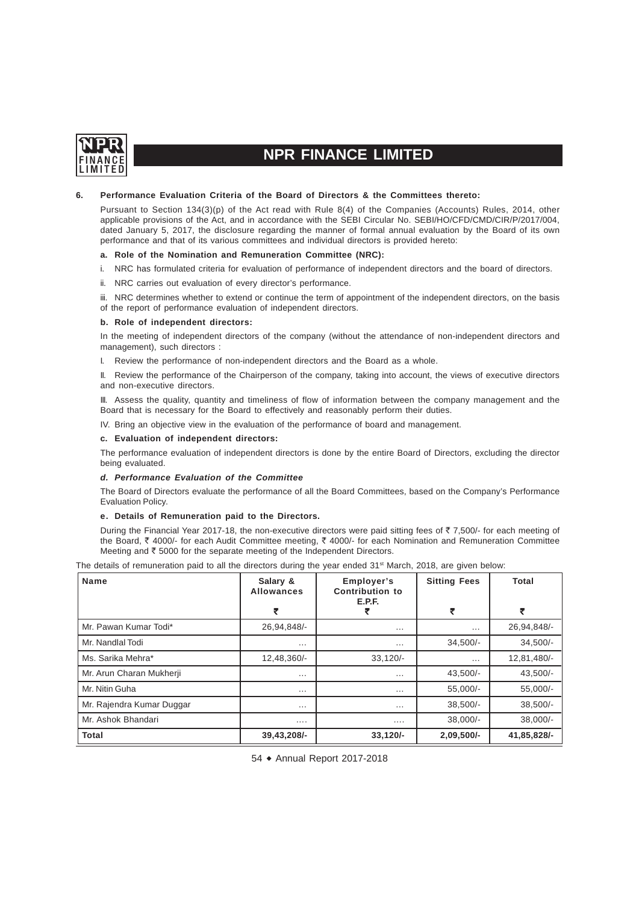## 6. Performance Evaluation Criteria of the Board of Directors & the Committees thereto:

Pursuant to Section 134(3)(p) of the Act read with Rule 8(4) of the Companies (Accounts) Rules, 2014, other applicable provisions of the Act, and in accordance with the SEBI Circular No. SEBI/HO/CFD/CMD/CIR/P/2017/004, dated January 5, 2017, the disclosure regarding the manner of formal annual evaluation by the Board of its own performance and that of its various committees and individual directors is provided hereto:

### a. Role of the Nomination and Remuneration Committee (NRC):

i. NRC has formulated criteria for evaluation of performance of independent directors and the board of directors.

ii. NRC carries out evaluation of every director's performance.

iii. NRC determines whether to extend or continue the term of appointment of the independent directors, on the basis of the report of performance evaluation of independent directors.

### b. Role of independent directors:

In the meeting of independent directors of the company (without the attendance of non-independent directors and management), such directors :

I. Review the performance of non-independent directors and the Board as a whole.

II. Review the performance of the Chairperson of the company, taking into account, the views of executive directors and non-executive directors.

III. Assess the quality, quantity and timeliness of flow of information between the company management and the Board that is necessary for the Board to effectively and reasonably perform their duties.

IV. Bring an objective view in the evaluation of the performance of board and management.

### c. Evaluation of independent directors:

The performance evaluation of independent directors is done by the entire Board of Directors, excluding the director being evaluated.

### *d. Performance Evaluation of the Committee*

The Board of Directors evaluate the performance of all the Board Committees, based on the Company's Performance Evaluation Policy.

### e. Details of Remuneration paid to the Directors.

During the Financial Year 2017-18, the non-executive directors were paid sitting fees of ₹ 7,500/- for each meeting of the Board, ₹ 4000/- for each Audit Committee meeting, ₹ 4000/- for each Nomination and Remuneration Committee Meeting and ₹ 5000 for the separate meeting of the Independent Directors.

The details of remuneration paid to all the directors during the year ended 31st March, 2018, are given below:

| Name | Salary & Allowances ₹ | Employer's Contribution to E.P.F. ₹ | Sitting Fees ₹ | Total ₹ |
|---|---|---|---|---|
| Mr. Pawan Kumar Todi* | 26,94,848/- | ... | ... | 26,94,848/- |
| Mr. Nandlal Todi | ... | ... | 34,500/- | 34,500/- |
| Ms. Sarika Mehra* | 12,48,360/- | 33,120/- | ... | 12,81,480/- |
| Mr. Arun Charan Mukherji | ... | ... | 43,500/- | 43,500/- |
| Mr. Nitin Guha | ... | ... | 55,000/- | 55,000/- |
| Mr. Rajendra Kumar Duggar | ... | ... | 38,500/- | 38,500/- |
| Mr. Ashok Bhandari | .... | .... | 38,000/- | 38,000/- |
| **Total** | **39,43,208/-** | **33,120/-** | **2,09,500/-** | **41,85,828/-** |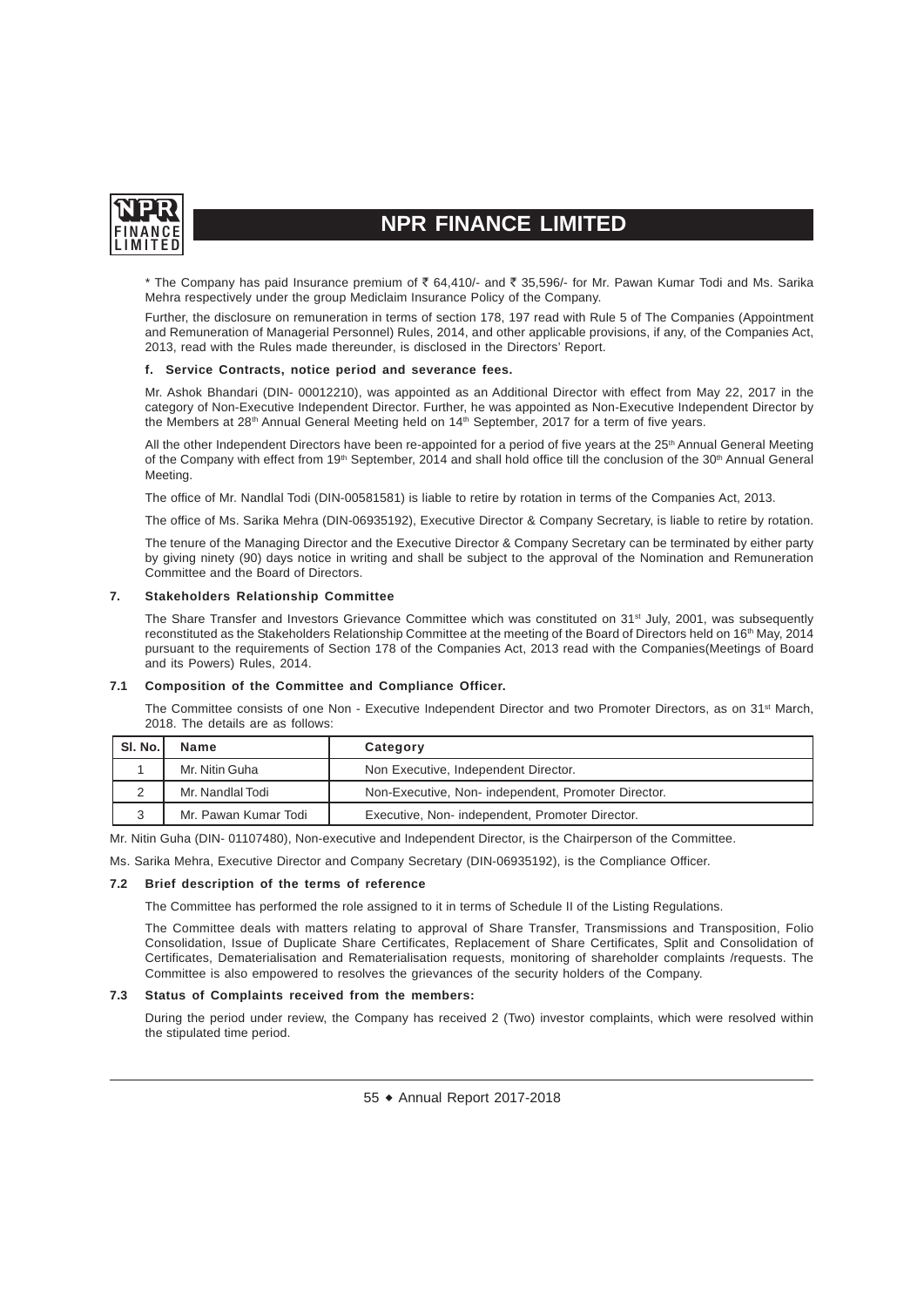\* The Company has paid Insurance premium of ₹ 64,410/- and ₹ 35,596/- for Mr. Pawan Kumar Todi and Ms. Sarika Mehra respectively under the group Mediclaim Insurance Policy of the Company.

Further, the disclosure on remuneration in terms of section 178, 197 read with Rule 5 of The Companies (Appointment and Remuneration of Managerial Personnel) Rules, 2014, and other applicable provisions, if any, of the Companies Act, 2013, read with the Rules made thereunder, is disclosed in the Directors' Report.

**f. Service Contracts, notice period and severance fees.**

Mr. Ashok Bhandari (DIN- 00012210), was appointed as an Additional Director with effect from May 22, 2017 in the category of Non-Executive Independent Director. Further, he was appointed as Non-Executive Independent Director by the Members at 28th Annual General Meeting held on 14th September, 2017 for a term of five years.

All the other Independent Directors have been re-appointed for a period of five years at the 25th Annual General Meeting of the Company with effect from 19th September, 2014 and shall hold office till the conclusion of the 30th Annual General Meeting.

The office of Mr. Nandlal Todi (DIN-00581581) is liable to retire by rotation in terms of the Companies Act, 2013.

The office of Ms. Sarika Mehra (DIN-06935192), Executive Director & Company Secretary, is liable to retire by rotation.

The tenure of the Managing Director and the Executive Director & Company Secretary can be terminated by either party by giving ninety (90) days notice in writing and shall be subject to the approval of the Nomination and Remuneration Committee and the Board of Directors.

## 7. Stakeholders Relationship Committee

The Share Transfer and Investors Grievance Committee which was constituted on 31st July, 2001, was subsequently reconstituted as the Stakeholders Relationship Committee at the meeting of the Board of Directors held on 16th May, 2014 pursuant to the requirements of Section 178 of the Companies Act, 2013 read with the Companies(Meetings of Board and its Powers) Rules, 2014.

### 7.1 Composition of the Committee and Compliance Officer.

The Committee consists of one Non - Executive Independent Director and two Promoter Directors, as on 31st March, 2018. The details are as follows:

| Sl. No. | Name | Category |
|---|---|---|
| 1 | Mr. Nitin Guha | Non Executive, Independent Director. |
| 2 | Mr. Nandlal Todi | Non-Executive, Non- independent, Promoter Director. |
| 3 | Mr. Pawan Kumar Todi | Executive, Non- independent, Promoter Director. |

Mr. Nitin Guha (DIN- 01107480), Non-executive and Independent Director, is the Chairperson of the Committee.

Ms. Sarika Mehra, Executive Director and Company Secretary (DIN-06935192), is the Compliance Officer.

### 7.2 Brief description of the terms of reference

The Committee has performed the role assigned to it in terms of Schedule II of the Listing Regulations.

The Committee deals with matters relating to approval of Share Transfer, Transmissions and Transposition, Folio Consolidation, Issue of Duplicate Share Certificates, Replacement of Share Certificates, Split and Consolidation of Certificates, Dematerialisation and Rematerialisation requests, monitoring of shareholder complaints /requests. The Committee is also empowered to resolves the grievances of the security holders of the Company.

### 7.3 Status of Complaints received from the members:

During the period under review, the Company has received 2 (Two) investor complaints, which were resolved within the stipulated time period.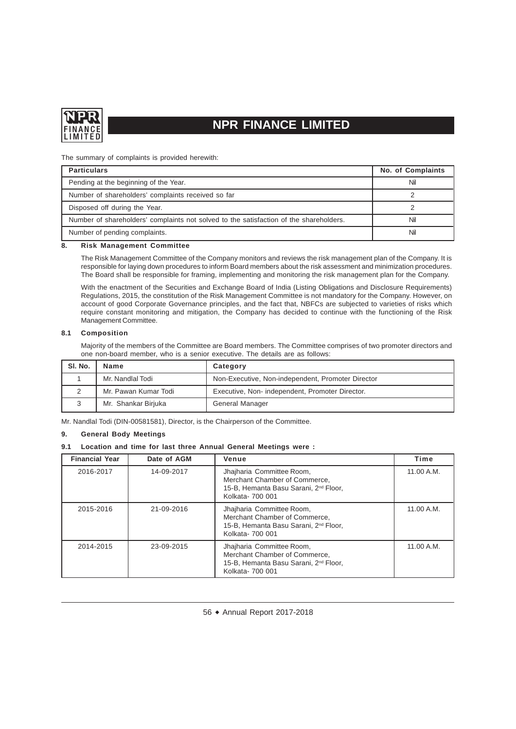The summary of complaints is provided herewith:

| Particulars | No. of Complaints |
|---|---|
| Pending at the beginning of the Year. | Nil |
| Number of shareholders' complaints received so far | 2 |
| Disposed off during the Year. | 2 |
| Number of shareholders' complaints not solved to the satisfaction of the shareholders. | Nil |
| Number of pending complaints. | Nil |

## 8. Risk Management Committee

The Risk Management Committee of the Company monitors and reviews the risk management plan of the Company. It is responsible for laying down procedures to inform Board members about the risk assessment and minimization procedures. The Board shall be responsible for framing, implementing and monitoring the risk management plan for the Company.

With the enactment of the Securities and Exchange Board of India (Listing Obligations and Disclosure Requirements) Regulations, 2015, the constitution of the Risk Management Committee is not mandatory for the Company. However, on account of good Corporate Governance principles, and the fact that, NBFCs are subjected to varieties of risks which require constant monitoring and mitigation, the Company has decided to continue with the functioning of the Risk Management Committee.

### 8.1 Composition

Majority of the members of the Committee are Board members. The Committee comprises of two promoter directors and one non-board member, who is a senior executive. The details are as follows:

| Sl. No. | Name | Category |
|---|---|---|
| 1 | Mr. Nandlal Todi | Non-Executive, Non-independent, Promoter Director |
| 2 | Mr. Pawan Kumar Todi | Executive, Non- independent, Promoter Director. |
| 3 | Mr. Shankar Birjuka | General Manager |

Mr. Nandlal Todi (DIN-00581581), Director, is the Chairperson of the Committee.

## 9. General Body Meetings

### 9.1 Location and time for last three Annual General Meetings were :

| Financial Year | Date of AGM | Venue | Time |
|---|---|---|---|
| 2016-2017 | 14-09-2017 | Jhajharia Committee Room, Merchant Chamber of Commerce, 15-B, Hemanta Basu Sarani, 2nd Floor, Kolkata- 700 001 | 11.00 A.M. |
| 2015-2016 | 21-09-2016 | Jhajharia Committee Room, Merchant Chamber of Commerce, 15-B, Hemanta Basu Sarani, 2nd Floor, Kolkata- 700 001 | 11.00 A.M. |
| 2014-2015 | 23-09-2015 | Jhajharia Committee Room, Merchant Chamber of Commerce, 15-B, Hemanta Basu Sarani, 2nd Floor, Kolkata- 700 001 | 11.00 A.M. |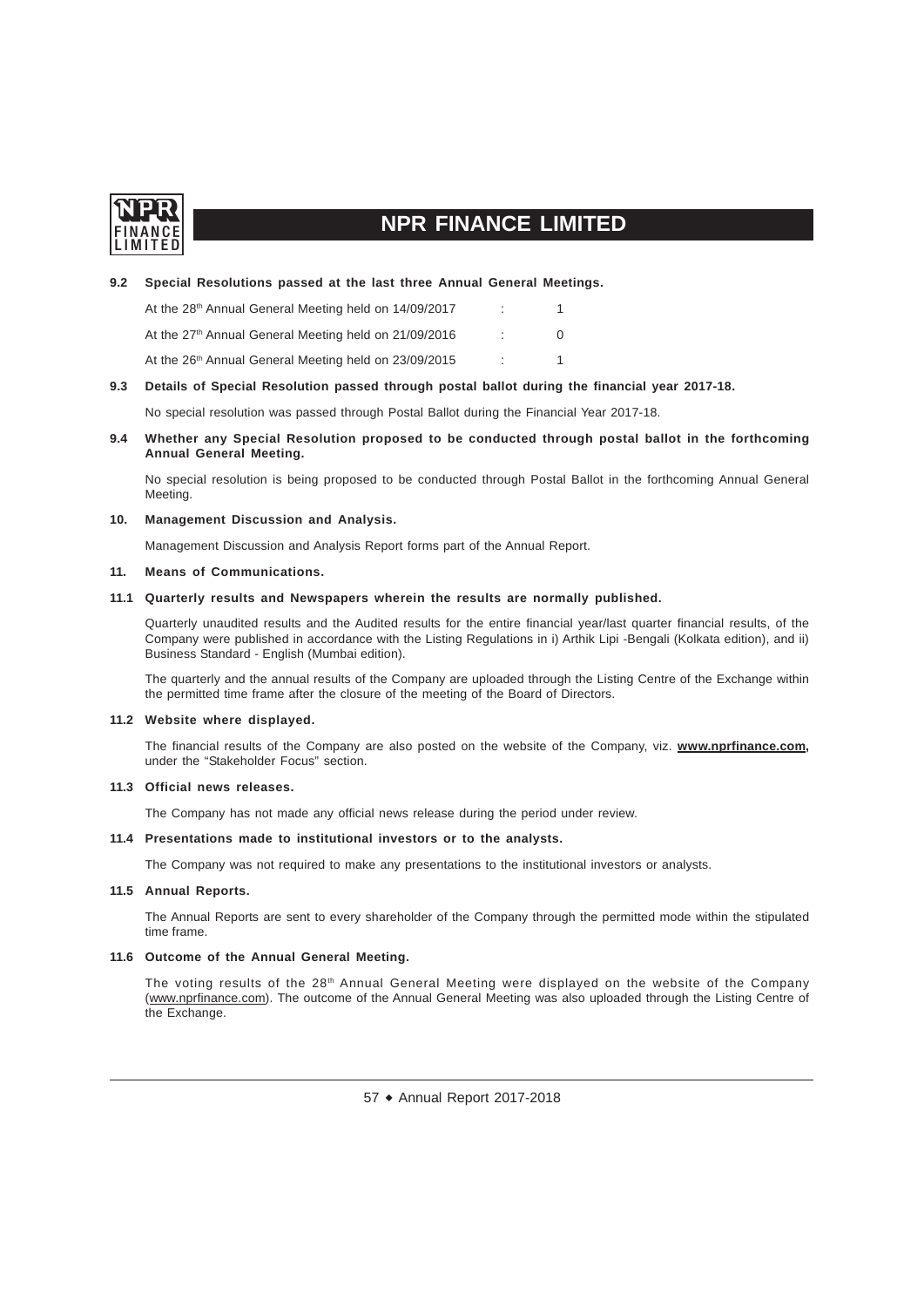**9.2 Special Resolutions passed at the last three Annual General Meetings.**

| | | |
|---|---|---|
| At the 28th Annual General Meeting held on 14/09/2017 | : | 1 |
| At the 27th Annual General Meeting held on 21/09/2016 | : | 0 |
| At the 26th Annual General Meeting held on 23/09/2015 | : | 1 |

**9.3 Details of Special Resolution passed through postal ballot during the financial year 2017-18.**

No special resolution was passed through Postal Ballot during the Financial Year 2017-18.

**9.4 Whether any Special Resolution proposed to be conducted through postal ballot in the forthcoming Annual General Meeting.**

No special resolution is being proposed to be conducted through Postal Ballot in the forthcoming Annual General Meeting.

**10. Management Discussion and Analysis.**

Management Discussion and Analysis Report forms part of the Annual Report.

**11. Means of Communications.**

**11.1 Quarterly results and Newspapers wherein the results are normally published.**

Quarterly unaudited results and the Audited results for the entire financial year/last quarter financial results, of the Company were published in accordance with the Listing Regulations in i) Arthik Lipi -Bengali (Kolkata edition), and ii) Business Standard - English (Mumbai edition).

The quarterly and the annual results of the Company are uploaded through the Listing Centre of the Exchange within the permitted time frame after the closure of the meeting of the Board of Directors.

**11.2 Website where displayed.**

The financial results of the Company are also posted on the website of the Company, viz. **www.nprfinance.com,** under the "Stakeholder Focus" section.

**11.3 Official news releases.**

The Company has not made any official news release during the period under review.

**11.4 Presentations made to institutional investors or to the analysts.**

The Company was not required to make any presentations to the institutional investors or analysts.

**11.5 Annual Reports.**

The Annual Reports are sent to every shareholder of the Company through the permitted mode within the stipulated time frame.

**11.6 Outcome of the Annual General Meeting.**

The voting results of the 28th Annual General Meeting were displayed on the website of the Company (www.nprfinance.com). The outcome of the Annual General Meeting was also uploaded through the Listing Centre of the Exchange.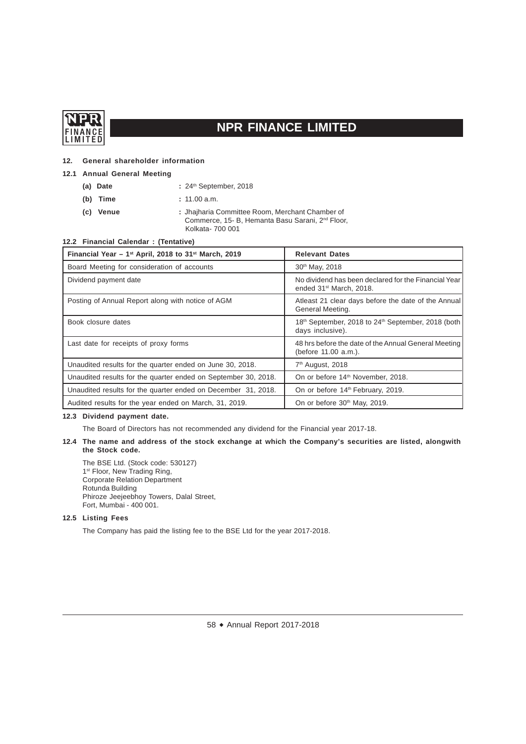## 12. General shareholder information

### 12.1 Annual General Meeting

- **(a) Date** : 24th September, 2018
- **(b) Time** : 11.00 a.m.
- **(c) Venue** : Jhajharia Committee Room, Merchant Chamber of Commerce, 15- B, Hemanta Basu Sarani, 2nd Floor, Kolkata- 700 001

### 12.2 Financial Calendar : (Tentative)

| Financial Year – 1st April, 2018 to 31st March, 2019 | Relevant Dates |
|---|---|
| Board Meeting for consideration of accounts | 30th May, 2018 |
| Dividend payment date | No dividend has been declared for the Financial Year ended 31st March, 2018. |
| Posting of Annual Report along with notice of AGM | Atleast 21 clear days before the date of the Annual General Meeting. |
| Book closure dates | 18th September, 2018 to 24th September, 2018 (both days inclusive). |
| Last date for receipts of proxy forms | 48 hrs before the date of the Annual General Meeting (before 11.00 a.m.). |
| Unaudited results for the quarter ended on June 30, 2018. | 7th August, 2018 |
| Unaudited results for the quarter ended on September 30, 2018. | On or before 14th November, 2018. |
| Unaudited results for the quarter ended on December 31, 2018. | On or before 14th February, 2019. |
| Audited results for the year ended on March, 31, 2019. | On or before 30th May, 2019. |

### 12.3 Dividend payment date.

The Board of Directors has not recommended any dividend for the Financial year 2017-18.

### 12.4 The name and address of the stock exchange at which the Company's securities are listed, alongwith the Stock code.

The BSE Ltd. (Stock code: 530127)
1st Floor, New Trading Ring,
Corporate Relation Department
Rotunda Building
Phiroze Jeejeebhoy Towers, Dalal Street,
Fort, Mumbai - 400 001.

### 12.5 Listing Fees

The Company has paid the listing fee to the BSE Ltd for the year 2017-2018.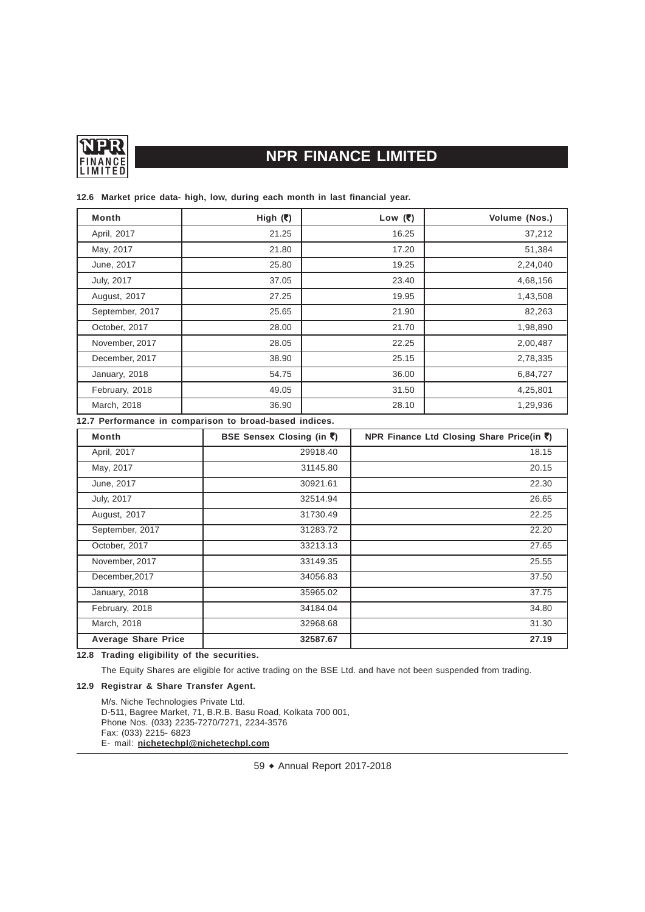**12.6 Market price data- high, low, during each month in last financial year.**

| Month | High (₹) | Low (₹) | Volume (Nos.) |
|---|---|---|---|
| April, 2017 | 21.25 | 16.25 | 37,212 |
| May, 2017 | 21.80 | 17.20 | 51,384 |
| June, 2017 | 25.80 | 19.25 | 2,24,040 |
| July, 2017 | 37.05 | 23.40 | 4,68,156 |
| August, 2017 | 27.25 | 19.95 | 1,43,508 |
| September, 2017 | 25.65 | 21.90 | 82,263 |
| October, 2017 | 28.00 | 21.70 | 1,98,890 |
| November, 2017 | 28.05 | 22.25 | 2,00,487 |
| December, 2017 | 38.90 | 25.15 | 2,78,335 |
| January, 2018 | 54.75 | 36.00 | 6,84,727 |
| February, 2018 | 49.05 | 31.50 | 4,25,801 |
| March, 2018 | 36.90 | 28.10 | 1,29,936 |

**12.7 Performance in comparison to broad-based indices.**

| Month | BSE Sensex Closing (in ₹) | NPR Finance Ltd Closing Share Price(in ₹) |
|---|---|---|
| April, 2017 | 29918.40 | 18.15 |
| May, 2017 | 31145.80 | 20.15 |
| June, 2017 | 30921.61 | 22.30 |
| July, 2017 | 32514.94 | 26.65 |
| August, 2017 | 31730.49 | 22.25 |
| September, 2017 | 31283.72 | 22.20 |
| October, 2017 | 33213.13 | 27.65 |
| November, 2017 | 33149.35 | 25.55 |
| December,2017 | 34056.83 | 37.50 |
| January, 2018 | 35965.02 | 37.75 |
| February, 2018 | 34184.04 | 34.80 |
| March, 2018 | 32968.68 | 31.30 |
| **Average Share Price** | **32587.67** | **27.19** |

**12.8 Trading eligibility of the securities.**

The Equity Shares are eligible for active trading on the BSE Ltd. and have not been suspended from trading.

**12.9 Registrar & Share Transfer Agent.**

M/s. Niche Technologies Private Ltd.
D-511, Bagree Market, 71, B.R.B. Basu Road, Kolkata 700 001,
Phone Nos. (033) 2235-7270/7271, 2234-3576
Fax: (033) 2215- 6823
E- mail: **nichetechpl@nichetechpl.com**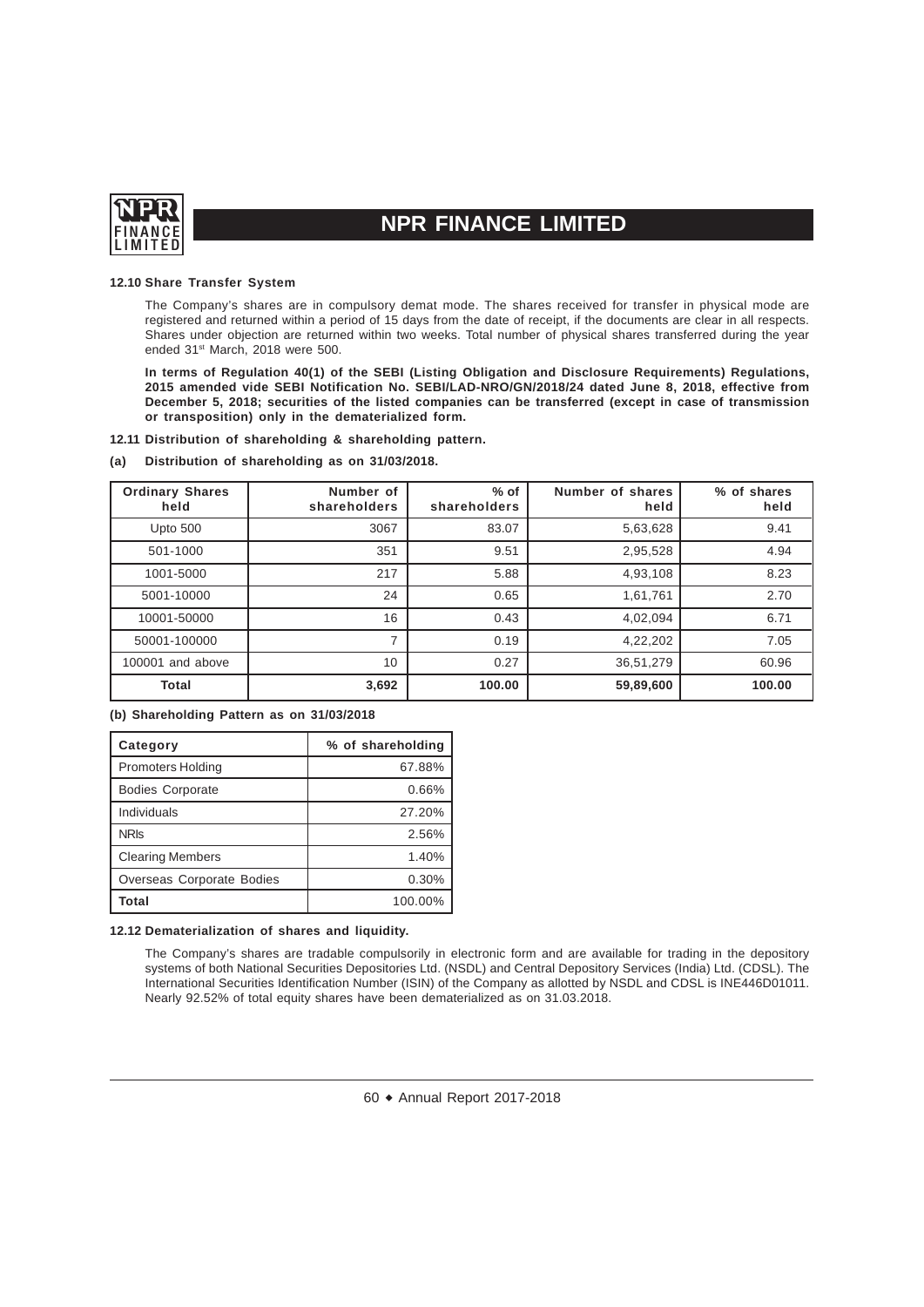#### 12.10 Share Transfer System

The Company's shares are in compulsory demat mode. The shares received for transfer in physical mode are registered and returned within a period of 15 days from the date of receipt, if the documents are clear in all respects. Shares under objection are returned within two weeks. Total number of physical shares transferred during the year ended 31st March, 2018 were 500.

**In terms of Regulation 40(1) of the SEBI (Listing Obligation and Disclosure Requirements) Regulations, 2015 amended vide SEBI Notification No. SEBI/LAD-NRO/GN/2018/24 dated June 8, 2018, effective from December 5, 2018; securities of the listed companies can be transferred (except in case of transmission or transposition) only in the dematerialized form.**

#### 12.11 Distribution of shareholding & shareholding pattern.

**(a) Distribution of shareholding as on 31/03/2018.**

| Ordinary Shares held | Number of shareholders | % of shareholders | Number of shares held | % of shares held |
|---|---|---|---|---|
| Upto 500 | 3067 | 83.07 | 5,63,628 | 9.41 |
| 501-1000 | 351 | 9.51 | 2,95,528 | 4.94 |
| 1001-5000 | 217 | 5.88 | 4,93,108 | 8.23 |
| 5001-10000 | 24 | 0.65 | 1,61,761 | 2.70 |
| 10001-50000 | 16 | 0.43 | 4,02,094 | 6.71 |
| 50001-100000 | 7 | 0.19 | 4,22,202 | 7.05 |
| 100001 and above | 10 | 0.27 | 36,51,279 | 60.96 |
| **Total** | **3,692** | **100.00** | **59,89,600** | **100.00** |

**(b) Shareholding Pattern as on 31/03/2018**

| Category | % of shareholding |
|---|---|
| Promoters Holding | 67.88% |
| Bodies Corporate | 0.66% |
| Individuals | 27.20% |
| NRIs | 2.56% |
| Clearing Members | 1.40% |
| Overseas Corporate Bodies | 0.30% |
| **Total** | 100.00% |

#### 12.12 Dematerialization of shares and liquidity.

The Company's shares are tradable compulsorily in electronic form and are available for trading in the depository systems of both National Securities Depositories Ltd. (NSDL) and Central Depository Services (India) Ltd. (CDSL). The International Securities Identification Number (ISIN) of the Company as allotted by NSDL and CDSL is INE446D01011. Nearly 92.52% of total equity shares have been dematerialized as on 31.03.2018.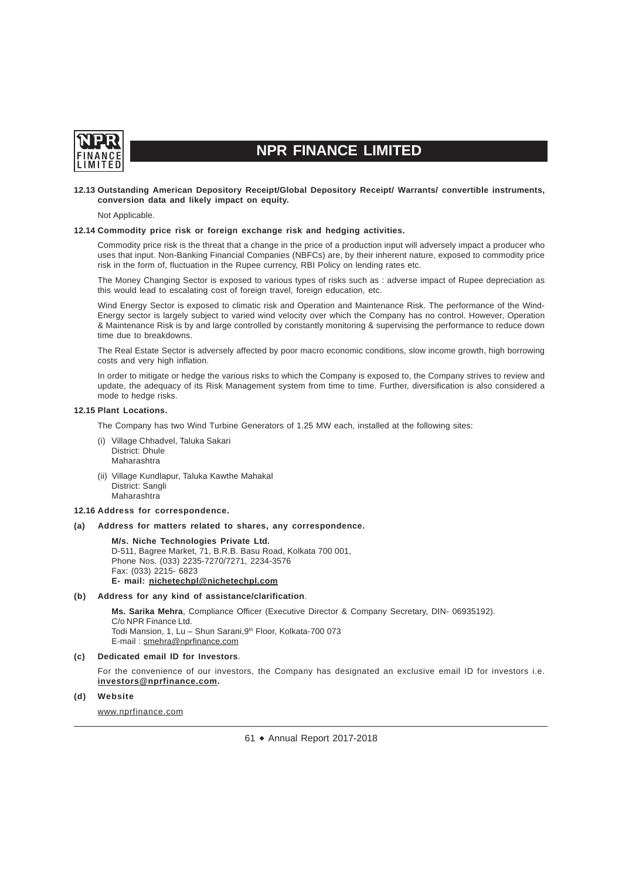**12.13 Outstanding American Depository Receipt/Global Depository Receipt/ Warrants/ convertible instruments, conversion data and likely impact on equity.**

Not Applicable.

**12.14 Commodity price risk or foreign exchange risk and hedging activities.**

Commodity price risk is the threat that a change in the price of a production input will adversely impact a producer who uses that input. Non-Banking Financial Companies (NBFCs) are, by their inherent nature, exposed to commodity price risk in the form of, fluctuation in the Rupee currency, RBI Policy on lending rates etc.

The Money Changing Sector is exposed to various types of risks such as : adverse impact of Rupee depreciation as this would lead to escalating cost of foreign travel, foreign education, etc.

Wind Energy Sector is exposed to climatic risk and Operation and Maintenance Risk. The performance of the Wind-Energy sector is largely subject to varied wind velocity over which the Company has no control. However, Operation & Maintenance Risk is by and large controlled by constantly monitoring & supervising the performance to reduce down time due to breakdowns.

The Real Estate Sector is adversely affected by poor macro economic conditions, slow income growth, high borrowing costs and very high inflation.

In order to mitigate or hedge the various risks to which the Company is exposed to, the Company strives to review and update, the adequacy of its Risk Management system from time to time. Further, diversification is also considered a mode to hedge risks.

**12.15 Plant Locations.**

The Company has two Wind Turbine Generators of 1.25 MW each, installed at the following sites:

(i) Village Chhadvel, Taluka Sakari
District: Dhule
Maharashtra

(ii) Village Kundlapur, Taluka Kawthe Mahakal
District: Sangli
Maharashtra

**12.16 Address for correspondence.**

**(a) Address for matters related to shares, any correspondence.**

**M/s. Niche Technologies Private Ltd.**
D-511, Bagree Market, 71, B.R.B. Basu Road, Kolkata 700 001,
Phone Nos. (033) 2235-7270/7271, 2234-3576
Fax: (033) 2215- 6823
**E- mail: nichetechpl@nichetechpl.com**

**(b) Address for any kind of assistance/clarification**.

**Ms. Sarika Mehra**, Compliance Officer (Executive Director & Company Secretary, DIN- 06935192).
C/o NPR Finance Ltd.
Todi Mansion, 1, Lu – Shun Sarani,9th Floor, Kolkata-700 073
E-mail : smehra@nprfinance.com

**(c) Dedicated email ID for Investors**.

For the convenience of our investors, the Company has designated an exclusive email ID for investors i.e. **investors@nprfinance.com.**

**(d) Website**

www.nprfinance.com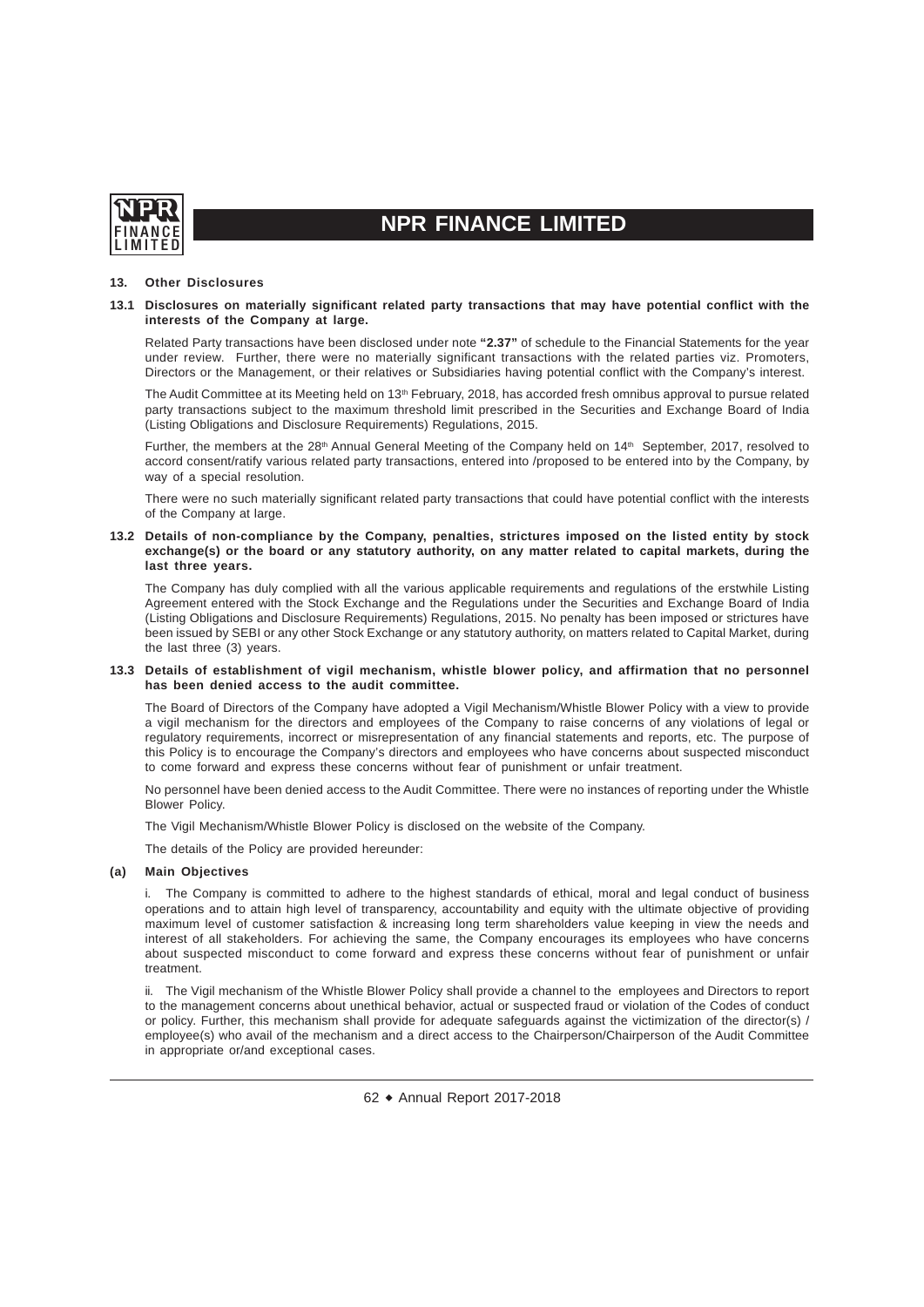### 13. Other Disclosures

**13.1 Disclosures on materially significant related party transactions that may have potential conflict with the interests of the Company at large.**

Related Party transactions have been disclosed under note **"2.37"** of schedule to the Financial Statements for the year under review. Further, there were no materially significant transactions with the related parties viz. Promoters, Directors or the Management, or their relatives or Subsidiaries having potential conflict with the Company's interest.

The Audit Committee at its Meeting held on 13th February, 2018, has accorded fresh omnibus approval to pursue related party transactions subject to the maximum threshold limit prescribed in the Securities and Exchange Board of India (Listing Obligations and Disclosure Requirements) Regulations, 2015.

Further, the members at the 28th Annual General Meeting of the Company held on 14th September, 2017, resolved to accord consent/ratify various related party transactions, entered into /proposed to be entered into by the Company, by way of a special resolution.

There were no such materially significant related party transactions that could have potential conflict with the interests of the Company at large.

**13.2 Details of non-compliance by the Company, penalties, strictures imposed on the listed entity by stock exchange(s) or the board or any statutory authority, on any matter related to capital markets, during the last three years.**

The Company has duly complied with all the various applicable requirements and regulations of the erstwhile Listing Agreement entered with the Stock Exchange and the Regulations under the Securities and Exchange Board of India (Listing Obligations and Disclosure Requirements) Regulations, 2015. No penalty has been imposed or strictures have been issued by SEBI or any other Stock Exchange or any statutory authority, on matters related to Capital Market, during the last three (3) years.

**13.3 Details of establishment of vigil mechanism, whistle blower policy, and affirmation that no personnel has been denied access to the audit committee.**

The Board of Directors of the Company have adopted a Vigil Mechanism/Whistle Blower Policy with a view to provide a vigil mechanism for the directors and employees of the Company to raise concerns of any violations of legal or regulatory requirements, incorrect or misrepresentation of any financial statements and reports, etc. The purpose of this Policy is to encourage the Company's directors and employees who have concerns about suspected misconduct to come forward and express these concerns without fear of punishment or unfair treatment.

No personnel have been denied access to the Audit Committee. There were no instances of reporting under the Whistle Blower Policy.

The Vigil Mechanism/Whistle Blower Policy is disclosed on the website of the Company.

The details of the Policy are provided hereunder:

**(a) Main Objectives**

i. The Company is committed to adhere to the highest standards of ethical, moral and legal conduct of business operations and to attain high level of transparency, accountability and equity with the ultimate objective of providing maximum level of customer satisfaction & increasing long term shareholders value keeping in view the needs and interest of all stakeholders. For achieving the same, the Company encourages its employees who have concerns about suspected misconduct to come forward and express these concerns without fear of punishment or unfair treatment.

ii. The Vigil mechanism of the Whistle Blower Policy shall provide a channel to the employees and Directors to report to the management concerns about unethical behavior, actual or suspected fraud or violation of the Codes of conduct or policy. Further, this mechanism shall provide for adequate safeguards against the victimization of the director(s) / employee(s) who avail of the mechanism and a direct access to the Chairperson/Chairperson of the Audit Committee in appropriate or/and exceptional cases.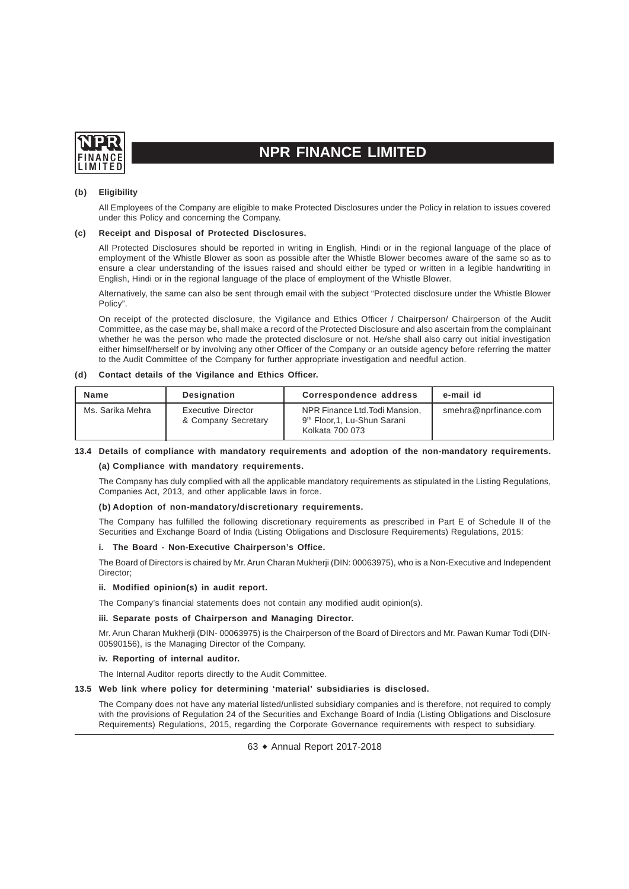**(b) Eligibility**

All Employees of the Company are eligible to make Protected Disclosures under the Policy in relation to issues covered under this Policy and concerning the Company.

**(c) Receipt and Disposal of Protected Disclosures.**

All Protected Disclosures should be reported in writing in English, Hindi or in the regional language of the place of employment of the Whistle Blower as soon as possible after the Whistle Blower becomes aware of the same so as to ensure a clear understanding of the issues raised and should either be typed or written in a legible handwriting in English, Hindi or in the regional language of the place of employment of the Whistle Blower.

Alternatively, the same can also be sent through email with the subject "Protected disclosure under the Whistle Blower Policy".

On receipt of the protected disclosure, the Vigilance and Ethics Officer / Chairperson/ Chairperson of the Audit Committee, as the case may be, shall make a record of the Protected Disclosure and also ascertain from the complainant whether he was the person who made the protected disclosure or not. He/she shall also carry out initial investigation either himself/herself or by involving any other Officer of the Company or an outside agency before referring the matter to the Audit Committee of the Company for further appropriate investigation and needful action.

**(d) Contact details of the Vigilance and Ethics Officer.**

| Name | Designation | Correspondence address | e-mail id |
|---|---|---|---|
| Ms. Sarika Mehra | Executive Director & Company Secretary | NPR Finance Ltd.Todi Mansion, 9th Floor,1, Lu-Shun Sarani Kolkata 700 073 | smehra@nprfinance.com |

**13.4 Details of compliance with mandatory requirements and adoption of the non-mandatory requirements.**

**(a) Compliance with mandatory requirements.**

The Company has duly complied with all the applicable mandatory requirements as stipulated in the Listing Regulations, Companies Act, 2013, and other applicable laws in force.

**(b) Adoption of non-mandatory/discretionary requirements.**

The Company has fulfilled the following discretionary requirements as prescribed in Part E of Schedule II of the Securities and Exchange Board of India (Listing Obligations and Disclosure Requirements) Regulations, 2015:

**i. The Board - Non-Executive Chairperson's Office.**

The Board of Directors is chaired by Mr. Arun Charan Mukherji (DIN: 00063975), who is a Non-Executive and Independent Director;

**ii. Modified opinion(s) in audit report.**

The Company's financial statements does not contain any modified audit opinion(s).

**iii. Separate posts of Chairperson and Managing Director.**

Mr. Arun Charan Mukherji (DIN- 00063975) is the Chairperson of the Board of Directors and Mr. Pawan Kumar Todi (DIN-00590156), is the Managing Director of the Company.

**iv. Reporting of internal auditor.**

The Internal Auditor reports directly to the Audit Committee.

**13.5 Web link where policy for determining 'material' subsidiaries is disclosed.**

The Company does not have any material listed/unlisted subsidiary companies and is therefore, not required to comply with the provisions of Regulation 24 of the Securities and Exchange Board of India (Listing Obligations and Disclosure Requirements) Regulations, 2015, regarding the Corporate Governance requirements with respect to subsidiary.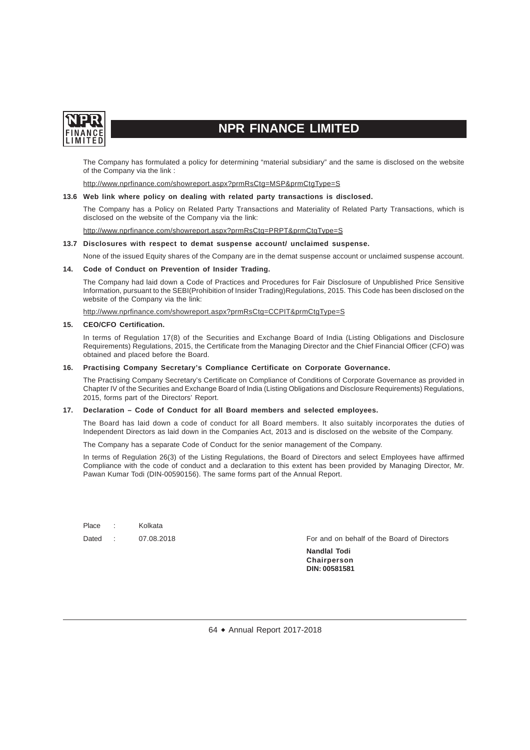The Company has formulated a policy for determining "material subsidiary" and the same is disclosed on the website of the Company via the link :

http://www.nprfinance.com/showreport.aspx?prmRsCtg=MSP&prmCtgType=S

**13.6 Web link where policy on dealing with related party transactions is disclosed.**

The Company has a Policy on Related Party Transactions and Materiality of Related Party Transactions, which is disclosed on the website of the Company via the link:

http://www.nprfinance.com/showreport.aspx?prmRsCtg=PRPT&prmCtgType=S

**13.7 Disclosures with respect to demat suspense account/ unclaimed suspense.**

None of the issued Equity shares of the Company are in the demat suspense account or unclaimed suspense account.

**14. Code of Conduct on Prevention of Insider Trading.**

The Company had laid down a Code of Practices and Procedures for Fair Disclosure of Unpublished Price Sensitive Information, pursuant to the SEBI(Prohibition of Insider Trading)Regulations, 2015. This Code has been disclosed on the website of the Company via the link:

http://www.nprfinance.com/showreport.aspx?prmRsCtg=CCPIT&prmCtgType=S

**15. CEO/CFO Certification.**

In terms of Regulation 17(8) of the Securities and Exchange Board of India (Listing Obligations and Disclosure Requirements) Regulations, 2015, the Certificate from the Managing Director and the Chief Financial Officer (CFO) was obtained and placed before the Board.

**16. Practising Company Secretary's Compliance Certificate on Corporate Governance.**

The Practising Company Secretary's Certificate on Compliance of Conditions of Corporate Governance as provided in Chapter IV of the Securities and Exchange Board of India (Listing Obligations and Disclosure Requirements) Regulations, 2015, forms part of the Directors' Report.

**17. Declaration – Code of Conduct for all Board members and selected employees.**

The Board has laid down a code of conduct for all Board members. It also suitably incorporates the duties of Independent Directors as laid down in the Companies Act, 2013 and is disclosed on the website of the Company.

The Company has a separate Code of Conduct for the senior management of the Company.

In terms of Regulation 26(3) of the Listing Regulations, the Board of Directors and select Employees have affirmed Compliance with the code of conduct and a declaration to this extent has been provided by Managing Director, Mr. Pawan Kumar Todi (DIN-00590156). The same forms part of the Annual Report.

Place : Kolkata

Dated : 07.08.2018

For and on behalf of the Board of Directors

**Nandlal Todi**
**Chairperson**
**DIN: 00581581**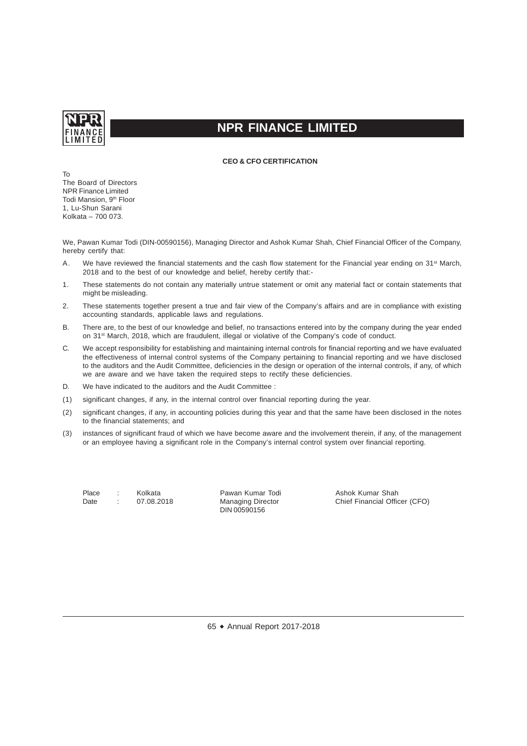# NPR FINANCE LIMITED

**CEO & CFO CERTIFICATION**

To
The Board of Directors
NPR Finance Limited
Todi Mansion, 9th Floor
1, Lu-Shun Sarani
Kolkata – 700 073.

We, Pawan Kumar Todi (DIN-00590156), Managing Director and Ashok Kumar Shah, Chief Financial Officer of the Company, hereby certify that:

A. We have reviewed the financial statements and the cash flow statement for the Financial year ending on 31st March, 2018 and to the best of our knowledge and belief, hereby certify that:-

1. These statements do not contain any materially untrue statement or omit any material fact or contain statements that might be misleading.

2. These statements together present a true and fair view of the Company's affairs and are in compliance with existing accounting standards, applicable laws and regulations.

B. There are, to the best of our knowledge and belief, no transactions entered into by the company during the year ended on 31st March, 2018, which are fraudulent, illegal or violative of the Company's code of conduct.

C. We accept responsibility for establishing and maintaining internal controls for financial reporting and we have evaluated the effectiveness of internal control systems of the Company pertaining to financial reporting and we have disclosed to the auditors and the Audit Committee, deficiencies in the design or operation of the internal controls, if any, of which we are aware and we have taken the required steps to rectify these deficiencies.

D. We have indicated to the auditors and the Audit Committee :

(1) significant changes, if any, in the internal control over financial reporting during the year.

(2) significant changes, if any, in accounting policies during this year and that the same have been disclosed in the notes to the financial statements; and

(3) instances of significant fraud of which we have become aware and the involvement therein, if any, of the management or an employee having a significant role in the Company's internal control system over financial reporting.

Place : Kolkata
Date : 07.08.2018

Pawan Kumar Todi
Managing Director
DIN 00590156

Ashok Kumar Shah
Chief Financial Officer (CFO)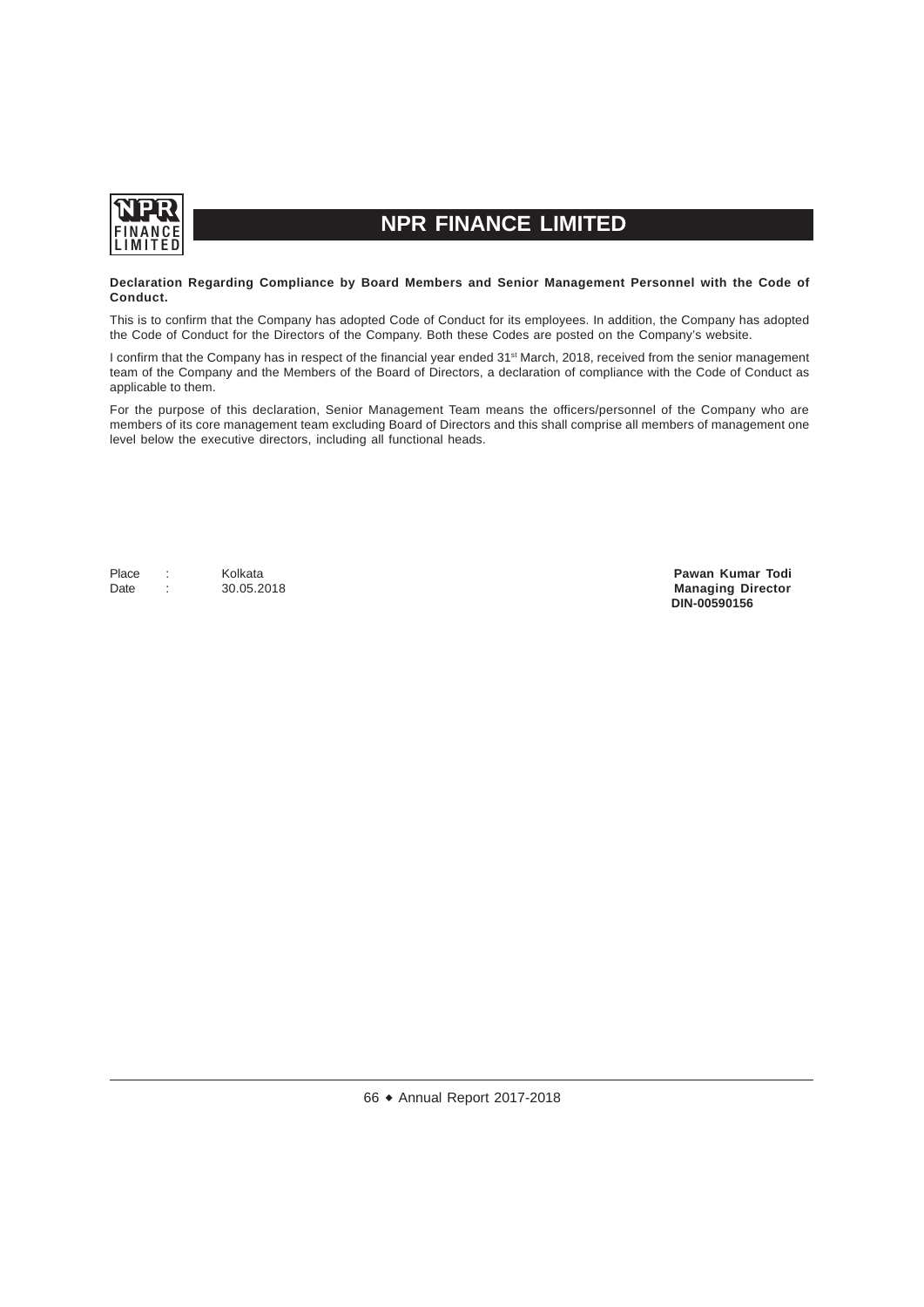# NPR FINANCE LIMITED

**Declaration Regarding Compliance by Board Members and Senior Management Personnel with the Code of Conduct.**

This is to confirm that the Company has adopted Code of Conduct for its employees. In addition, the Company has adopted the Code of Conduct for the Directors of the Company. Both these Codes are posted on the Company's website.

I confirm that the Company has in respect of the financial year ended 31st March, 2018, received from the senior management team of the Company and the Members of the Board of Directors, a declaration of compliance with the Code of Conduct as applicable to them.

For the purpose of this declaration, Senior Management Team means the officers/personnel of the Company who are members of its core management team excluding Board of Directors and this shall comprise all members of management one level below the executive directors, including all functional heads.

Place : Kolkata
Date : 30.05.2018

**Pawan Kumar Todi**
**Managing Director**
**DIN-00590156**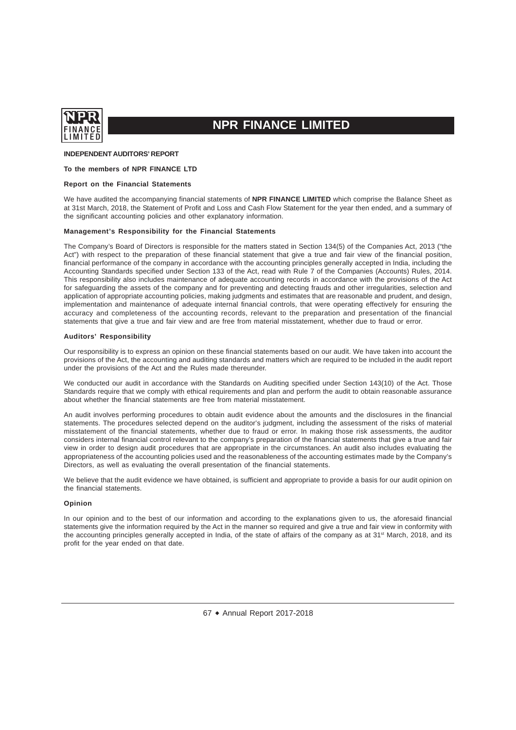## INDEPENDENT AUDITORS' REPORT

**To the members of NPR FINANCE LTD**

**Report on the Financial Statements**

We have audited the accompanying financial statements of **NPR FINANCE LIMITED** which comprise the Balance Sheet as at 31st March, 2018, the Statement of Profit and Loss and Cash Flow Statement for the year then ended, and a summary of the significant accounting policies and other explanatory information.

**Management's Responsibility for the Financial Statements**

The Company's Board of Directors is responsible for the matters stated in Section 134(5) of the Companies Act, 2013 ("the Act") with respect to the preparation of these financial statement that give a true and fair view of the financial position, financial performance of the company in accordance with the accounting principles generally accepted in India, including the Accounting Standards specified under Section 133 of the Act, read with Rule 7 of the Companies (Accounts) Rules, 2014. This responsibility also includes maintenance of adequate accounting records in accordance with the provisions of the Act for safeguarding the assets of the company and for preventing and detecting frauds and other irregularities, selection and application of appropriate accounting policies, making judgments and estimates that are reasonable and prudent, and design, implementation and maintenance of adequate internal financial controls, that were operating effectively for ensuring the accuracy and completeness of the accounting records, relevant to the preparation and presentation of the financial statements that give a true and fair view and are free from material misstatement, whether due to fraud or error.

**Auditors' Responsibility**

Our responsibility is to express an opinion on these financial statements based on our audit. We have taken into account the provisions of the Act, the accounting and auditing standards and matters which are required to be included in the audit report under the provisions of the Act and the Rules made thereunder.

We conducted our audit in accordance with the Standards on Auditing specified under Section 143(10) of the Act. Those Standards require that we comply with ethical requirements and plan and perform the audit to obtain reasonable assurance about whether the financial statements are free from material misstatement.

An audit involves performing procedures to obtain audit evidence about the amounts and the disclosures in the financial statements. The procedures selected depend on the auditor's judgment, including the assessment of the risks of material misstatement of the financial statements, whether due to fraud or error. In making those risk assessments, the auditor considers internal financial control relevant to the company's preparation of the financial statements that give a true and fair view in order to design audit procedures that are appropriate in the circumstances. An audit also includes evaluating the appropriateness of the accounting policies used and the reasonableness of the accounting estimates made by the Company's Directors, as well as evaluating the overall presentation of the financial statements.

We believe that the audit evidence we have obtained, is sufficient and appropriate to provide a basis for our audit opinion on the financial statements.

**Opinion**

In our opinion and to the best of our information and according to the explanations given to us, the aforesaid financial statements give the information required by the Act in the manner so required and give a true and fair view in conformity with the accounting principles generally accepted in India, of the state of affairs of the company as at 31st March, 2018, and its profit for the year ended on that date.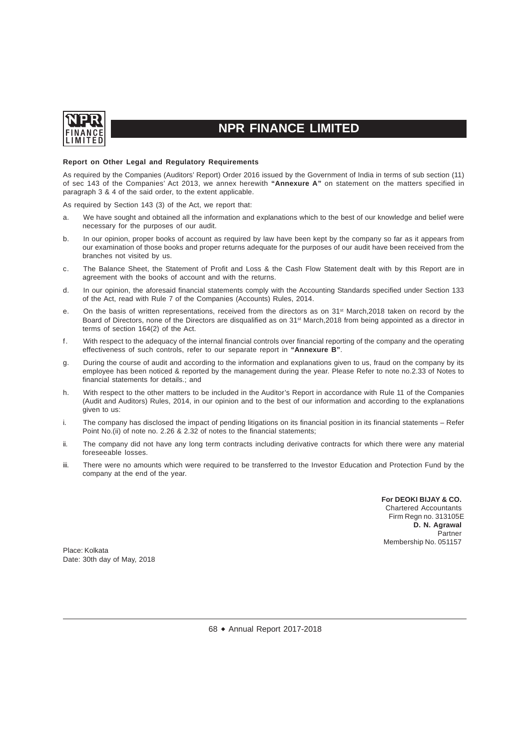**Report on Other Legal and Regulatory Requirements**

As required by the Companies (Auditors' Report) Order 2016 issued by the Government of India in terms of sub section (11) of sec 143 of the Companies' Act 2013, we annex herewith **"Annexure A"** on statement on the matters specified in paragraph 3 & 4 of the said order, to the extent applicable.

As required by Section 143 (3) of the Act, we report that:

a. We have sought and obtained all the information and explanations which to the best of our knowledge and belief were necessary for the purposes of our audit.

b. In our opinion, proper books of account as required by law have been kept by the company so far as it appears from our examination of those books and proper returns adequate for the purposes of our audit have been received from the branches not visited by us.

c. The Balance Sheet, the Statement of Profit and Loss & the Cash Flow Statement dealt with by this Report are in agreement with the books of account and with the returns.

d. In our opinion, the aforesaid financial statements comply with the Accounting Standards specified under Section 133 of the Act, read with Rule 7 of the Companies (Accounts) Rules, 2014.

e. On the basis of written representations, received from the directors as on 31st March,2018 taken on record by the Board of Directors, none of the Directors are disqualified as on 31st March,2018 from being appointed as a director in terms of section 164(2) of the Act.

f. With respect to the adequacy of the internal financial controls over financial reporting of the company and the operating effectiveness of such controls, refer to our separate report in **"Annexure B"**.

g. During the course of audit and according to the information and explanations given to us, fraud on the company by its employee has been noticed & reported by the management during the year. Please Refer to note no.2.33 of Notes to financial statements for details.; and

h. With respect to the other matters to be included in the Auditor's Report in accordance with Rule 11 of the Companies (Audit and Auditors) Rules, 2014, in our opinion and to the best of our information and according to the explanations given to us:

i. The company has disclosed the impact of pending litigations on its financial position in its financial statements – Refer Point No.(ii) of note no. 2.26 & 2.32 of notes to the financial statements;

ii. The company did not have any long term contracts including derivative contracts for which there were any material foreseeable losses.

iii. There were no amounts which were required to be transferred to the Investor Education and Protection Fund by the company at the end of the year.

**For DEOKI BIJAY & CO.**
Chartered Accountants
Firm Regn no. 313105E
**D. N. Agrawal**
Partner
Membership No. 051157

Place: Kolkata
Date: 30th day of May, 2018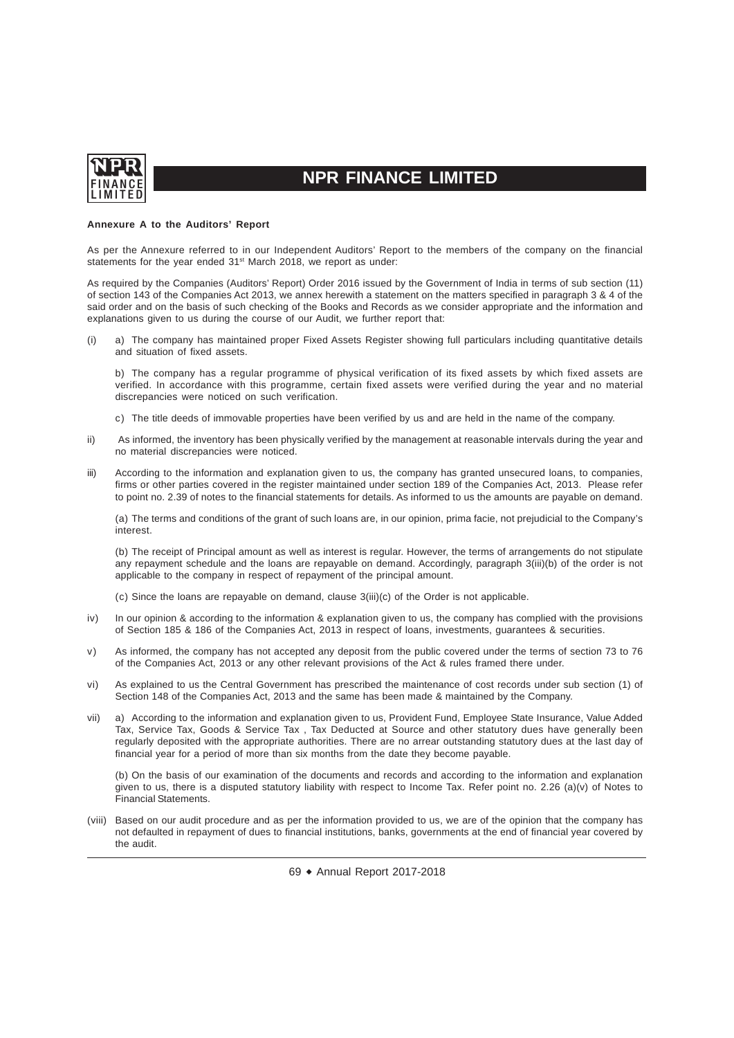**Annexure A to the Auditors' Report**

As per the Annexure referred to in our Independent Auditors' Report to the members of the company on the financial statements for the year ended 31st March 2018, we report as under:

As required by the Companies (Auditors' Report) Order 2016 issued by the Government of India in terms of sub section (11) of section 143 of the Companies Act 2013, we annex herewith a statement on the matters specified in paragraph 3 & 4 of the said order and on the basis of such checking of the Books and Records as we consider appropriate and the information and explanations given to us during the course of our Audit, we further report that:

(i) a) The company has maintained proper Fixed Assets Register showing full particulars including quantitative details and situation of fixed assets.

b) The company has a regular programme of physical verification of its fixed assets by which fixed assets are verified. In accordance with this programme, certain fixed assets were verified during the year and no material discrepancies were noticed on such verification.

c) The title deeds of immovable properties have been verified by us and are held in the name of the company.

ii) As informed, the inventory has been physically verified by the management at reasonable intervals during the year and no material discrepancies were noticed.

iii) According to the information and explanation given to us, the company has granted unsecured loans, to companies, firms or other parties covered in the register maintained under section 189 of the Companies Act, 2013. Please refer to point no. 2.39 of notes to the financial statements for details. As informed to us the amounts are payable on demand.

(a) The terms and conditions of the grant of such loans are, in our opinion, prima facie, not prejudicial to the Company's interest.

(b) The receipt of Principal amount as well as interest is regular. However, the terms of arrangements do not stipulate any repayment schedule and the loans are repayable on demand. Accordingly, paragraph 3(iii)(b) of the order is not applicable to the company in respect of repayment of the principal amount.

(c) Since the loans are repayable on demand, clause 3(iii)(c) of the Order is not applicable.

iv) In our opinion & according to the information & explanation given to us, the company has complied with the provisions of Section 185 & 186 of the Companies Act, 2013 in respect of loans, investments, guarantees & securities.

v) As informed, the company has not accepted any deposit from the public covered under the terms of section 73 to 76 of the Companies Act, 2013 or any other relevant provisions of the Act & rules framed there under.

vi) As explained to us the Central Government has prescribed the maintenance of cost records under sub section (1) of Section 148 of the Companies Act, 2013 and the same has been made & maintained by the Company.

vii) a) According to the information and explanation given to us, Provident Fund, Employee State Insurance, Value Added Tax, Service Tax, Goods & Service Tax , Tax Deducted at Source and other statutory dues have generally been regularly deposited with the appropriate authorities. There are no arrear outstanding statutory dues at the last day of financial year for a period of more than six months from the date they become payable.

(b) On the basis of our examination of the documents and records and according to the information and explanation given to us, there is a disputed statutory liability with respect to Income Tax. Refer point no. 2.26 (a)(v) of Notes to Financial Statements.

(viii) Based on our audit procedure and as per the information provided to us, we are of the opinion that the company has not defaulted in repayment of dues to financial institutions, banks, governments at the end of financial year covered by the audit.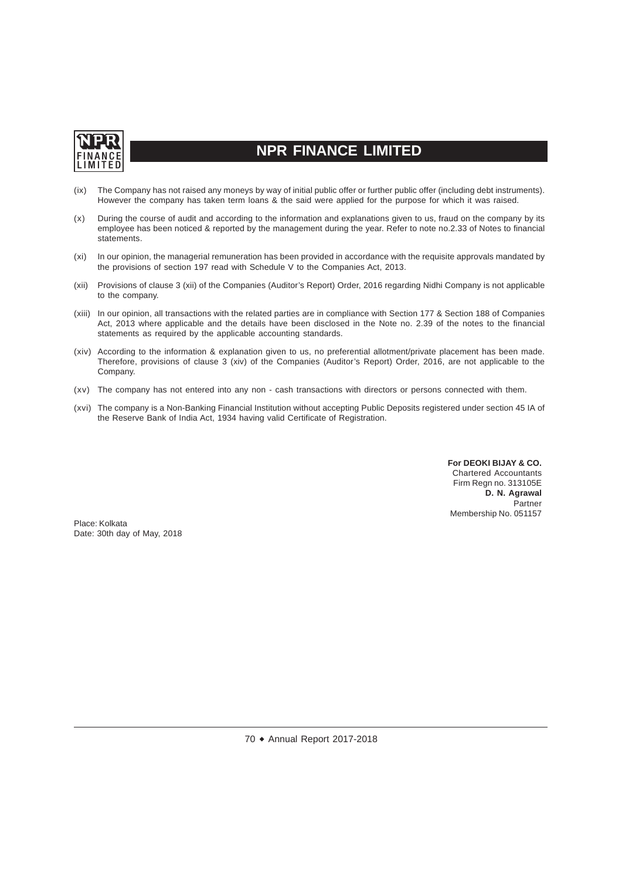(ix) The Company has not raised any moneys by way of initial public offer or further public offer (including debt instruments). However the company has taken term loans & the said were applied for the purpose for which it was raised.

(x) During the course of audit and according to the information and explanations given to us, fraud on the company by its employee has been noticed & reported by the management during the year. Refer to note no.2.33 of Notes to financial statements.

(xi) In our opinion, the managerial remuneration has been provided in accordance with the requisite approvals mandated by the provisions of section 197 read with Schedule V to the Companies Act, 2013.

(xii) Provisions of clause 3 (xii) of the Companies (Auditor's Report) Order, 2016 regarding Nidhi Company is not applicable to the company.

(xiii) In our opinion, all transactions with the related parties are in compliance with Section 177 & Section 188 of Companies Act, 2013 where applicable and the details have been disclosed in the Note no. 2.39 of the notes to the financial statements as required by the applicable accounting standards.

(xiv) According to the information & explanation given to us, no preferential allotment/private placement has been made. Therefore, provisions of clause 3 (xiv) of the Companies (Auditor's Report) Order, 2016, are not applicable to the Company.

(xv) The company has not entered into any non - cash transactions with directors or persons connected with them.

(xvi) The company is a Non-Banking Financial Institution without accepting Public Deposits registered under section 45 IA of the Reserve Bank of India Act, 1934 having valid Certificate of Registration.

**For DEOKI BIJAY & CO.**
Chartered Accountants
Firm Regn no. 313105E
**D. N. Agrawal**
Partner
Membership No. 051157

Place: Kolkata
Date: 30th day of May, 2018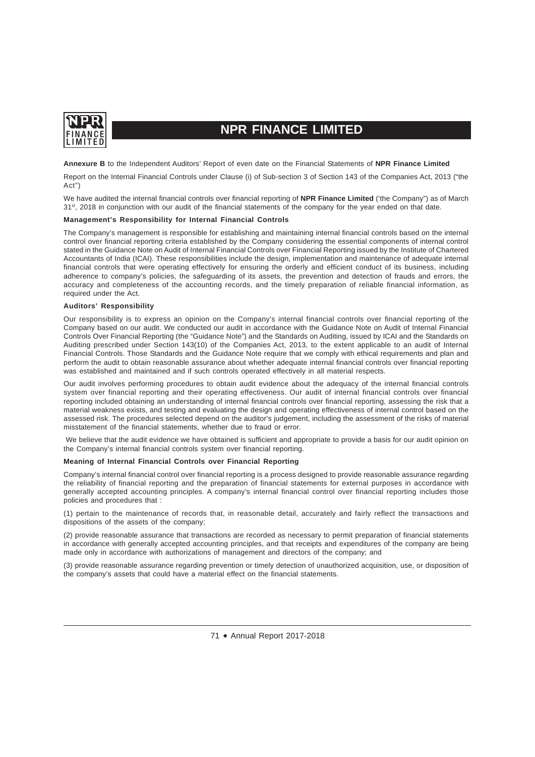**Annexure B** to the Independent Auditors' Report of even date on the Financial Statements of **NPR Finance Limited**

Report on the Internal Financial Controls under Clause (i) of Sub-section 3 of Section 143 of the Companies Act, 2013 ("the Act")

We have audited the internal financial controls over financial reporting of **NPR Finance Limited** ('the Company") as of March 31st, 2018 in conjunction with our audit of the financial statements of the company for the year ended on that date.

#### Management's Responsibility for Internal Financial Controls

The Company's management is responsible for establishing and maintaining internal financial controls based on the internal control over financial reporting criteria established by the Company considering the essential components of internal control stated in the Guidance Note on Audit of Internal Financial Controls over Financial Reporting issued by the Institute of Chartered Accountants of India (ICAI). These responsibilities include the design, implementation and maintenance of adequate internal financial controls that were operating effectively for ensuring the orderly and efficient conduct of its business, including adherence to company's policies, the safeguarding of its assets, the prevention and detection of frauds and errors, the accuracy and completeness of the accounting records, and the timely preparation of reliable financial information, as required under the Act.

#### Auditors' Responsibility

Our responsibility is to express an opinion on the Company's internal financial controls over financial reporting of the Company based on our audit. We conducted our audit in accordance with the Guidance Note on Audit of Internal Financial Controls Over Financial Reporting (the "Guidance Note") and the Standards on Auditing, issued by ICAI and the Standards on Auditing prescribed under Section 143(10) of the Companies Act, 2013, to the extent applicable to an audit of Internal Financial Controls. Those Standards and the Guidance Note require that we comply with ethical requirements and plan and perform the audit to obtain reasonable assurance about whether adequate internal financial controls over financial reporting was established and maintained and if such controls operated effectively in all material respects.

Our audit involves performing procedures to obtain audit evidence about the adequacy of the internal financial controls system over financial reporting and their operating effectiveness. Our audit of internal financial controls over financial reporting included obtaining an understanding of internal financial controls over financial reporting, assessing the risk that a material weakness exists, and testing and evaluating the design and operating effectiveness of internal control based on the assessed risk. The procedures selected depend on the auditor's judgement, including the assessment of the risks of material misstatement of the financial statements, whether due to fraud or error.

We believe that the audit evidence we have obtained is sufficient and appropriate to provide a basis for our audit opinion on the Company's internal financial controls system over financial reporting.

#### Meaning of Internal Financial Controls over Financial Reporting

Company's internal financial control over financial reporting is a process designed to provide reasonable assurance regarding the reliability of financial reporting and the preparation of financial statements for external purposes in accordance with generally accepted accounting principles. A company's internal financial control over financial reporting includes those policies and procedures that :

(1) pertain to the maintenance of records that, in reasonable detail, accurately and fairly reflect the transactions and dispositions of the assets of the company;

(2) provide reasonable assurance that transactions are recorded as necessary to permit preparation of financial statements in accordance with generally accepted accounting principles, and that receipts and expenditures of the company are being made only in accordance with authorizations of management and directors of the company; and

(3) provide reasonable assurance regarding prevention or timely detection of unauthorized acquisition, use, or disposition of the company's assets that could have a material effect on the financial statements.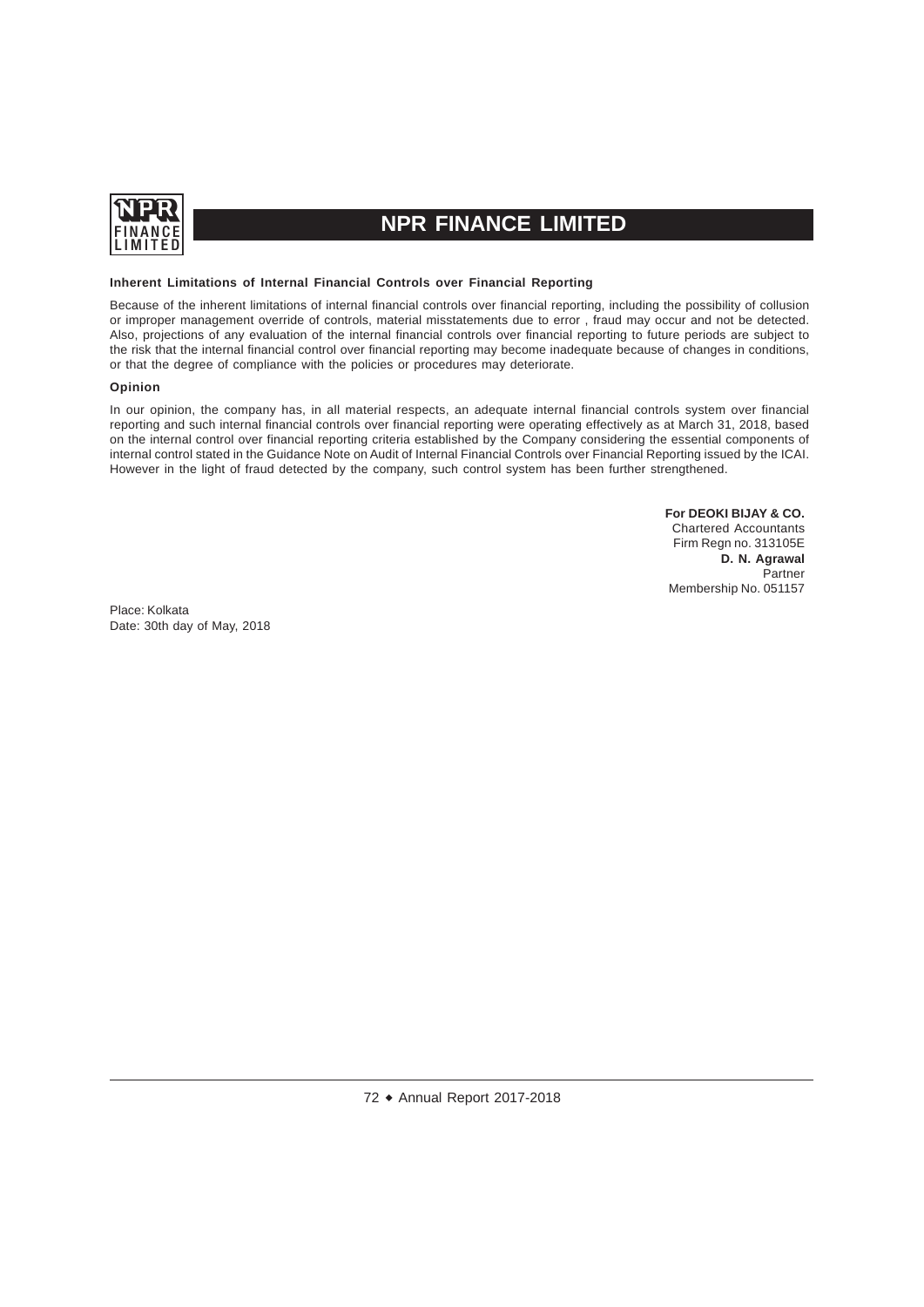#### Inherent Limitations of Internal Financial Controls over Financial Reporting

Because of the inherent limitations of internal financial controls over financial reporting, including the possibility of collusion or improper management override of controls, material misstatements due to error , fraud may occur and not be detected. Also, projections of any evaluation of the internal financial controls over financial reporting to future periods are subject to the risk that the internal financial control over financial reporting may become inadequate because of changes in conditions, or that the degree of compliance with the policies or procedures may deteriorate.

#### Opinion

In our opinion, the company has, in all material respects, an adequate internal financial controls system over financial reporting and such internal financial controls over financial reporting were operating effectively as at March 31, 2018, based on the internal control over financial reporting criteria established by the Company considering the essential components of internal control stated in the Guidance Note on Audit of Internal Financial Controls over Financial Reporting issued by the ICAI. However in the light of fraud detected by the company, such control system has been further strengthened.

**For DEOKI BIJAY & CO.**
Chartered Accountants
Firm Regn no. 313105E
**D. N. Agrawal**
Partner
Membership No. 051157

Place: Kolkata
Date: 30th day of May, 2018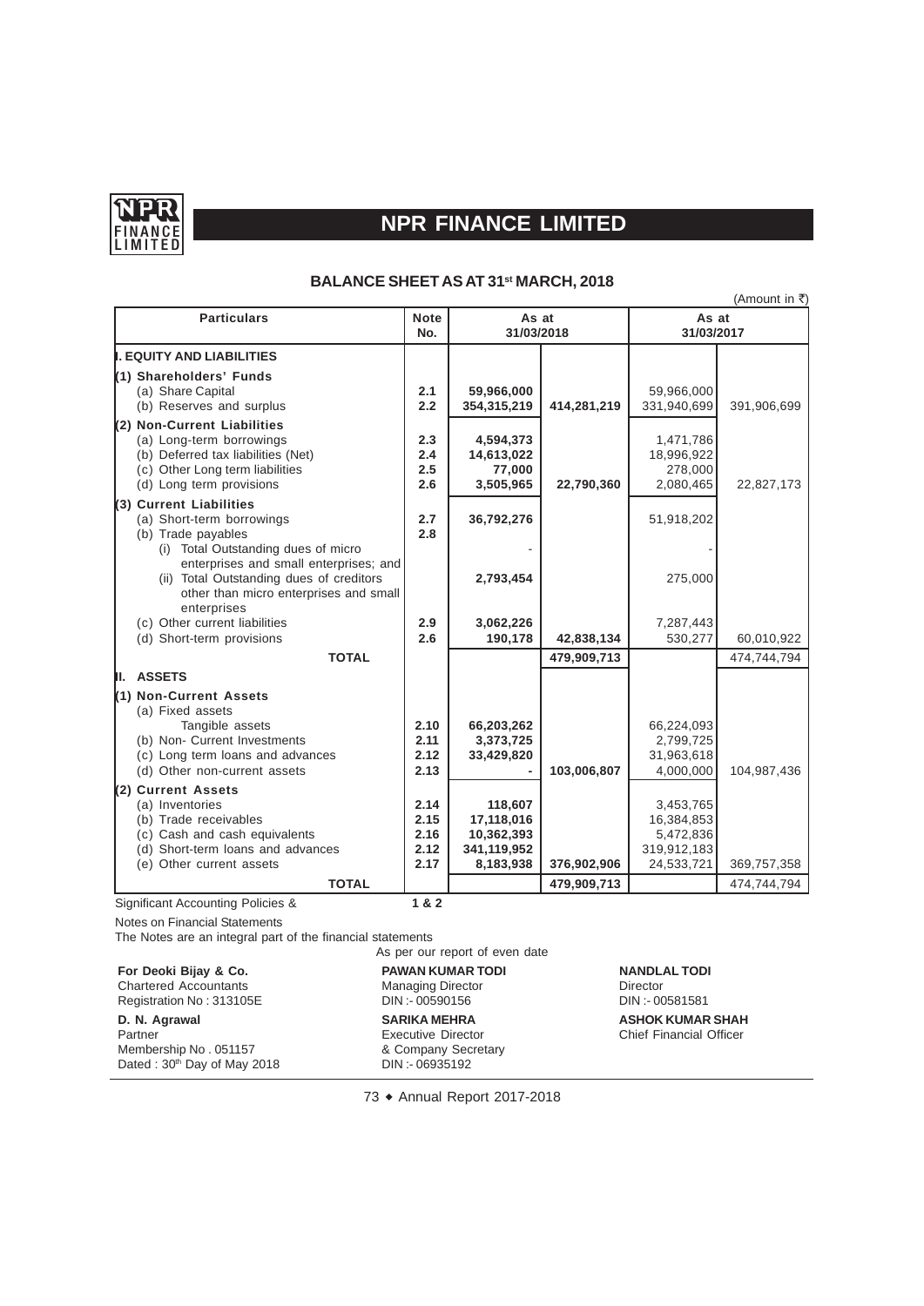# NPR FINANCE LIMITED

## BALANCE SHEET AS AT 31st MARCH, 2018

(Amount in ₹)

| Particulars | Note No. | As at 31/03/2018 | | As at 31/03/2017 | |
|---|---|---|---|---|---|
| **I. EQUITY AND LIABILITIES** | | | | | |
| **(1) Shareholders' Funds** | | | | | |
| (a) Share Capital | 2.1 | **59,966,000** | | 59,966,000 | |
| (b) Reserves and surplus | 2.2 | **354,315,219** | **414,281,219** | 331,940,699 | 391,906,699 |
| **(2) Non-Current Liabilities** | | | | | |
| (a) Long-term borrowings | 2.3 | **4,594,373** | | 1,471,786 | |
| (b) Deferred tax liabilities (Net) | 2.4 | **14,613,022** | | 18,996,922 | |
| (c) Other Long term liabilities | 2.5 | **77,000** | | 278,000 | |
| (d) Long term provisions | 2.6 | **3,505,965** | **22,790,360** | 2,080,465 | 22,827,173 |
| **(3) Current Liabilities** | | | | | |
| (a) Short-term borrowings | 2.7 | **36,792,276** | | 51,918,202 | |
| (b) Trade payables | 2.8 | | | | |
| (i) Total Outstanding dues of micro enterprises and small enterprises; and | | - | | - | |
| (ii) Total Outstanding dues of creditors other than micro enterprises and small enterprises | | **2,793,454** | | 275,000 | |
| (c) Other current liabilities | 2.9 | **3,062,226** | | 7,287,443 | |
| (d) Short-term provisions | 2.6 | **190,178** | **42,838,134** | 530,277 | 60,010,922 |
| **TOTAL** | | | **479,909,713** | | 474,744,794 |
| **II. ASSETS** | | | | | |
| **(1) Non-Current Assets** | | | | | |
| (a) Fixed assets | | | | | |
| Tangible assets | 2.10 | **66,203,262** | | 66,224,093 | |
| (b) Non- Current Investments | 2.11 | **3,373,725** | | 2,799,725 | |
| (c) Long term loans and advances | 2.12 | **33,429,820** | | 31,963,618 | |
| (d) Other non-current assets | 2.13 | **-** | **103,006,807** | 4,000,000 | 104,987,436 |
| **(2) Current Assets** | | | | | |
| (a) Inventories | 2.14 | **118,607** | | 3,453,765 | |
| (b) Trade receivables | 2.15 | **17,118,016** | | 16,384,853 | |
| (c) Cash and cash equivalents | 2.16 | **10,362,393** | | 5,472,836 | |
| (d) Short-term loans and advances | 2.12 | **341,119,952** | | 319,912,183 | |
| (e) Other current assets | 2.17 | **8,183,938** | **376,902,906** | 24,533,721 | 369,757,358 |
| **TOTAL** | | | **479,909,713** | | 474,744,794 |

Significant Accounting Policies & **1 & 2**

Notes on Financial Statements

The Notes are an integral part of the financial statements

As per our report of even date

**For Deoki Bijay & Co.**
Chartered Accountants
Registration No : 313105E

**D. N. Agrawal**
Partner
Membership No . 051157
Dated : 30th Day of May 2018

**PAWAN KUMAR TODI**
Managing Director
DIN :- 00590156

**SARIKA MEHRA**
Executive Director
& Company Secretary
DIN :- 06935192

**NANDLAL TODI**
Director
DIN :- 00581581

**ASHOK KUMAR SHAH**
Chief Financial Officer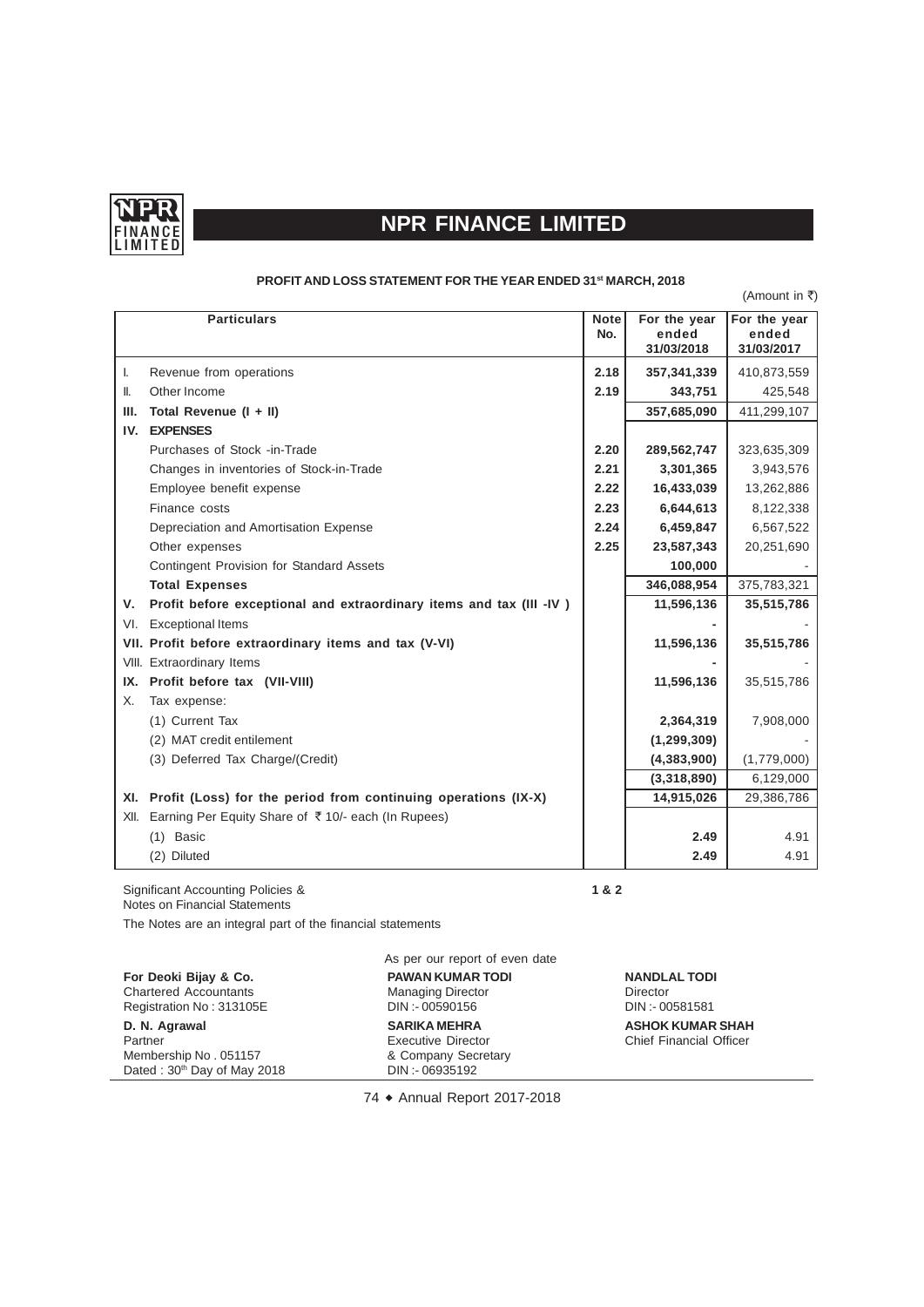# NPR FINANCE LIMITED

## PROFIT AND LOSS STATEMENT FOR THE YEAR ENDED 31st MARCH, 2018

(Amount in ₹)

| | Particulars | Note No. | For the year ended 31/03/2018 | For the year ended 31/03/2017 |
|---|---|---|---|---|
| I. | Revenue from operations | 2.18 | 357,341,339 | 410,873,559 |
| II. | Other Income | 2.19 | 343,751 | 425,548 |
| **III.** | **Total Revenue (I + II)** | | **357,685,090** | 411,299,107 |
| **IV.** | **EXPENSES** | | | |
| | Purchases of Stock -in-Trade | 2.20 | 289,562,747 | 323,635,309 |
| | Changes in inventories of Stock-in-Trade | 2.21 | 3,301,365 | 3,943,576 |
| | Employee benefit expense | 2.22 | 16,433,039 | 13,262,886 |
| | Finance costs | 2.23 | 6,644,613 | 8,122,338 |
| | Depreciation and Amortisation Expense | 2.24 | 6,459,847 | 6,567,522 |
| | Other expenses | 2.25 | 23,587,343 | 20,251,690 |
| | Contingent Provision for Standard Assets | | 100,000 | - |
| | **Total Expenses** | | **346,088,954** | 375,783,321 |
| **V.** | **Profit before exceptional and extraordinary items and tax (III -IV )** | | **11,596,136** | **35,515,786** |
| VI. | Exceptional Items | | - | - |
| **VII.** | **Profit before extraordinary items and tax (V-VI)** | | **11,596,136** | **35,515,786** |
| VIII. | Extraordinary Items | | - | - |
| **IX.** | **Profit before tax (VII-VIII)** | | **11,596,136** | 35,515,786 |
| X. | Tax expense: | | | |
| | (1) Current Tax | | 2,364,319 | 7,908,000 |
| | (2) MAT credit entilement | | (1,299,309) | - |
| | (3) Deferred Tax Charge/(Credit) | | (4,383,900) | (1,779,000) |
| | | | (3,318,890) | 6,129,000 |
| **XI.** | **Profit (Loss) for the period from continuing operations (IX-X)** | | **14,915,026** | 29,386,786 |
| XII. | Earning Per Equity Share of ₹ 10/- each (In Rupees) | | | |
| | (1) Basic | | 2.49 | 4.91 |
| | (2) Diluted | | 2.49 | 4.91 |

Significant Accounting Policies & Notes on Financial Statements — **1 & 2**

The Notes are an integral part of the financial statements

As per our report of even date

**For Deoki Bijay & Co.**
Chartered Accountants
Registration No : 313105E

**D. N. Agrawal**
Partner
Membership No . 051157
Dated : 30th Day of May 2018

**PAWAN KUMAR TODI**
Managing Director
DIN :- 00590156

**SARIKA MEHRA**
Executive Director
& Company Secretary
DIN :- 06935192

**NANDLAL TODI**
Director
DIN :- 00581581

**ASHOK KUMAR SHAH**
Chief Financial Officer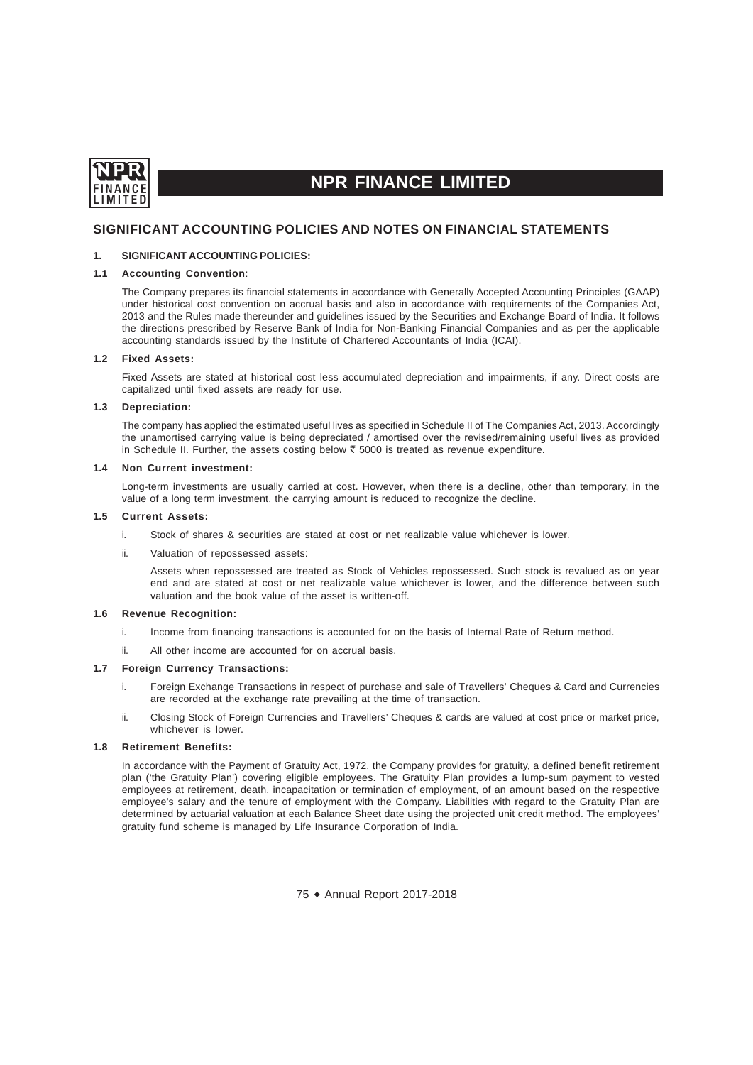## SIGNIFICANT ACCOUNTING POLICIES AND NOTES ON FINANCIAL STATEMENTS

### 1. SIGNIFICANT ACCOUNTING POLICIES:

#### 1.1 Accounting Convention:

The Company prepares its financial statements in accordance with Generally Accepted Accounting Principles (GAAP) under historical cost convention on accrual basis and also in accordance with requirements of the Companies Act, 2013 and the Rules made thereunder and guidelines issued by the Securities and Exchange Board of India. It follows the directions prescribed by Reserve Bank of India for Non-Banking Financial Companies and as per the applicable accounting standards issued by the Institute of Chartered Accountants of India (ICAI).

#### 1.2 Fixed Assets:

Fixed Assets are stated at historical cost less accumulated depreciation and impairments, if any. Direct costs are capitalized until fixed assets are ready for use.

#### 1.3 Depreciation:

The company has applied the estimated useful lives as specified in Schedule II of The Companies Act, 2013. Accordingly the unamortised carrying value is being depreciated / amortised over the revised/remaining useful lives as provided in Schedule II. Further, the assets costing below ₹ 5000 is treated as revenue expenditure.

#### 1.4 Non Current investment:

Long-term investments are usually carried at cost. However, when there is a decline, other than temporary, in the value of a long term investment, the carrying amount is reduced to recognize the decline.

#### 1.5 Current Assets:

i. Stock of shares & securities are stated at cost or net realizable value whichever is lower.

ii. Valuation of repossessed assets:

   Assets when repossessed are treated as Stock of Vehicles repossessed. Such stock is revalued as on year end and are stated at cost or net realizable value whichever is lower, and the difference between such valuation and the book value of the asset is written-off.

#### 1.6 Revenue Recognition:

i. Income from financing transactions is accounted for on the basis of Internal Rate of Return method.

ii. All other income are accounted for on accrual basis.

#### 1.7 Foreign Currency Transactions:

i. Foreign Exchange Transactions in respect of purchase and sale of Travellers' Cheques & Card and Currencies are recorded at the exchange rate prevailing at the time of transaction.

ii. Closing Stock of Foreign Currencies and Travellers' Cheques & cards are valued at cost price or market price, whichever is lower.

#### 1.8 Retirement Benefits:

In accordance with the Payment of Gratuity Act, 1972, the Company provides for gratuity, a defined benefit retirement plan ('the Gratuity Plan') covering eligible employees. The Gratuity Plan provides a lump-sum payment to vested employees at retirement, death, incapacitation or termination of employment, of an amount based on the respective employee's salary and the tenure of employment with the Company. Liabilities with regard to the Gratuity Plan are determined by actuarial valuation at each Balance Sheet date using the projected unit credit method. The employees' gratuity fund scheme is managed by Life Insurance Corporation of India.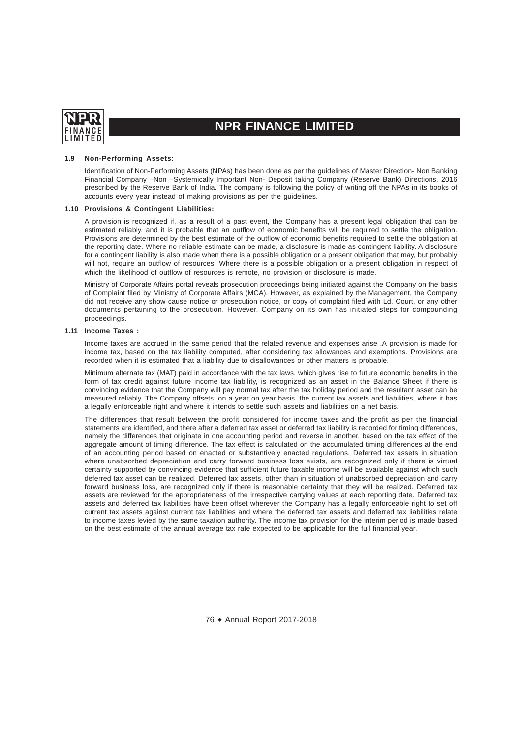### 1.9 Non-Performing Assets:

Identification of Non-Performing Assets (NPAs) has been done as per the guidelines of Master Direction- Non Banking Financial Company –Non –Systemically Important Non- Deposit taking Company (Reserve Bank) Directions, 2016 prescribed by the Reserve Bank of India. The company is following the policy of writing off the NPAs in its books of accounts every year instead of making provisions as per the guidelines.

### 1.10 Provisions & Contingent Liabilities:

A provision is recognized if, as a result of a past event, the Company has a present legal obligation that can be estimated reliably, and it is probable that an outflow of economic benefits will be required to settle the obligation. Provisions are determined by the best estimate of the outflow of economic benefits required to settle the obligation at the reporting date. Where no reliable estimate can be made, a disclosure is made as contingent liability. A disclosure for a contingent liability is also made when there is a possible obligation or a present obligation that may, but probably will not, require an outflow of resources. Where there is a possible obligation or a present obligation in respect of which the likelihood of outflow of resources is remote, no provision or disclosure is made.

Ministry of Corporate Affairs portal reveals prosecution proceedings being initiated against the Company on the basis of Complaint filed by Ministry of Corporate Affairs (MCA). However, as explained by the Management, the Company did not receive any show cause notice or prosecution notice, or copy of complaint filed with Ld. Court, or any other documents pertaining to the prosecution. However, Company on its own has initiated steps for compounding proceedings.

### 1.11 Income Taxes :

Income taxes are accrued in the same period that the related revenue and expenses arise .A provision is made for income tax, based on the tax liability computed, after considering tax allowances and exemptions. Provisions are recorded when it is estimated that a liability due to disallowances or other matters is probable.

Minimum alternate tax (MAT) paid in accordance with the tax laws, which gives rise to future economic benefits in the form of tax credit against future income tax liability, is recognized as an asset in the Balance Sheet if there is convincing evidence that the Company will pay normal tax after the tax holiday period and the resultant asset can be measured reliably. The Company offsets, on a year on year basis, the current tax assets and liabilities, where it has a legally enforceable right and where it intends to settle such assets and liabilities on a net basis.

The differences that result between the profit considered for income taxes and the profit as per the financial statements are identified, and there after a deferred tax asset or deferred tax liability is recorded for timing differences, namely the differences that originate in one accounting period and reverse in another, based on the tax effect of the aggregate amount of timing difference. The tax effect is calculated on the accumulated timing differences at the end of an accounting period based on enacted or substantively enacted regulations. Deferred tax assets in situation where unabsorbed depreciation and carry forward business loss exists, are recognized only if there is virtual certainty supported by convincing evidence that sufficient future taxable income will be available against which such deferred tax asset can be realized. Deferred tax assets, other than in situation of unabsorbed depreciation and carry forward business loss, are recognized only if there is reasonable certainty that they will be realized. Deferred tax assets are reviewed for the appropriateness of the irrespective carrying values at each reporting date. Deferred tax assets and deferred tax liabilities have been offset wherever the Company has a legally enforceable right to set off current tax assets against current tax liabilities and where the deferred tax assets and deferred tax liabilities relate to income taxes levied by the same taxation authority. The income tax provision for the interim period is made based on the best estimate of the annual average tax rate expected to be applicable for the full financial year.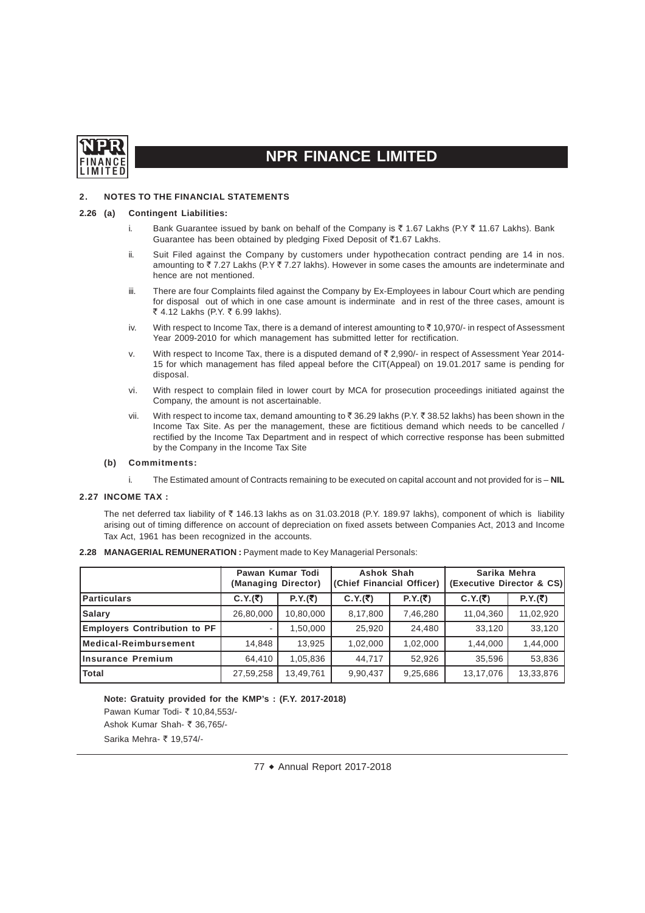## 2. NOTES TO THE FINANCIAL STATEMENTS

### 2.26 (a) Contingent Liabilities:

i. Bank Guarantee issued by bank on behalf of the Company is ₹ 1.67 Lakhs (P.Y ₹ 11.67 Lakhs). Bank Guarantee has been obtained by pledging Fixed Deposit of ₹1.67 Lakhs.

ii. Suit Filed against the Company by customers under hypothecation contract pending are 14 in nos. amounting to ₹ 7.27 Lakhs (P.Y ₹ 7.27 lakhs). However in some cases the amounts are indeterminate and hence are not mentioned.

iii. There are four Complaints filed against the Company by Ex-Employees in labour Court which are pending for disposal out of which in one case amount is inderminate and in rest of the three cases, amount is ₹ 4.12 Lakhs (P.Y. ₹ 6.99 lakhs).

iv. With respect to Income Tax, there is a demand of interest amounting to ₹ 10,970/- in respect of Assessment Year 2009-2010 for which management has submitted letter for rectification.

v. With respect to Income Tax, there is a disputed demand of ₹ 2,990/- in respect of Assessment Year 2014-15 for which management has filed appeal before the CIT(Appeal) on 19.01.2017 same is pending for disposal.

vi. With respect to complain filed in lower court by MCA for prosecution proceedings initiated against the Company, the amount is not ascertainable.

vii. With respect to income tax, demand amounting to ₹ 36.29 lakhs (P.Y. ₹ 38.52 lakhs) has been shown in the Income Tax Site. As per the management, these are fictitious demand which needs to be cancelled / rectified by the Income Tax Department and in respect of which corrective response has been submitted by the Company in the Income Tax Site

### (b) Commitments:

i. The Estimated amount of Contracts remaining to be executed on capital account and not provided for is – **NIL**

### 2.27 INCOME TAX :

The net deferred tax liability of ₹ 146.13 lakhs as on 31.03.2018 (P.Y. 189.97 lakhs), component of which is liability arising out of timing difference on account of depreciation on fixed assets between Companies Act, 2013 and Income Tax Act, 1961 has been recognized in the accounts.

### 2.28 MANAGERIAL REMUNERATION : Payment made to Key Managerial Personals:

| | Pawan Kumar Todi (Managing Director) | | Ashok Shah (Chief Financial Officer) | | Sarika Mehra (Executive Director & CS) | |
|---|---|---|---|---|---|---|
| **Particulars** | **C.Y.(₹)** | **P.Y.(₹)** | **C.Y.(₹)** | **P.Y.(₹)** | **C.Y.(₹)** | **P.Y.(₹)** |
| **Salary** | 26,80,000 | 10,80,000 | 8,17,800 | 7,46,280 | 11,04,360 | 11,02,920 |
| **Employers Contribution to PF** | - | 1,50,000 | 25,920 | 24,480 | 33,120 | 33,120 |
| **Medical-Reimbursement** | 14,848 | 13,925 | 1,02,000 | 1,02,000 | 1,44,000 | 1,44,000 |
| **Insurance Premium** | 64,410 | 1,05,836 | 44,717 | 52,926 | 35,596 | 53,836 |
| **Total** | 27,59,258 | 13,49,761 | 9,90,437 | 9,25,686 | 13,17,076 | 13,33,876 |

**Note: Gratuity provided for the KMP's : (F.Y. 2017-2018)**

Pawan Kumar Todi- ₹ 10,84,553/-

Ashok Kumar Shah- ₹ 36,765/-

Sarika Mehra- ₹ 19,574/-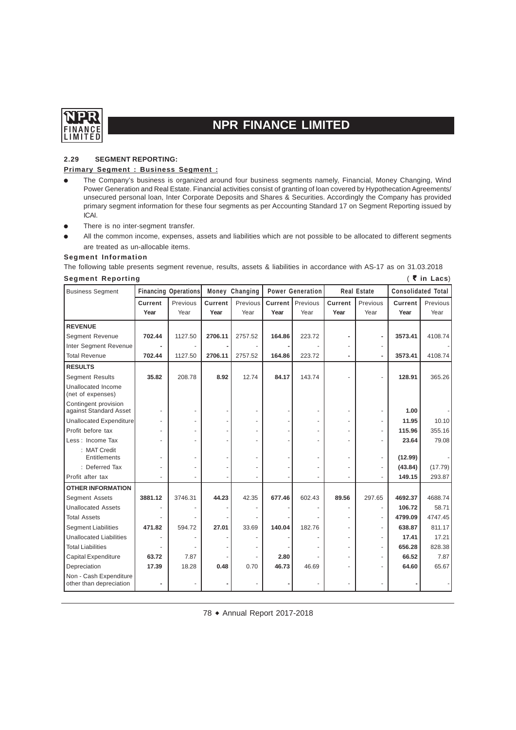### 2.29 SEGMENT REPORTING:

**Primary Segment : Business Segment :**

- The Company's business is organized around four business segments namely, Financial, Money Changing, Wind Power Generation and Real Estate. Financial activities consist of granting of loan covered by Hypothecation Agreements/ unsecured personal loan, Inter Corporate Deposits and Shares & Securities. Accordingly the Company has provided primary segment information for these four segments as per Accounting Standard 17 on Segment Reporting issued by ICAI.
- There is no inter-segment transfer.
- All the common income, expenses, assets and liabilities which are not possible to be allocated to different segments are treated as un-allocable items.

**Segment Information**

The following table presents segment revenue, results, assets & liabilities in accordance with AS-17 as on 31.03.2018

**Segment Reporting** ( ₹ in Lacs)

| Business Segment | Financing Operations | | Money Changing | | Power Generation | | Real Estate | | Consolidated Total | |
|---|---|---|---|---|---|---|---|---|---|---|
| | **Current Year** | Previous Year | **Current Year** | Previous Year | **Current Year** | Previous Year | **Current Year** | Previous Year | **Current Year** | Previous Year |
| **REVENUE** | | | | | | | | | | |
| Segment Revenue | **702.44** | 1127.50 | **2706.11** | 2757.52 | **164.86** | 223.72 | **-** | **-** | **3573.41** | 4108.74 |
| Inter Segment Revenue | **-** | - | **-** | - | **-** | - | - | - | | - |
| Total Revenue | **702.44** | 1127.50 | **2706.11** | 2757.52 | **164.86** | 223.72 | **-** | **-** | **3573.41** | 4108.74 |
| **RESULTS** | | | | | | | | | | |
| Segment Results | **35.82** | 208.78 | **8.92** | 12.74 | **84.17** | 143.74 | - | - | **128.91** | 365.26 |
| Unallocated Income (net of expenses) | | | | | | | | | | |
| Contingent provision against Standard Asset | - | - | - | - | - | - | - | - | **1.00** | - |
| Unallocated Expenditure | - | - | - | - | - | - | - | - | **11.95** | 10.10 |
| Profit before tax | - | - | - | - | - | - | - | - | **115.96** | 355.16 |
| Less : Income Tax | - | - | - | - | - | - | - | - | **23.64** | 79.08 |
| : MAT Credit Entitlements | - | - | - | - | - | - | - | - | **(12.99)** | - |
| : Deferred Tax | - | - | - | - | - | - | - | - | **(43.84)** | (17.79) |
| Profit after tax | - | - | - | - | - | - | - | - | **149.15** | 293.87 |
| **OTHER INFORMATION** | | | | | | | | | | |
| Segment Assets | **3881.12** | 3746.31 | **44.23** | 42.35 | **677.46** | 602.43 | **89.56** | 297.65 | **4692.37** | 4688.74 |
| Unallocated Assets | - | - | - | - | - | - | - | - | **106.72** | 58.71 |
| Total Assets | - | - | - | - | - | - | - | - | **4799.09** | 4747.45 |
| Segment Liabilities | **471.82** | 594.72 | **27.01** | 33.69 | **140.04** | 182.76 | - | - | **638.87** | 811.17 |
| Unallocated Liabilities | - | - | - | - | - | - | - | - | **17.41** | 17.21 |
| Total Liabilities | - | - | - | - | - | - | - | - | **656.28** | 828.38 |
| Capital Expenditure | **63.72** | 7.87 | - | - | **2.80** | - | - | - | **66.52** | 7.87 |
| Depreciation | **17.39** | 18.28 | **0.48** | 0.70 | **46.73** | 46.69 | - | - | **64.60** | 65.67 |
| Non - Cash Expenditure other than depreciation | **-** | - | **-** | - | **-** | - | - | - | **-** | - |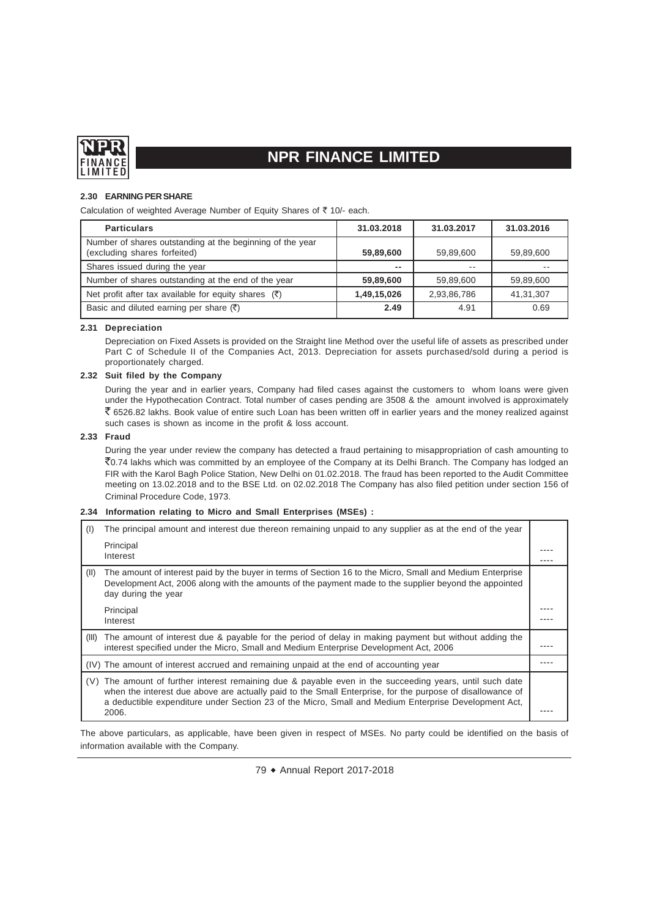### 2.30 EARNING PER SHARE

Calculation of weighted Average Number of Equity Shares of ₹ 10/- each.

| Particulars | 31.03.2018 | 31.03.2017 | 31.03.2016 |
|---|---|---|---|
| Number of shares outstanding at the beginning of the year (excluding shares forfeited) | **59,89,600** | 59,89,600 | 59,89,600 |
| Shares issued during the year | **--** | -- | -- |
| Number of shares outstanding at the end of the year | **59,89,600** | 59,89,600 | 59,89,600 |
| Net profit after tax available for equity shares (₹) | **1,49,15,026** | 2,93,86,786 | 41,31,307 |
| Basic and diluted earning per share (₹) | **2.49** | 4.91 | 0.69 |

### 2.31 Depreciation

Depreciation on Fixed Assets is provided on the Straight line Method over the useful life of assets as prescribed under Part C of Schedule II of the Companies Act, 2013. Depreciation for assets purchased/sold during a period is proportionately charged.

### 2.32 Suit filed by the Company

During the year and in earlier years, Company had filed cases against the customers to whom loans were given under the Hypothecation Contract. Total number of cases pending are 3508 & the amount involved is approximately ₹ 6526.82 lakhs. Book value of entire such Loan has been written off in earlier years and the money realized against such cases is shown as income in the profit & loss account.

### 2.33 Fraud

During the year under review the company has detected a fraud pertaining to misappropriation of cash amounting to ₹0.74 lakhs which was committed by an employee of the Company at its Delhi Branch. The Company has lodged an FIR with the Karol Bagh Police Station, New Delhi on 01.02.2018. The fraud has been reported to the Audit Committee meeting on 13.02.2018 and to the BSE Ltd. on 02.02.2018 The Company has also filed petition under section 156 of Criminal Procedure Code, 1973.

### 2.34 Information relating to Micro and Small Enterprises (MSEs) :

| | | |
|---|---|---|
| (I) | The principal amount and interest due thereon remaining unpaid to any supplier as at the end of the year<br>Principal<br>Interest | <br>----<br>---- |
| (II) | The amount of interest paid by the buyer in terms of Section 16 to the Micro, Small and Medium Enterprise Development Act, 2006 along with the amounts of the payment made to the supplier beyond the appointed day during the year<br>Principal<br>Interest | <br>----<br>---- |
| (III) | The amount of interest due & payable for the period of delay in making payment but without adding the interest specified under the Micro, Small and Medium Enterprise Development Act, 2006 | ---- |
| (IV) | The amount of interest accrued and remaining unpaid at the end of accounting year | ---- |
| (V) | The amount of further interest remaining due & payable even in the succeeding years, until such date when the interest due above are actually paid to the Small Enterprise, for the purpose of disallowance of a deductible expenditure under Section 23 of the Micro, Small and Medium Enterprise Development Act, 2006. | ---- |

The above particulars, as applicable, have been given in respect of MSEs. No party could be identified on the basis of information available with the Company.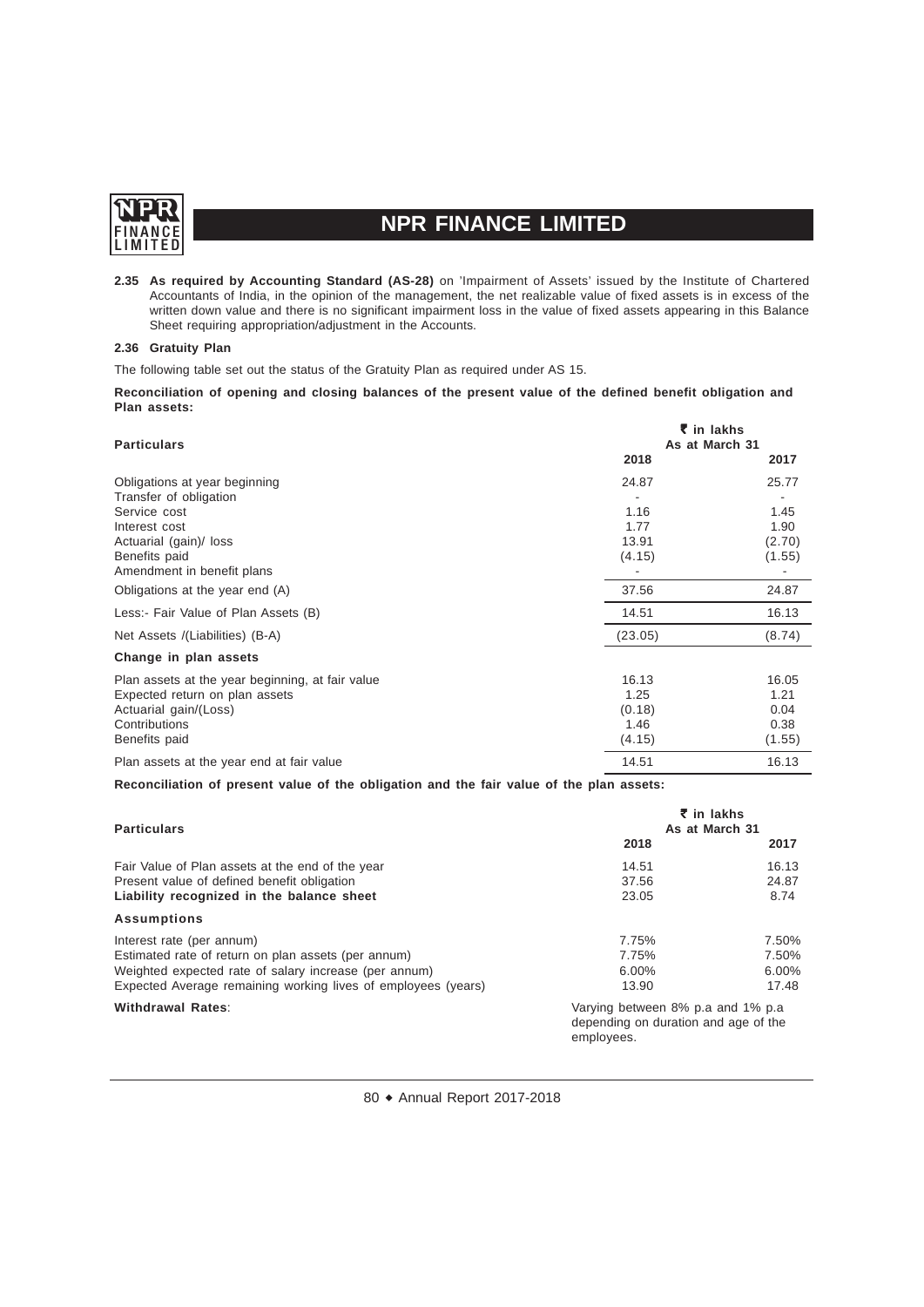**2.35 As required by Accounting Standard (AS-28)** on 'Impairment of Assets' issued by the Institute of Chartered Accountants of India, in the opinion of the management, the net realizable value of fixed assets is in excess of the written down value and there is no significant impairment loss in the value of fixed assets appearing in this Balance Sheet requiring appropriation/adjustment in the Accounts.

**2.36 Gratuity Plan**

The following table set out the status of the Gratuity Plan as required under AS 15.

**Reconciliation of opening and closing balances of the present value of the defined benefit obligation and Plan assets:**

| **Particulars** | **₹ in lakhs As at March 31** | |
|---|---|---|
| | **2018** | **2017** |
| Obligations at year beginning | 24.87 | 25.77 |
| Transfer of obligation | - | - |
| Service cost | 1.16 | 1.45 |
| Interest cost | 1.77 | 1.90 |
| Actuarial (gain)/ loss | 13.91 | (2.70) |
| Benefits paid | (4.15) | (1.55) |
| Amendment in benefit plans | - | - |
| Obligations at the year end (A) | 37.56 | 24.87 |
| Less:- Fair Value of Plan Assets (B) | 14.51 | 16.13 |
| Net Assets /(Liabilities) (B-A) | (23.05) | (8.74) |
| **Change in plan assets** | | |
| Plan assets at the year beginning, at fair value | 16.13 | 16.05 |
| Expected return on plan assets | 1.25 | 1.21 |
| Actuarial gain/(Loss) | (0.18) | 0.04 |
| Contributions | 1.46 | 0.38 |
| Benefits paid | (4.15) | (1.55) |
| Plan assets at the year end at fair value | 14.51 | 16.13 |

**Reconciliation of present value of the obligation and the fair value of the plan assets:**

| **Particulars** | **₹ in lakhs As at March 31** | |
|---|---|---|
| | **2018** | **2017** |
| Fair Value of Plan assets at the end of the year | 14.51 | 16.13 |
| Present value of defined benefit obligation | 37.56 | 24.87 |
| **Liability recognized in the balance sheet** | 23.05 | 8.74 |
| **Assumptions** | | |
| Interest rate (per annum) | 7.75% | 7.50% |
| Estimated rate of return on plan assets (per annum) | 7.75% | 7.50% |
| Weighted expected rate of salary increase (per annum) | 6.00% | 6.00% |
| Expected Average remaining working lives of employees (years) | 13.90 | 17.48 |
| **Withdrawal Rates**: | Varying between 8% p.a and 1% p.a depending on duration and age of the employees. | |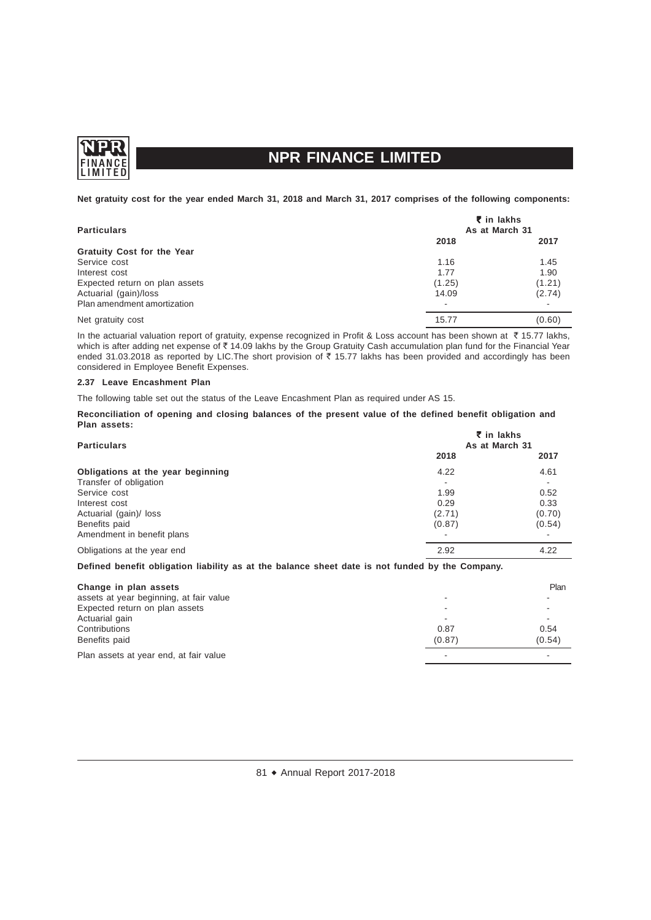**Net gratuity cost for the year ended March 31, 2018 and March 31, 2017 comprises of the following components:**

| Particulars | ₹ in lakhs As at March 31 | |
|---|---|---|
| | 2018 | 2017 |
| **Gratuity Cost for the Year** | | |
| Service cost | 1.16 | 1.45 |
| Interest cost | 1.77 | 1.90 |
| Expected return on plan assets | (1.25) | (1.21) |
| Actuarial (gain)/loss | 14.09 | (2.74) |
| Plan amendment amortization | - | - |
| Net gratuity cost | 15.77 | (0.60) |

In the actuarial valuation report of gratuity, expense recognized in Profit & Loss account has been shown at ₹ 15.77 lakhs, which is after adding net expense of ₹ 14.09 lakhs by the Group Gratuity Cash accumulation plan fund for the Financial Year ended 31.03.2018 as reported by LIC.The short provision of ₹ 15.77 lakhs has been provided and accordingly has been considered in Employee Benefit Expenses.

**2.37 Leave Encashment Plan**

The following table set out the status of the Leave Encashment Plan as required under AS 15.

**Reconciliation of opening and closing balances of the present value of the defined benefit obligation and Plan assets:**

| Particulars | ₹ in lakhs As at March 31 | |
|---|---|---|
| | 2018 | 2017 |
| **Obligations at the year beginning** | 4.22 | 4.61 |
| Transfer of obligation | - | - |
| Service cost | 1.99 | 0.52 |
| Interest cost | 0.29 | 0.33 |
| Actuarial (gain)/ loss | (2.71) | (0.70) |
| Benefits paid | (0.87) | (0.54) |
| Amendment in benefit plans | - | - |
| Obligations at the year end | 2.92 | 4.22 |

**Defined benefit obligation liability as at the balance sheet date is not funded by the Company.**

| **Change in plan assets** | | Plan |
|---|---|---|
| assets at year beginning, at fair value | - | - |
| Expected return on plan assets | - | - |
| Actuarial gain | - | - |
| Contributions | 0.87 | 0.54 |
| Benefits paid | (0.87) | (0.54) |
| Plan assets at year end, at fair value | - | - |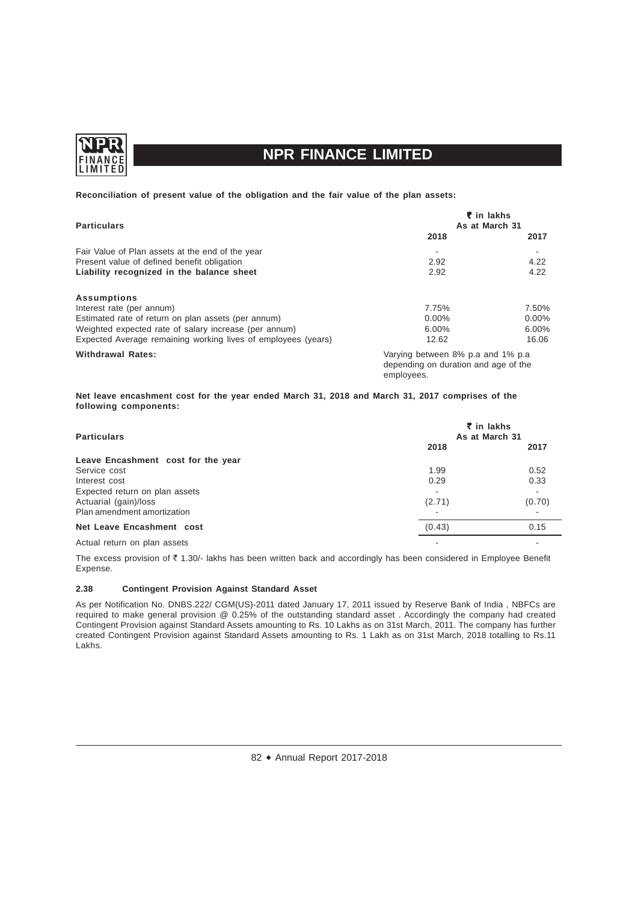**Reconciliation of present value of the obligation and the fair value of the plan assets:**

| Particulars | ₹ in lakhs As at March 31 | |
|---|---|---|
| | 2018 | 2017 |
| Fair Value of Plan assets at the end of the year | - | - |
| Present value of defined benefit obligation | 2.92 | 4.22 |
| **Liability recognized in the balance sheet** | 2.92 | 4.22 |
| **Assumptions** | | |
| Interest rate (per annum) | 7.75% | 7.50% |
| Estimated rate of return on plan assets (per annum) | 0.00% | 0.00% |
| Weighted expected rate of salary increase (per annum) | 6.00% | 6.00% |
| Expected Average remaining working lives of employees (years) | 12.62 | 16.06 |
| **Withdrawal Rates:** | Varying between 8% p.a and 1% p.a depending on duration and age of the employees. | |

**Net leave encashment cost for the year ended March 31, 2018 and March 31, 2017 comprises of the following components:**

| Particulars | ₹ in lakhs As at March 31 | |
|---|---|---|
| | 2018 | 2017 |
| **Leave Encashment cost for the year** | | |
| Service cost | 1.99 | 0.52 |
| Interest cost | 0.29 | 0.33 |
| Expected return on plan assets | - | - |
| Actuarial (gain)/loss | (2.71) | (0.70) |
| Plan amendment amortization | - | - |
| **Net Leave Encashment cost** | (0.43) | 0.15 |
| Actual return on plan assets | - | - |

The excess provision of ₹ 1.30/- lakhs has been written back and accordingly has been considered in Employee Benefit Expense.

#### 2.38 Contingent Provision Against Standard Asset

As per Notification No. DNBS.222/ CGM(US)-2011 dated January 17, 2011 issued by Reserve Bank of India , NBFCs are required to make general provision @ 0.25% of the outstanding standard asset . Accordingly the company had created Contingent Provision against Standard Assets amounting to Rs. 10 Lakhs as on 31st March, 2011. The company has further created Contingent Provision against Standard Assets amounting to Rs. 1 Lakh as on 31st March, 2018 totalling to Rs.11 Lakhs.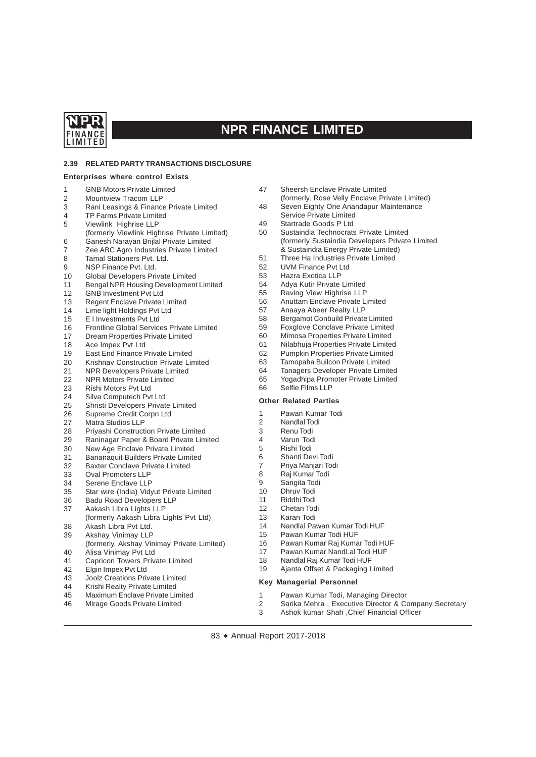### 2.39 RELATED PARTY TRANSACTIONS DISCLOSURE

**Enterprises where control Exists**

1. GNB Motors Private Limited
2. Mountview Tracom LLP
3. Rani Leasings & Finance Private Limited
4. TP Farms Private Limited
5. Viewlink Highrise LLP (formerly Viewlink Highrise Private Limited)
6. Ganesh Narayan Brijlal Private Limited
7. Zee ABC Agro Industries Private Limited
8. Tamal Stationers Pvt. Ltd.
9. NSP Finance Pvt. Ltd.
10. Global Developers Private Limited
11. Bengal NPR Housing Development Limited
12. GNB Investment Pvt Ltd
13. Regent Enclave Private Limited
14. Lime light Holdings Pvt Ltd
15. E I Investments Pvt Ltd
16. Frontline Global Services Private Limited
17. Dream Properties Private Limited
18. Ace Impex Pvt Ltd
19. East End Finance Private Limited
20. Krishnav Construction Private Limited
21. NPR Developers Private Limited
22. NPR Motors Private Limited
23. Rishi Motors Pvt Ltd
24. Silva Computech Pvt Ltd
25. Shristi Developers Private Limited
26. Supreme Credit Corpn Ltd
27. Matra Studios LLP
28. Priyashi Construction Private Limited
29. Raninagar Paper & Board Private Limited
30. New Age Enclave Private Limited
31. Bananaquit Builders Private Limited
32. Baxter Conclave Private Limited
33. Oval Promoters LLP
34. Serene Enclave LLP
35. Star wire (India) Vidyut Private Limited
36. Badu Road Developers LLP
37. Aakash Libra Lights LLP (formerly Aakash Libra Lights Pvt Ltd)
38. Akash Libra Pvt Ltd.
39. Akshay Vinimay LLP (formerly, Akshay Vinimay Private Limited)
40. Alisa Vinimay Pvt Ltd
41. Capricon Towers Private Limited
42. Elgin Impex Pvt Ltd
43. Joolz Creations Private Limited
44. Krishi Realty Private Limited
45. Maximum Enclave Private Limited
46. Mirage Goods Private Limited
47. Sheersh Enclave Private Limited (formerly, Rose Velly Enclave Private Limited)
48. Seven Eighty One Anandapur Maintenance Service Private Limited
49. Startrade Goods P Ltd
50. Sustaindia Technocrats Private Limited (formerly Sustaindia Developers Private Limited & Sustaindia Energy Private Limited)
51. Three Ha Industries Private Limited
52. UVM Finance Pvt Ltd
53. Hazra Exotica LLP
54. Adya Kutir Private Limited
55. Raving View Highrise LLP
56. Anuttam Enclave Private Limited
57. Anaaya Abeer Realty LLP
58. Bergamot Conbuild Private Limited
59. Foxglove Conclave Private Limited
60. Mimosa Properties Private Limited
61. Nilabhuja Properties Private Limited
62. Pumpkin Properties Private Limited
63. Tamopaha Builcon Private Limited
64. Tanagers Developer Private Limited
65. Yogadhipa Promoter Private Limited
66. Selfie Films LLP

**Other Related Parties**

1. Pawan Kumar Todi
2. Nandlal Todi
3. Renu Todi
4. Varun Todi
5. Rishi Todi
6. Shanti Devi Todi
7. Priya Manjari Todi
8. Raj Kumar Todi
9. Sangita Todi
10. Dhruv Todi
11. Riddhi Todi
12. Chetan Todi
13. Karan Todi
14. Nandlal Pawan Kumar Todi HUF
15. Pawan Kumar Todi HUF
16. Pawan Kumar Raj Kumar Todi HUF
17. Pawan Kumar NandLal Todi HUF
18. Nandlal Raj Kumar Todi HUF
19. Ajanta Offset & Packaging Limited

**Key Managerial Personnel**

1. Pawan Kumar Todi, Managing Director
2. Sarika Mehra , Executive Director & Company Secretary
3. Ashok kumar Shah ,Chief Financial Officer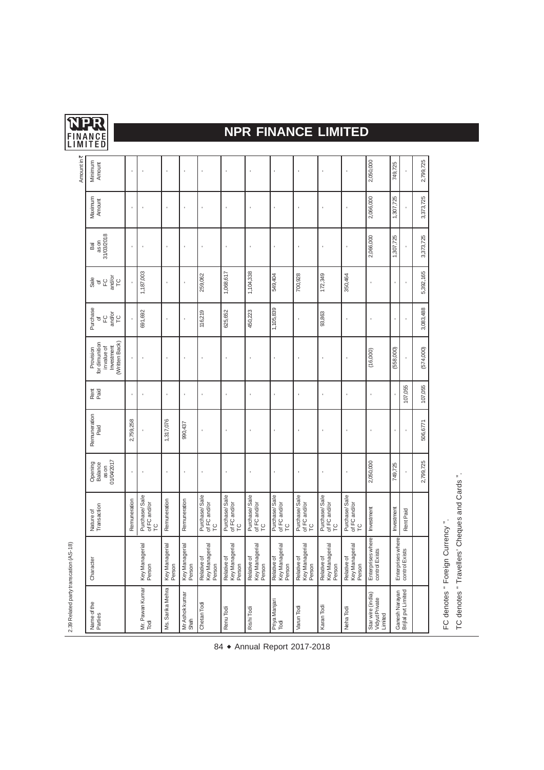2.39 Related party transcation (AS-18)

Amount in ₹

| Name of the Parties | Character | Nature of Transaction | Opening Balance as on 01/04/2017 | Remuneration Paid | Rent Paid | Provision for dimunition in value of Investment (Written Back) | Purchase of FC and/or TC | Sale of FC and/or TC | Bal as on 31/03/2018 | Maximum Amount | Minimum Amount |
|---|---|---|---|---|---|---|---|---|---|---|---|
| Mr. Pawan Kumar Todi | Key Managerial Person | Remuneration | - | 2,759,258 | - | - | - | - | - | - | - |
| | | Purchase/ Sale of FC and/or TC | - | - | - | - | 691,692 | 1,187,003 | - | - | - |
| Ms. Sarika Mehra | Key Managerial Person | Remuneration | - | 1,317,076 | - | - | - | - | - | - | - |
| Mr Ashok kumar Shah | Key Managerial Person | Remuneration | - | 990,437 | - | - | - | - | - | - | - |
| Chetan Todi | Relative of Key Managerial Person | Purchase/ Sale of FC and/or TC | - | - | - | - | 116,219 | 259,062 | - | - | - |
| Renu Todi | Relative of Key Managerial Person | Purchase/ Sale of FC and/or TC | - | - | - | - | 625,652 | 1,068,617 | - | - | - |
| Rishi Todi | Relative of Key Managerial Person | Purchase/ Sale of FC and/or TC | - | - | - | - | 450,223 | 1,104,338 | - | - | - |
| Priya Manjari Todi | Relative of Key Managerial Person | Purchase/ Sale of FC and/or TC | - | - | - | - | 1,105,839 | 549,404 | - | - | - |
| Varun Todi | Relative of Key Managerial Person | Purchase/ Sale of FC and/or TC | - | - | - | - | - | 700,928 | - | - | - |
| Karan Todi | Relative of Key Managerial Person | Purchase/ Sale of FC and/or TC | - | - | - | - | 93,863 | 172,349 | - | - | - |
| Neha Todi | Relative of Key Managerial Person | Purchase/ Sale of FC and/or TC | - | - | - | - | - | 350,464 | - | - | - |
| Star wire (india) Vidyut Private Limited | Enterprises where control Exists | Investment | 2,050,000 | - | - | (16,000) | - | - | 2,066,000 | 2,066,000 | 2,050,000 |
| Ganesh Narayan Brijlal pvt Limited | Enterprises where control Exists | Investment | 749,725 | - | - | (558,000) | - | - | 1,307,725 | 1,307,725 | 749,725 |
| | | Rent Paid | - | - | 107,055 | - | - | - | - | - | - |
| | | | 2,799,725 | 506,6771 | 107,055 | (574,000) | 3,083,488 | 5,392,165 | 3,373,725 | 3,373,725 | 2,799,725 |

FC denotes " Foreign Currency ".

TC denotes " Travellers' Cheques and Cards ".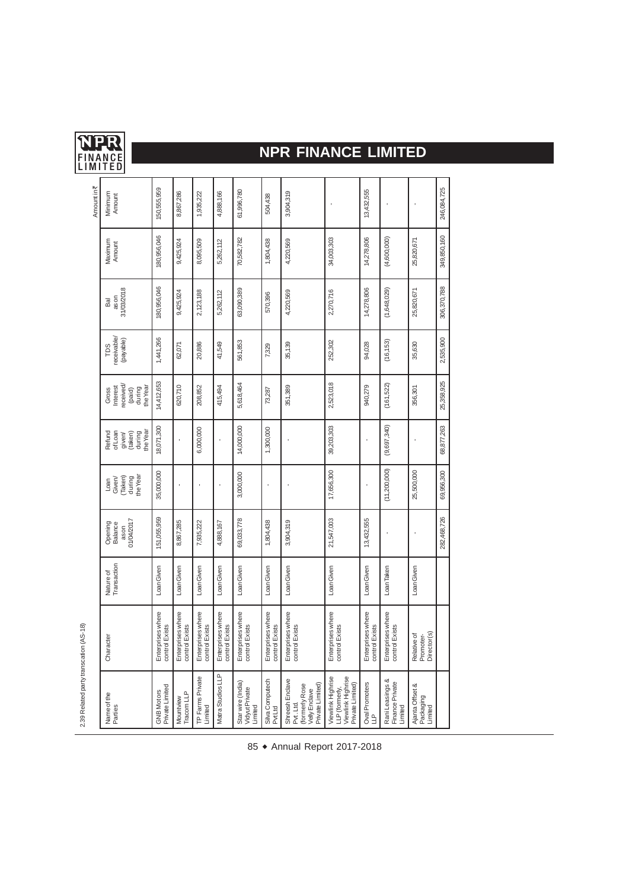2.39 Related party transcation (AS-18)

Amount in ₹

| Name of the Parties | Character | Nature of Transaction | Opening Balance as on 01/04/2017 | Loan Given/ (Taken) during the Year | Refund of Loan given/ (taken) during the Year | Gross Interest received/ (paid) during the Year | TDS receivable/ (payable) | Bal as on 31/03/2018 | Maximum Amount | Minimum Amount |
|---|---|---|---|---|---|---|---|---|---|---|
| GNB Motors Private Limited | Enterprises where control Exists | Loan Given | 151,055,959 | 35,000,000 | 18,071,300 | 14,412,653 | 1,441,266 | 180,956,046 | 180,956,046 | 150,555,959 |
| Mountview Tracom LLP | Enterprises where control Exists | Loan Given | 8,867,285 | - | - | 620,710 | 62,071 | 9,425,924 | 9,425,924 | 8,867,286 |
| TP Farms Private Limited | Enterprises where control Exists | Loan Given | 7,935,222 | - | 6,000,000 | 208,852 | 20,886 | 2,123,188 | 8,095,509 | 1,935,222 |
| Matra Studios LLP | Enterprises where control Exists | Loan Given | 4,888,167 | - | - | 415,494 | 41,549 | 5,262,112 | 5,262,112 | 4,888,166 |
| Star wire (India) Vidyut Private Limited | Enterprises where control Exists | Loan Given | 69,033,778 | 3,000,000 | 14,000,000 | 5,618,464 | 561,853 | 63,090,389 | 70,582,782 | 61,996,780 |
| Silva Computech Pvt Ltd | Enterprises where control Exists | Loan Given | 1,804,438 | - | 1,300,000 | 73,287 | 7,329 | 570,396 | 1,804,438 | 504,438 |
| Shreesh Enclave Pvt. Ltd. (formerly Rose Velly Enclave Private Limited) | Enterprises where control Exists | Loan Given | 3,904,319 | - | - | 351,389 | 35,139 | 4,220,569 | 4,220,569 | 3,904,319 |
| Viewlink Highrise LLP (formerly, Viewlink Highrise Private Limited) | Enterprises where control Exists | Loan Given | 21,547,003 | 17,656,300 | 39,203,303 | 2,523,018 | 252,302 | 2,270,716 | 34,003,303 | - |
| Oval Promoters LLP | Enterprises where control Exists | Loan Given | 13,432,555 | - | - | 940,279 | 94,028 | 14,278,806 | 14,278,806 | 13,432,555 |
| Rani Leasings & Finance Private Limited | Enterprises where control Exists | Loan Taken | - | (11,200,000) | (9,697,340) | (161,522) | (16,153) | (1,648,029) | (4,600,000) | - |
| Ajanta Offset & Packaging Limited | Relative of Promoter-Director(s) | Loan Given | - | 25,500,000 | - | 356,301 | 35,630 | 25,820,671 | 25,820,671 | - |
| | | | 282,468,726 | 69,956,300 | 68,877,263 | 25,358,925 | 2,535,900 | 306,370,788 | 349,850,160 | 246,084,725 |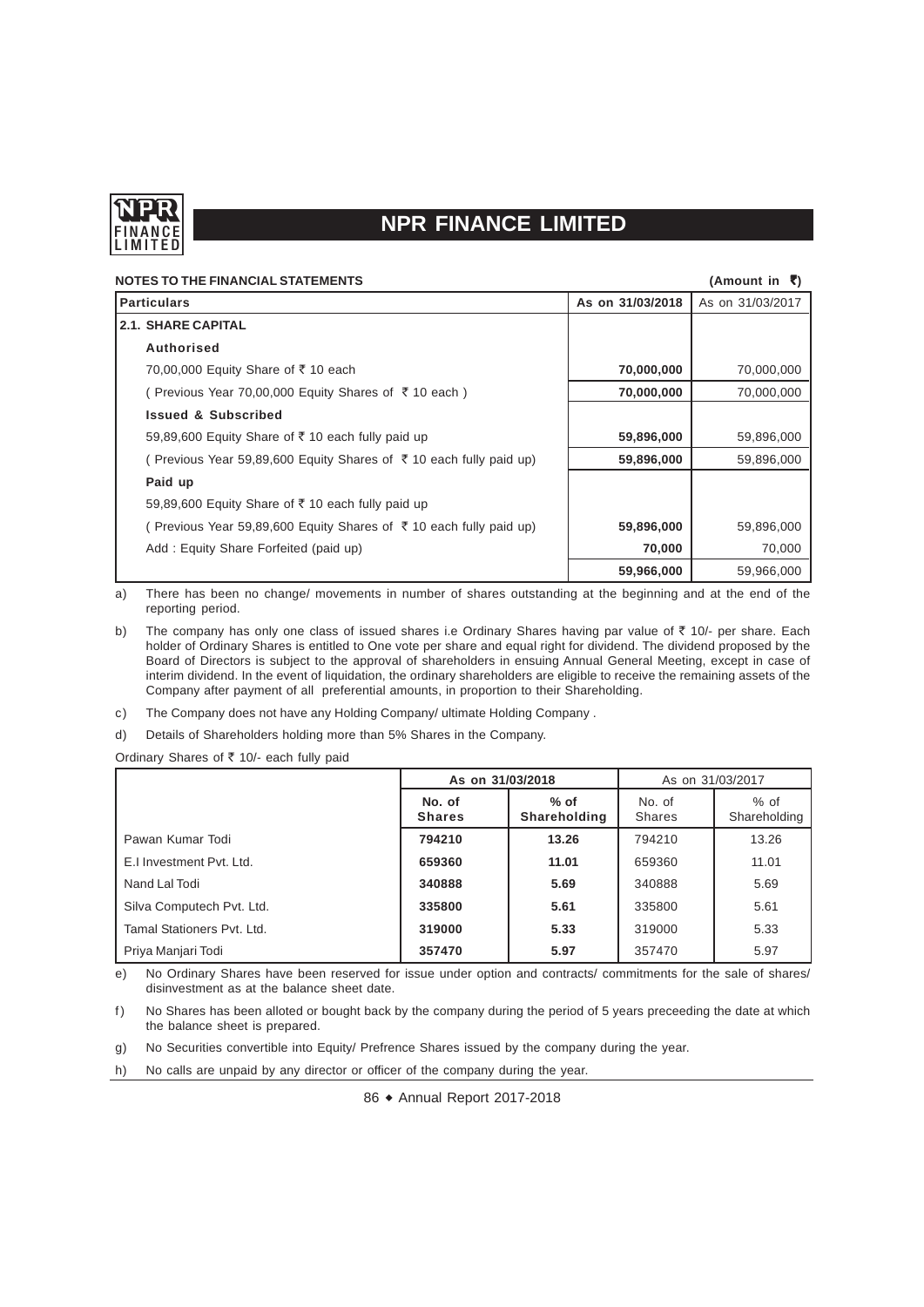## NOTES TO THE FINANCIAL STATEMENTS

(Amount in ₹)

| Particulars | As on 31/03/2018 | As on 31/03/2017 |
|---|---|---|
| **2.1. SHARE CAPITAL** | | |
| **Authorised** | | |
| 70,00,000 Equity Share of ₹ 10 each | **70,000,000** | 70,000,000 |
| ( Previous Year 70,00,000 Equity Shares of ₹ 10 each ) | **70,000,000** | 70,000,000 |
| **Issued & Subscribed** | | |
| 59,89,600 Equity Share of ₹ 10 each fully paid up | **59,896,000** | 59,896,000 |
| ( Previous Year 59,89,600 Equity Shares of ₹ 10 each fully paid up) | **59,896,000** | 59,896,000 |
| **Paid up** | | |
| 59,89,600 Equity Share of ₹ 10 each fully paid up | | |
| ( Previous Year 59,89,600 Equity Shares of ₹ 10 each fully paid up) | **59,896,000** | 59,896,000 |
| Add : Equity Share Forfeited (paid up) | **70,000** | 70,000 |
| | **59,966,000** | 59,966,000 |

a) There has been no change/ movements in number of shares outstanding at the beginning and at the end of the reporting period.

b) The company has only one class of issued shares i.e Ordinary Shares having par value of ₹ 10/- per share. Each holder of Ordinary Shares is entitled to One vote per share and equal right for dividend. The dividend proposed by the Board of Directors is subject to the approval of shareholders in ensuing Annual General Meeting, except in case of interim dividend. In the event of liquidation, the ordinary shareholders are eligible to receive the remaining assets of the Company after payment of all preferential amounts, in proportion to their Shareholding.

c) The Company does not have any Holding Company/ ultimate Holding Company .

d) Details of Shareholders holding more than 5% Shares in the Company.

Ordinary Shares of ₹ 10/- each fully paid

| | As on 31/03/2018 | | As on 31/03/2017 | |
|---|---|---|---|---|
| | **No. of Shares** | **% of Shareholding** | No. of Shares | % of Shareholding |
| Pawan Kumar Todi | **794210** | **13.26** | 794210 | 13.26 |
| E.I Investment Pvt. Ltd. | **659360** | **11.01** | 659360 | 11.01 |
| Nand Lal Todi | **340888** | **5.69** | 340888 | 5.69 |
| Silva Computech Pvt. Ltd. | **335800** | **5.61** | 335800 | 5.61 |
| Tamal Stationers Pvt. Ltd. | **319000** | **5.33** | 319000 | 5.33 |
| Priya Manjari Todi | **357470** | **5.97** | 357470 | 5.97 |

e) No Ordinary Shares have been reserved for issue under option and contracts/ commitments for the sale of shares/ disinvestment as at the balance sheet date.

f) No Shares has been alloted or bought back by the company during the period of 5 years preceeding the date at which the balance sheet is prepared.

g) No Securities convertible into Equity/ Prefrence Shares issued by the company during the year.

h) No calls are unpaid by any director or officer of the company during the year.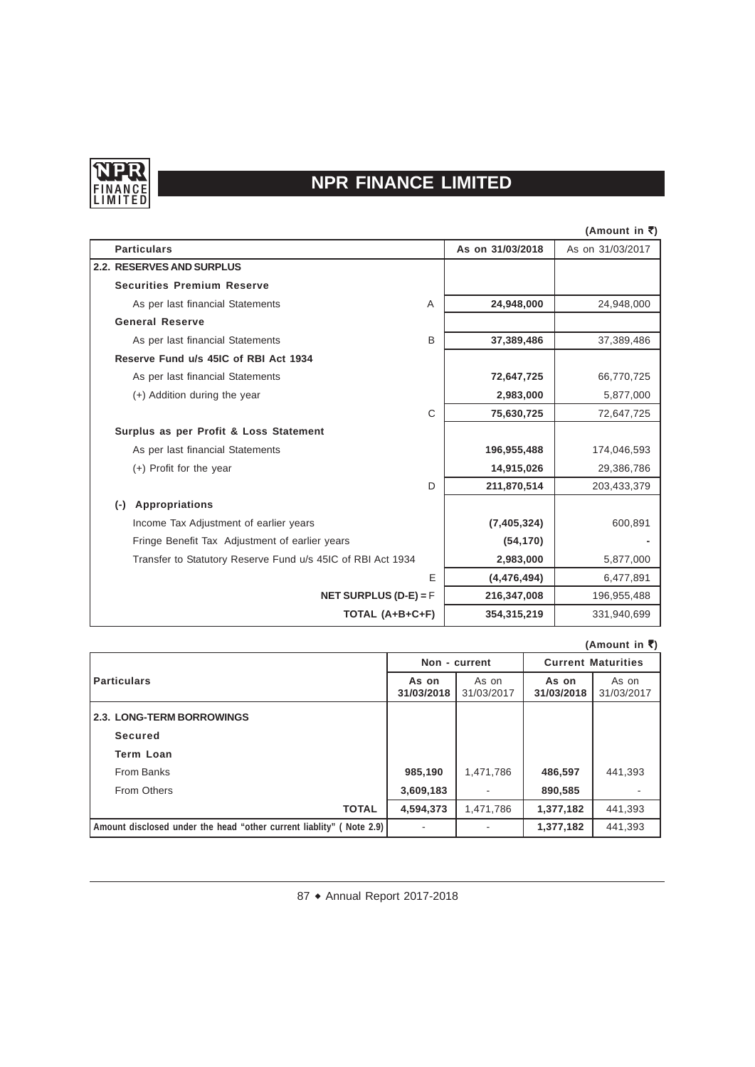# NPR FINANCE LIMITED

(Amount in ₹)

| Particulars | | As on 31/03/2018 | As on 31/03/2017 |
|---|---|---|---|
| **2.2. RESERVES AND SURPLUS** | | | |
| **Securities Premium Reserve** | | | |
| As per last financial Statements | A | **24,948,000** | 24,948,000 |
| **General Reserve** | | | |
| As per last financial Statements | B | **37,389,486** | 37,389,486 |
| **Reserve Fund u/s 45IC of RBI Act 1934** | | | |
| As per last financial Statements | | **72,647,725** | 66,770,725 |
| (+) Addition during the year | | **2,983,000** | 5,877,000 |
| | C | **75,630,725** | 72,647,725 |
| **Surplus as per Profit & Loss Statement** | | | |
| As per last financial Statements | | **196,955,488** | 174,046,593 |
| (+) Profit for the year | | **14,915,026** | 29,386,786 |
| | D | **211,870,514** | 203,433,379 |
| **(-) Appropriations** | | | |
| Income Tax Adjustment of earlier years | | **(7,405,324)** | 600,891 |
| Fringe Benefit Tax Adjustment of earlier years | | **(54,170)** | - |
| Transfer to Statutory Reserve Fund u/s 45IC of RBI Act 1934 | | **2,983,000** | 5,877,000 |
| | E | **(4,476,494)** | 6,477,891 |
| **NET SURPLUS (D-E) =** | F | **216,347,008** | 196,955,488 |
| **TOTAL (A+B+C+F)** | | **354,315,219** | 331,940,699 |

(Amount in ₹)

| Particulars | Non - current | | Current Maturities | |
|---|---|---|---|---|
| | **As on 31/03/2018** | As on 31/03/2017 | **As on 31/03/2018** | As on 31/03/2017 |
| **2.3. LONG-TERM BORROWINGS** | | | | |
| **Secured** | | | | |
| **Term Loan** | | | | |
| From Banks | **985,190** | 1,471,786 | **486,597** | 441,393 |
| From Others | **3,609,183** | - | **890,585** | - |
| **TOTAL** | **4,594,373** | 1,471,786 | **1,377,182** | 441,393 |
| Amount disclosed under the head "other current liablity" ( Note 2.9) | - | - | **1,377,182** | 441,393 |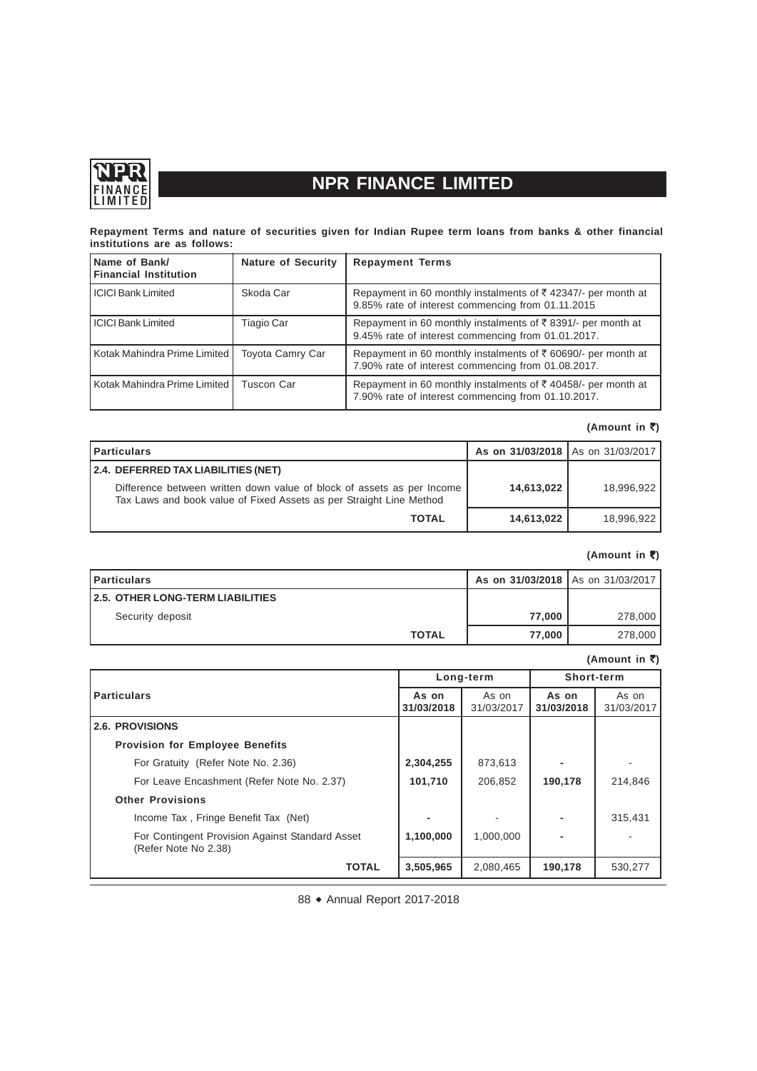**Repayment Terms and nature of securities given for Indian Rupee term loans from banks & other financial institutions are as follows:**

| Name of Bank/ Financial Institution | Nature of Security | Repayment Terms |
|---|---|---|
| ICICI Bank Limited | Skoda Car | Repayment in 60 monthly instalments of ₹ 42347/- per month at 9.85% rate of interest commencing from 01.11.2015 |
| ICICI Bank Limited | Tiagio Car | Repayment in 60 monthly instalments of ₹ 8391/- per month at 9.45% rate of interest commencing from 01.01.2017. |
| Kotak Mahindra Prime Limited | Toyota Camry Car | Repayment in 60 monthly instalments of ₹ 60690/- per month at 7.90% rate of interest commencing from 01.08.2017. |
| Kotak Mahindra Prime Limited | Tuscon Car | Repayment in 60 monthly instalments of ₹ 40458/- per month at 7.90% rate of interest commencing from 01.10.2017. |

**(Amount in ₹)**

| Particulars | As on 31/03/2018 | As on 31/03/2017 |
|---|---|---|
| **2.4. DEFERRED TAX LIABILITIES (NET)** | | |
| Difference between written down value of block of assets as per Income Tax Laws and book value of Fixed Assets as per Straight Line Method | **14,613,022** | 18,996,922 |
| **TOTAL** | **14,613,022** | 18,996,922 |

**(Amount in ₹)**

| Particulars | As on 31/03/2018 | As on 31/03/2017 |
|---|---|---|
| **2.5. OTHER LONG-TERM LIABILITIES** | | |
| Security deposit | **77,000** | 278,000 |
| **TOTAL** | **77,000** | 278,000 |

**(Amount in ₹)**

| Particulars | Long-term | | Short-term | |
|---|---|---|---|---|
| | As on 31/03/2018 | As on 31/03/2017 | As on 31/03/2018 | As on 31/03/2017 |
| **2.6. PROVISIONS** | | | | |
| **Provision for Employee Benefits** | | | | |
| For Gratuity (Refer Note No. 2.36) | **2,304,255** | 873,613 | **-** | - |
| For Leave Encashment (Refer Note No. 2.37) | **101,710** | 206,852 | **190,178** | 214,846 |
| **Other Provisions** | | | | |
| Income Tax , Fringe Benefit Tax (Net) | **-** | - | **-** | 315,431 |
| For Contingent Provision Against Standard Asset (Refer Note No 2.38) | **1,100,000** | 1,000,000 | **-** | - |
| **TOTAL** | **3,505,965** | 2,080,465 | **190,178** | 530,277 |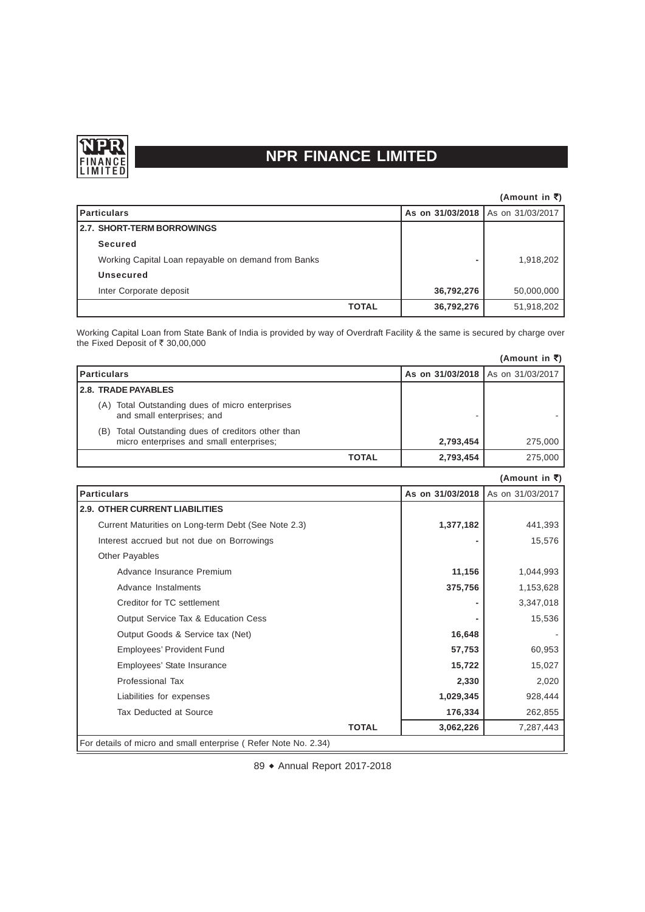(Amount in ₹)

| Particulars | As on 31/03/2018 | As on 31/03/2017 |
|---|---|---|
| **2.7. SHORT-TERM BORROWINGS** | | |
| **Secured** | | |
| Working Capital Loan repayable on demand from Banks | **-** | 1,918,202 |
| **Unsecured** | | |
| Inter Corporate deposit | **36,792,276** | 50,000,000 |
| **TOTAL** | **36,792,276** | 51,918,202 |

Working Capital Loan from State Bank of India is provided by way of Overdraft Facility & the same is secured by charge over the Fixed Deposit of ₹ 30,00,000

(Amount in ₹)

| Particulars | As on 31/03/2018 | As on 31/03/2017 |
|---|---|---|
| **2.8. TRADE PAYABLES** | | |
| (A) Total Outstanding dues of micro enterprises and small enterprises; and | - | - |
| (B) Total Outstanding dues of creditors other than micro enterprises and small enterprises; | **2,793,454** | 275,000 |
| **TOTAL** | **2,793,454** | 275,000 |

(Amount in ₹)

| Particulars | As on 31/03/2018 | As on 31/03/2017 |
|---|---|---|
| **2.9. OTHER CURRENT LIABILITIES** | | |
| Current Maturities on Long-term Debt (See Note 2.3) | **1,377,182** | 441,393 |
| Interest accrued but not due on Borrowings | **-** | 15,576 |
| Other Payables | | |
| Advance Insurance Premium | **11,156** | 1,044,993 |
| Advance Instalments | **375,756** | 1,153,628 |
| Creditor for TC settlement | **-** | 3,347,018 |
| Output Service Tax & Education Cess | **-** | 15,536 |
| Output Goods & Service tax (Net) | **16,648** | - |
| Employees' Provident Fund | **57,753** | 60,953 |
| Employees' State Insurance | **15,722** | 15,027 |
| Professional Tax | **2,330** | 2,020 |
| Liabilities for expenses | **1,029,345** | 928,444 |
| Tax Deducted at Source | **176,334** | 262,855 |
| **TOTAL** | **3,062,226** | 7,287,443 |

For details of micro and small enterprise ( Refer Note No. 2.34)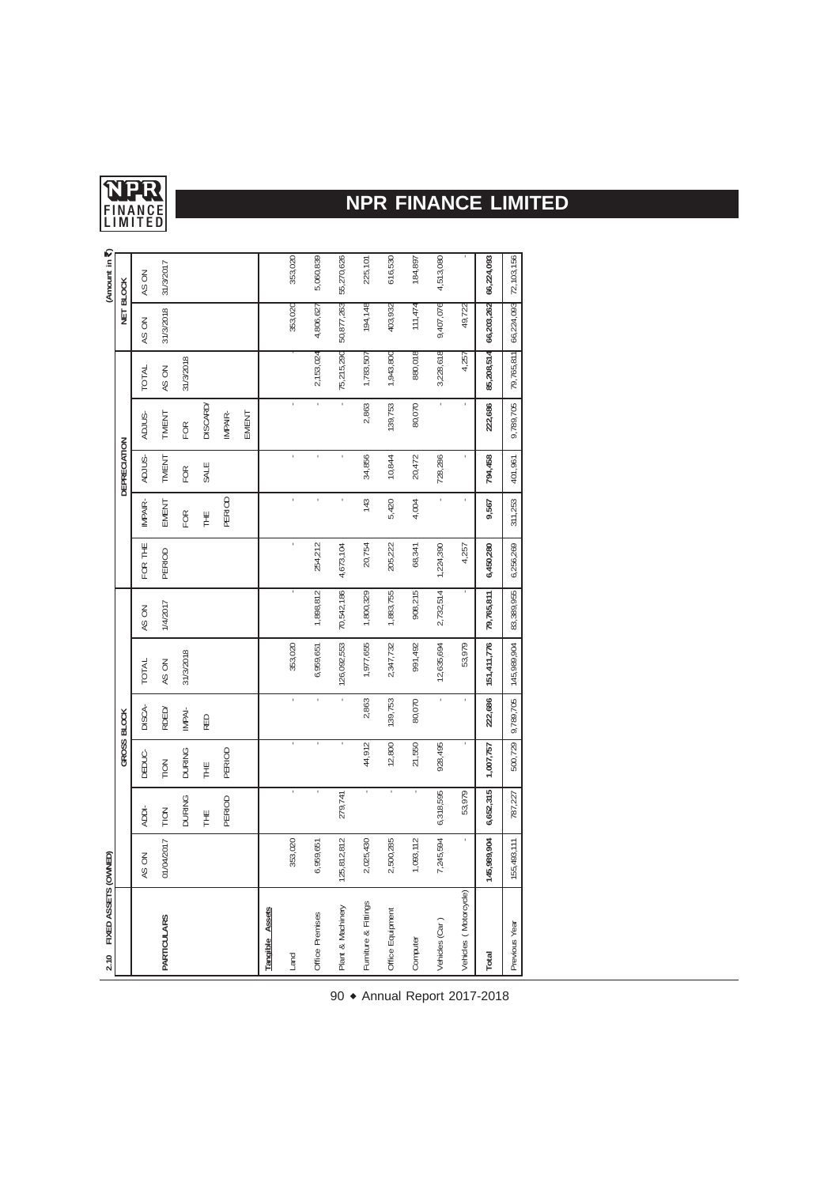**2.10 FIXED ASSETS (OWNED)**

(Amount in ₹)

| PARTICULARS | GROSS BLOCK | | | | DEPRECIATION | | | | | | NET BLOCK | |
|---|---|---|---|---|---|---|---|---|---|---|---|---|
| | AS ON 01/04/2017 | ADDITION DURING THE PERIOD | DEDUCTION DURING THE PERIOD | DISCARDED/ IMPAIRED | TOTAL AS ON 31/3/2018 | AS ON 1/4/2017 | FOR THE PERIOD | IMPAIREMENT FOR THE PERIOD | ADJUSTMENT FOR SALE | ADJUSTMENT FOR DISCARD/ IMPAIREMENT | TOTAL AS ON 31/3/2018 | AS ON 31/3/2018 | AS ON 31/3/2017 |
| **Tangible Assets** | | | | | | | | | | | | | |
| Land | 353,020 | - | - | - | 353,020 | - | - | - | - | - | - | 353,020 | 353,020 |
| Office Premises | 6,959,651 | - | - | - | 6,959,651 | 1,898,812 | 254,212 | - | - | - | 2,153,024 | 4,806,627 | 5,060,839 |
| Plant & Machinery | 125,812,812 | 279,741 | - | - | 126,092,553 | 70,542,186 | 4,673,104 | - | - | - | 75,215,290 | 50,877,263 | 55,270,626 |
| Furniture & Fittings | 2,025,430 | - | 44,912 | 2,863 | 1,977,655 | 1,800,329 | 20,754 | 143 | 34,856 | 2,863 | 1,783,507 | 194,148 | 225,101 |
| Office Equipment | 2,500,285 | - | 12,800 | 139,753 | 2,347,732 | 1,883,755 | 205,222 | 5,420 | 10,844 | 139,753 | 1,943,800 | 403,932 | 616,530 |
| Computer | 1,093,112 | - | 21,550 | 80,070 | 991,492 | 908,215 | 68,341 | 4,004 | 20,472 | 80,070 | 880,018 | 111,474 | 184,897 |
| Vehicles (Car ) | 7,245,594 | 6,318,595 | 928,495 | - | 12,635,694 | 2,732,514 | 1,224,390 | - | 728,286 | - | 3,228,618 | 9,407,076 | 4,513,080 |
| Vehicles ( Motorcycle) | - | 53,979 | - | - | 53,979 | - | 4,257 | - | - | - | 4,257 | 49,722 | - |
| **Total** | **145,989,904** | **6,652,315** | **1,007,757** | **222,686** | **151,411,776** | **79,765,811** | **6,450,280** | **9,567** | **794,458** | **222,686** | **85,208,514** | **66,203,262** | **66,224,093** |
| Previous Year | 155,493,111 | 787,227 | 500,729 | 9,789,705 | 145,989,904 | 83,389,955 | 6,256,269 | 311,253 | 401,961 | 9,789,705 | 79,765,811 | 66,224,093 | 72,103,156 |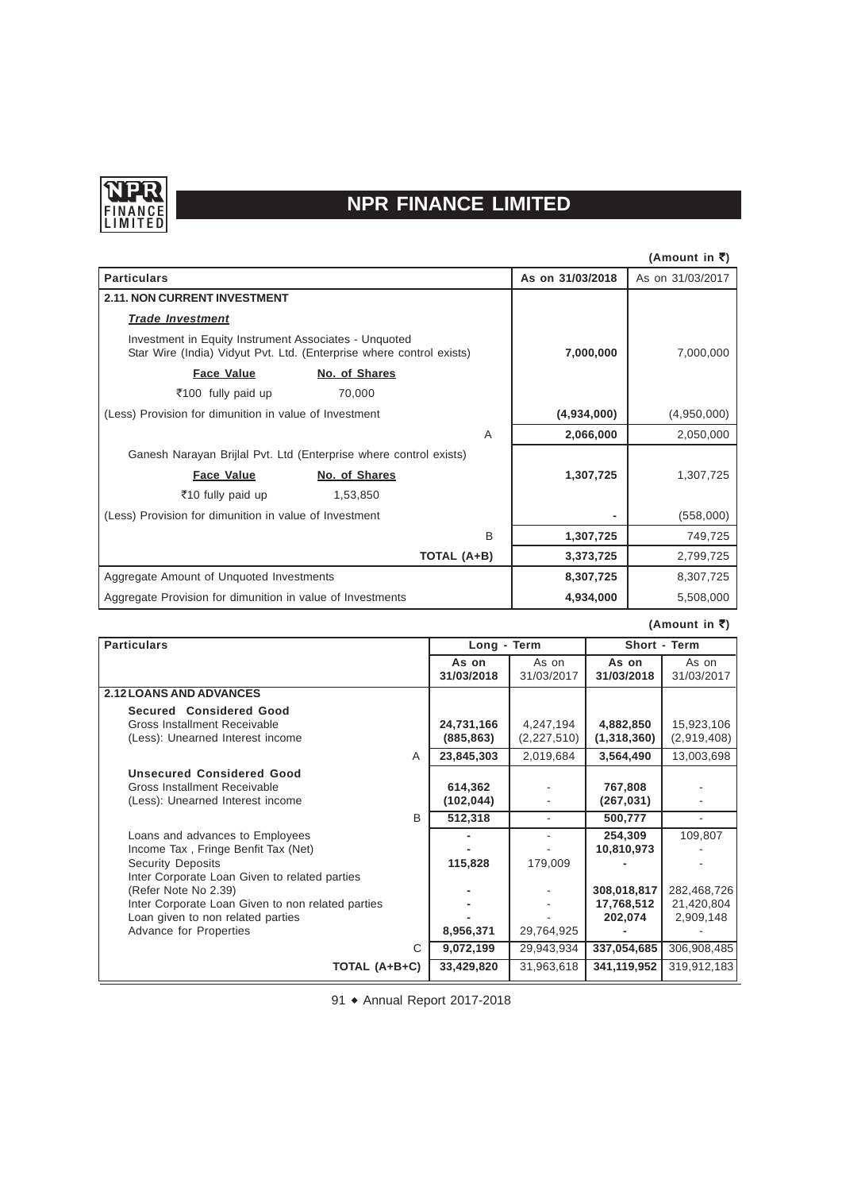# NPR FINANCE LIMITED

(Amount in ₹)

| Particulars | | | As on 31/03/2018 | As on 31/03/2017 |
|---|---|---|---|---|
| **2.11. NON CURRENT INVESTMENT** | | | | |
| ***Trade Investment*** | | | | |
| Investment in Equity Instrument Associates - Unquoted Star Wire (India) Vidyut Pvt. Ltd. (Enterprise where control exists) | | | **7,000,000** | 7,000,000 |
| **Face Value** | **No. of Shares** | | | |
| ₹100 fully paid up | 70,000 | | | |
| (Less) Provision for dimunition in value of Investment | | | **(4,934,000)** | (4,950,000) |
| | | A | **2,066,000** | 2,050,000 |
| Ganesh Narayan Brijlal Pvt. Ltd (Enterprise where control exists) | | | | |
| **Face Value** | **No. of Shares** | | **1,307,725** | 1,307,725 |
| ₹10 fully paid up | 1,53,850 | | | |
| (Less) Provision for dimunition in value of Investment | | | **-** | (558,000) |
| | | B | **1,307,725** | 749,725 |
| | | TOTAL (A+B) | **3,373,725** | 2,799,725 |
| Aggregate Amount of Unquoted Investments | | | **8,307,725** | 8,307,725 |
| Aggregate Provision for dimunition in value of Investments | | | **4,934,000** | 5,508,000 |

(Amount in ₹)

| Particulars | | Long - Term | | Short - Term | |
|---|---|---|---|---|---|
| | | **As on 31/03/2018** | As on 31/03/2017 | **As on 31/03/2018** | As on 31/03/2017 |
| **2.12 LOANS AND ADVANCES** | | | | | |
| **Secured Considered Good** | | | | | |
| Gross Installment Receivable | | **24,731,166** | 4,247,194 | **4,882,850** | 15,923,106 |
| (Less): Unearned Interest income | | **(885,863)** | (2,227,510) | **(1,318,360)** | (2,919,408) |
| | A | **23,845,303** | 2,019,684 | **3,564,490** | 13,003,698 |
| **Unsecured Considered Good** | | | | | |
| Gross Installment Receivable | | **614,362** | - | **767,808** | - |
| (Less): Unearned Interest income | | **(102,044)** | - | **(267,031)** | - |
| | B | **512,318** | - | **500,777** | - |
| Loans and advances to Employees | | **-** | - | **254,309** | 109,807 |
| Income Tax , Fringe Benfit Tax (Net) | | **-** | - | **10,810,973** | - |
| Security Deposits | | **115,828** | 179,009 | **-** | - |
| Inter Corporate Loan Given to related parties (Refer Note No 2.39) | | **-** | - | **308,018,817** | 282,468,726 |
| Inter Corporate Loan Given to non related parties | | **-** | - | **17,768,512** | 21,420,804 |
| Loan given to non related parties | | **-** | - | **202,074** | 2,909,148 |
| Advance for Properties | | **8,956,371** | 29,764,925 | **-** | - |
| | C | **9,072,199** | 29,943,934 | **337,054,685** | 306,908,485 |
| | TOTAL (A+B+C) | **33,429,820** | 31,963,618 | **341,119,952** | 319,912,183 |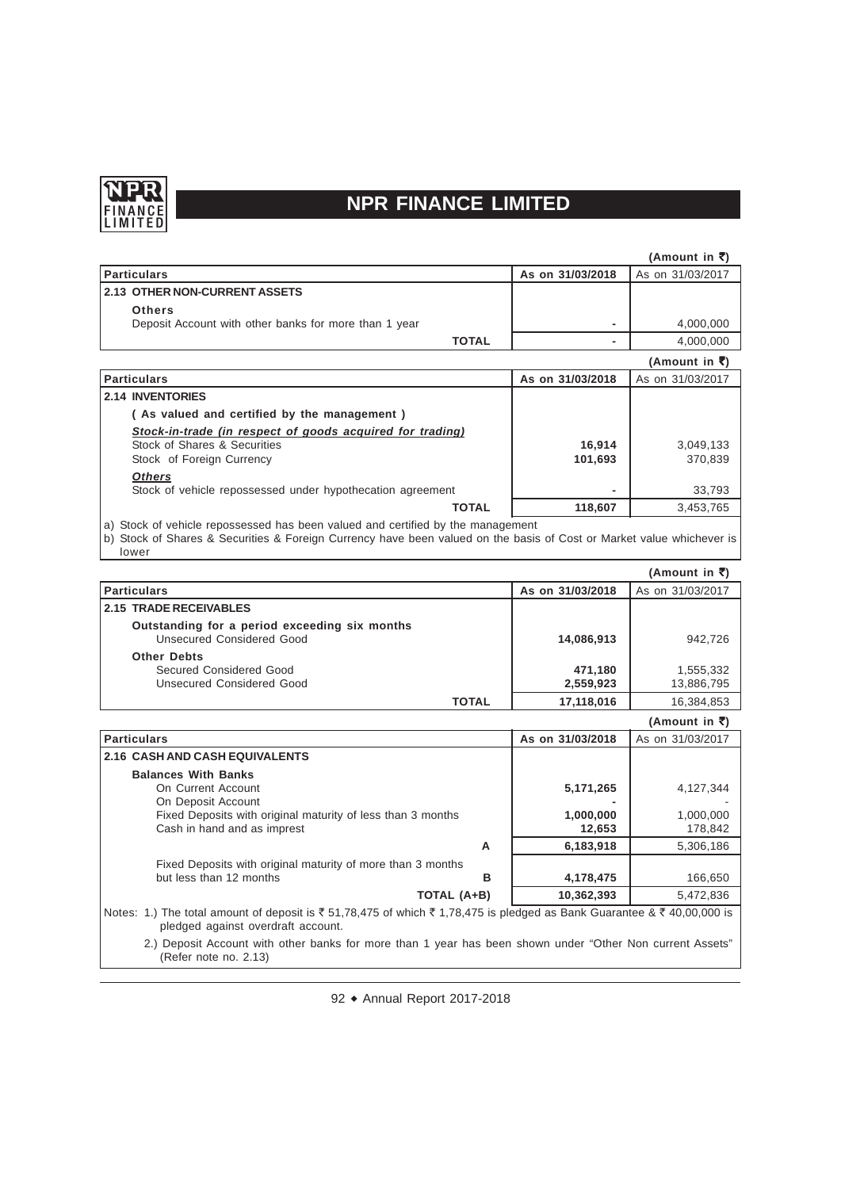(Amount in ₹)

| Particulars | As on 31/03/2018 | As on 31/03/2017 |
|---|---|---|
| **2.13 OTHER NON-CURRENT ASSETS** | | |
| **Others** | | |
| Deposit Account with other banks for more than 1 year | **-** | 4,000,000 |
| **TOTAL** | **-** | 4,000,000 |

(Amount in ₹)

| Particulars | As on 31/03/2018 | As on 31/03/2017 |
|---|---|---|
| **2.14 INVENTORIES** | | |
| **( As valued and certified by the management )** | | |
| ***Stock-in-trade (in respect of goods acquired for trading)*** | | |
| Stock of Shares & Securities | **16,914** | 3,049,133 |
| Stock of Foreign Currency | **101,693** | 370,839 |
| ***Others*** | | |
| Stock of vehicle repossessed under hypothecation agreement | **-** | 33,793 |
| **TOTAL** | **118,607** | 3,453,765 |

a) Stock of vehicle repossessed has been valued and certified by the management

b) Stock of Shares & Securities & Foreign Currency have been valued on the basis of Cost or Market value whichever is lower

(Amount in ₹)

| Particulars | As on 31/03/2018 | As on 31/03/2017 |
|---|---|---|
| **2.15 TRADE RECEIVABLES** | | |
| **Outstanding for a period exceeding six months** | | |
| Unsecured Considered Good | **14,086,913** | 942,726 |
| **Other Debts** | | |
| Secured Considered Good | **471,180** | 1,555,332 |
| Unsecured Considered Good | **2,559,923** | 13,886,795 |
| **TOTAL** | **17,118,016** | 16,384,853 |

(Amount in ₹)

| Particulars | As on 31/03/2018 | As on 31/03/2017 |
|---|---|---|
| **2.16 CASH AND CASH EQUIVALENTS** | | |
| **Balances With Banks** | | |
| On Current Account | **5,171,265** | 4,127,344 |
| On Deposit Account | **-** | - |
| Fixed Deposits with original maturity of less than 3 months | **1,000,000** | 1,000,000 |
| Cash in hand and as imprest | **12,653** | 178,842 |
| **A** | **6,183,918** | 5,306,186 |
| Fixed Deposits with original maturity of more than 3 months but less than 12 months **B** | **4,178,475** | 166,650 |
| **TOTAL (A+B)** | **10,362,393** | 5,472,836 |

Notes: 1.) The total amount of deposit is ₹ 51,78,475 of which ₹ 1,78,475 is pledged as Bank Guarantee & ₹ 40,00,000 is pledged against overdraft account.

2.) Deposit Account with other banks for more than 1 year has been shown under "Other Non current Assets" (Refer note no. 2.13)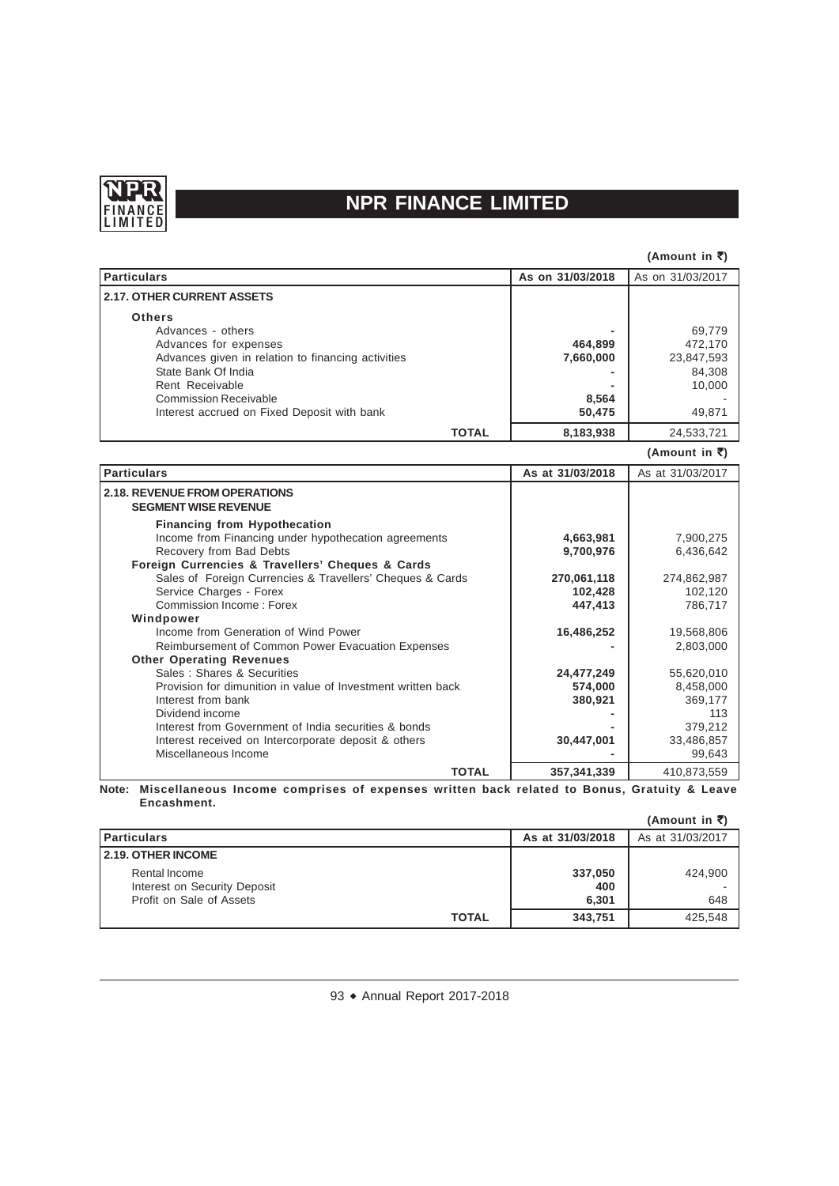(Amount in ₹)

| Particulars | As on 31/03/2018 | As on 31/03/2017 |
|---|---|---|
| **2.17. OTHER CURRENT ASSETS** | | |
| **Others** | | |
| Advances - others | - | 69,779 |
| Advances for expenses | **464,899** | 472,170 |
| Advances given in relation to financing activities | **7,660,000** | 23,847,593 |
| State Bank Of India | - | 84,308 |
| Rent Receivable | - | 10,000 |
| Commission Receivable | **8,564** | - |
| Interest accrued on Fixed Deposit with bank | **50,475** | 49,871 |
| **TOTAL** | **8,183,938** | 24,533,721 |

(Amount in ₹)

| Particulars | As at 31/03/2018 | As at 31/03/2017 |
|---|---|---|
| **2.18. REVENUE FROM OPERATIONS** | | |
| **SEGMENT WISE REVENUE** | | |
| **Financing from Hypothecation** | | |
| Income from Financing under hypothecation agreements | **4,663,981** | 7,900,275 |
| Recovery from Bad Debts | **9,700,976** | 6,436,642 |
| **Foreign Currencies & Travellers' Cheques & Cards** | | |
| Sales of Foreign Currencies & Travellers' Cheques & Cards | **270,061,118** | 274,862,987 |
| Service Charges - Forex | **102,428** | 102,120 |
| Commission Income : Forex | **447,413** | 786,717 |
| **Windpower** | | |
| Income from Generation of Wind Power | **16,486,252** | 19,568,806 |
| Reimbursement of Common Power Evacuation Expenses | - | 2,803,000 |
| **Other Operating Revenues** | | |
| Sales : Shares & Securities | **24,477,249** | 55,620,010 |
| Provision for dimunition in value of Investment written back | **574,000** | 8,458,000 |
| Interest from bank | **380,921** | 369,177 |
| Dividend income | - | 113 |
| Interest from Government of India securities & bonds | - | 379,212 |
| Interest received on Intercorporate deposit & others | **30,447,001** | 33,486,857 |
| Miscellaneous Income | - | 99,643 |
| **TOTAL** | **357,341,339** | 410,873,559 |

**Note: Miscellaneous Income comprises of expenses written back related to Bonus, Gratuity & Leave Encashment.**

(Amount in ₹)

| Particulars | As at 31/03/2018 | As at 31/03/2017 |
|---|---|---|
| **2.19. OTHER INCOME** | | |
| Rental Income | **337,050** | 424,900 |
| Interest on Security Deposit | **400** | - |
| Profit on Sale of Assets | **6,301** | 648 |
| **TOTAL** | **343,751** | 425,548 |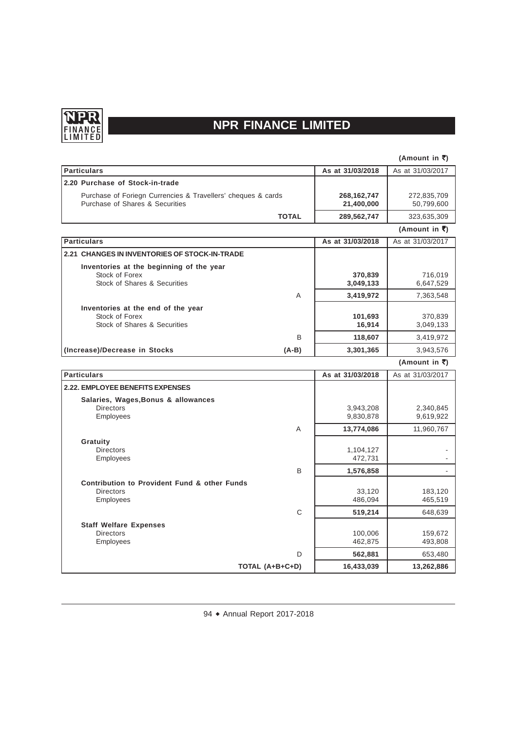(Amount in ₹)

| Particulars | As at 31/03/2018 | As at 31/03/2017 |
|---|---|---|
| **2.20 Purchase of Stock-in-trade** | | |
| Purchase of Foriegn Currencies & Travellers' cheques & cards | **268,162,747** | 272,835,709 |
| Purchase of Shares & Securities | **21,400,000** | 50,799,600 |
| **TOTAL** | **289,562,747** | 323,635,309 |

(Amount in ₹)

| Particulars | | As at 31/03/2018 | As at 31/03/2017 |
|---|---|---|---|
| **2.21 CHANGES IN INVENTORIES OF STOCK-IN-TRADE** | | | |
| **Inventories at the beginning of the year** | | | |
| Stock of Forex | | **370,839** | 716,019 |
| Stock of Shares & Securities | | **3,049,133** | 6,647,529 |
| | A | **3,419,972** | 7,363,548 |
| **Inventories at the end of the year** | | | |
| Stock of Forex | | **101,693** | 370,839 |
| Stock of Shares & Securities | | **16,914** | 3,049,133 |
| | B | **118,607** | 3,419,972 |
| **(Increase)/Decrease in Stocks** | **(A-B)** | **3,301,365** | 3,943,576 |

(Amount in ₹)

| Particulars | | As at 31/03/2018 | As at 31/03/2017 |
|---|---|---|---|
| **2.22. EMPLOYEE BENEFITS EXPENSES** | | | |
| **Salaries, Wages,Bonus & allowances** | | | |
| Directors | | 3,943,208 | 2,340,845 |
| Employees | | 9,830,878 | 9,619,922 |
| | A | **13,774,086** | 11,960,767 |
| **Gratuity** | | | |
| Directors | | 1,104,127 | - |
| Employees | | 472,731 | - |
| | B | **1,576,858** | - |
| **Contribution to Provident Fund & other Funds** | | | |
| Directors | | 33,120 | 183,120 |
| Employees | | 486,094 | 465,519 |
| | C | **519,214** | 648,639 |
| **Staff Welfare Expenses** | | | |
| Directors | | 100,006 | 159,672 |
| Employees | | 462,875 | 493,808 |
| | D | **562,881** | 653,480 |
| | **TOTAL (A+B+C+D)** | **16,433,039** | **13,262,886** |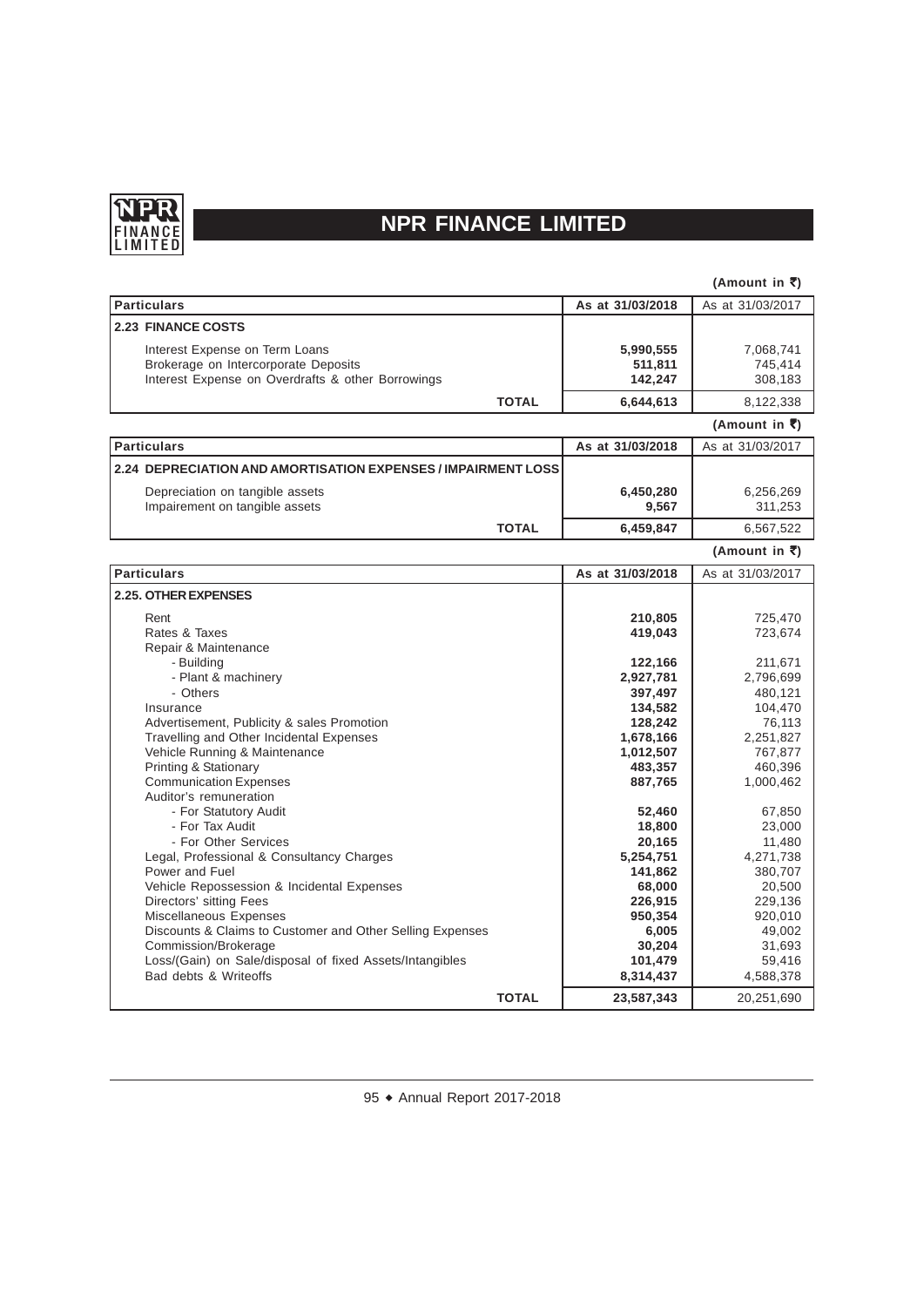(Amount in ₹)

| Particulars | As at 31/03/2018 | As at 31/03/2017 |
|---|---|---|
| **2.23 FINANCE COSTS** | | |
| Interest Expense on Term Loans | **5,990,555** | 7,068,741 |
| Brokerage on Intercorporate Deposits | **511,811** | 745,414 |
| Interest Expense on Overdrafts & other Borrowings | **142,247** | 308,183 |
| **TOTAL** | **6,644,613** | 8,122,338 |

(Amount in ₹)

| Particulars | As at 31/03/2018 | As at 31/03/2017 |
|---|---|---|
| **2.24 DEPRECIATION AND AMORTISATION EXPENSES / IMPAIRMENT LOSS** | | |
| Depreciation on tangible assets | **6,450,280** | 6,256,269 |
| Impairement on tangible assets | **9,567** | 311,253 |
| **TOTAL** | **6,459,847** | 6,567,522 |

(Amount in ₹)

| Particulars | As at 31/03/2018 | As at 31/03/2017 |
|---|---|---|
| **2.25. OTHER EXPENSES** | | |
| Rent | **210,805** | 725,470 |
| Rates & Taxes | **419,043** | 723,674 |
| Repair & Maintenance | | |
| - Building | **122,166** | 211,671 |
| - Plant & machinery | **2,927,781** | 2,796,699 |
| - Others | **397,497** | 480,121 |
| Insurance | **134,582** | 104,470 |
| Advertisement, Publicity & sales Promotion | **128,242** | 76,113 |
| Travelling and Other Incidental Expenses | **1,678,166** | 2,251,827 |
| Vehicle Running & Maintenance | **1,012,507** | 767,877 |
| Printing & Stationary | **483,357** | 460,396 |
| Communication Expenses | **887,765** | 1,000,462 |
| Auditor's remuneration | | |
| - For Statutory Audit | **52,460** | 67,850 |
| - For Tax Audit | **18,800** | 23,000 |
| - For Other Services | **20,165** | 11,480 |
| Legal, Professional & Consultancy Charges | **5,254,751** | 4,271,738 |
| Power and Fuel | **141,862** | 380,707 |
| Vehicle Repossession & Incidental Expenses | **68,000** | 20,500 |
| Directors' sitting Fees | **226,915** | 229,136 |
| Miscellaneous Expenses | **950,354** | 920,010 |
| Discounts & Claims to Customer and Other Selling Expenses | **6,005** | 49,002 |
| Commission/Brokerage | **30,204** | 31,693 |
| Loss/(Gain) on Sale/disposal of fixed Assets/Intangibles | **101,479** | 59,416 |
| Bad debts & Writeoffs | **8,314,437** | 4,588,378 |
| **TOTAL** | **23,587,343** | 20,251,690 |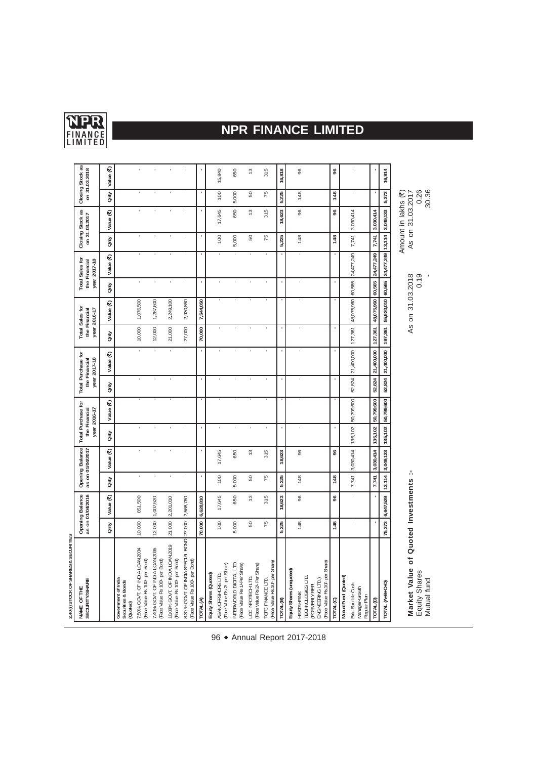**2.40 (i) STOCK OF SHARES & SECURITIES**

| NAME OF THE SECURITY/SHARE | Opening Balance as on 01/04/2016 | | Opening Balance as on 01/04/2017 | | Total Purchase for the Financial year 2016-17 | | Total Purchase for the Financial year 2017-18 | | Total Sales for the Financial year 2016-17 | | Total Sales for the Financial year 2017-18 | | Closing Stock as on 31.03.2017 | | Closing Stock as on 31.03.2018 | |
|---|---|---|---|---|---|---|---|---|---|---|---|---|---|---|---|---|
| | Qnty | Value (₹) | Qnty | Value (₹) | Qnty | Value (₹) | Qnty | Value (₹) | Qnty | Value (₹) | Qnty | Value (₹) | Qnty | Value (₹) | Qnty | Value (₹) |
| **Government of India Securities & Bonds (Quoted)** | | | | | | | | | | | | | | | | |
| 7.50% GOVT. OF INDIA LOAN 2034 (Face Value Rs 100/- per Bond) | 10,000 | 851,500 | - | - | - | - | - | - | 10,000 | 1,076,500 | - | - | - | - | - | - |
| 7.40% GOVT. OF INDIA LOAN 2035 (Face Value Rs 100/- per Bond) | 12,000 | 1,007,520 | - | - | - | - | - | - | 12,000 | 1,287,600 | - | - | - | - | - | - |
| 10.03% GOVT. OF INDIA LOAN 2019 (Face Value Rs 100/- per Bond) | 21,000 | 2,201,010 | - | - | - | - | - | - | 21,000 | 2,249,100 | - | - | - | - | - | - |
| 8.30 % GOVT. OF INDIA SPECIAL BOND (Face Value Rs 100/- per Bond) | 27,000 | 2,568,780 | - | - | - | - | - | - | 27,000 | 2,930,850 | - | - | - | - | - | - |
| **TOTAL (A)** | **70,000** | **6,628,810** | **-** | **-** | **-** | **-** | **-** | **-** | **70,000** | **7,544,050** | **-** | **-** | **-** | **-** | **-** | **-** |
| **Equity Shares (Quoted)** | | | | | | | | | | | | | | | | |
| ABAN OFFSHORE LTD. (Face Value Rs 2/- per Share) | 100 | 17,645 | 100 | 17,645 | - | - | - | - | - | - | - | - | 100 | 17,645 | 100 | 15,840 |
| INTERWORLD DIGITAL LTD. (Face Value Re 1/-Per Share) | 5,000 | 650 | 5,000 | 650 | - | - | - | - | - | - | - | - | 5,000 | 650 | 5,000 | 650 |
| LCC INFOTECH LTD. (Face Value Rs 2/- Per Share) | 50 | 13 | 50 | 13 | - | - | - | - | - | - | - | - | 50 | 13 | 50 | 13 |
| TCFC FINANCE LTD. (Face Value Rs.10/- per Share) | 75 | 315 | 75 | 315 | - | - | - | - | - | - | - | - | 75 | 315 | 75 | 315 |
| **TOTAL (B)** | **5,225** | **18,623** | **5,225** | **18,623** | **-** | **-** | **-** | **-** | **-** | **-** | **-** | **-** | **5,225** | **18,623** | **5,225** | **16,818** |
| **Equity Shares (unquoted)** | | | | | | | | | | | | | | | | |
| HEATSHRINK TECHNOLOGIES LTD. (FORMERLY REPL ENGINEERING LTD.) (Face Value Rs.10/- per Share) | 148 | 96 | 148 | 96 | - | - | - | - | - | - | - | - | 148 | 96 | 148 | 96 |
| **TOTAL (C)** | **148** | **96** | **148** | **96** | **-** | **-** | **-** | **-** | **-** | **-** | **-** | **-** | **148** | **96** | **148** | **96** |
| **Mutual Fund (Quoted)** | | | | | | | | | | | | | | | | |
| Birla Sun Life Cash Manager-Growth Regular Plan | - | - | 7,741 | 3,030,414 | 135,102 | 50,799,600 | 52,824 | 21,400,000 | 127,361 | 48,075,960 | 60,565 | 24,477,249 | 7,741 | 3,030,414 | - | - |
| **TOTAL (D)** | **-** | **-** | **7,741** | **3,030,414** | **135,102** | **50,799,600** | **52,824** | **21,400,000** | **127,361** | **48,075,960** | **60,565** | **24,477,249** | **7,741** | **3,030,414** | **-** | **-** |
| **TOTAL (A+B+C+D)** | **75,373** | **6,647,529** | **13,114** | **3,049,133** | **135,102** | **50,799,600** | **52,824** | **21,400,000** | **197,361** | **55,620,010** | **60,565** | **24,477,249** | **13,114** | **3,049,133** | **5,373** | **16,914** |

**Market Value of Quoted Investments :-**

Amount in lakhs (₹)

| | As on 31.03.2018 | As on 31.03.2017 |
|---|---|---|
| Equity Shares | 0.19 | 0.26 |
| Mutual fund | - | 30.36 |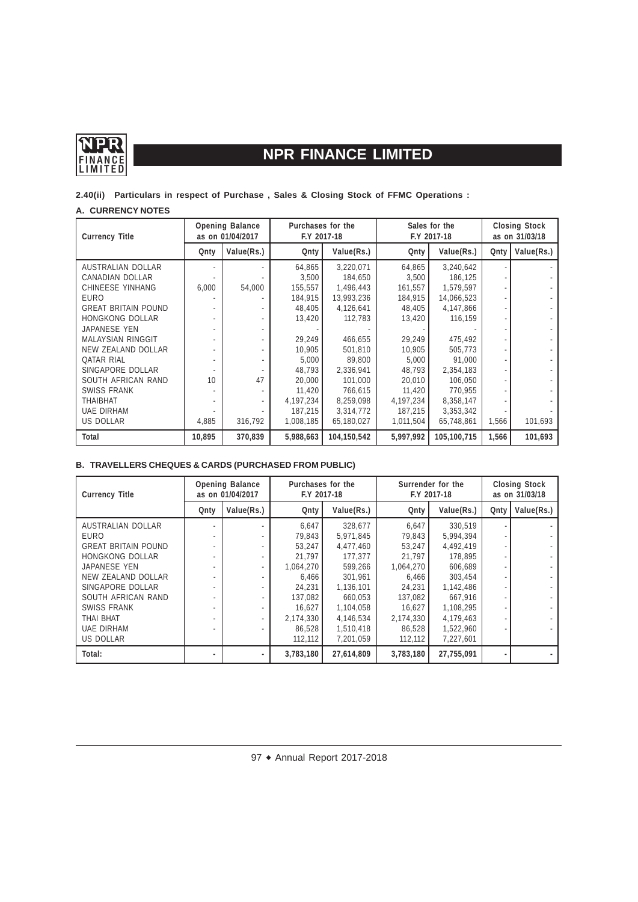**2.40(ii) Particulars in respect of Purchase , Sales & Closing Stock of FFMC Operations :**

**A. CURRENCY NOTES**

| Currency Title | Opening Balance as on 01/04/2017 | | Purchases for the F.Y 2017-18 | | Sales for the F.Y 2017-18 | | Closing Stock as on 31/03/18 | |
|---|---|---|---|---|---|---|---|---|
| | Qnty | Value(Rs.) | Qnty | Value(Rs.) | Qnty | Value(Rs.) | Qnty | Value(Rs.) |
| AUSTRALIAN DOLLAR | - | - | 64,865 | 3,220,071 | 64,865 | 3,240,642 | - | - |
| CANADIAN DOLLAR | - | - | 3,500 | 184,650 | 3,500 | 186,125 | - | - |
| CHINEESE YINHANG | 6,000 | 54,000 | 155,557 | 1,496,443 | 161,557 | 1,579,597 | - | - |
| EURO | - | - | 184,915 | 13,993,236 | 184,915 | 14,066,523 | - | - |
| GREAT BRITAIN POUND | - | - | 48,405 | 4,126,641 | 48,405 | 4,147,866 | - | - |
| HONGKONG DOLLAR | - | - | 13,420 | 112,783 | 13,420 | 116,159 | - | - |
| JAPANESE YEN | - | - | - | - | - | - | - | - |
| MALAYSIAN RINGGIT | - | - | 29,249 | 466,655 | 29,249 | 475,492 | - | - |
| NEW ZEALAND DOLLAR | - | - | 10,905 | 501,810 | 10,905 | 505,773 | - | - |
| QATAR RIAL | - | - | 5,000 | 89,800 | 5,000 | 91,000 | - | - |
| SINGAPORE DOLLAR | - | - | 48,793 | 2,336,941 | 48,793 | 2,354,183 | - | - |
| SOUTH AFRICAN RAND | 10 | 47 | 20,000 | 101,000 | 20,010 | 106,050 | - | - |
| SWISS FRANK | - | - | 11,420 | 766,615 | 11,420 | 770,955 | - | - |
| THAIBHAT | - | - | 4,197,234 | 8,259,098 | 4,197,234 | 8,358,147 | - | - |
| UAE DIRHAM | - | - | 187,215 | 3,314,772 | 187,215 | 3,353,342 | - | - |
| US DOLLAR | 4,885 | 316,792 | 1,008,185 | 65,180,027 | 1,011,504 | 65,748,861 | 1,566 | 101,693 |
| Total | 10,895 | 370,839 | 5,988,663 | 104,150,542 | 5,997,992 | 105,100,715 | 1,566 | 101,693 |

**B. TRAVELLERS CHEQUES & CARDS (PURCHASED FROM PUBLIC)**

| Currency Title | Opening Balance as on 01/04/2017 | | Purchases for the F.Y 2017-18 | | Surrender for the F.Y 2017-18 | | Closing Stock as on 31/03/18 | |
|---|---|---|---|---|---|---|---|---|
| | Qnty | Value(Rs.) | Qnty | Value(Rs.) | Qnty | Value(Rs.) | Qnty | Value(Rs.) |
| AUSTRALIAN DOLLAR | - | - | 6,647 | 328,677 | 6,647 | 330,519 | - | - |
| EURO | - | - | 79,843 | 5,971,845 | 79,843 | 5,994,394 | - | - |
| GREAT BRITAIN POUND | - | - | 53,247 | 4,477,460 | 53,247 | 4,492,419 | - | - |
| HONGKONG DOLLAR | - | - | 21,797 | 177,377 | 21,797 | 178,895 | - | - |
| JAPANESE YEN | - | - | 1,064,270 | 599,266 | 1,064,270 | 606,689 | - | - |
| NEW ZEALAND DOLLAR | - | - | 6,466 | 301,961 | 6,466 | 303,454 | - | - |
| SINGAPORE DOLLAR | - | - | 24,231 | 1,136,101 | 24,231 | 1,142,486 | - | - |
| SOUTH AFRICAN RAND | - | - | 137,082 | 660,053 | 137,082 | 667,916 | - | - |
| SWISS FRANK | - | - | 16,627 | 1,104,058 | 16,627 | 1,108,295 | - | - |
| THAI BHAT | - | - | 2,174,330 | 4,146,534 | 2,174,330 | 4,179,463 | - | - |
| UAE DIRHAM | - | - | 86,528 | 1,510,418 | 86,528 | 1,522,960 | - | - |
| US DOLLAR | | | 112,112 | 7,201,059 | 112,112 | 7,227,601 | | |
| Total: | - | - | 3,783,180 | 27,614,809 | 3,783,180 | 27,755,091 | - | - |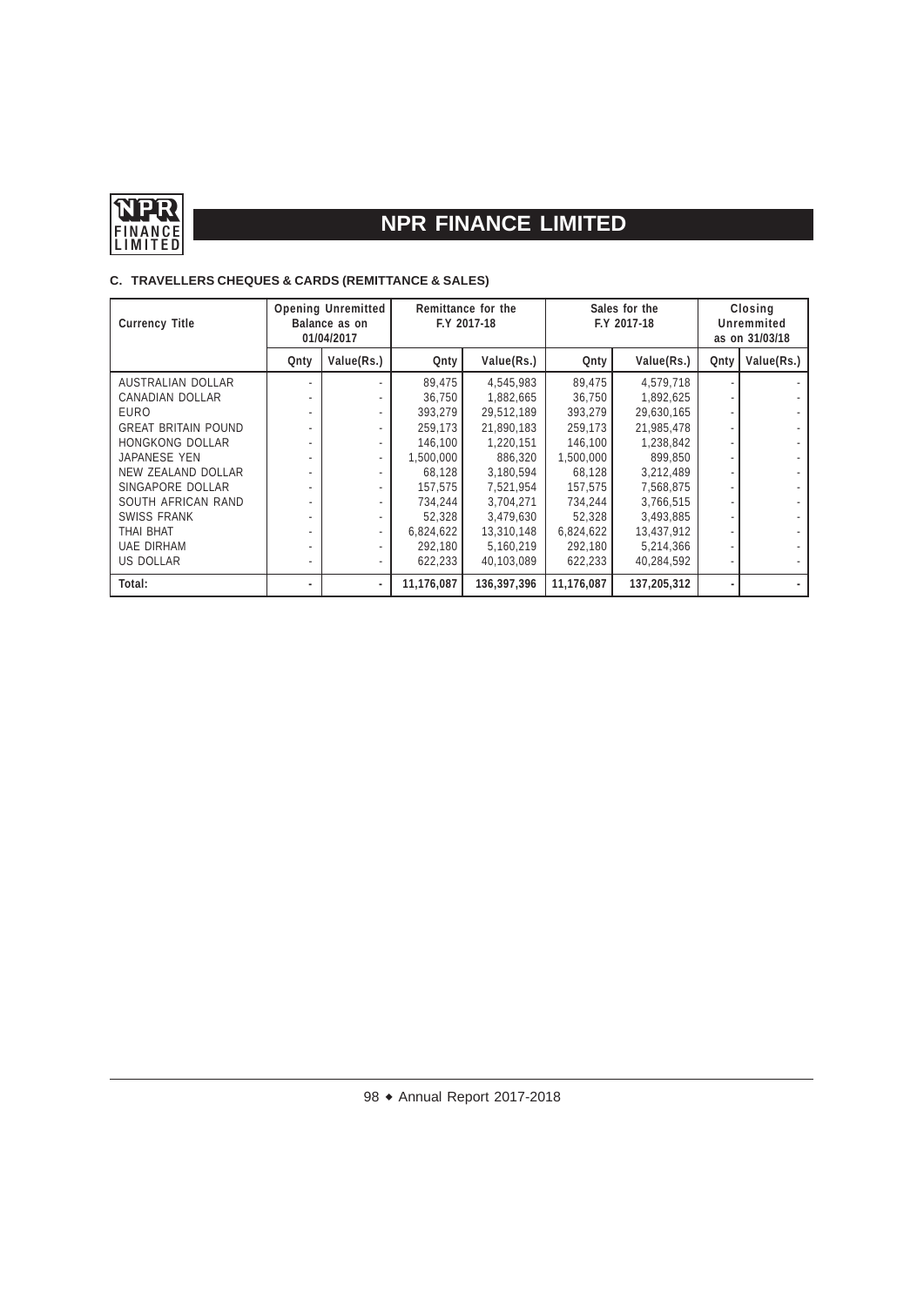### C. TRAVELLERS CHEQUES & CARDS (REMITTANCE & SALES)

| Currency Title | Opening Unremitted Balance as on 01/04/2017 | | Remittance for the F.Y 2017-18 | | Sales for the F.Y 2017-18 | | Closing Unremmited as on 31/03/18 | |
|---|---|---|---|---|---|---|---|---|
| | Qnty | Value(Rs.) | Qnty | Value(Rs.) | Qnty | Value(Rs.) | Qnty | Value(Rs.) |
| AUSTRALIAN DOLLAR | - | - | 89,475 | 4,545,983 | 89,475 | 4,579,718 | - | - |
| CANADIAN DOLLAR | - | - | 36,750 | 1,882,665 | 36,750 | 1,892,625 | - | - |
| EURO | - | - | 393,279 | 29,512,189 | 393,279 | 29,630,165 | - | - |
| GREAT BRITAIN POUND | - | - | 259,173 | 21,890,183 | 259,173 | 21,985,478 | - | - |
| HONGKONG DOLLAR | - | - | 146,100 | 1,220,151 | 146,100 | 1,238,842 | - | - |
| JAPANESE YEN | - | - | 1,500,000 | 886,320 | 1,500,000 | 899,850 | - | - |
| NEW ZEALAND DOLLAR | - | - | 68,128 | 3,180,594 | 68,128 | 3,212,489 | - | - |
| SINGAPORE DOLLAR | - | - | 157,575 | 7,521,954 | 157,575 | 7,568,875 | - | - |
| SOUTH AFRICAN RAND | - | - | 734,244 | 3,704,271 | 734,244 | 3,766,515 | - | - |
| SWISS FRANK | - | - | 52,328 | 3,479,630 | 52,328 | 3,493,885 | - | - |
| THAI BHAT | - | - | 6,824,622 | 13,310,148 | 6,824,622 | 13,437,912 | - | - |
| UAE DIRHAM | - | - | 292,180 | 5,160,219 | 292,180 | 5,214,366 | - | - |
| US DOLLAR | - | - | 622,233 | 40,103,089 | 622,233 | 40,284,592 | - | - |
| **Total:** | **-** | **-** | **11,176,087** | **136,397,396** | **11,176,087** | **137,205,312** | **-** | **-** |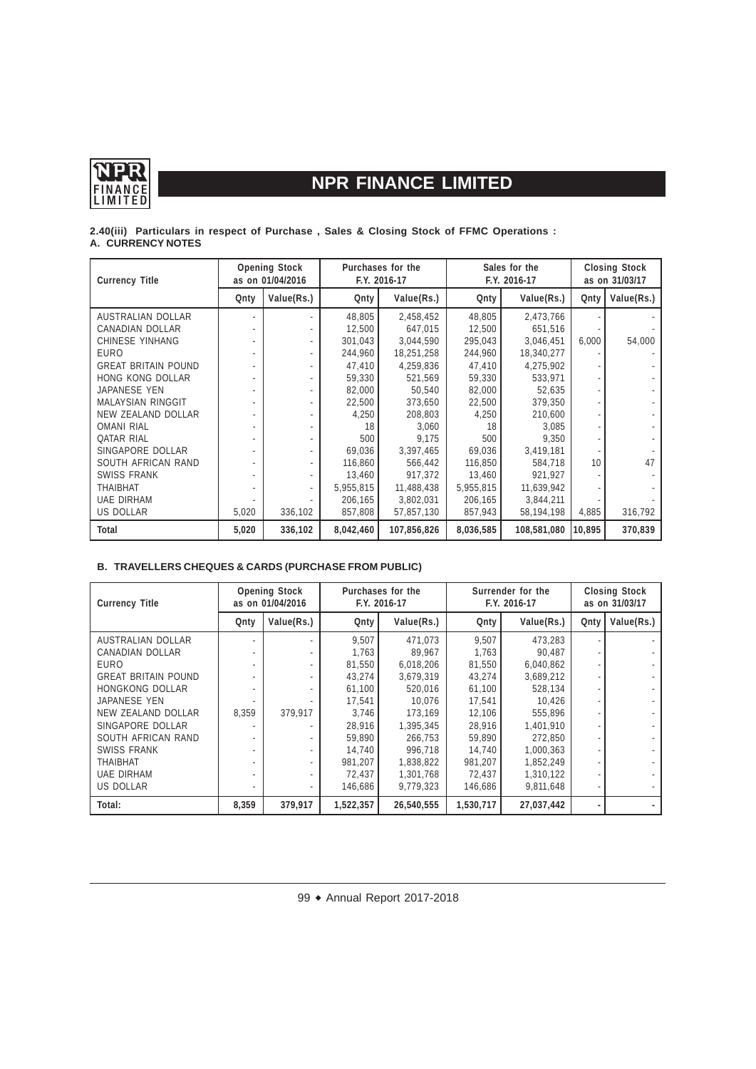**2.40(iii) Particulars in respect of Purchase , Sales & Closing Stock of FFMC Operations :**

**A. CURRENCY NOTES**

| Currency Title | Opening Stock as on 01/04/2016 | | Purchases for the F.Y. 2016-17 | | Sales for the F.Y. 2016-17 | | Closing Stock as on 31/03/17 | |
|---|---|---|---|---|---|---|---|---|
| | Qnty | Value(Rs.) | Qnty | Value(Rs.) | Qnty | Value(Rs.) | Qnty | Value(Rs.) |
| AUSTRALIAN DOLLAR | - | - | 48,805 | 2,458,452 | 48,805 | 2,473,766 | - | - |
| CANADIAN DOLLAR | - | - | 12,500 | 647,015 | 12,500 | 651,516 | - | - |
| CHINESE YINHANG | - | - | 301,043 | 3,044,590 | 295,043 | 3,046,451 | 6,000 | 54,000 |
| EURO | - | - | 244,960 | 18,251,258 | 244,960 | 18,340,277 | - | - |
| GREAT BRITAIN POUND | - | - | 47,410 | 4,259,836 | 47,410 | 4,275,902 | - | - |
| HONG KONG DOLLAR | - | - | 59,330 | 521,569 | 59,330 | 533,971 | - | - |
| JAPANESE YEN | - | - | 82,000 | 50,540 | 82,000 | 52,635 | - | - |
| MALAYSIAN RINGGIT | - | - | 22,500 | 373,650 | 22,500 | 379,350 | - | - |
| NEW ZEALAND DOLLAR | - | - | 4,250 | 208,803 | 4,250 | 210,600 | - | - |
| OMANI RIAL | - | - | 18 | 3,060 | 18 | 3,085 | - | - |
| QATAR RIAL | - | - | 500 | 9,175 | 500 | 9,350 | - | - |
| SINGAPORE DOLLAR | - | - | 69,036 | 3,397,465 | 69,036 | 3,419,181 | - | - |
| SOUTH AFRICAN RAND | - | - | 116,860 | 566,442 | 116,850 | 584,718 | 10 | 47 |
| SWISS FRANK | - | - | 13,460 | 917,372 | 13,460 | 921,927 | - | - |
| THAIBHAT | - | - | 5,955,815 | 11,488,438 | 5,955,815 | 11,639,942 | - | - |
| UAE DIRHAM | - | - | 206,165 | 3,802,031 | 206,165 | 3,844,211 | - | - |
| US DOLLAR | 5,020 | 336,102 | 857,808 | 57,857,130 | 857,943 | 58,194,198 | 4,885 | 316,792 |
| **Total** | **5,020** | **336,102** | **8,042,460** | **107,856,826** | **8,036,585** | **108,581,080** | **10,895** | **370,839** |

**B. TRAVELLERS CHEQUES & CARDS (PURCHASE FROM PUBLIC)**

| Currency Title | Opening Stock as on 01/04/2016 | | Purchases for the F.Y. 2016-17 | | Surrender for the F.Y. 2016-17 | | Closing Stock as on 31/03/17 | |
|---|---|---|---|---|---|---|---|---|
| | Qnty | Value(Rs.) | Qnty | Value(Rs.) | Qnty | Value(Rs.) | Qnty | Value(Rs.) |
| AUSTRALIAN DOLLAR | - | - | 9,507 | 471,073 | 9,507 | 473,283 | - | - |
| CANADIAN DOLLAR | - | - | 1,763 | 89,967 | 1,763 | 90,487 | - | - |
| EURO | - | - | 81,550 | 6,018,206 | 81,550 | 6,040,862 | - | - |
| GREAT BRITAIN POUND | - | - | 43,274 | 3,679,319 | 43,274 | 3,689,212 | - | - |
| HONGKONG DOLLAR | - | - | 61,100 | 520,016 | 61,100 | 528,134 | - | - |
| JAPANESE YEN | - | - | 17,541 | 10,076 | 17,541 | 10,426 | - | - |
| NEW ZEALAND DOLLAR | 8,359 | 379,917 | 3,746 | 173,169 | 12,106 | 555,896 | - | - |
| SINGAPORE DOLLAR | - | - | 28,916 | 1,395,345 | 28,916 | 1,401,910 | - | - |
| SOUTH AFRICAN RAND | - | - | 59,890 | 266,753 | 59,890 | 272,850 | - | - |
| SWISS FRANK | - | - | 14,740 | 996,718 | 14,740 | 1,000,363 | - | - |
| THAIBHAT | - | - | 981,207 | 1,838,822 | 981,207 | 1,852,249 | - | - |
| UAE DIRHAM | - | - | 72,437 | 1,301,768 | 72,437 | 1,310,122 | - | - |
| US DOLLAR | - | - | 146,686 | 9,779,323 | 146,686 | 9,811,648 | - | - |
| **Total:** | **8,359** | **379,917** | **1,522,357** | **26,540,555** | **1,530,717** | **27,037,442** | **-** | **-** |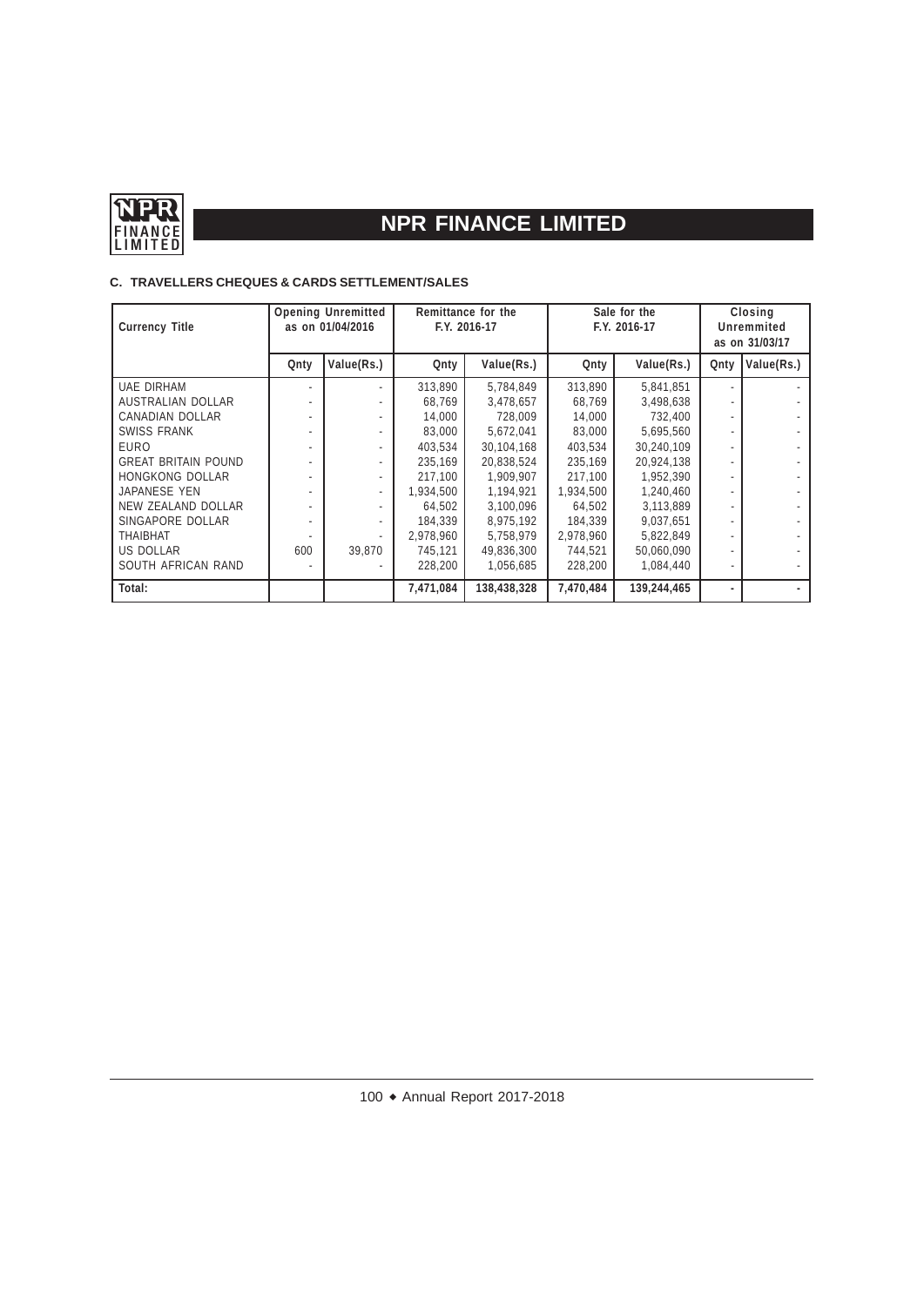### C. TRAVELLERS CHEQUES & CARDS SETTLEMENT/SALES

| Currency Title | Opening Unremitted as on 01/04/2016 | | Remittance for the F.Y. 2016-17 | | Sale for the F.Y. 2016-17 | | Closing Unremmited as on 31/03/17 | |
|---|---|---|---|---|---|---|---|---|
| | Qnty | Value(Rs.) | Qnty | Value(Rs.) | Qnty | Value(Rs.) | Qnty | Value(Rs.) |
| UAE DIRHAM | - | - | 313,890 | 5,784,849 | 313,890 | 5,841,851 | - | - |
| AUSTRALIAN DOLLAR | - | - | 68,769 | 3,478,657 | 68,769 | 3,498,638 | - | - |
| CANADIAN DOLLAR | - | - | 14,000 | 728,009 | 14,000 | 732,400 | - | - |
| SWISS FRANK | - | - | 83,000 | 5,672,041 | 83,000 | 5,695,560 | - | - |
| EURO | - | - | 403,534 | 30,104,168 | 403,534 | 30,240,109 | - | - |
| GREAT BRITAIN POUND | - | - | 235,169 | 20,838,524 | 235,169 | 20,924,138 | - | - |
| HONGKONG DOLLAR | - | - | 217,100 | 1,909,907 | 217,100 | 1,952,390 | - | - |
| JAPANESE YEN | - | - | 1,934,500 | 1,194,921 | 1,934,500 | 1,240,460 | - | - |
| NEW ZEALAND DOLLAR | - | - | 64,502 | 3,100,096 | 64,502 | 3,113,889 | - | - |
| SINGAPORE DOLLAR | - | - | 184,339 | 8,975,192 | 184,339 | 9,037,651 | - | - |
| THAIBHAT | - | - | 2,978,960 | 5,758,979 | 2,978,960 | 5,822,849 | - | - |
| US DOLLAR | 600 | 39,870 | 745,121 | 49,836,300 | 744,521 | 50,060,090 | - | - |
| SOUTH AFRICAN RAND | - | - | 228,200 | 1,056,685 | 228,200 | 1,084,440 | - | - |
| Total: | | | 7,471,084 | 138,438,328 | 7,470,484 | 139,244,465 | - | - |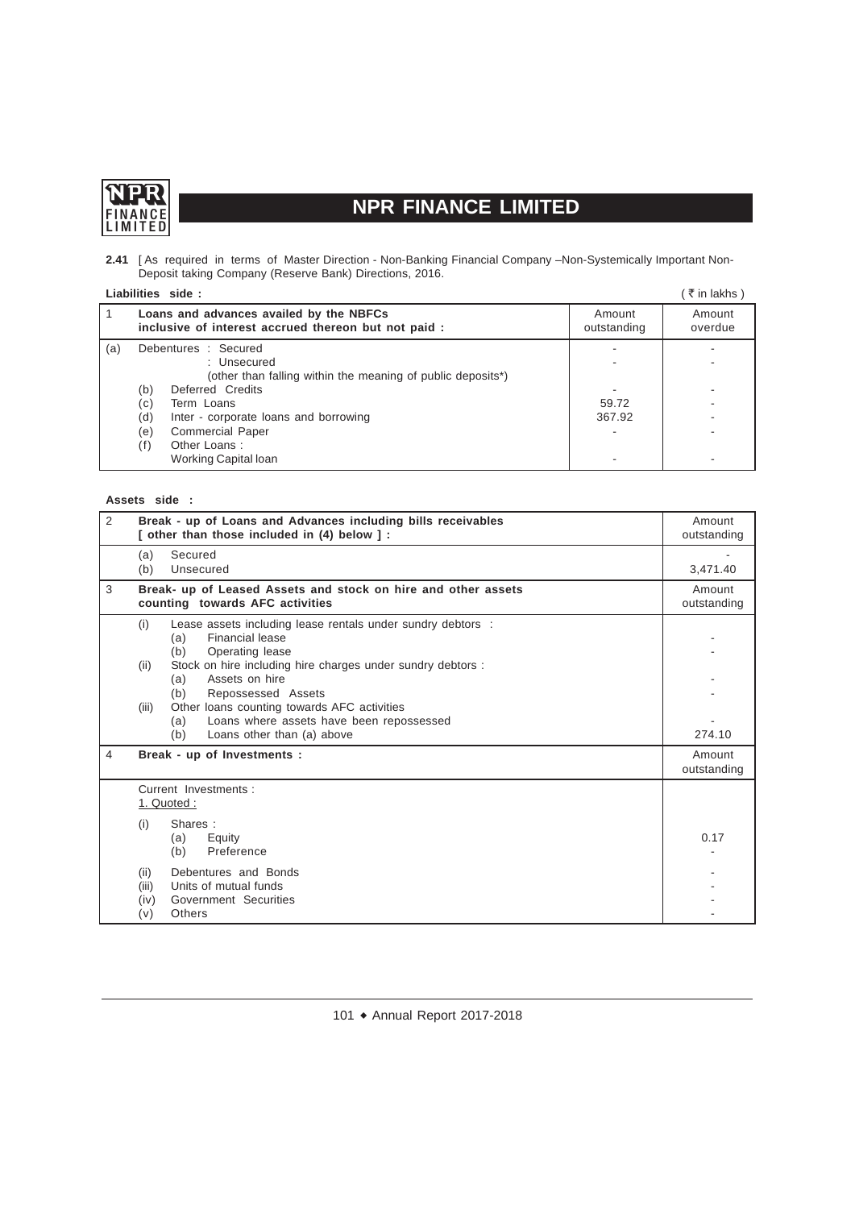**2.41** [ As required in terms of Master Direction - Non-Banking Financial Company –Non-Systemically Important Non-Deposit taking Company (Reserve Bank) Directions, 2016.

**Liabilities side :** ( ₹ in lakhs )

| 1 | **Loans and advances availed by the NBFCs inclusive of interest accrued thereon but not paid :** | Amount outstanding | Amount overdue |
|---|---|---|---|
| (a) | Debentures : Secured | - | - |
| | : Unsecured (other than falling within the meaning of public deposits*) | - | - |
| (b) | Deferred Credits | - | - |
| (c) | Term Loans | 59.72 | - |
| (d) | Inter - corporate loans and borrowing | 367.92 | - |
| (e) | Commercial Paper | - | - |
| (f) | Other Loans : Working Capital loan | - | - |

**Assets side :**

| 2 | **Break - up of Loans and Advances including bills receivables [ other than those included in (4) below ] :** | Amount outstanding |
|---|---|---|
| | (a) Secured | - |
| | (b) Unsecured | 3,471.40 |
| **3** | **Break- up of Leased Assets and stock on hire and other assets counting towards AFC activities** | **Amount outstanding** |
| | (i) Lease assets including lease rentals under sundry debtors : | |
| | (a) Financial lease | - |
| | (b) Operating lease | - |
| | (ii) Stock on hire including hire charges under sundry debtors : | |
| | (a) Assets on hire | - |
| | (b) Repossessed Assets | - |
| | (iii) Other loans counting towards AFC activities | |
| | (a) Loans where assets have been repossessed | - |
| | (b) Loans other than (a) above | 274.10 |
| **4** | **Break - up of Investments :** | **Amount outstanding** |
| | Current Investments : | |
| | 1. Quoted : | |
| | (i) Shares : | |
| | (a) Equity | 0.17 |
| | (b) Preference | - |
| | (ii) Debentures and Bonds | - |
| | (iii) Units of mutual funds | - |
| | (iv) Government Securities | - |
| | (v) Others | - |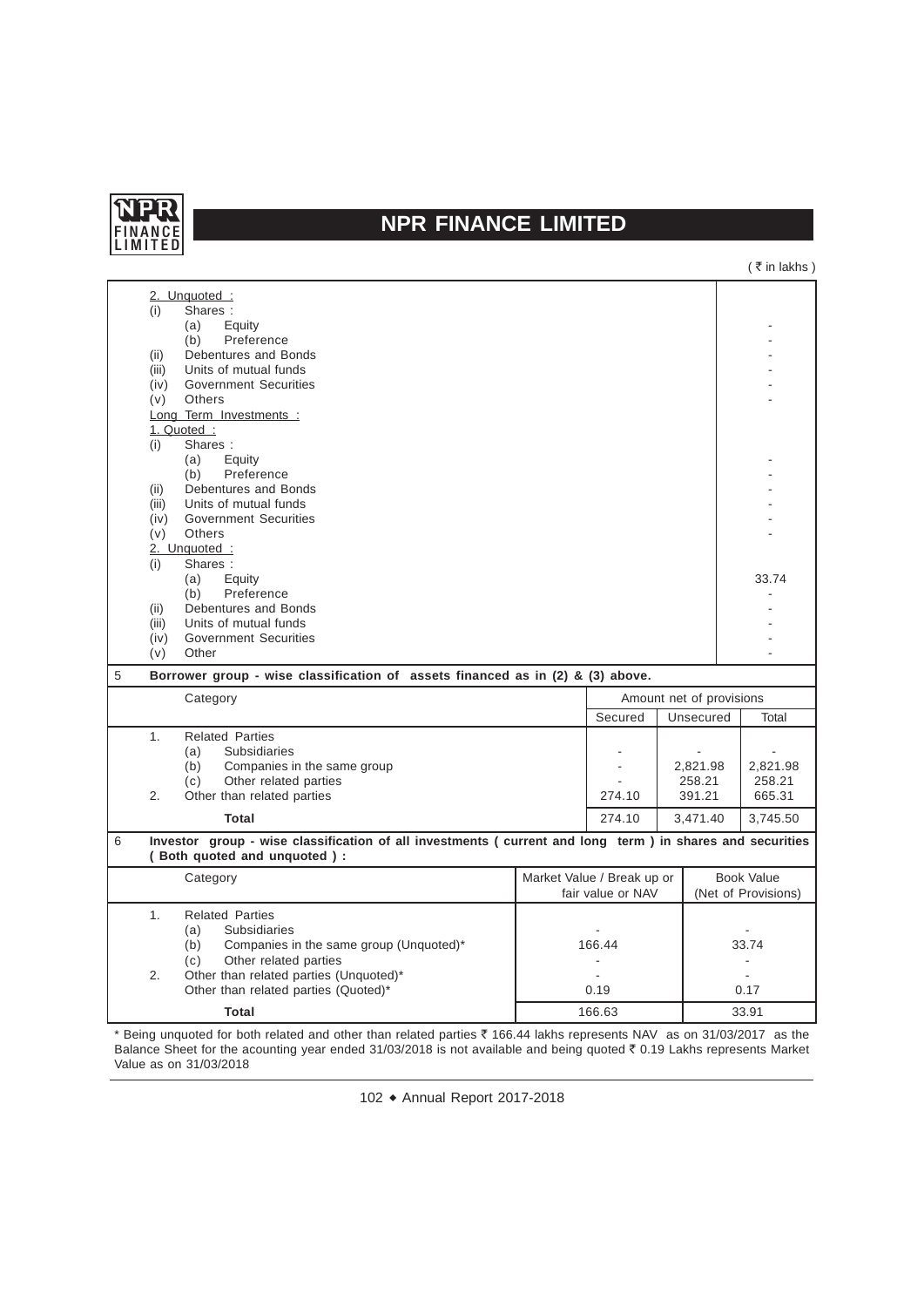( ₹ in lakhs )

| | |
|---|---|
| 2. Unquoted : | |
| (i) Shares : | |
| (a) Equity | - |
| (b) Preference | - |
| (ii) Debentures and Bonds | - |
| (iii) Units of mutual funds | - |
| (iv) Government Securities | - |
| (v) Others | - |
| Long Term Investments : | |
| 1. Quoted : | |
| (i) Shares : | |
| (a) Equity | - |
| (b) Preference | - |
| (ii) Debentures and Bonds | - |
| (iii) Units of mutual funds | - |
| (iv) Government Securities | - |
| (v) Others | - |
| 2. Unquoted : | |
| (i) Shares : | |
| (a) Equity | 33.74 |
| (b) Preference | - |
| (ii) Debentures and Bonds | - |
| (iii) Units of mutual funds | - |
| (iv) Government Securities | - |
| (v) Other | - |

5 **Borrower group - wise classification of assets financed as in (2) & (3) above.**

| Category | Amount net of provisions | | |
|---|---|---|---|
| | Secured | Unsecured | Total |
| 1. Related Parties | | | |
| (a) Subsidiaries | - | - | - |
| (b) Companies in the same group | - | 2,821.98 | 2,821.98 |
| (c) Other related parties | - | 258.21 | 258.21 |
| 2. Other than related parties | 274.10 | 391.21 | 665.31 |
| **Total** | 274.10 | 3,471.40 | 3,745.50 |

6 **Investor group - wise classification of all investments ( current and long term ) in shares and securities ( Both quoted and unquoted ) :**

| Category | Market Value / Break up or fair value or NAV | Book Value (Net of Provisions) |
|---|---|---|
| 1. Related Parties | | |
| (a) Subsidiaries | - | - |
| (b) Companies in the same group (Unquoted)* | 166.44 | 33.74 |
| (c) Other related parties | - | - |
| 2. Other than related parties (Unquoted)* | - | - |
| Other than related parties (Quoted)* | 0.19 | 0.17 |
| **Total** | 166.63 | 33.91 |

* Being unquoted for both related and other than related parties ₹ 166.44 lakhs represents NAV as on 31/03/2017 as the Balance Sheet for the acounting year ended 31/03/2018 is not available and being quoted ₹ 0.19 Lakhs represents Market Value as on 31/03/2018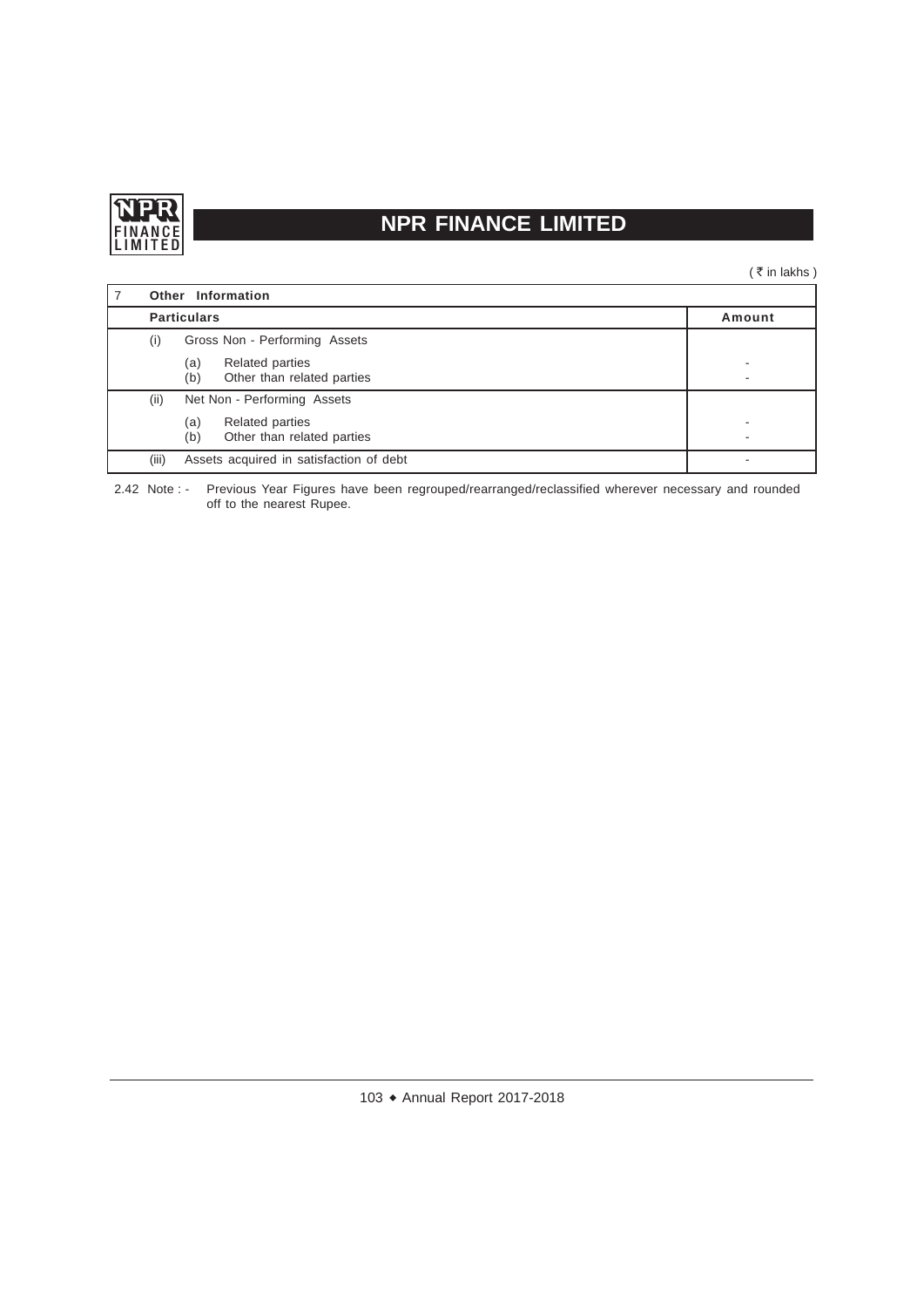( ₹ in lakhs )

| 7 | Other Information | |
|---|---|---|
| | **Particulars** | **Amount** |
| (i) | Gross Non - Performing Assets | |
| | (a) Related parties | - |
| | (b) Other than related parties | - |
| (ii) | Net Non - Performing Assets | |
| | (a) Related parties | - |
| | (b) Other than related parties | - |
| (iii) | Assets acquired in satisfaction of debt | - |

2.42 Note : - Previous Year Figures have been regrouped/rearranged/reclassified wherever necessary and rounded off to the nearest Rupee.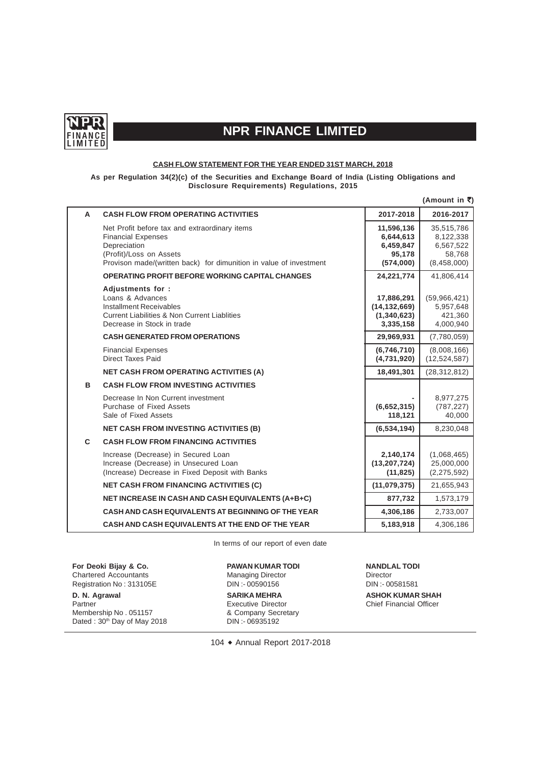# NPR FINANCE LIMITED

## CASH FLOW STATEMENT FOR THE YEAR ENDED 31ST MARCH, 2018

**As per Regulation 34(2)(c) of the Securities and Exchange Board of India (Listing Obligations and Disclosure Requirements) Regulations, 2015**

**(Amount in ₹)**

| | | 2017-2018 | 2016-2017 |
|---|---|---|---|
| **A** | **CASH FLOW FROM OPERATING ACTIVITIES** | **2017-2018** | **2016-2017** |
| | Net Profit before tax and extraordinary items | **11,596,136** | 35,515,786 |
| | Financial Expenses | **6,644,613** | 8,122,338 |
| | Depreciation | **6,459,847** | 6,567,522 |
| | (Profit)/Loss on Assets | **95,178** | 58,768 |
| | Provison made/(written back) for dimunition in value of investment | **(574,000)** | (8,458,000) |
| | **OPERATING PROFIT BEFORE WORKING CAPITAL CHANGES** | **24,221,774** | 41,806,414 |
| | **Adjustments for :** | | |
| | Loans & Advances | **17,886,291** | (59,966,421) |
| | Installment Receivables | **(14,132,669)** | 5,957,648 |
| | Current Liabilities & Non Current Liablities | **(1,340,623)** | 421,360 |
| | Decrease in Stock in trade | **3,335,158** | 4,000,940 |
| | **CASH GENERATED FROM OPERATIONS** | **29,969,931** | (7,780,059) |
| | Financial Expenses | **(6,746,710)** | (8,008,166) |
| | Direct Taxes Paid | **(4,731,920)** | (12,524,587) |
| | **NET CASH FROM OPERATING ACTIVITIES (A)** | **18,491,301** | (28,312,812) |
| **B** | **CASH FLOW FROM INVESTING ACTIVITIES** | | |
| | Decrease In Non Current investment | **-** | 8,977,275 |
| | Purchase of Fixed Assets | **(6,652,315)** | (787,227) |
| | Sale of Fixed Assets | **118,121** | 40,000 |
| | **NET CASH FROM INVESTING ACTIVITIES (B)** | **(6,534,194)** | 8,230,048 |
| **C** | **CASH FLOW FROM FINANCING ACTIVITIES** | | |
| | Increase (Decrease) in Secured Loan | **2,140,174** | (1,068,465) |
| | Increase (Decrease) in Unsecured Loan | **(13,207,724)** | 25,000,000 |
| | (Increase) Decrease in Fixed Deposit with Banks | **(11,825)** | (2,275,592) |
| | **NET CASH FROM FINANCING ACTIVITIES (C)** | **(11,079,375)** | 21,655,943 |
| | **NET INCREASE IN CASH AND CASH EQUIVALENTS (A+B+C)** | **877,732** | 1,573,179 |
| | **CASH AND CASH EQUIVALENTS AT BEGINNING OF THE YEAR** | **4,306,186** | 2,733,007 |
| | **CASH AND CASH EQUIVALENTS AT THE END OF THE YEAR** | **5,183,918** | 4,306,186 |

In terms of our report of even date

**For Deoki Bijay & Co.**
Chartered Accountants
Registration No : 313105E

**D. N. Agrawal**
Partner
Membership No . 051157
Dated : 30th Day of May 2018

**PAWAN KUMAR TODI**
Managing Director
DIN :- 00590156

**SARIKA MEHRA**
Executive Director
& Company Secretary
DIN :- 06935192

**NANDLAL TODI**
Director
DIN :- 00581581

**ASHOK KUMAR SHAH**
Chief Financial Officer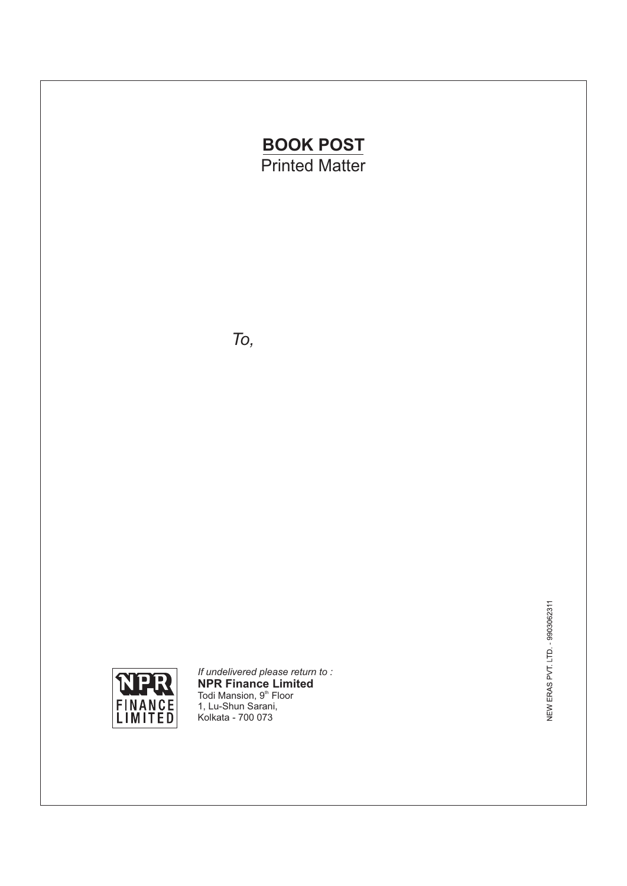**BOOK POST**

Printed Matter

*To,*

NPR FINANCE LIMITED

*If undelivered please return to :*
**NPR Finance Limited**
Todi Mansion, 9th Floor
1, Lu-Shun Sarani,
Kolkata - 700 073

NEW ERAS PVT. LTD. - 9903062311